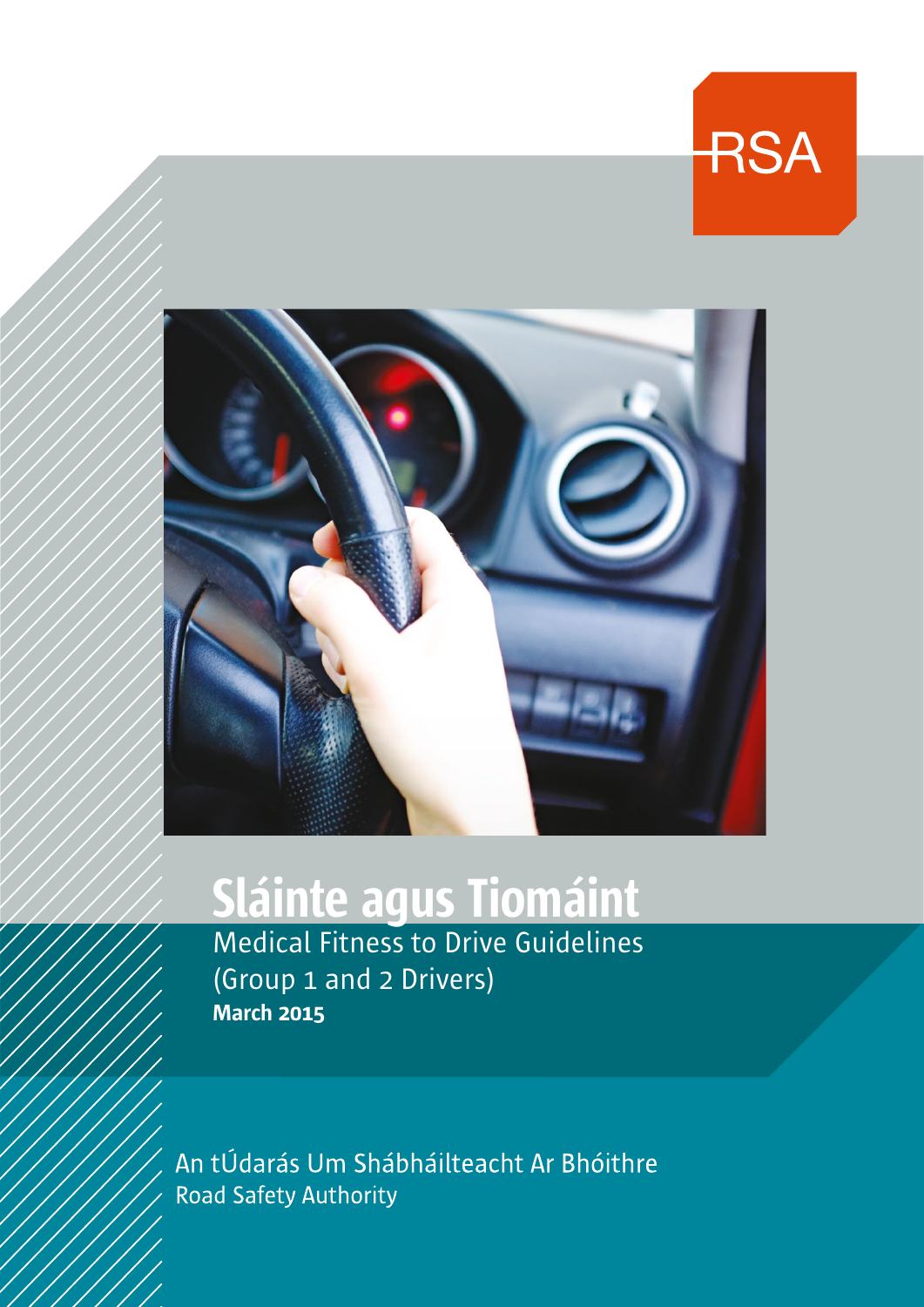RSA

# Sláinte agus Tiomáint

## Medical Fitness to Drive Guidelines (Group 1 and 2 Drivers)

**March 2015**

An tÚdarás Um Shábháilteacht Ar Bhóithre
Road Safety Authority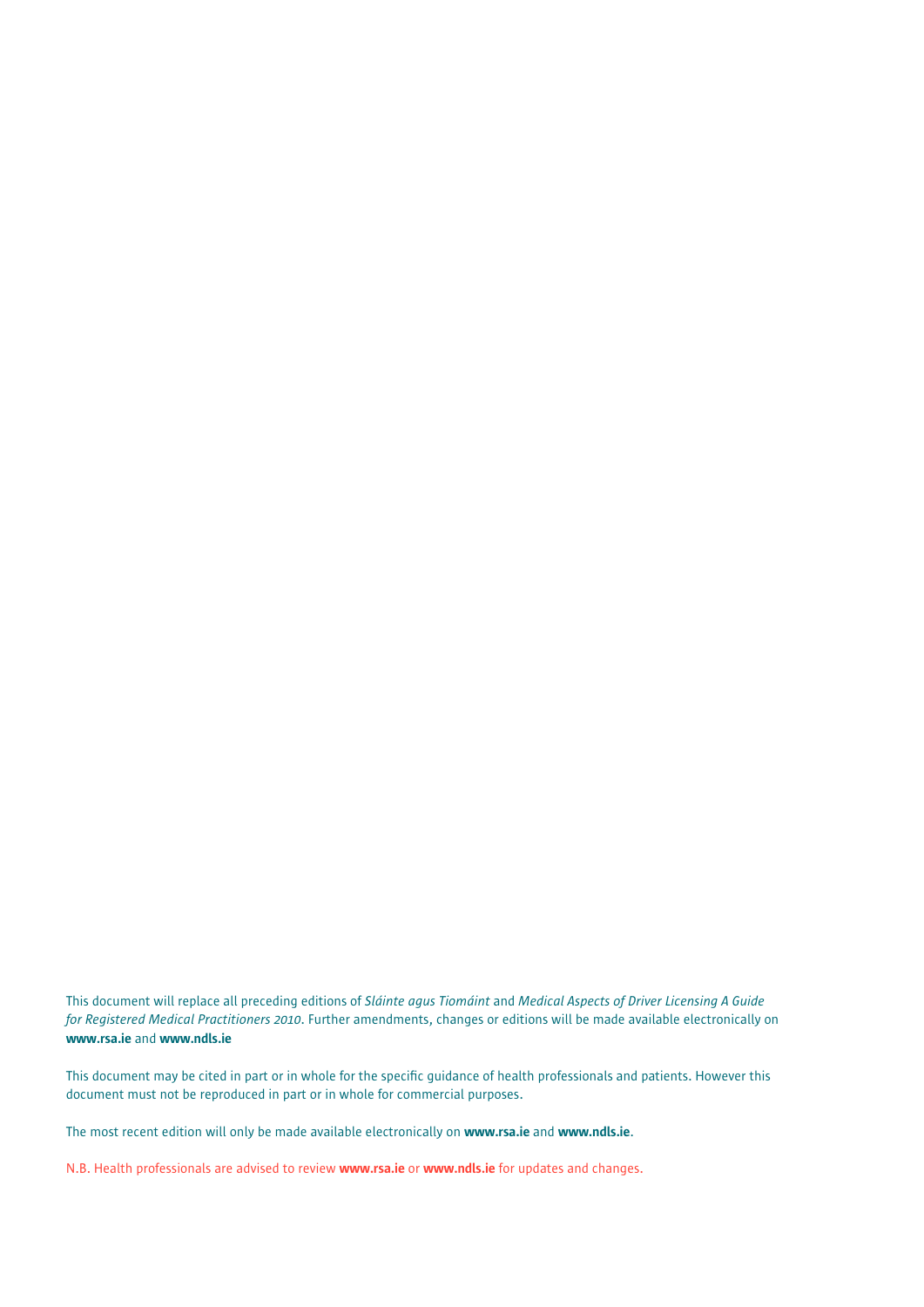This document will replace all preceding editions of *Sláinte agus Tiomáint* and *Medical Aspects of Driver Licensing A Guide for Registered Medical Practitioners 2010*. Further amendments, changes or editions will be made available electronically on **www.rsa.ie** and **www.ndls.ie**

This document may be cited in part or in whole for the specific guidance of health professionals and patients. However this document must not be reproduced in part or in whole for commercial purposes.

The most recent edition will only be made available electronically on **www.rsa.ie** and **www.ndls.ie**.

N.B. Health professionals are advised to review **www.rsa.ie** or **www.ndls.ie** for updates and changes.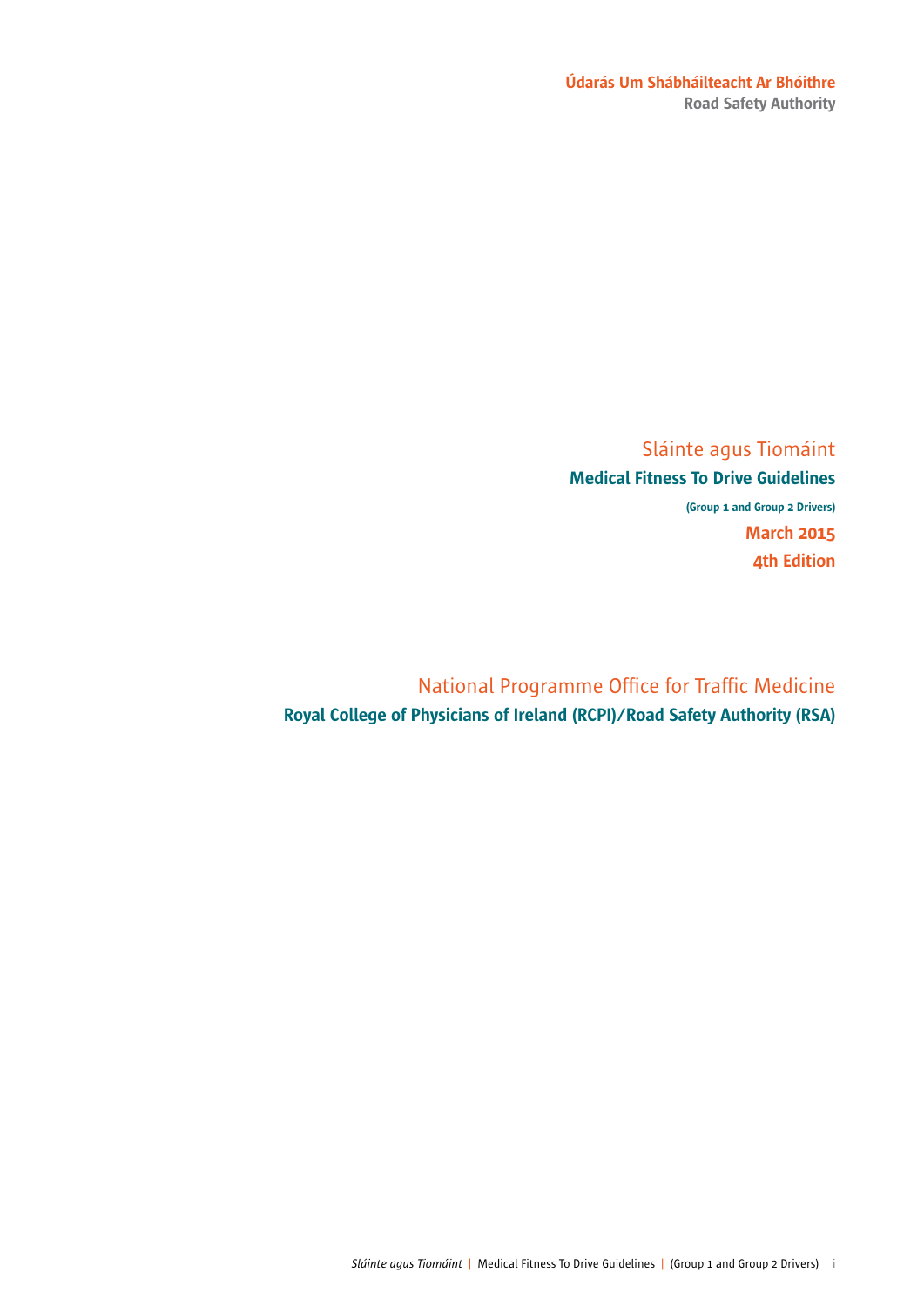**Údarás Um Shábháilteacht Ar Bhóithre**
**Road Safety Authority**

# Sláinte agus Tiomáint

## Medical Fitness To Drive Guidelines

**(Group 1 and Group 2 Drivers)**

**March 2015**

**4th Edition**

National Programme Office for Traffic Medicine

**Royal College of Physicians of Ireland (RCPI)/Road Safety Authority (RSA)**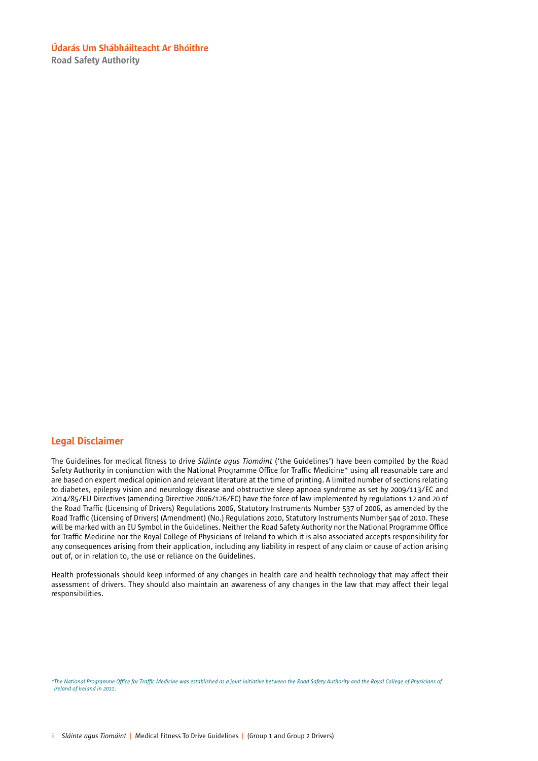**Údarás Um Shábháilteacht Ar Bhóithre**
**Road Safety Authority**

## Legal Disclaimer

The Guidelines for medical fitness to drive *Sláinte agus Tiomáint* ('the Guidelines') have been compiled by the Road Safety Authority in conjunction with the National Programme Office for Traffic Medicine* using all reasonable care and are based on expert medical opinion and relevant literature at the time of printing. A limited number of sections relating to diabetes, epilepsy vision and neurology disease and obstructive sleep apnoea syndrome as set by 2009/113/EC and 2014/85/EU Directives (amending Directive 2006/126/EC) have the force of law implemented by regulations 12 and 20 of the Road Traffic (Licensing of Drivers) Regulations 2006, Statutory Instruments Number 537 of 2006, as amended by the Road Traffic (Licensing of Drivers) (Amendment) (No.) Regulations 2010, Statutory Instruments Number 544 of 2010. These will be marked with an EU Symbol in the Guidelines. Neither the Road Safety Authority nor the National Programme Office for Traffic Medicine nor the Royal College of Physicians of Ireland to which it is also associated accepts responsibility for any consequences arising from their application, including any liability in respect of any claim or cause of action arising out of, or in relation to, the use or reliance on the Guidelines.

Health professionals should keep informed of any changes in health care and health technology that may affect their assessment of drivers. They should also maintain an awareness of any changes in the law that may affect their legal responsibilities.

*\*The National Programme Office for Traffic Medicine was established as a joint initiative between the Road Safety Authority and the Royal College of Physicians of Ireland of Ireland in 2011.*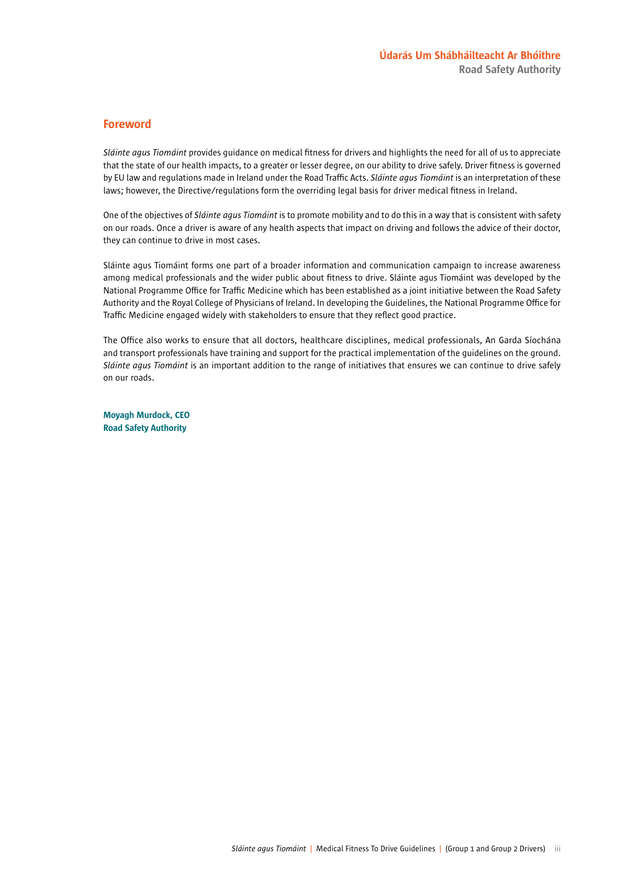**Údarás Um Shábháilteacht Ar Bhóithre**
**Road Safety Authority**

## Foreword

*Sláinte agus Tiomáint* provides guidance on medical fitness for drivers and highlights the need for all of us to appreciate that the state of our health impacts, to a greater or lesser degree, on our ability to drive safely. Driver fitness is governed by EU law and regulations made in Ireland under the Road Traffic Acts. *Sláinte agus Tiomáint* is an interpretation of these laws; however, the Directive/regulations form the overriding legal basis for driver medical fitness in Ireland.

One of the objectives of *Sláinte agus Tiomáint* is to promote mobility and to do this in a way that is consistent with safety on our roads. Once a driver is aware of any health aspects that impact on driving and follows the advice of their doctor, they can continue to drive in most cases.

Sláinte agus Tiomáint forms one part of a broader information and communication campaign to increase awareness among medical professionals and the wider public about fitness to drive. Sláinte agus Tiomáint was developed by the National Programme Office for Traffic Medicine which has been established as a joint initiative between the Road Safety Authority and the Royal College of Physicians of Ireland. In developing the Guidelines, the National Programme Office for Traffic Medicine engaged widely with stakeholders to ensure that they reflect good practice.

The Office also works to ensure that all doctors, healthcare disciplines, medical professionals, An Garda Síochána and transport professionals have training and support for the practical implementation of the guidelines on the ground. *Sláinte agus Tiomáint* is an important addition to the range of initiatives that ensures we can continue to drive safely on our roads.

**Moyagh Murdock, CEO**
**Road Safety Authority**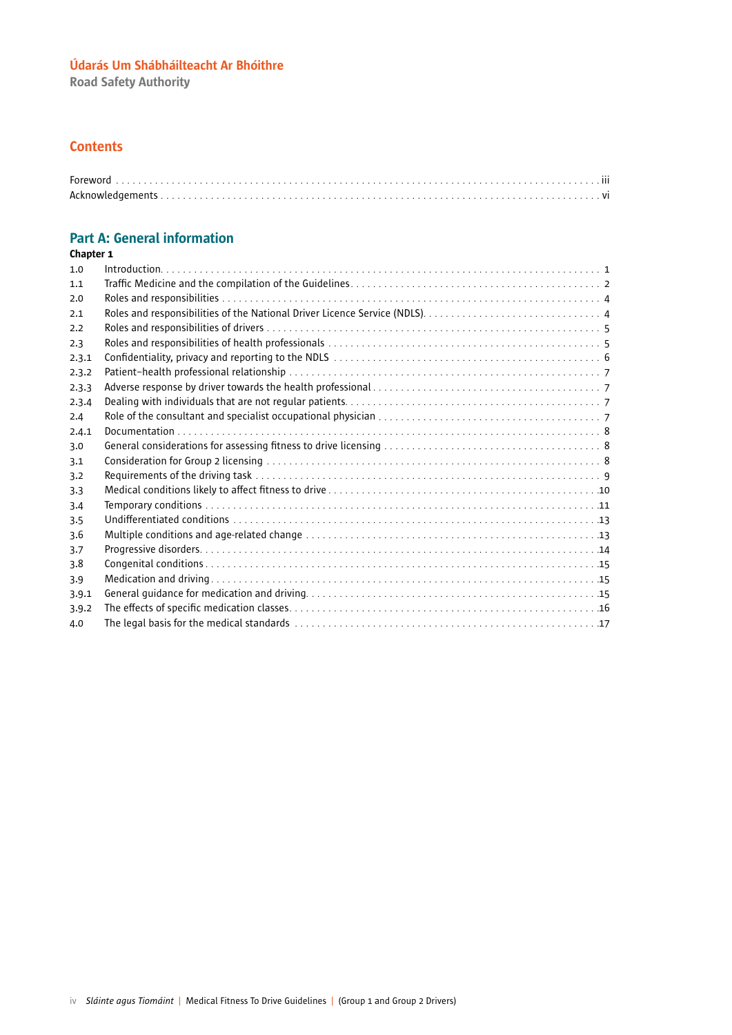Údarás Um Shábháilteacht Ar Bhóithre
Road Safety Authority

## Contents

| | |
|---|---|
| Foreword | iii |
| Acknowledgements | vi |

## Part A: General information

**Chapter 1**

| | | |
|---|---|---|
| 1.0 | Introduction | 1 |
| 1.1 | Traffic Medicine and the compilation of the Guidelines | 2 |
| 2.0 | Roles and responsibilities | 4 |
| 2.1 | Roles and responsibilities of the National Driver Licence Service (NDLS) | 4 |
| 2.2 | Roles and responsibilities of drivers | 5 |
| 2.3 | Roles and responsibilities of health professionals | 5 |
| 2.3.1 | Confidentiality, privacy and reporting to the NDLS | 6 |
| 2.3.2 | Patient–health professional relationship | 7 |
| 2.3.3 | Adverse response by driver towards the health professional | 7 |
| 2.3.4 | Dealing with individuals that are not regular patients | 7 |
| 2.4 | Role of the consultant and specialist occupational physician | 7 |
| 2.4.1 | Documentation | 8 |
| 3.0 | General considerations for assessing fitness to drive licensing | 8 |
| 3.1 | Consideration for Group 2 licensing | 8 |
| 3.2 | Requirements of the driving task | 9 |
| 3.3 | Medical conditions likely to affect fitness to drive | 10 |
| 3.4 | Temporary conditions | 11 |
| 3.5 | Undifferentiated conditions | 13 |
| 3.6 | Multiple conditions and age-related change | 13 |
| 3.7 | Progressive disorders | 14 |
| 3.8 | Congenital conditions | 15 |
| 3.9 | Medication and driving | 15 |
| 3.9.1 | General guidance for medication and driving | 15 |
| 3.9.2 | The effects of specific medication classes | 16 |
| 4.0 | The legal basis for the medical standards | 17 |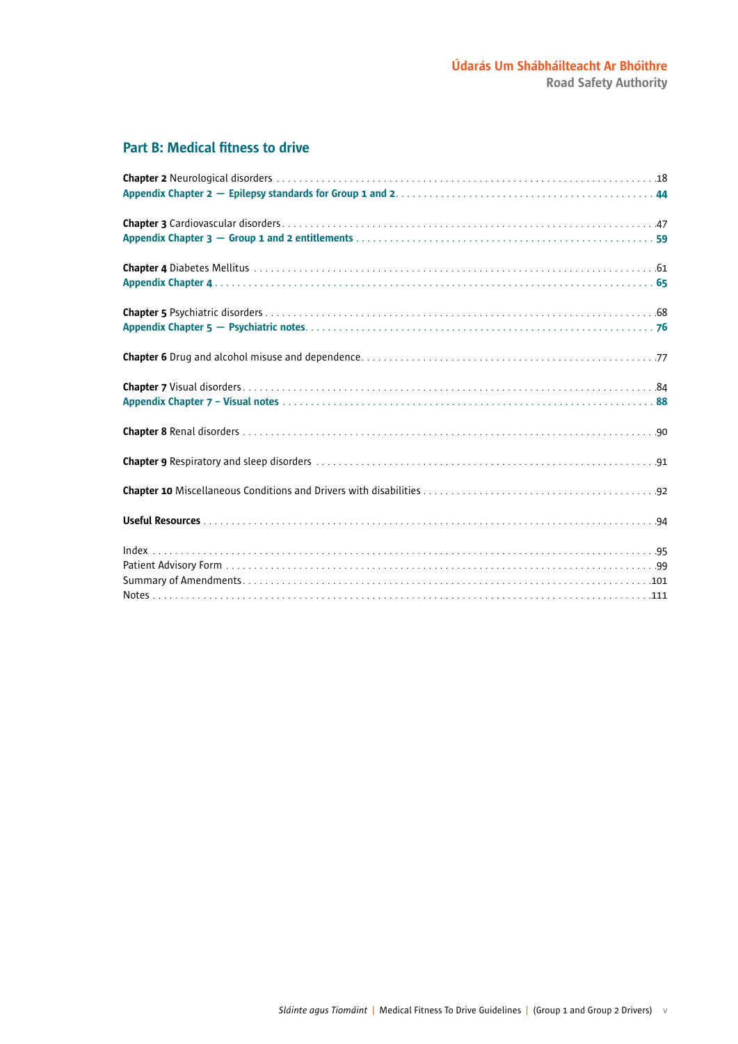## Part B: Medical fitness to drive

**Chapter 2** Neurological disorders . . . 18
**Appendix Chapter 2 — Epilepsy standards for Group 1 and 2** . . . 44

**Chapter 3** Cardiovascular disorders . . . 47
**Appendix Chapter 3 — Group 1 and 2 entitlements** . . . 59

**Chapter 4** Diabetes Mellitus . . . 61
**Appendix Chapter 4** . . . 65

**Chapter 5** Psychiatric disorders . . . 68
**Appendix Chapter 5 — Psychiatric notes** . . . 76

**Chapter 6** Drug and alcohol misuse and dependence . . . 77

**Chapter 7** Visual disorders . . . 84
**Appendix Chapter 7 – Visual notes** . . . 88

**Chapter 8** Renal disorders . . . 90

**Chapter 9** Respiratory and sleep disorders . . . 91

**Chapter 10** Miscellaneous Conditions and Drivers with disabilities . . . 92

**Useful Resources** . . . 94

Index . . . 95
Patient Advisory Form . . . 99
Summary of Amendments . . . 101
Notes . . . 111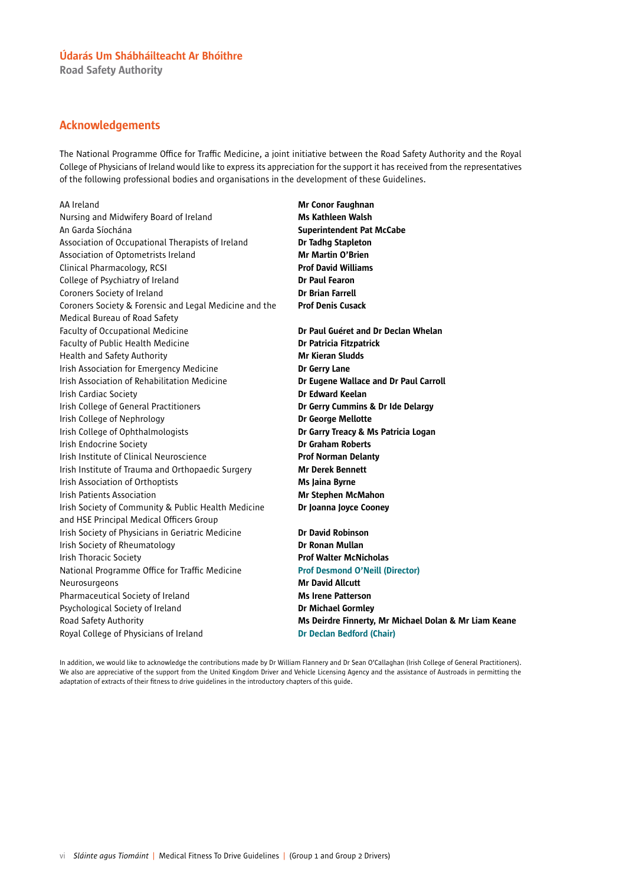Údarás Um Shábháilteacht Ar Bhóithre
Road Safety Authority

## Acknowledgements

The National Programme Office for Traffic Medicine, a joint initiative between the Road Safety Authority and the Royal College of Physicians of Ireland would like to express its appreciation for the support it has received from the representatives of the following professional bodies and organisations in the development of these Guidelines.

| Organisation | Representative |
|---|---|
| AA Ireland | **Mr Conor Faughnan** |
| Nursing and Midwifery Board of Ireland | **Ms Kathleen Walsh** |
| An Garda Síochána | **Superintendent Pat McCabe** |
| Association of Occupational Therapists of Ireland | **Dr Tadhg Stapleton** |
| Association of Optometrists Ireland | **Mr Martin O'Brien** |
| Clinical Pharmacology, RCSI | **Prof David Williams** |
| College of Psychiatry of Ireland | **Dr Paul Fearon** |
| Coroners Society of Ireland | **Dr Brian Farrell** |
| Coroners Society & Forensic and Legal Medicine and the Medical Bureau of Road Safety | **Prof Denis Cusack** |
| Faculty of Occupational Medicine | **Dr Paul Guéret and Dr Declan Whelan** |
| Faculty of Public Health Medicine | **Dr Patricia Fitzpatrick** |
| Health and Safety Authority | **Mr Kieran Sludds** |
| Irish Association for Emergency Medicine | **Dr Gerry Lane** |
| Irish Association of Rehabilitation Medicine | **Dr Eugene Wallace and Dr Paul Carroll** |
| Irish Cardiac Society | **Dr Edward Keelan** |
| Irish College of General Practitioners | **Dr Gerry Cummins & Dr Ide Delargy** |
| Irish College of Nephrology | **Dr George Mellotte** |
| Irish College of Ophthalmologists | **Dr Garry Treacy & Ms Patricia Logan** |
| Irish Endocrine Society | **Dr Graham Roberts** |
| Irish Institute of Clinical Neuroscience | **Prof Norman Delanty** |
| Irish Institute of Trauma and Orthopaedic Surgery | **Mr Derek Bennett** |
| Irish Association of Orthoptists | **Ms Jaina Byrne** |
| Irish Patients Association | **Mr Stephen McMahon** |
| Irish Society of Community & Public Health Medicine and HSE Principal Medical Officers Group | **Dr Joanna Joyce Cooney** |
| Irish Society of Physicians in Geriatric Medicine | **Dr David Robinson** |
| Irish Society of Rheumatology | **Dr Ronan Mullan** |
| Irish Thoracic Society | **Prof Walter McNicholas** |
| National Programme Office for Traffic Medicine | **Prof Desmond O'Neill (Director)** |
| Neurosurgeons | **Mr David Allcutt** |
| Pharmaceutical Society of Ireland | **Ms Irene Patterson** |
| Psychological Society of Ireland | **Dr Michael Gormley** |
| Road Safety Authority | **Ms Deirdre Finnerty, Mr Michael Dolan & Mr Liam Keane** |
| Royal College of Physicians of Ireland | **Dr Declan Bedford (Chair)** |

In addition, we would like to acknowledge the contributions made by Dr William Flannery and Dr Sean O'Callaghan (Irish College of General Practitioners). We also are appreciative of the support from the United Kingdom Driver and Vehicle Licensing Agency and the assistance of Austroads in permitting the adaptation of extracts of their fitness to drive guidelines in the introductory chapters of this guide.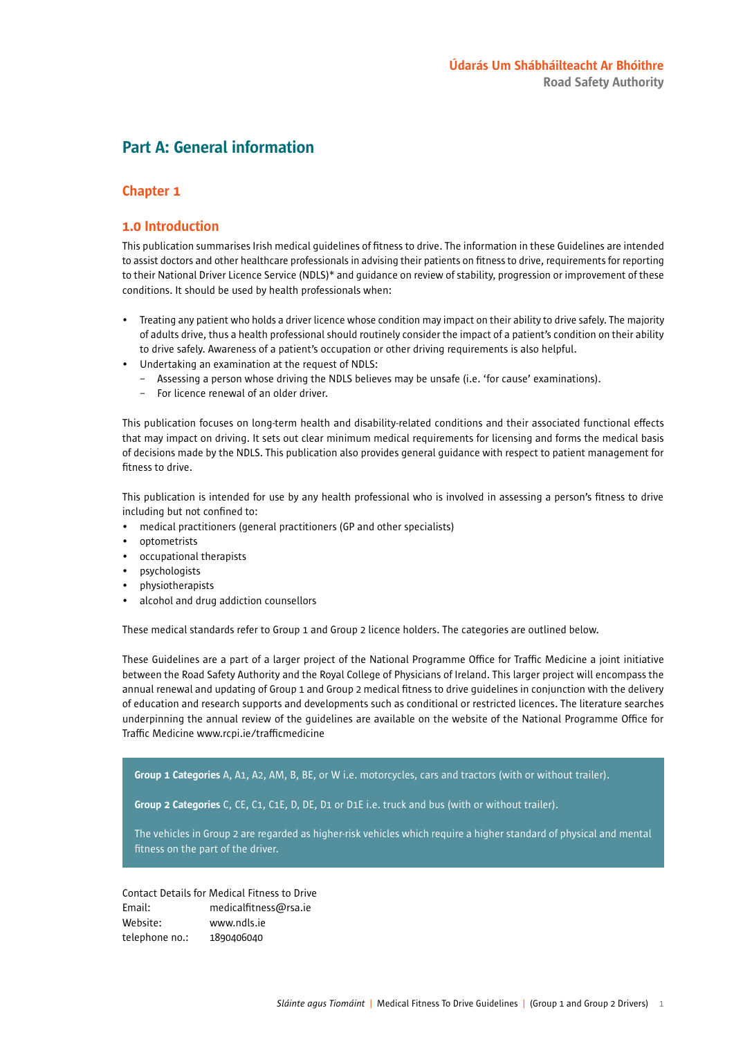# Part A: General information

## Chapter 1

### 1.0 Introduction

This publication summarises Irish medical guidelines of fitness to drive. The information in these Guidelines are intended to assist doctors and other healthcare professionals in advising their patients on fitness to drive, requirements for reporting to their National Driver Licence Service (NDLS)* and guidance on review of stability, progression or improvement of these conditions. It should be used by health professionals when:

- Treating any patient who holds a driver licence whose condition may impact on their ability to drive safely. The majority of adults drive, thus a health professional should routinely consider the impact of a patient's condition on their ability to drive safely. Awareness of a patient's occupation or other driving requirements is also helpful.
- Undertaking an examination at the request of NDLS:
  - Assessing a person whose driving the NDLS believes may be unsafe (i.e. 'for cause' examinations).
  - For licence renewal of an older driver.

This publication focuses on long-term health and disability-related conditions and their associated functional effects that may impact on driving. It sets out clear minimum medical requirements for licensing and forms the medical basis of decisions made by the NDLS. This publication also provides general guidance with respect to patient management for fitness to drive.

This publication is intended for use by any health professional who is involved in assessing a person's fitness to drive including but not confined to:

- medical practitioners (general practitioners (GP and other specialists)
- optometrists
- occupational therapists
- psychologists
- physiotherapists
- alcohol and drug addiction counsellors

These medical standards refer to Group 1 and Group 2 licence holders. The categories are outlined below.

These Guidelines are a part of a larger project of the National Programme Office for Traffic Medicine a joint initiative between the Road Safety Authority and the Royal College of Physicians of Ireland. This larger project will encompass the annual renewal and updating of Group 1 and Group 2 medical fitness to drive guidelines in conjunction with the delivery of education and research supports and developments such as conditional or restricted licences. The literature searches underpinning the annual review of the guidelines are available on the website of the National Programme Office for Traffic Medicine www.rcpi.ie/trafficmedicine

**Group 1 Categories** A, A1, A2, AM, B, BE, or W i.e. motorcycles, cars and tractors (with or without trailer).

**Group 2 Categories** C, CE, C1, C1E, D, DE, D1 or D1E i.e. truck and bus (with or without trailer).

The vehicles in Group 2 are regarded as higher-risk vehicles which require a higher standard of physical and mental fitness on the part of the driver.

Contact Details for Medical Fitness to Drive

| | |
|---|---|
| Email: | medicalfitness@rsa.ie |
| Website: | www.ndls.ie |
| telephone no.: | 1890406040 |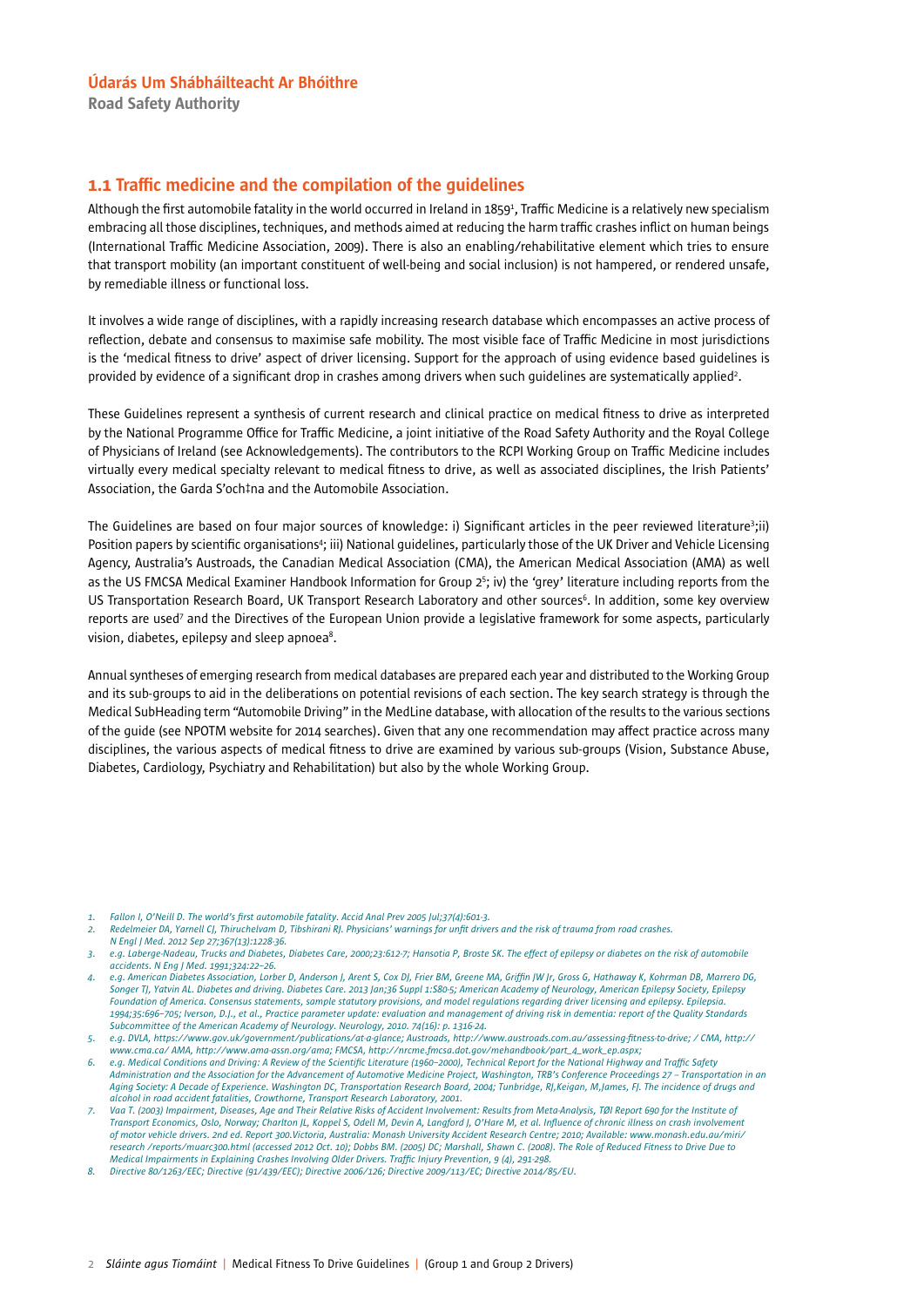## 1.1 Traffic medicine and the compilation of the guidelines

Although the first automobile fatality in the world occurred in Ireland in 1859[1], Traffic Medicine is a relatively new specialism embracing all those disciplines, techniques, and methods aimed at reducing the harm traffic crashes inflict on human beings (International Traffic Medicine Association, 2009). There is also an enabling/rehabilitative element which tries to ensure that transport mobility (an important constituent of well-being and social inclusion) is not hampered, or rendered unsafe, by remediable illness or functional loss.

It involves a wide range of disciplines, with a rapidly increasing research database which encompasses an active process of reflection, debate and consensus to maximise safe mobility. The most visible face of Traffic Medicine in most jurisdictions is the 'medical fitness to drive' aspect of driver licensing. Support for the approach of using evidence based guidelines is provided by evidence of a significant drop in crashes among drivers when such guidelines are systematically applied[2].

These Guidelines represent a synthesis of current research and clinical practice on medical fitness to drive as interpreted by the National Programme Office for Traffic Medicine, a joint initiative of the Road Safety Authority and the Royal College of Physicians of Ireland (see Acknowledgements). The contributors to the RCPI Working Group on Traffic Medicine includes virtually every medical specialty relevant to medical fitness to drive, as well as associated disciplines, the Irish Patients' Association, the Garda S'och‡na and the Automobile Association.

The Guidelines are based on four major sources of knowledge: i) Significant articles in the peer reviewed literature[3];ii) Position papers by scientific organisations[4]; iii) National guidelines, particularly those of the UK Driver and Vehicle Licensing Agency, Australia's Austroads, the Canadian Medical Association (CMA), the American Medical Association (AMA) as well as the US FMCSA Medical Examiner Handbook Information for Group 2[5]; iv) the 'grey' literature including reports from the US Transportation Research Board, UK Transport Research Laboratory and other sources[6]. In addition, some key overview reports are used[7] and the Directives of the European Union provide a legislative framework for some aspects, particularly vision, diabetes, epilepsy and sleep apnoea[8].

Annual syntheses of emerging research from medical databases are prepared each year and distributed to the Working Group and its sub-groups to aid in the deliberations on potential revisions of each section. The key search strategy is through the Medical SubHeading term "Automobile Driving" in the MedLine database, with allocation of the results to the various sections of the guide (see NPOTM website for 2014 searches). Given that any one recommendation may affect practice across many disciplines, the various aspects of medical fitness to drive are examined by various sub-groups (Vision, Substance Abuse, Diabetes, Cardiology, Psychiatry and Rehabilitation) but also by the whole Working Group.

---

1. *Fallon I, O'Neill D. The world's first automobile fatality. Accid Anal Prev 2005 Jul;37(4):601-3.*
2. *Redelmeier DA, Yarnell CJ, Thiruchelvam D, Tibshirani RJ. Physicians' warnings for unfit drivers and the risk of trauma from road crashes. N Engl J Med. 2012 Sep 27;367(13):1228-36.*
3. *e.g. Laberge-Nadeau, Trucks and Diabetes, Diabetes Care, 2000;23:612-7; Hansotia P, Broste SK. The effect of epilepsy or diabetes on the risk of automobile accidents. N Eng J Med. 1991;324:22–26.*
4. *e.g. American Diabetes Association, Lorber D, Anderson J, Arent S, Cox DJ, Frier BM, Greene MA, Griffin JW Jr, Gross G, Hathaway K, Kohrman DB, Marrero DG, Songer TJ, Yatvin AL. Diabetes and driving. Diabetes Care. 2013 Jan;36 Suppl 1:S80-5; American Academy of Neurology, American Epilepsy Society, Epilepsy Foundation of America. Consensus statements, sample statutory provisions, and model regulations regarding driver licensing and epilepsy. Epilepsia. 1994;35:696–705; Iverson, D.J., et al., Practice parameter update: evaluation and management of driving risk in dementia: report of the Quality Standards Subcommittee of the American Academy of Neurology. Neurology, 2010. 74(16): p. 1316-24.*
5. *e.g. DVLA, https://www.gov.uk/government/publications/at-a-glance; Austroads, http://www.austroads.com.au/assessing-fitness-to-drive; / CMA, http://www.cma.ca/ AMA, http://www.ama-assn.org/ama; FMCSA, http://nrcme.fmcsa.dot.gov/mehandbook/part_4_work_ep.aspx;*
6. *e.g. Medical Conditions and Driving: A Review of the Scientific Literature (1960–2000), Technical Report for the National Highway and Traffic Safety Administration and the Association for the Advancement of Automotive Medicine Project, Washington, TRB's Conference Proceedings 27 – Transportation in an Aging Society: A Decade of Experience. Washington DC, Transportation Research Board, 2004; Tunbridge, RJ,Keigan, M,James, FJ. The incidence of drugs and alcohol in road accident fatalities, Crowthorne, Transport Research Laboratory, 2001.*
7. *Vaa T. (2003) Impairment, Diseases, Age and Their Relative Risks of Accident Involvement: Results from Meta-Analysis, TØI Report 690 for the Institute of Transport Economics, Oslo, Norway; Charlton JL, Koppel S, Odell M, Devin A, Langford J, O'Hare M, et al. Influence of chronic illness on crash involvement of motor vehicle drivers. 2nd ed. Report 300.Victoria, Australia: Monash University Accident Research Centre; 2010; Available: www.monash.edu.au/miri/research /reports/muarc300.html (accessed 2012 Oct. 10); Dobbs BM. (2005) DC; Marshall, Shawn C. (2008). The Role of Reduced Fitness to Drive Due to Medical Impairments in Explaining Crashes Involving Older Drivers. Traffic Injury Prevention, 9 (4), 291-298.*
8. *Directive 80/1263/EEC; Directive (91/439/EEC); Directive 2006/126; Directive 2009/113/EC; Directive 2014/85/EU.*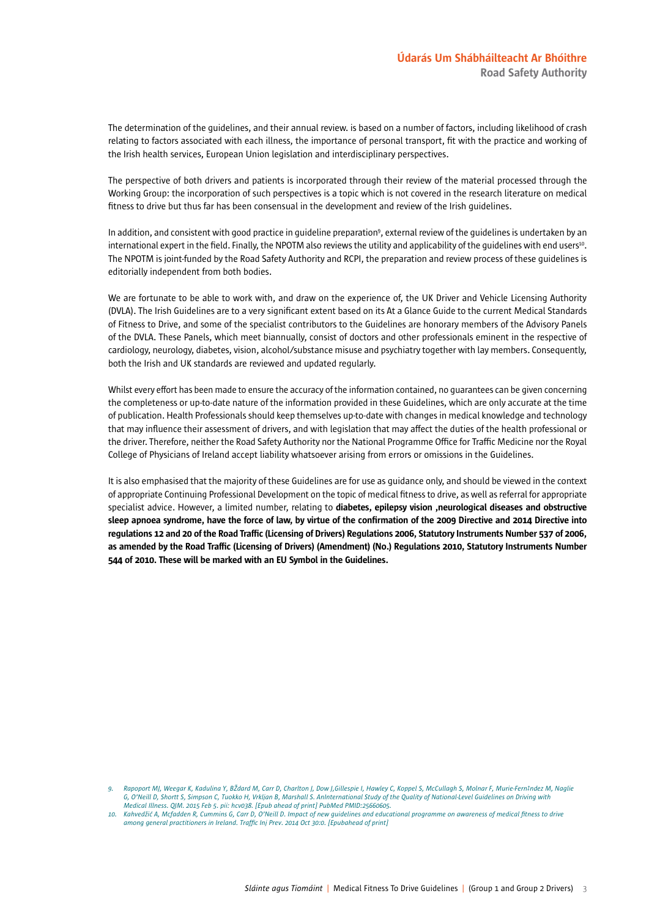The determination of the guidelines, and their annual review. is based on a number of factors, including likelihood of crash relating to factors associated with each illness, the importance of personal transport, fit with the practice and working of the Irish health services, European Union legislation and interdisciplinary perspectives.

The perspective of both drivers and patients is incorporated through their review of the material processed through the Working Group: the incorporation of such perspectives is a topic which is not covered in the research literature on medical fitness to drive but thus far has been consensual in the development and review of the Irish guidelines.

In addition, and consistent with good practice in guideline preparation[9], external review of the guidelines is undertaken by an international expert in the field. Finally, the NPOTM also reviews the utility and applicability of the guidelines with end users[10]. The NPOTM is joint-funded by the Road Safety Authority and RCPI, the preparation and review process of these guidelines is editorially independent from both bodies.

We are fortunate to be able to work with, and draw on the experience of, the UK Driver and Vehicle Licensing Authority (DVLA). The Irish Guidelines are to a very significant extent based on its At a Glance Guide to the current Medical Standards of Fitness to Drive, and some of the specialist contributors to the Guidelines are honorary members of the Advisory Panels of the DVLA. These Panels, which meet biannually, consist of doctors and other professionals eminent in the respective of cardiology, neurology, diabetes, vision, alcohol/substance misuse and psychiatry together with lay members. Consequently, both the Irish and UK standards are reviewed and updated regularly.

Whilst every effort has been made to ensure the accuracy of the information contained, no guarantees can be given concerning the completeness or up-to-date nature of the information provided in these Guidelines, which are only accurate at the time of publication. Health Professionals should keep themselves up-to-date with changes in medical knowledge and technology that may influence their assessment of drivers, and with legislation that may affect the duties of the health professional or the driver. Therefore, neither the Road Safety Authority nor the National Programme Office for Traffic Medicine nor the Royal College of Physicians of Ireland accept liability whatsoever arising from errors or omissions in the Guidelines.

It is also emphasised that the majority of these Guidelines are for use as guidance only, and should be viewed in the context of appropriate Continuing Professional Development on the topic of medical fitness to drive, as well as referral for appropriate specialist advice. However, a limited number, relating to **diabetes, epilepsy vision ,neurological diseases and obstructive sleep apnoea syndrome, have the force of law, by virtue of the confirmation of the 2009 Directive and 2014 Directive into regulations 12 and 20 of the Road Traffic (Licensing of Drivers) Regulations 2006, Statutory Instruments Number 537 of 2006, as amended by the Road Traffic (Licensing of Drivers) (Amendment) (No.) Regulations 2010, Statutory Instruments Number 544 of 2010. These will be marked with an EU Symbol in the Guidelines.**

*9. Rapoport MJ, Weegar K, Kadulina Y, BŽdard M, Carr D, Charlton J, Dow J,Gillespie I, Hawley C, Koppel S, McCullagh S, Molnar F, Murie-FernÌndez M, Naglie G, O'Neill D, Shortt S, Simpson C, Tuokko H, Vrkljan B, Marshall S. AnInternational Study of the Quality of National-Level Guidelines on Driving with Medical Illness. QJM. 2015 Feb 5. pii: hcv038. [Epub ahead of print] PubMed PMID:25660605.*

*10. Kahvedžić A, Mcfadden R, Cummins G, Carr D, O'Neill D. Impact of new guidelines and educational programme on awareness of medical fitness to drive among general practitioners in Ireland. Traffic Inj Prev. 2014 Oct 30:0. [Epubahead of print]*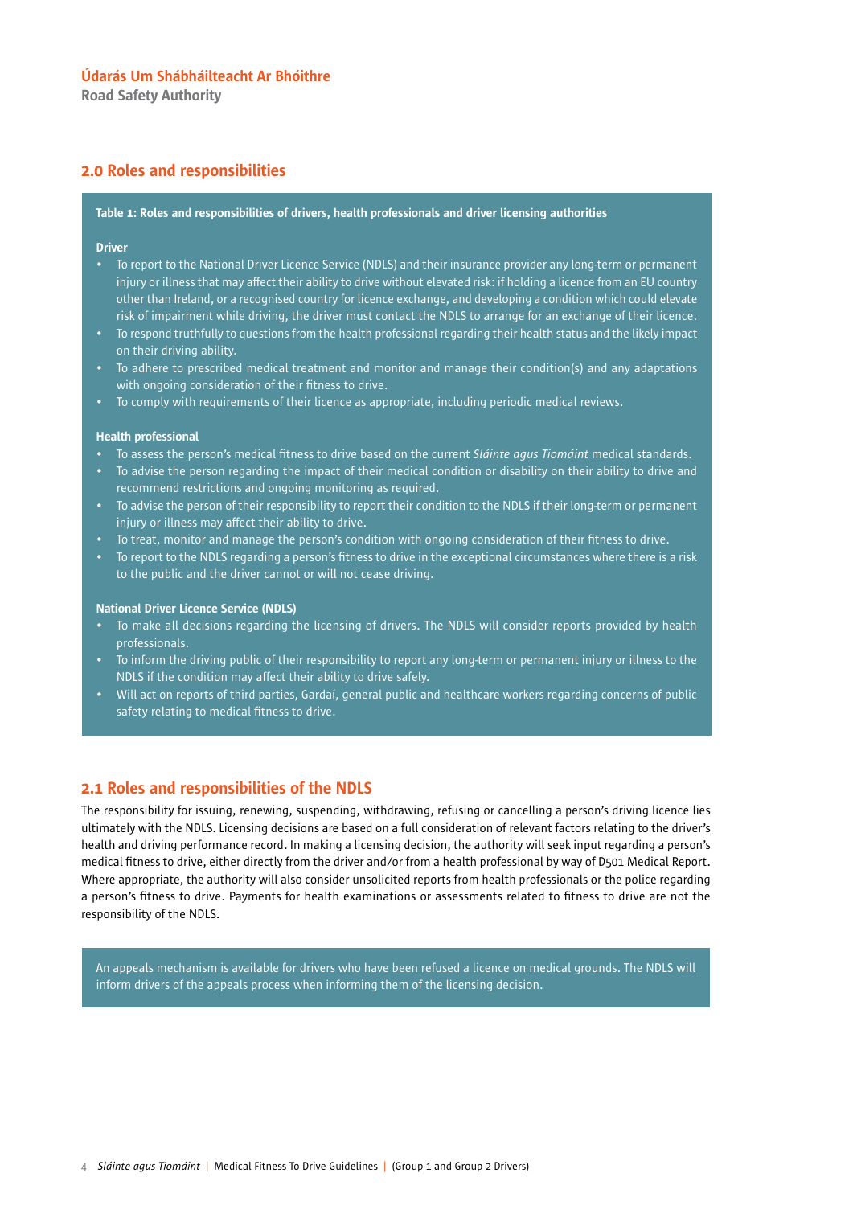## 2.0 Roles and responsibilities

**Table 1: Roles and responsibilities of drivers, health professionals and driver licensing authorities**

**Driver**

- To report to the National Driver Licence Service (NDLS) and their insurance provider any long-term or permanent injury or illness that may affect their ability to drive without elevated risk: if holding a licence from an EU country other than Ireland, or a recognised country for licence exchange, and developing a condition which could elevate risk of impairment while driving, the driver must contact the NDLS to arrange for an exchange of their licence.
- To respond truthfully to questions from the health professional regarding their health status and the likely impact on their driving ability.
- To adhere to prescribed medical treatment and monitor and manage their condition(s) and any adaptations with ongoing consideration of their fitness to drive.
- To comply with requirements of their licence as appropriate, including periodic medical reviews.

**Health professional**

- To assess the person's medical fitness to drive based on the current *Sláinte agus Tiomáint* medical standards.
- To advise the person regarding the impact of their medical condition or disability on their ability to drive and recommend restrictions and ongoing monitoring as required.
- To advise the person of their responsibility to report their condition to the NDLS if their long-term or permanent injury or illness may affect their ability to drive.
- To treat, monitor and manage the person's condition with ongoing consideration of their fitness to drive.
- To report to the NDLS regarding a person's fitness to drive in the exceptional circumstances where there is a risk to the public and the driver cannot or will not cease driving.

**National Driver Licence Service (NDLS)**

- To make all decisions regarding the licensing of drivers. The NDLS will consider reports provided by health professionals.
- To inform the driving public of their responsibility to report any long-term or permanent injury or illness to the NDLS if the condition may affect their ability to drive safely.
- Will act on reports of third parties, Gardaí, general public and healthcare workers regarding concerns of public safety relating to medical fitness to drive.

## 2.1 Roles and responsibilities of the NDLS

The responsibility for issuing, renewing, suspending, withdrawing, refusing or cancelling a person's driving licence lies ultimately with the NDLS. Licensing decisions are based on a full consideration of relevant factors relating to the driver's health and driving performance record. In making a licensing decision, the authority will seek input regarding a person's medical fitness to drive, either directly from the driver and/or from a health professional by way of D501 Medical Report. Where appropriate, the authority will also consider unsolicited reports from health professionals or the police regarding a person's fitness to drive. Payments for health examinations or assessments related to fitness to drive are not the responsibility of the NDLS.

An appeals mechanism is available for drivers who have been refused a licence on medical grounds. The NDLS will inform drivers of the appeals process when informing them of the licensing decision.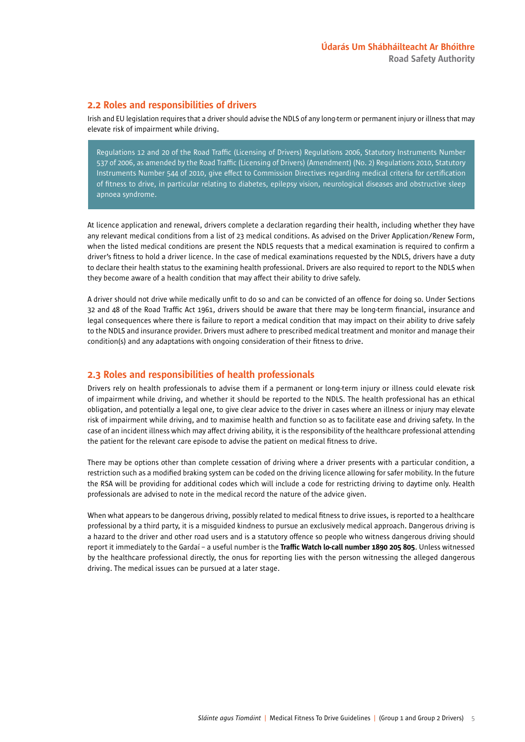## 2.2 Roles and responsibilities of drivers

Irish and EU legislation requires that a driver should advise the NDLS of any long-term or permanent injury or illness that may elevate risk of impairment while driving.

> Regulations 12 and 20 of the Road Traffic (Licensing of Drivers) Regulations 2006, Statutory Instruments Number 537 of 2006, as amended by the Road Traffic (Licensing of Drivers) (Amendment) (No. 2) Regulations 2010, Statutory Instruments Number 544 of 2010, give effect to Commission Directives regarding medical criteria for certification of fitness to drive, in particular relating to diabetes, epilepsy vision, neurological diseases and obstructive sleep apnoea syndrome.

At licence application and renewal, drivers complete a declaration regarding their health, including whether they have any relevant medical conditions from a list of 23 medical conditions. As advised on the Driver Application/Renew Form, when the listed medical conditions are present the NDLS requests that a medical examination is required to confirm a driver's fitness to hold a driver licence. In the case of medical examinations requested by the NDLS, drivers have a duty to declare their health status to the examining health professional. Drivers are also required to report to the NDLS when they become aware of a health condition that may affect their ability to drive safely.

A driver should not drive while medically unfit to do so and can be convicted of an offence for doing so. Under Sections 32 and 48 of the Road Traffic Act 1961, drivers should be aware that there may be long-term financial, insurance and legal consequences where there is failure to report a medical condition that may impact on their ability to drive safely to the NDLS and insurance provider. Drivers must adhere to prescribed medical treatment and monitor and manage their condition(s) and any adaptations with ongoing consideration of their fitness to drive.

## 2.3 Roles and responsibilities of health professionals

Drivers rely on health professionals to advise them if a permanent or long-term injury or illness could elevate risk of impairment while driving, and whether it should be reported to the NDLS. The health professional has an ethical obligation, and potentially a legal one, to give clear advice to the driver in cases where an illness or injury may elevate risk of impairment while driving, and to maximise health and function so as to facilitate ease and driving safety. In the case of an incident illness which may affect driving ability, it is the responsibility of the healthcare professional attending the patient for the relevant care episode to advise the patient on medical fitness to drive.

There may be options other than complete cessation of driving where a driver presents with a particular condition, a restriction such as a modified braking system can be coded on the driving licence allowing for safer mobility. In the future the RSA will be providing for additional codes which will include a code for restricting driving to daytime only. Health professionals are advised to note in the medical record the nature of the advice given.

When what appears to be dangerous driving, possibly related to medical fitness to drive issues, is reported to a healthcare professional by a third party, it is a misguided kindness to pursue an exclusively medical approach. Dangerous driving is a hazard to the driver and other road users and is a statutory offence so people who witness dangerous driving should report it immediately to the Gardaí – a useful number is the **Traffic Watch lo-call number 1890 205 805**. Unless witnessed by the healthcare professional directly, the onus for reporting lies with the person witnessing the alleged dangerous driving. The medical issues can be pursued at a later stage.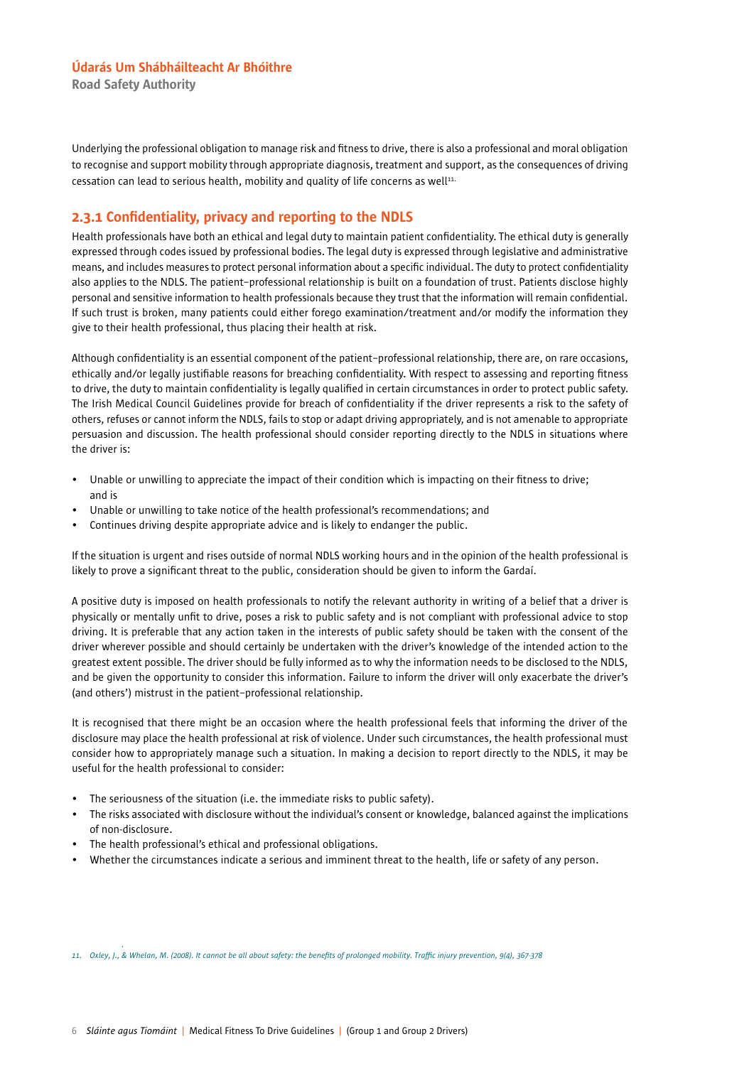Underlying the professional obligation to manage risk and fitness to drive, there is also a professional and moral obligation to recognise and support mobility through appropriate diagnosis, treatment and support, as the consequences of driving cessation can lead to serious health, mobility and quality of life concerns as well[11].

### 2.3.1 Confidentiality, privacy and reporting to the NDLS

Health professionals have both an ethical and legal duty to maintain patient confidentiality. The ethical duty is generally expressed through codes issued by professional bodies. The legal duty is expressed through legislative and administrative means, and includes measures to protect personal information about a specific individual. The duty to protect confidentiality also applies to the NDLS. The patient–professional relationship is built on a foundation of trust. Patients disclose highly personal and sensitive information to health professionals because they trust that the information will remain confidential. If such trust is broken, many patients could either forego examination/treatment and/or modify the information they give to their health professional, thus placing their health at risk.

Although confidentiality is an essential component of the patient–professional relationship, there are, on rare occasions, ethically and/or legally justifiable reasons for breaching confidentiality. With respect to assessing and reporting fitness to drive, the duty to maintain confidentiality is legally qualified in certain circumstances in order to protect public safety. The Irish Medical Council Guidelines provide for breach of confidentiality if the driver represents a risk to the safety of others, refuses or cannot inform the NDLS, fails to stop or adapt driving appropriately, and is not amenable to appropriate persuasion and discussion. The health professional should consider reporting directly to the NDLS in situations where the driver is:

- Unable or unwilling to appreciate the impact of their condition which is impacting on their fitness to drive; and is
- Unable or unwilling to take notice of the health professional's recommendations; and
- Continues driving despite appropriate advice and is likely to endanger the public.

If the situation is urgent and rises outside of normal NDLS working hours and in the opinion of the health professional is likely to prove a significant threat to the public, consideration should be given to inform the Gardaí.

A positive duty is imposed on health professionals to notify the relevant authority in writing of a belief that a driver is physically or mentally unfit to drive, poses a risk to public safety and is not compliant with professional advice to stop driving. It is preferable that any action taken in the interests of public safety should be taken with the consent of the driver wherever possible and should certainly be undertaken with the driver's knowledge of the intended action to the greatest extent possible. The driver should be fully informed as to why the information needs to be disclosed to the NDLS, and be given the opportunity to consider this information. Failure to inform the driver will only exacerbate the driver's (and others') mistrust in the patient–professional relationship.

It is recognised that there might be an occasion where the health professional feels that informing the driver of the disclosure may place the health professional at risk of violence. Under such circumstances, the health professional must consider how to appropriately manage such a situation. In making a decision to report directly to the NDLS, it may be useful for the health professional to consider:

- The seriousness of the situation (i.e. the immediate risks to public safety).
- The risks associated with disclosure without the individual's consent or knowledge, balanced against the implications of non-disclosure.
- The health professional's ethical and professional obligations.
- Whether the circumstances indicate a serious and imminent threat to the health, life or safety of any person.

*11. Oxley, J., & Whelan, M. (2008). It cannot be all about safety: the benefits of prolonged mobility. Traffic injury prevention, 9(4), 367-378*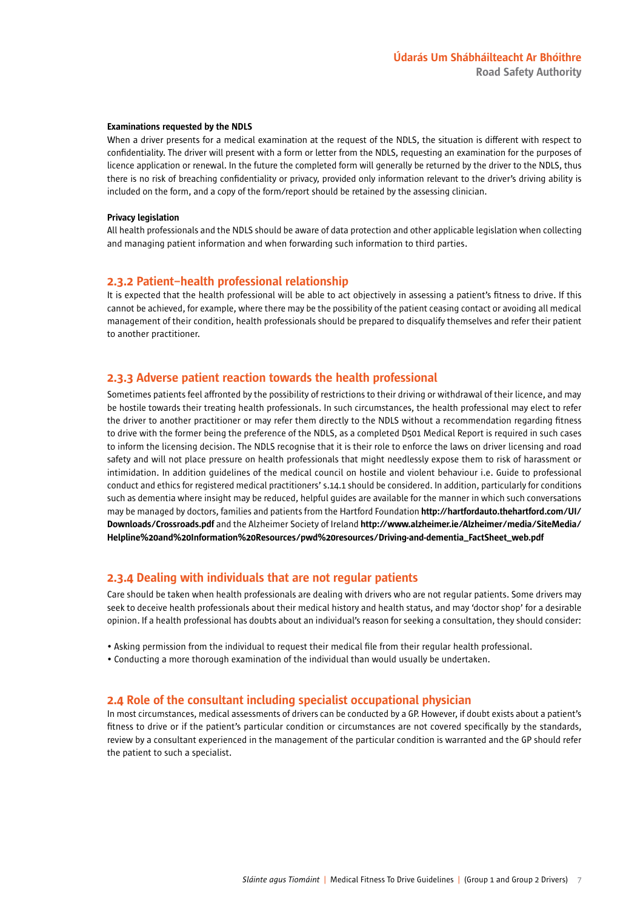**Examinations requested by the NDLS**

When a driver presents for a medical examination at the request of the NDLS, the situation is different with respect to confidentiality. The driver will present with a form or letter from the NDLS, requesting an examination for the purposes of licence application or renewal. In the future the completed form will generally be returned by the driver to the NDLS, thus there is no risk of breaching confidentiality or privacy, provided only information relevant to the driver's driving ability is included on the form, and a copy of the form/report should be retained by the assessing clinician.

**Privacy legislation**

All health professionals and the NDLS should be aware of data protection and other applicable legislation when collecting and managing patient information and when forwarding such information to third parties.

### 2.3.2 Patient–health professional relationship

It is expected that the health professional will be able to act objectively in assessing a patient's fitness to drive. If this cannot be achieved, for example, where there may be the possibility of the patient ceasing contact or avoiding all medical management of their condition, health professionals should be prepared to disqualify themselves and refer their patient to another practitioner.

### 2.3.3 Adverse patient reaction towards the health professional

Sometimes patients feel affronted by the possibility of restrictions to their driving or withdrawal of their licence, and may be hostile towards their treating health professionals. In such circumstances, the health professional may elect to refer the driver to another practitioner or may refer them directly to the NDLS without a recommendation regarding fitness to drive with the former being the preference of the NDLS, as a completed D501 Medical Report is required in such cases to inform the licensing decision. The NDLS recognise that it is their role to enforce the laws on driver licensing and road safety and will not place pressure on health professionals that might needlessly expose them to risk of harassment or intimidation. In addition guidelines of the medical council on hostile and violent behaviour i.e. Guide to professional conduct and ethics for registered medical practitioners' s.14.1 should be considered. In addition, particularly for conditions such as dementia where insight may be reduced, helpful guides are available for the manner in which such conversations may be managed by doctors, families and patients from the Hartford Foundation **http://hartfordauto.thehartford.com/UI/Downloads/Crossroads.pdf** and the Alzheimer Society of Ireland **http://www.alzheimer.ie/Alzheimer/media/SiteMedia/Helpline%20and%20Information%20Resources/pwd%20resources/Driving-and-dementia_FactSheet_web.pdf**

### 2.3.4 Dealing with individuals that are not regular patients

Care should be taken when health professionals are dealing with drivers who are not regular patients. Some drivers may seek to deceive health professionals about their medical history and health status, and may 'doctor shop' for a desirable opinion. If a health professional has doubts about an individual's reason for seeking a consultation, they should consider:

- Asking permission from the individual to request their medical file from their regular health professional.
- Conducting a more thorough examination of the individual than would usually be undertaken.

## 2.4 Role of the consultant including specialist occupational physician

In most circumstances, medical assessments of drivers can be conducted by a GP. However, if doubt exists about a patient's fitness to drive or if the patient's particular condition or circumstances are not covered specifically by the standards, review by a consultant experienced in the management of the particular condition is warranted and the GP should refer the patient to such a specialist.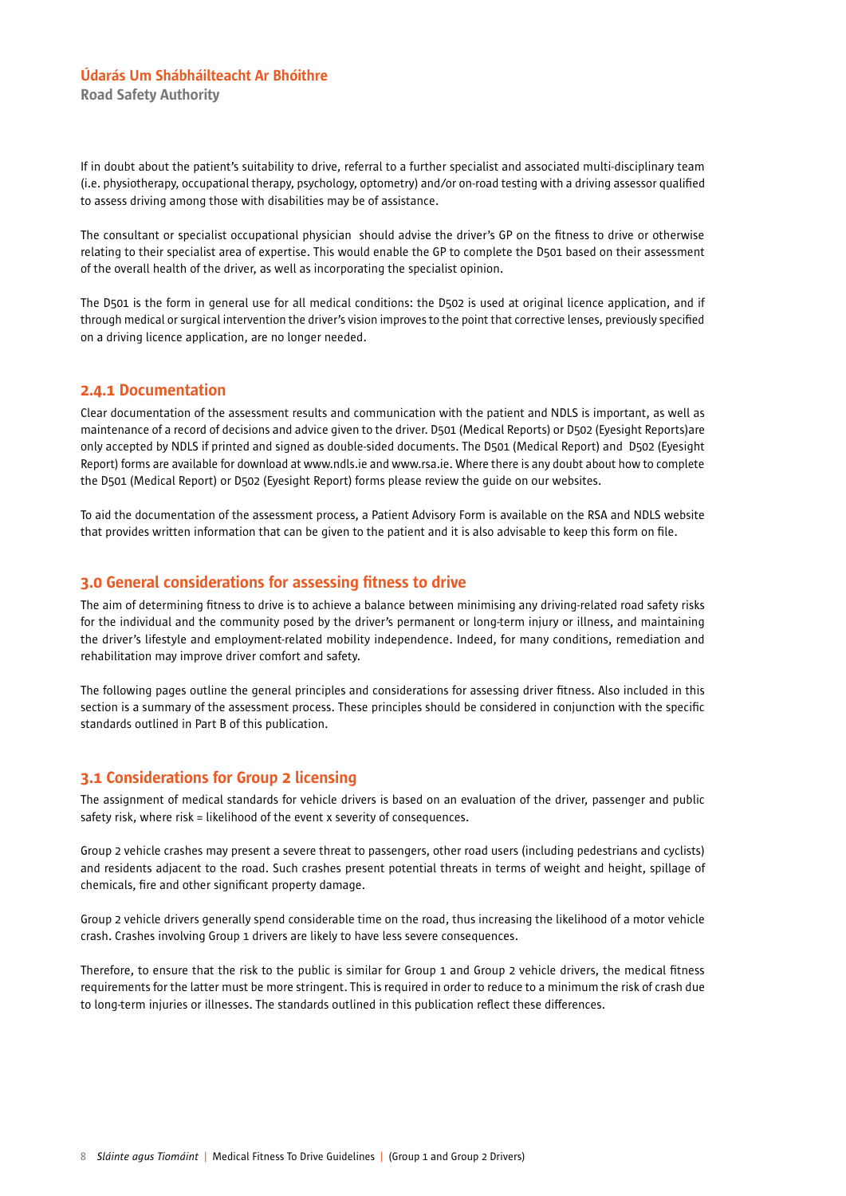If in doubt about the patient's suitability to drive, referral to a further specialist and associated multi-disciplinary team (i.e. physiotherapy, occupational therapy, psychology, optometry) and/or on-road testing with a driving assessor qualified to assess driving among those with disabilities may be of assistance.

The consultant or specialist occupational physician should advise the driver's GP on the fitness to drive or otherwise relating to their specialist area of expertise. This would enable the GP to complete the D501 based on their assessment of the overall health of the driver, as well as incorporating the specialist opinion.

The D501 is the form in general use for all medical conditions: the D502 is used at original licence application, and if through medical or surgical intervention the driver's vision improves to the point that corrective lenses, previously specified on a driving licence application, are no longer needed.

### 2.4.1 Documentation

Clear documentation of the assessment results and communication with the patient and NDLS is important, as well as maintenance of a record of decisions and advice given to the driver. D501 (Medical Reports) or D502 (Eyesight Reports)are only accepted by NDLS if printed and signed as double-sided documents. The D501 (Medical Report) and D502 (Eyesight Report) forms are available for download at www.ndls.ie and www.rsa.ie. Where there is any doubt about how to complete the D501 (Medical Report) or D502 (Eyesight Report) forms please review the guide on our websites.

To aid the documentation of the assessment process, a Patient Advisory Form is available on the RSA and NDLS website that provides written information that can be given to the patient and it is also advisable to keep this form on file.

## 3.0 General considerations for assessing fitness to drive

The aim of determining fitness to drive is to achieve a balance between minimising any driving-related road safety risks for the individual and the community posed by the driver's permanent or long-term injury or illness, and maintaining the driver's lifestyle and employment-related mobility independence. Indeed, for many conditions, remediation and rehabilitation may improve driver comfort and safety.

The following pages outline the general principles and considerations for assessing driver fitness. Also included in this section is a summary of the assessment process. These principles should be considered in conjunction with the specific standards outlined in Part B of this publication.

### 3.1 Considerations for Group 2 licensing

The assignment of medical standards for vehicle drivers is based on an evaluation of the driver, passenger and public safety risk, where risk = likelihood of the event x severity of consequences.

Group 2 vehicle crashes may present a severe threat to passengers, other road users (including pedestrians and cyclists) and residents adjacent to the road. Such crashes present potential threats in terms of weight and height, spillage of chemicals, fire and other significant property damage.

Group 2 vehicle drivers generally spend considerable time on the road, thus increasing the likelihood of a motor vehicle crash. Crashes involving Group 1 drivers are likely to have less severe consequences.

Therefore, to ensure that the risk to the public is similar for Group 1 and Group 2 vehicle drivers, the medical fitness requirements for the latter must be more stringent. This is required in order to reduce to a minimum the risk of crash due to long-term injuries or illnesses. The standards outlined in this publication reflect these differences.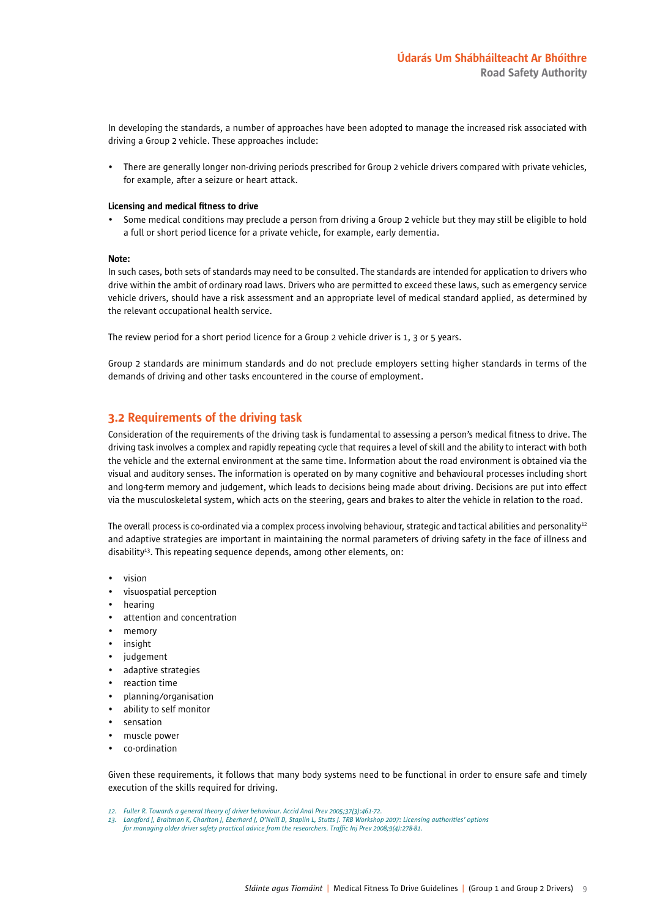In developing the standards, a number of approaches have been adopted to manage the increased risk associated with driving a Group 2 vehicle. These approaches include:

- There are generally longer non-driving periods prescribed for Group 2 vehicle drivers compared with private vehicles, for example, after a seizure or heart attack.

**Licensing and medical fitness to drive**

- Some medical conditions may preclude a person from driving a Group 2 vehicle but they may still be eligible to hold a full or short period licence for a private vehicle, for example, early dementia.

**Note:**

In such cases, both sets of standards may need to be consulted. The standards are intended for application to drivers who drive within the ambit of ordinary road laws. Drivers who are permitted to exceed these laws, such as emergency service vehicle drivers, should have a risk assessment and an appropriate level of medical standard applied, as determined by the relevant occupational health service.

The review period for a short period licence for a Group 2 vehicle driver is 1, 3 or 5 years.

Group 2 standards are minimum standards and do not preclude employers setting higher standards in terms of the demands of driving and other tasks encountered in the course of employment.

## 3.2 Requirements of the driving task

Consideration of the requirements of the driving task is fundamental to assessing a person's medical fitness to drive. The driving task involves a complex and rapidly repeating cycle that requires a level of skill and the ability to interact with both the vehicle and the external environment at the same time. Information about the road environment is obtained via the visual and auditory senses. The information is operated on by many cognitive and behavioural processes including short and long-term memory and judgement, which leads to decisions being made about driving. Decisions are put into effect via the musculoskeletal system, which acts on the steering, gears and brakes to alter the vehicle in relation to the road.

The overall process is co-ordinated via a complex process involving behaviour, strategic and tactical abilities and personality[12] and adaptive strategies are important in maintaining the normal parameters of driving safety in the face of illness and disability[13]. This repeating sequence depends, among other elements, on:

- vision
- visuospatial perception
- hearing
- attention and concentration
- memory
- insight
- judgement
- adaptive strategies
- reaction time
- planning/organisation
- ability to self monitor
- sensation
- muscle power
- co-ordination

Given these requirements, it follows that many body systems need to be functional in order to ensure safe and timely execution of the skills required for driving.

12. *Fuller R. Towards a general theory of driver behaviour. Accid Anal Prev 2005;37(3):461-72.*
13. *Langford J, Braitman K, Charlton J, Eberhard J, O'Neill D, Staplin L, Stutts J. TRB Workshop 2007: Licensing authorities' options for managing older driver safety practical advice from the researchers. Traffic Inj Prev 2008;9(4):278-81.*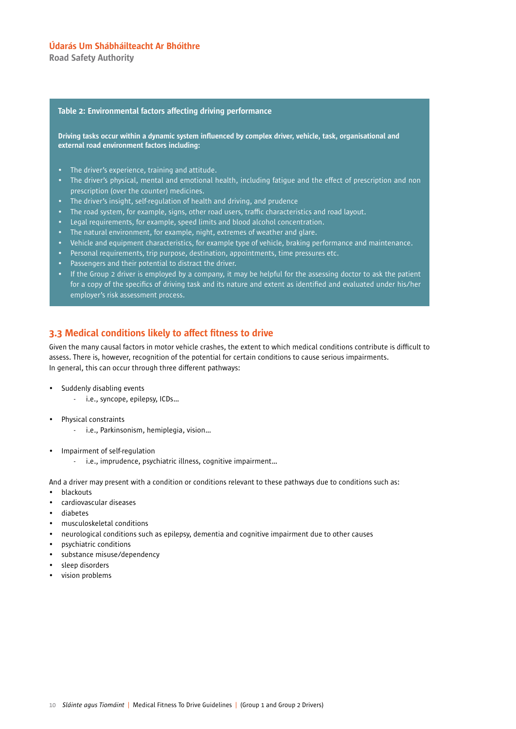**Table 2: Environmental factors affecting driving performance**

**Driving tasks occur within a dynamic system influenced by complex driver, vehicle, task, organisational and external road environment factors including:**

- The driver's experience, training and attitude.
- The driver's physical, mental and emotional health, including fatigue and the effect of prescription and non prescription (over the counter) medicines.
- The driver's insight, self-regulation of health and driving, and prudence
- The road system, for example, signs, other road users, traffic characteristics and road layout.
- Legal requirements, for example, speed limits and blood alcohol concentration.
- The natural environment, for example, night, extremes of weather and glare.
- Vehicle and equipment characteristics, for example type of vehicle, braking performance and maintenance.
- Personal requirements, trip purpose, destination, appointments, time pressures etc.
- Passengers and their potential to distract the driver.
- If the Group 2 driver is employed by a company, it may be helpful for the assessing doctor to ask the patient for a copy of the specifics of driving task and its nature and extent as identified and evaluated under his/her employer's risk assessment process.

## 3.3 Medical conditions likely to affect fitness to drive

Given the many causal factors in motor vehicle crashes, the extent to which medical conditions contribute is difficult to assess. There is, however, recognition of the potential for certain conditions to cause serious impairments. In general, this can occur through three different pathways:

- Suddenly disabling events
    - i.e., syncope, epilepsy, ICDs...
- Physical constraints
    - i.e., Parkinsonism, hemiplegia, vision...
- Impairment of self-regulation
    - i.e., imprudence, psychiatric illness, cognitive impairment...

And a driver may present with a condition or conditions relevant to these pathways due to conditions such as:

- blackouts
- cardiovascular diseases
- diabetes
- musculoskeletal conditions
- neurological conditions such as epilepsy, dementia and cognitive impairment due to other causes
- psychiatric conditions
- substance misuse/dependency
- sleep disorders
- vision problems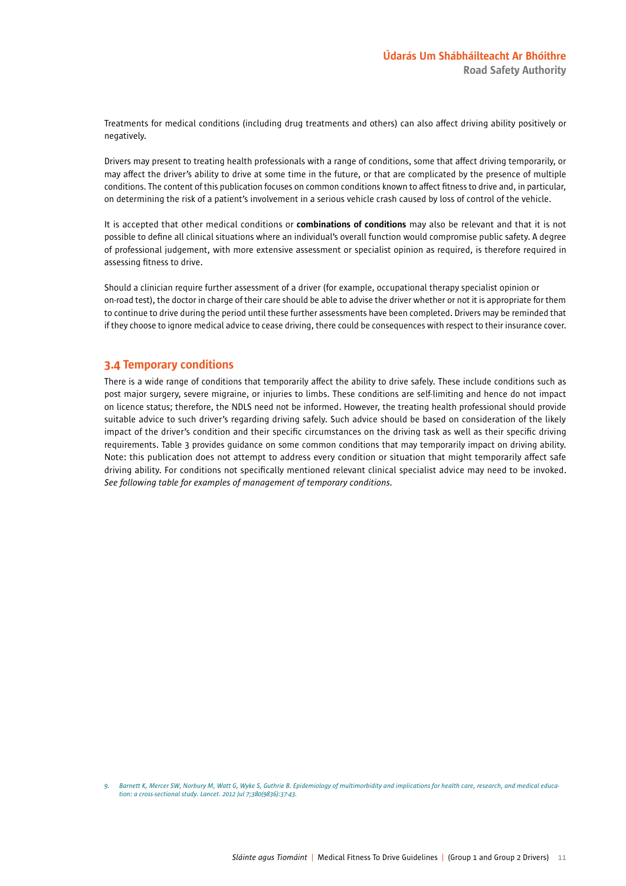Treatments for medical conditions (including drug treatments and others) can also affect driving ability positively or negatively.

Drivers may present to treating health professionals with a range of conditions, some that affect driving temporarily, or may affect the driver's ability to drive at some time in the future, or that are complicated by the presence of multiple conditions. The content of this publication focuses on common conditions known to affect fitness to drive and, in particular, on determining the risk of a patient's involvement in a serious vehicle crash caused by loss of control of the vehicle.

It is accepted that other medical conditions or **combinations of conditions** may also be relevant and that it is not possible to define all clinical situations where an individual's overall function would compromise public safety. A degree of professional judgement, with more extensive assessment or specialist opinion as required, is therefore required in assessing fitness to drive.

Should a clinician require further assessment of a driver (for example, occupational therapy specialist opinion or on-road test), the doctor in charge of their care should be able to advise the driver whether or not it is appropriate for them to continue to drive during the period until these further assessments have been completed. Drivers may be reminded that if they choose to ignore medical advice to cease driving, there could be consequences with respect to their insurance cover.

## 3.4 Temporary conditions

There is a wide range of conditions that temporarily affect the ability to drive safely. These include conditions such as post major surgery, severe migraine, or injuries to limbs. These conditions are self-limiting and hence do not impact on licence status; therefore, the NDLS need not be informed. However, the treating health professional should provide suitable advice to such driver's regarding driving safely. Such advice should be based on consideration of the likely impact of the driver's condition and their specific circumstances on the driving task as well as their specific driving requirements. Table 3 provides guidance on some common conditions that may temporarily impact on driving ability. Note: this publication does not attempt to address every condition or situation that might temporarily affect safe driving ability. For conditions not specifically mentioned relevant clinical specialist advice may need to be invoked. *See following table for examples of management of temporary conditions.*

*9. Barnett K, Mercer SW, Norbury M, Watt G, Wyke S, Guthrie B. Epidemiology of multimorbidity and implications for health care, research, and medical education: a cross-sectional study. Lancet. 2012 Jul 7;380(9836):37-43.*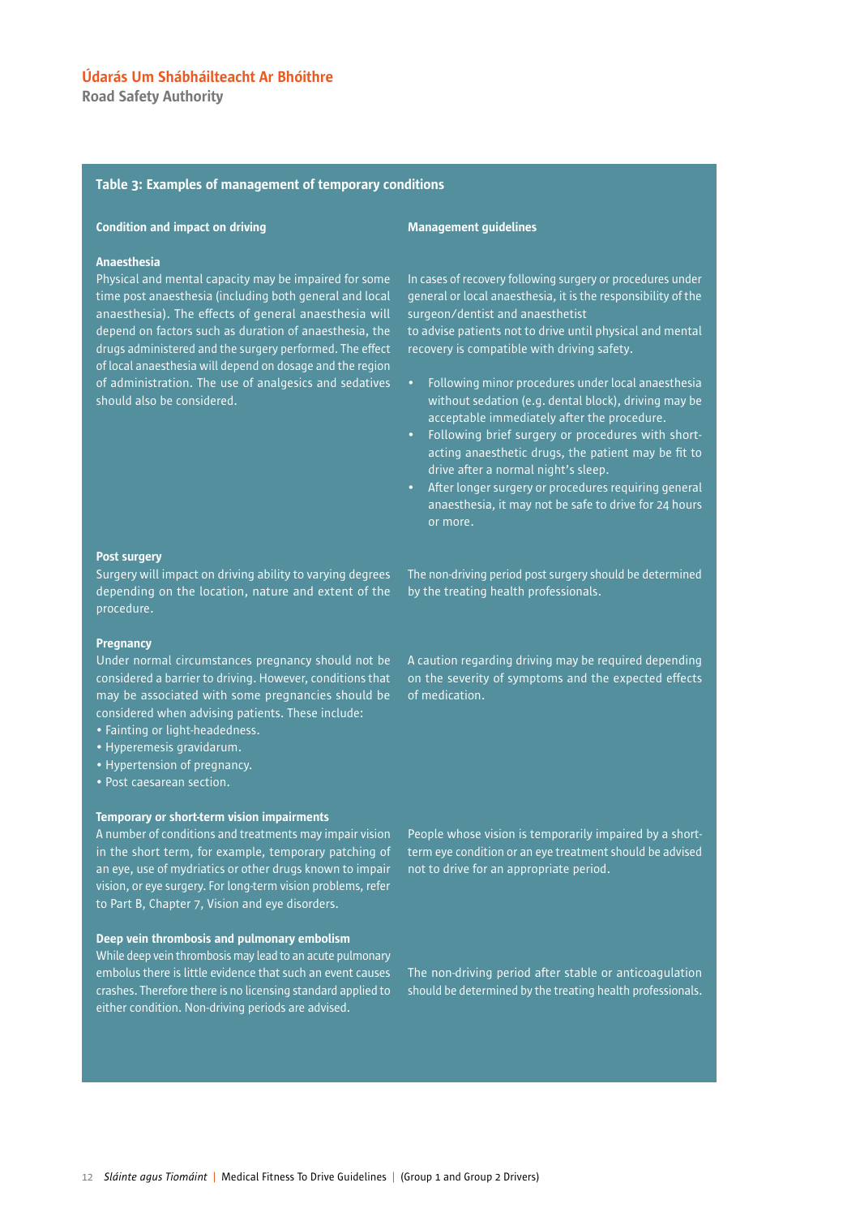**Table 3: Examples of management of temporary conditions**

| Condition and impact on driving | Management guidelines |
|---|---|
| **Anaesthesia**<br>Physical and mental capacity may be impaired for some time post anaesthesia (including both general and local anaesthesia). The effects of general anaesthesia will depend on factors such as duration of anaesthesia, the drugs administered and the surgery performed. The effect of local anaesthesia will depend on dosage and the region of administration. The use of analgesics and sedatives should also be considered. | In cases of recovery following surgery or procedures under general or local anaesthesia, it is the responsibility of the surgeon/dentist and anaesthetist to advise patients not to drive until physical and mental recovery is compatible with driving safety.<br>• Following minor procedures under local anaesthesia without sedation (e.g. dental block), driving may be acceptable immediately after the procedure.<br>• Following brief surgery or procedures with short-acting anaesthetic drugs, the patient may be fit to drive after a normal night's sleep.<br>• After longer surgery or procedures requiring general anaesthesia, it may not be safe to drive for 24 hours or more. |
| **Post surgery**<br>Surgery will impact on driving ability to varying degrees depending on the location, nature and extent of the procedure. | The non-driving period post surgery should be determined by the treating health professionals. |
| **Pregnancy**<br>Under normal circumstances pregnancy should not be considered a barrier to driving. However, conditions that may be associated with some pregnancies should be considered when advising patients. These include:<br>• Fainting or light-headedness.<br>• Hyperemesis gravidarum.<br>• Hypertension of pregnancy.<br>• Post caesarean section. | A caution regarding driving may be required depending on the severity of symptoms and the expected effects of medication. |
| **Temporary or short-term vision impairments**<br>A number of conditions and treatments may impair vision in the short term, for example, temporary patching of an eye, use of mydriatics or other drugs known to impair vision, or eye surgery. For long-term vision problems, refer to Part B, Chapter 7, Vision and eye disorders. | People whose vision is temporarily impaired by a short-term eye condition or an eye treatment should be advised not to drive for an appropriate period. |
| **Deep vein thrombosis and pulmonary embolism**<br>While deep vein thrombosis may lead to an acute pulmonary embolus there is little evidence that such an event causes crashes. Therefore there is no licensing standard applied to either condition. Non-driving periods are advised. | The non-driving period after stable or anticoagulation should be determined by the treating health professionals. |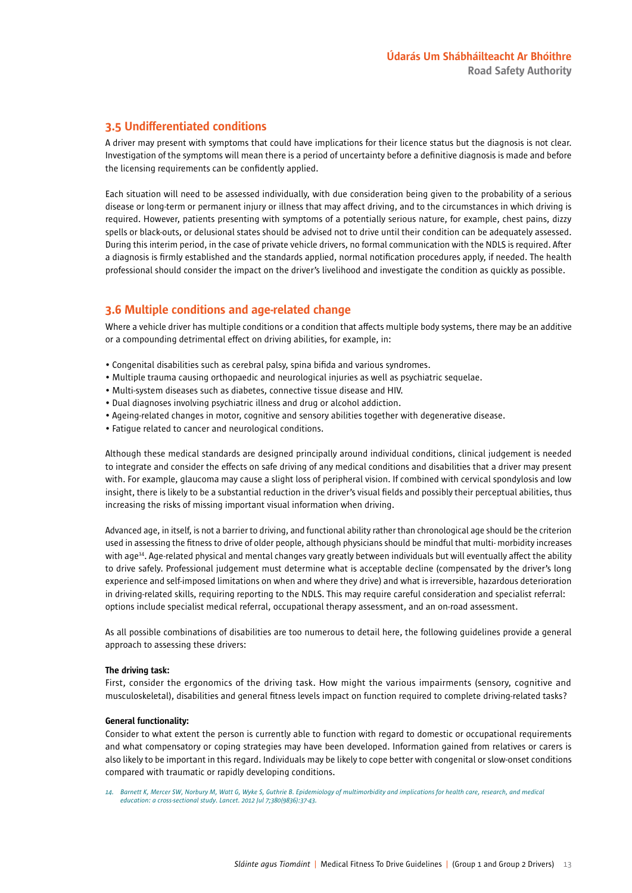## 3.5 Undifferentiated conditions

A driver may present with symptoms that could have implications for their licence status but the diagnosis is not clear. Investigation of the symptoms will mean there is a period of uncertainty before a definitive diagnosis is made and before the licensing requirements can be confidently applied.

Each situation will need to be assessed individually, with due consideration being given to the probability of a serious disease or long-term or permanent injury or illness that may affect driving, and to the circumstances in which driving is required. However, patients presenting with symptoms of a potentially serious nature, for example, chest pains, dizzy spells or black-outs, or delusional states should be advised not to drive until their condition can be adequately assessed. During this interim period, in the case of private vehicle drivers, no formal communication with the NDLS is required. After a diagnosis is firmly established and the standards applied, normal notification procedures apply, if needed. The health professional should consider the impact on the driver's livelihood and investigate the condition as quickly as possible.

## 3.6 Multiple conditions and age-related change

Where a vehicle driver has multiple conditions or a condition that affects multiple body systems, there may be an additive or a compounding detrimental effect on driving abilities, for example, in:

- Congenital disabilities such as cerebral palsy, spina bifida and various syndromes.
- Multiple trauma causing orthopaedic and neurological injuries as well as psychiatric sequelae.
- Multi-system diseases such as diabetes, connective tissue disease and HIV.
- Dual diagnoses involving psychiatric illness and drug or alcohol addiction.
- Ageing-related changes in motor, cognitive and sensory abilities together with degenerative disease.
- Fatigue related to cancer and neurological conditions.

Although these medical standards are designed principally around individual conditions, clinical judgement is needed to integrate and consider the effects on safe driving of any medical conditions and disabilities that a driver may present with. For example, glaucoma may cause a slight loss of peripheral vision. If combined with cervical spondylosis and low insight, there is likely to be a substantial reduction in the driver's visual fields and possibly their perceptual abilities, thus increasing the risks of missing important visual information when driving.

Advanced age, in itself, is not a barrier to driving, and functional ability rather than chronological age should be the criterion used in assessing the fitness to drive of older people, although physicians should be mindful that multi- morbidity increases with age[14]. Age-related physical and mental changes vary greatly between individuals but will eventually affect the ability to drive safely. Professional judgement must determine what is acceptable decline (compensated by the driver's long experience and self-imposed limitations on when and where they drive) and what is irreversible, hazardous deterioration in driving-related skills, requiring reporting to the NDLS. This may require careful consideration and specialist referral: options include specialist medical referral, occupational therapy assessment, and an on-road assessment.

As all possible combinations of disabilities are too numerous to detail here, the following guidelines provide a general approach to assessing these drivers:

**The driving task:**
First, consider the ergonomics of the driving task. How might the various impairments (sensory, cognitive and musculoskeletal), disabilities and general fitness levels impact on function required to complete driving-related tasks?

**General functionality:**
Consider to what extent the person is currently able to function with regard to domestic or occupational requirements and what compensatory or coping strategies may have been developed. Information gained from relatives or carers is also likely to be important in this regard. Individuals may be likely to cope better with congenital or slow-onset conditions compared with traumatic or rapidly developing conditions.

*14. Barnett K, Mercer SW, Norbury M, Watt G, Wyke S, Guthrie B. Epidemiology of multimorbidity and implications for health care, research, and medical education: a cross-sectional study. Lancet. 2012 Jul 7;380(9836):37-43.*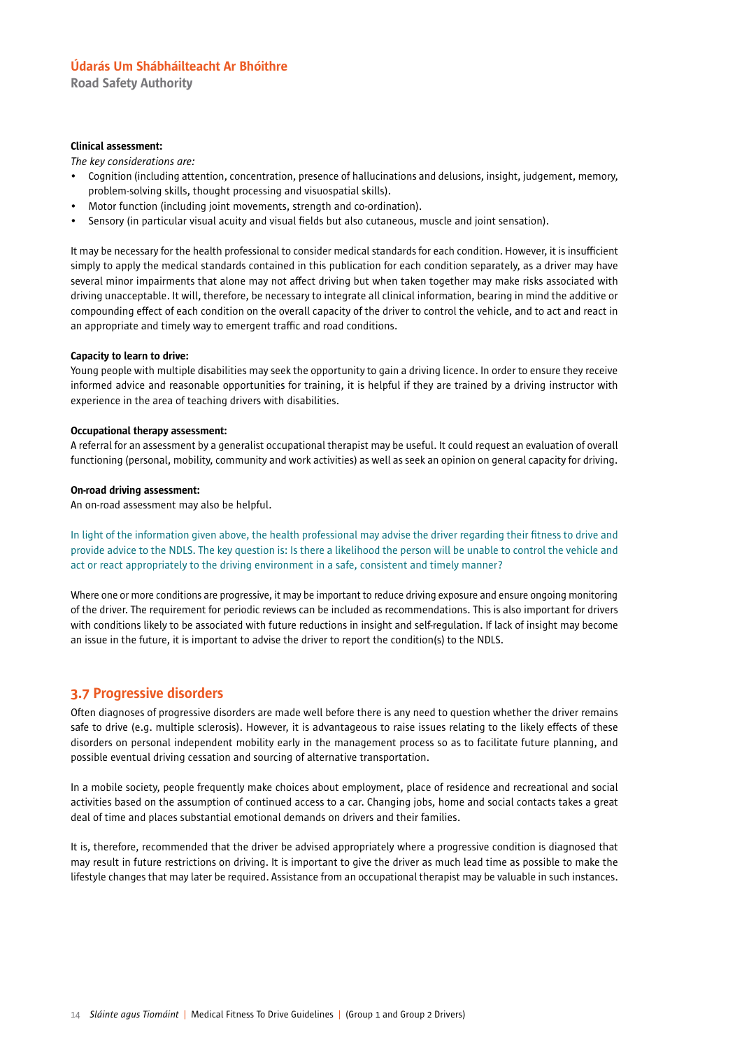**Clinical assessment:**

*The key considerations are:*

- Cognition (including attention, concentration, presence of hallucinations and delusions, insight, judgement, memory, problem-solving skills, thought processing and visuospatial skills).
- Motor function (including joint movements, strength and co-ordination).
- Sensory (in particular visual acuity and visual fields but also cutaneous, muscle and joint sensation).

It may be necessary for the health professional to consider medical standards for each condition. However, it is insufficient simply to apply the medical standards contained in this publication for each condition separately, as a driver may have several minor impairments that alone may not affect driving but when taken together may make risks associated with driving unacceptable. It will, therefore, be necessary to integrate all clinical information, bearing in mind the additive or compounding effect of each condition on the overall capacity of the driver to control the vehicle, and to act and react in an appropriate and timely way to emergent traffic and road conditions.

**Capacity to learn to drive:**

Young people with multiple disabilities may seek the opportunity to gain a driving licence. In order to ensure they receive informed advice and reasonable opportunities for training, it is helpful if they are trained by a driving instructor with experience in the area of teaching drivers with disabilities.

**Occupational therapy assessment:**

A referral for an assessment by a generalist occupational therapist may be useful. It could request an evaluation of overall functioning (personal, mobility, community and work activities) as well as seek an opinion on general capacity for driving.

**On-road driving assessment:**

An on-road assessment may also be helpful.

In light of the information given above, the health professional may advise the driver regarding their fitness to drive and provide advice to the NDLS. The key question is: Is there a likelihood the person will be unable to control the vehicle and act or react appropriately to the driving environment in a safe, consistent and timely manner?

Where one or more conditions are progressive, it may be important to reduce driving exposure and ensure ongoing monitoring of the driver. The requirement for periodic reviews can be included as recommendations. This is also important for drivers with conditions likely to be associated with future reductions in insight and self-regulation. If lack of insight may become an issue in the future, it is important to advise the driver to report the condition(s) to the NDLS.

## 3.7 Progressive disorders

Often diagnoses of progressive disorders are made well before there is any need to question whether the driver remains safe to drive (e.g. multiple sclerosis). However, it is advantageous to raise issues relating to the likely effects of these disorders on personal independent mobility early in the management process so as to facilitate future planning, and possible eventual driving cessation and sourcing of alternative transportation.

In a mobile society, people frequently make choices about employment, place of residence and recreational and social activities based on the assumption of continued access to a car. Changing jobs, home and social contacts takes a great deal of time and places substantial emotional demands on drivers and their families.

It is, therefore, recommended that the driver be advised appropriately where a progressive condition is diagnosed that may result in future restrictions on driving. It is important to give the driver as much lead time as possible to make the lifestyle changes that may later be required. Assistance from an occupational therapist may be valuable in such instances.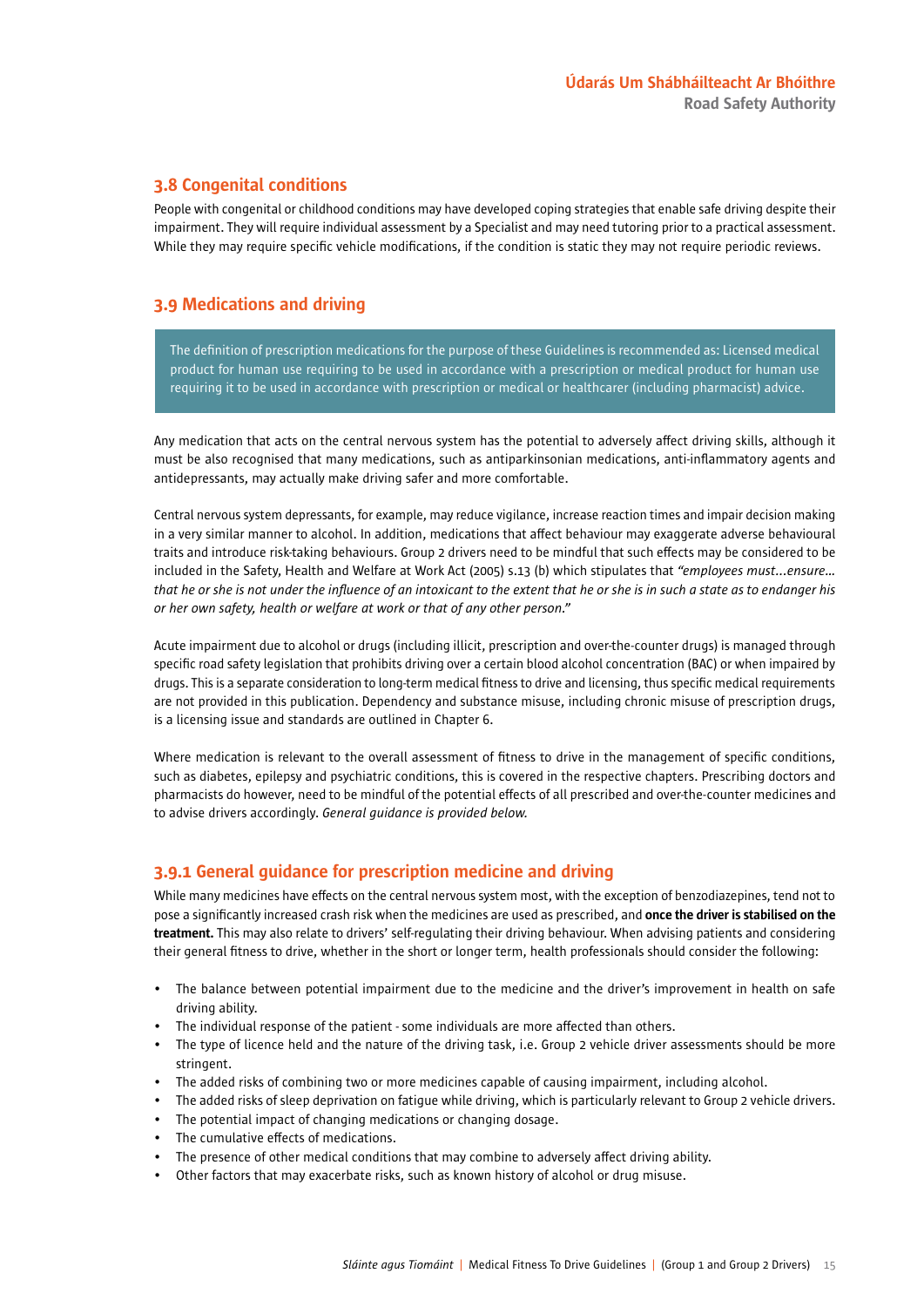## 3.8 Congenital conditions

People with congenital or childhood conditions may have developed coping strategies that enable safe driving despite their impairment. They will require individual assessment by a Specialist and may need tutoring prior to a practical assessment. While they may require specific vehicle modifications, if the condition is static they may not require periodic reviews.

## 3.9 Medications and driving

> The definition of prescription medications for the purpose of these Guidelines is recommended as: Licensed medical product for human use requiring to be used in accordance with a prescription or medical product for human use requiring it to be used in accordance with prescription or medical or healthcarer (including pharmacist) advice.

Any medication that acts on the central nervous system has the potential to adversely affect driving skills, although it must be also recognised that many medications, such as antiparkinsonian medications, anti-inflammatory agents and antidepressants, may actually make driving safer and more comfortable.

Central nervous system depressants, for example, may reduce vigilance, increase reaction times and impair decision making in a very similar manner to alcohol. In addition, medications that affect behaviour may exaggerate adverse behavioural traits and introduce risk-taking behaviours. Group 2 drivers need to be mindful that such effects may be considered to be included in the Safety, Health and Welfare at Work Act (2005) s.13 (b) which stipulates that *"employees must…ensure… that he or she is not under the influence of an intoxicant to the extent that he or she is in such a state as to endanger his or her own safety, health or welfare at work or that of any other person."*

Acute impairment due to alcohol or drugs (including illicit, prescription and over-the-counter drugs) is managed through specific road safety legislation that prohibits driving over a certain blood alcohol concentration (BAC) or when impaired by drugs. This is a separate consideration to long-term medical fitness to drive and licensing, thus specific medical requirements are not provided in this publication. Dependency and substance misuse, including chronic misuse of prescription drugs, is a licensing issue and standards are outlined in Chapter 6.

Where medication is relevant to the overall assessment of fitness to drive in the management of specific conditions, such as diabetes, epilepsy and psychiatric conditions, this is covered in the respective chapters. Prescribing doctors and pharmacists do however, need to be mindful of the potential effects of all prescribed and over-the-counter medicines and to advise drivers accordingly. *General guidance is provided below.*

### 3.9.1 General guidance for prescription medicine and driving

While many medicines have effects on the central nervous system most, with the exception of benzodiazepines, tend not to pose a significantly increased crash risk when the medicines are used as prescribed, and **once the driver is stabilised on the treatment.** This may also relate to drivers' self-regulating their driving behaviour. When advising patients and considering their general fitness to drive, whether in the short or longer term, health professionals should consider the following:

- The balance between potential impairment due to the medicine and the driver's improvement in health on safe driving ability.
- The individual response of the patient - some individuals are more affected than others.
- The type of licence held and the nature of the driving task, i.e. Group 2 vehicle driver assessments should be more stringent.
- The added risks of combining two or more medicines capable of causing impairment, including alcohol.
- The added risks of sleep deprivation on fatigue while driving, which is particularly relevant to Group 2 vehicle drivers.
- The potential impact of changing medications or changing dosage.
- The cumulative effects of medications.
- The presence of other medical conditions that may combine to adversely affect driving ability.
- Other factors that may exacerbate risks, such as known history of alcohol or drug misuse.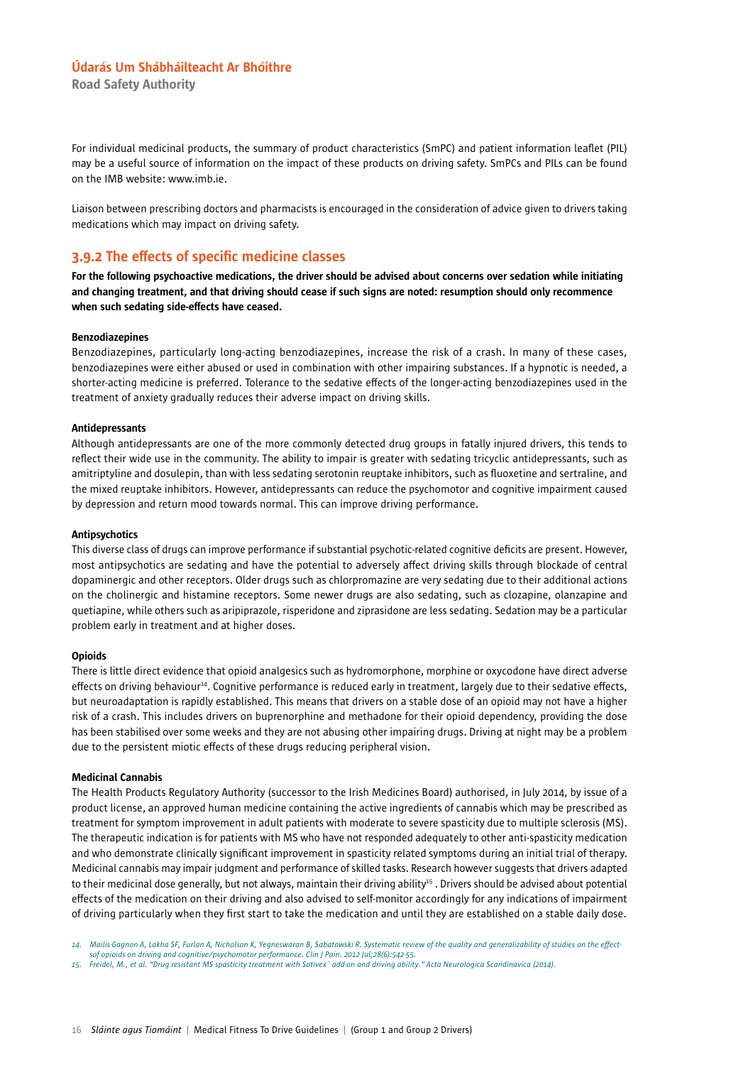For individual medicinal products, the summary of product characteristics (SmPC) and patient information leaflet (PIL) may be a useful source of information on the impact of these products on driving safety. SmPCs and PILs can be found on the IMB website: www.imb.ie.

Liaison between prescribing doctors and pharmacists is encouraged in the consideration of advice given to drivers taking medications which may impact on driving safety.

## 3.9.2 The effects of specific medicine classes

**For the following psychoactive medications, the driver should be advised about concerns over sedation while initiating and changing treatment, and that driving should cease if such signs are noted: resumption should only recommence when such sedating side-effects have ceased.**

**Benzodiazepines**

Benzodiazepines, particularly long-acting benzodiazepines, increase the risk of a crash. In many of these cases, benzodiazepines were either abused or used in combination with other impairing substances. If a hypnotic is needed, a shorter-acting medicine is preferred. Tolerance to the sedative effects of the longer-acting benzodiazepines used in the treatment of anxiety gradually reduces their adverse impact on driving skills.

**Antidepressants**

Although antidepressants are one of the more commonly detected drug groups in fatally injured drivers, this tends to reflect their wide use in the community. The ability to impair is greater with sedating tricyclic antidepressants, such as amitriptyline and dosulepin, than with less sedating serotonin reuptake inhibitors, such as fluoxetine and sertraline, and the mixed reuptake inhibitors. However, antidepressants can reduce the psychomotor and cognitive impairment caused by depression and return mood towards normal. This can improve driving performance.

**Antipsychotics**

This diverse class of drugs can improve performance if substantial psychotic-related cognitive deficits are present. However, most antipsychotics are sedating and have the potential to adversely affect driving skills through blockade of central dopaminergic and other receptors. Older drugs such as chlorpromazine are very sedating due to their additional actions on the cholinergic and histamine receptors. Some newer drugs are also sedating, such as clozapine, olanzapine and quetiapine, while others such as aripiprazole, risperidone and ziprasidone are less sedating. Sedation may be a particular problem early in treatment and at higher doses.

**Opioids**

There is little direct evidence that opioid analgesics such as hydromorphone, morphine or oxycodone have direct adverse effects on driving behaviour[14]. Cognitive performance is reduced early in treatment, largely due to their sedative effects, but neuroadaptation is rapidly established. This means that drivers on a stable dose of an opioid may not have a higher risk of a crash. This includes drivers on buprenorphine and methadone for their opioid dependency, providing the dose has been stabilised over some weeks and they are not abusing other impairing drugs. Driving at night may be a problem due to the persistent miotic effects of these drugs reducing peripheral vision.

**Medicinal Cannabis**

The Health Products Regulatory Authority (successor to the Irish Medicines Board) authorised, in July 2014, by issue of a product license, an approved human medicine containing the active ingredients of cannabis which may be prescribed as treatment for symptom improvement in adult patients with moderate to severe spasticity due to multiple sclerosis (MS). The therapeutic indication is for patients with MS who have not responded adequately to other anti-spasticity medication and who demonstrate clinically significant improvement in spasticity related symptoms during an initial trial of therapy. Medicinal cannabis may impair judgment and performance of skilled tasks. Research however suggests that drivers adapted to their medicinal dose generally, but not always, maintain their driving ability[15]. Drivers should be advised about potential effects of the medication on their driving and also advised to self-monitor accordingly for any indications of impairment of driving particularly when they first start to take the medication and until they are established on a stable daily dose.

*14. Mailis-Gagnon A, Lakha SF, Furlan A, Nicholson K, Yegneswaran B, Sabatowski R. Systematic review of the quality and generalizability of studies on the effects of opioids on driving and cognitive/psychomotor performance. Clin J Pain. 2012 Jul;28(6):542-55.*

*15. Freidel, M., et al. "Drug resistant MS spasticity treatment with Sativex® add-on and driving ability." Acta Neurologica Scandinavica (2014).*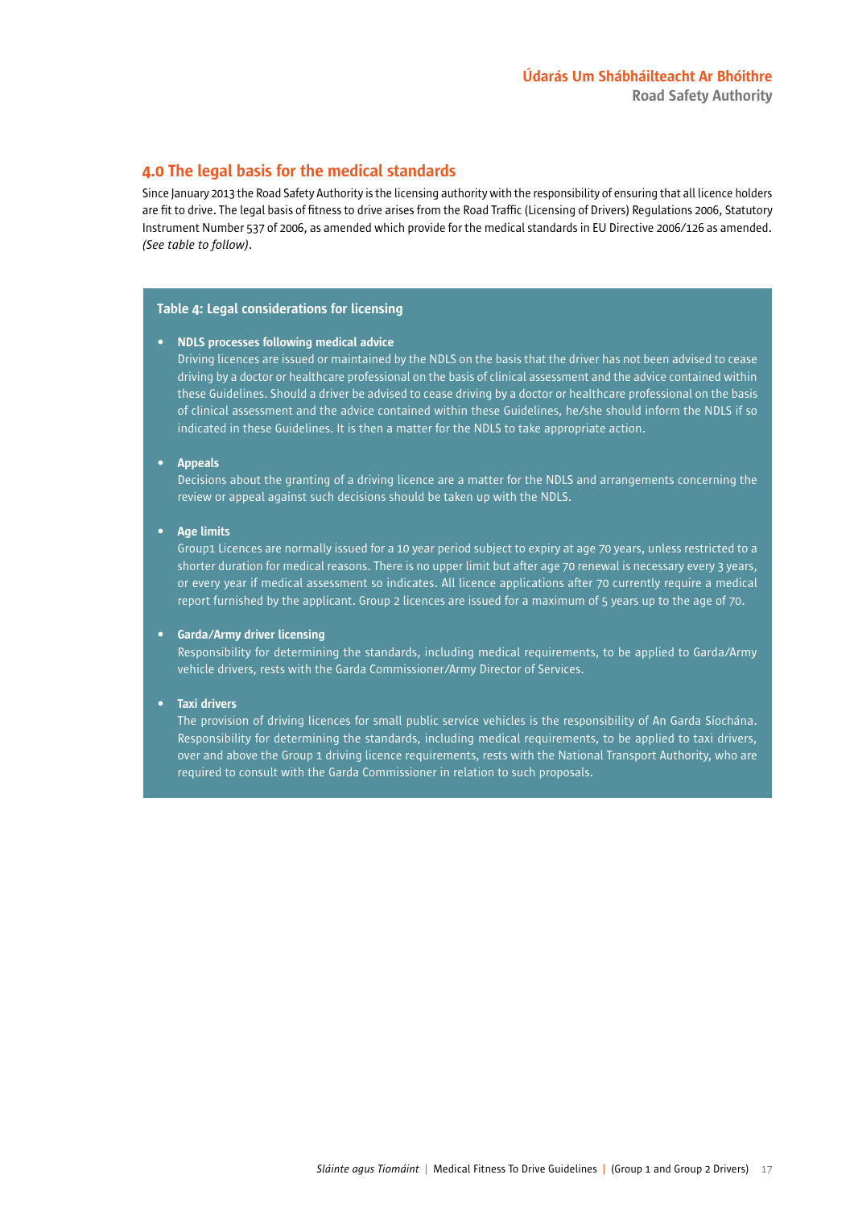## 4.0 The legal basis for the medical standards

Since January 2013 the Road Safety Authority is the licensing authority with the responsibility of ensuring that all licence holders are fit to drive. The legal basis of fitness to drive arises from the Road Traffic (Licensing of Drivers) Regulations 2006, Statutory Instrument Number 537 of 2006, as amended which provide for the medical standards in EU Directive 2006/126 as amended. *(See table to follow)*.

**Table 4: Legal considerations for licensing**

- **NDLS processes following medical advice**
  Driving licences are issued or maintained by the NDLS on the basis that the driver has not been advised to cease driving by a doctor or healthcare professional on the basis of clinical assessment and the advice contained within these Guidelines. Should a driver be advised to cease driving by a doctor or healthcare professional on the basis of clinical assessment and the advice contained within these Guidelines, he/she should inform the NDLS if so indicated in these Guidelines. It is then a matter for the NDLS to take appropriate action.

- **Appeals**
  Decisions about the granting of a driving licence are a matter for the NDLS and arrangements concerning the review or appeal against such decisions should be taken up with the NDLS.

- **Age limits**
  Group1 Licences are normally issued for a 10 year period subject to expiry at age 70 years, unless restricted to a shorter duration for medical reasons. There is no upper limit but after age 70 renewal is necessary every 3 years, or every year if medical assessment so indicates. All licence applications after 70 currently require a medical report furnished by the applicant. Group 2 licences are issued for a maximum of 5 years up to the age of 70.

- **Garda/Army driver licensing**
  Responsibility for determining the standards, including medical requirements, to be applied to Garda/Army vehicle drivers, rests with the Garda Commissioner/Army Director of Services.

- **Taxi drivers**
  The provision of driving licences for small public service vehicles is the responsibility of An Garda Síochána. Responsibility for determining the standards, including medical requirements, to be applied to taxi drivers, over and above the Group 1 driving licence requirements, rests with the National Transport Authority, who are required to consult with the Garda Commissioner in relation to such proposals.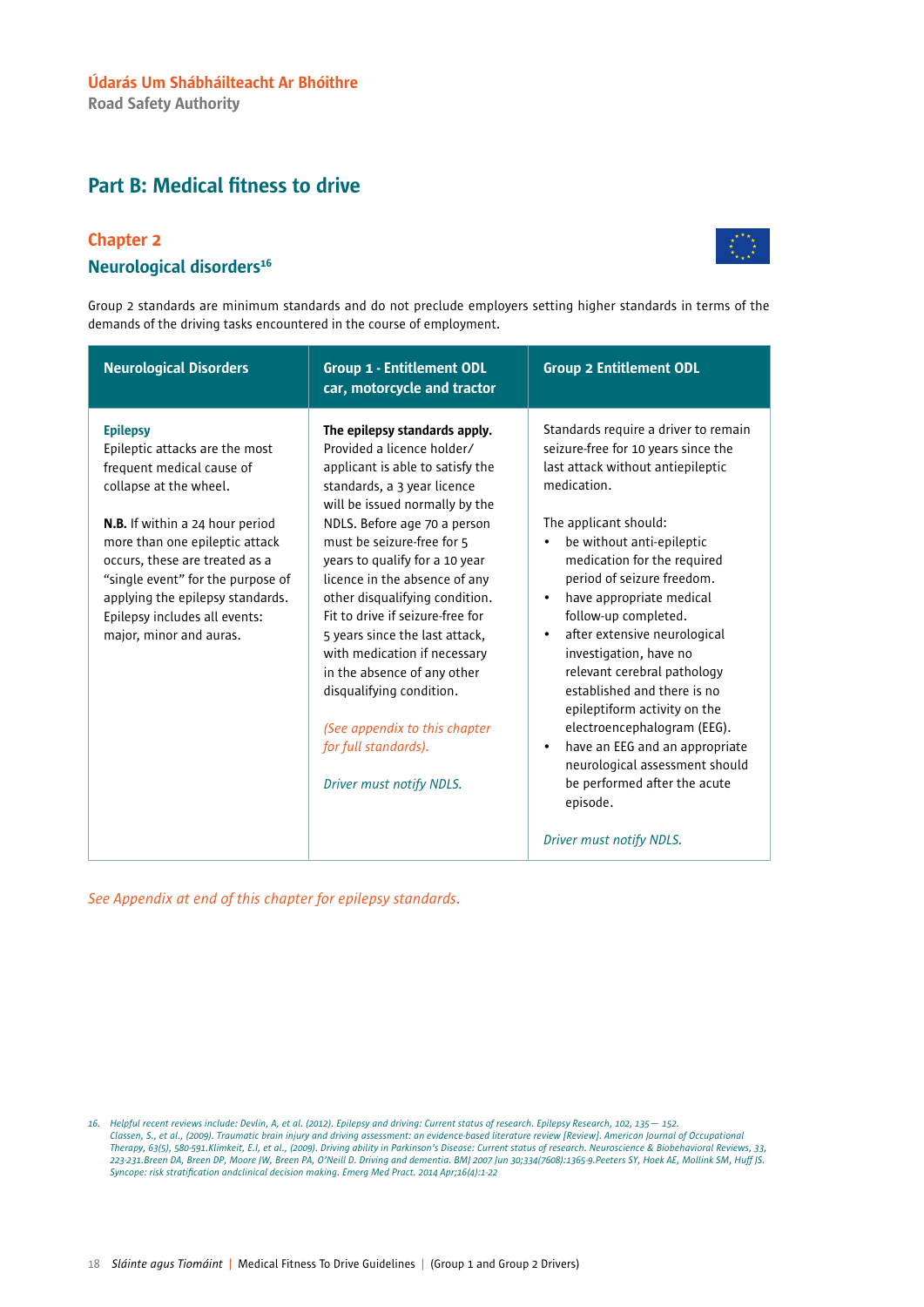## Part B: Medical fitness to drive

### Chapter 2

### Neurological disorders[16]

Group 2 standards are minimum standards and do not preclude employers setting higher standards in terms of the demands of the driving tasks encountered in the course of employment.

| Neurological Disorders | Group 1 - Entitlement ODL car, motorcycle and tractor | Group 2 Entitlement ODL |
|---|---|---|
| **Epilepsy**<br>Epileptic attacks are the most frequent medical cause of collapse at the wheel.<br><br>**N.B.** If within a 24 hour period more than one epileptic attack occurs, these are treated as a "single event" for the purpose of applying the epilepsy standards. Epilepsy includes all events: major, minor and auras. | **The epilepsy standards apply.** Provided a licence holder/applicant is able to satisfy the standards, a 3 year licence will be issued normally by the NDLS. Before age 70 a person must be seizure-free for 5 years to qualify for a 10 year licence in the absence of any other disqualifying condition. Fit to drive if seizure-free for 5 years since the last attack, with medication if necessary in the absence of any other disqualifying condition.<br><br>*(See appendix to this chapter for full standards).*<br><br>*Driver must notify NDLS.* | Standards require a driver to remain seizure-free for 10 years since the last attack without antiepileptic medication.<br><br>The applicant should:<br>• be without anti-epileptic medication for the required period of seizure freedom.<br>• have appropriate medical follow-up completed.<br>• after extensive neurological investigation, have no relevant cerebral pathology established and there is no epileptiform activity on the electroencephalogram (EEG).<br>• have an EEG and an appropriate neurological assessment should be performed after the acute episode.<br><br>*Driver must notify NDLS.* |

*See Appendix at end of this chapter for epilepsy standards.*

16. Helpful recent reviews include: Devlin, A, et al. (2012). Epilepsy and driving: Current status of research. Epilepsy Research, 102, 135— 152. Classen, S., et al., (2009). Traumatic brain injury and driving assessment: an evidence-based literature review [Review]. American Journal of Occupational Therapy, 63(5), 580-591.Klimkeit, E.I, et al., (2009). Driving ability in Parkinson's Disease: Current status of research. Neuroscience & Biobehavioral Reviews, 33, 223-231.Breen DA, Breen DP, Moore JW, Breen PA, O'Neill D. Driving and dementia. BMJ 2007 Jun 30;334(7608):1365-9.Peeters SY, Hoek AE, Mollink SM, Huff JS. Syncope: risk stratification andclinical decision making. Emerg Med Pract. 2014 Apr;16(4):1-22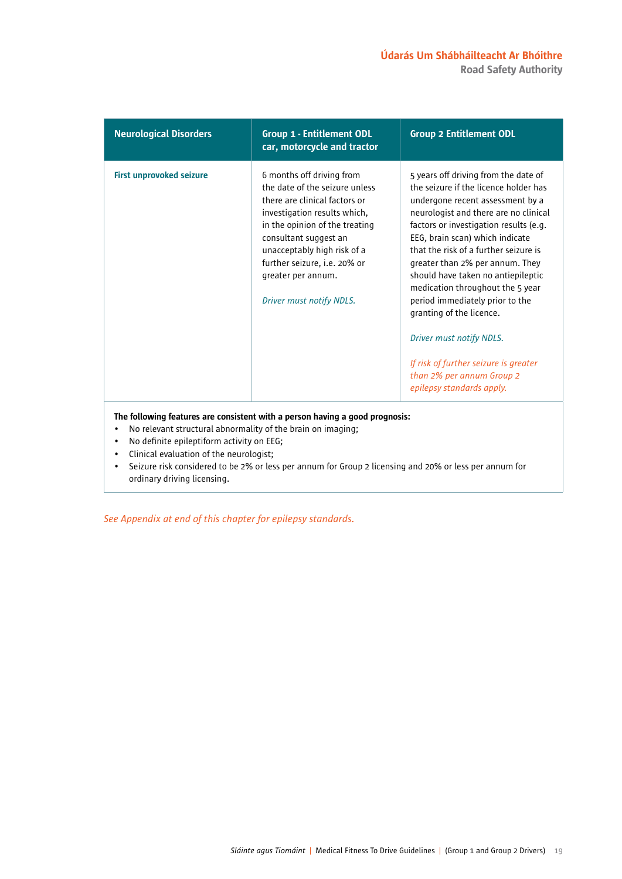| Neurological Disorders | Group 1 - Entitlement ODL car, motorcycle and tractor | Group 2 Entitlement ODL |
|---|---|---|
| **First unprovoked seizure** | 6 months off driving from the date of the seizure unless there are clinical factors or investigation results which, in the opinion of the treating consultant suggest an unacceptably high risk of a further seizure, i.e. 20% or greater per annum.<br><br>*Driver must notify NDLS.* | 5 years off driving from the date of the seizure if the licence holder has undergone recent assessment by a neurologist and there are no clinical factors or investigation results (e.g. EEG, brain scan) which indicate that the risk of a further seizure is greater than 2% per annum. They should have taken no antiepileptic medication throughout the 5 year period immediately prior to the granting of the licence.<br><br>*Driver must notify NDLS.*<br><br>*If risk of further seizure is greater than 2% per annum Group 2 epilepsy standards apply.* |

**The following features are consistent with a person having a good prognosis:**

- No relevant structural abnormality of the brain on imaging;
- No definite epileptiform activity on EEG;
- Clinical evaluation of the neurologist;
- Seizure risk considered to be 2% or less per annum for Group 2 licensing and 20% or less per annum for ordinary driving licensing.

*See Appendix at end of this chapter for epilepsy standards.*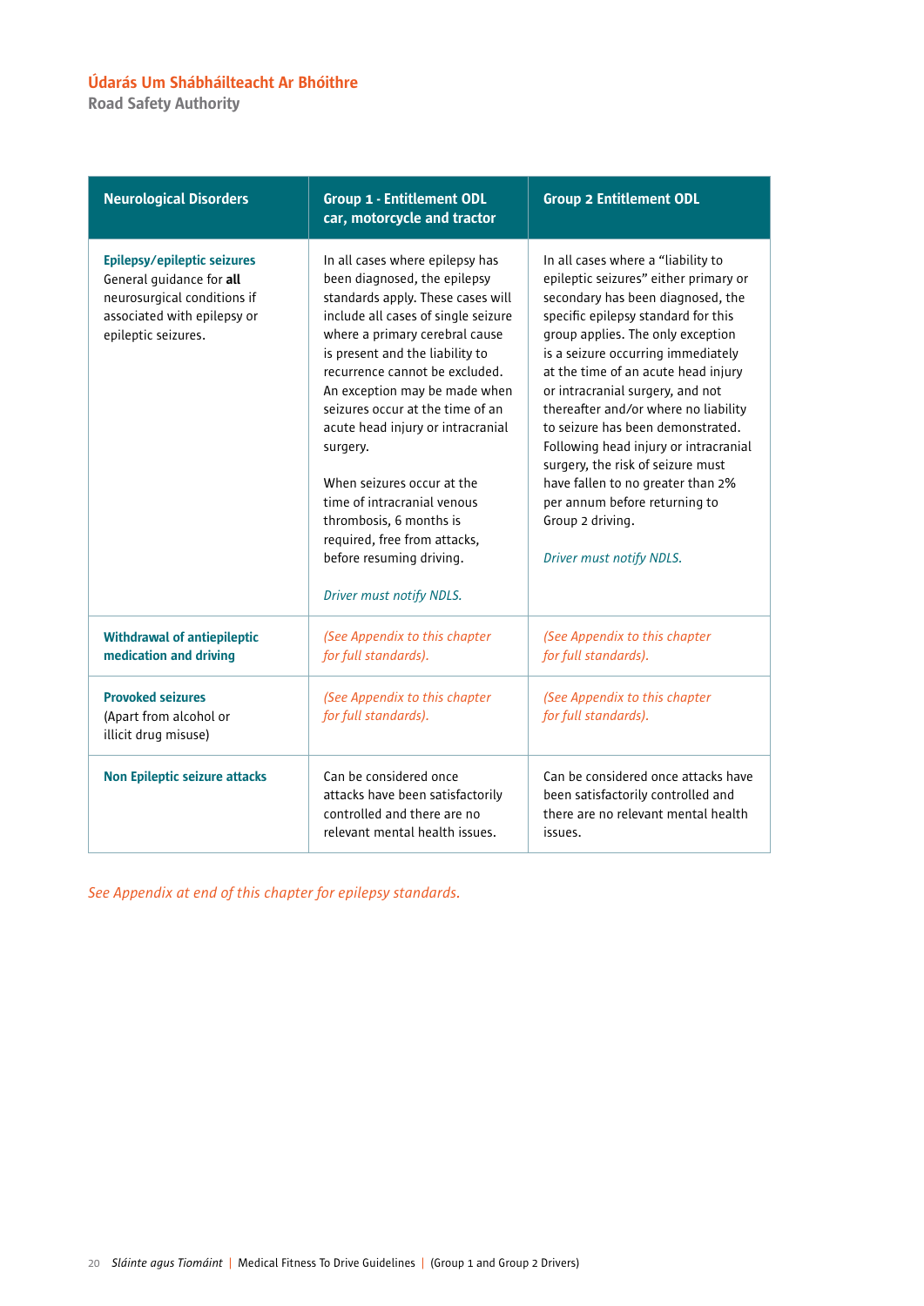| Neurological Disorders | Group 1 - Entitlement ODL car, motorcycle and tractor | Group 2 Entitlement ODL |
|---|---|---|
| **Epilepsy/epileptic seizures**<br>General guidance for **all** neurosurgical conditions if associated with epilepsy or epileptic seizures. | In all cases where epilepsy has been diagnosed, the epilepsy standards apply. These cases will include all cases of single seizure where a primary cerebral cause is present and the liability to recurrence cannot be excluded. An exception may be made when seizures occur at the time of an acute head injury or intracranial surgery.<br><br>When seizures occur at the time of intracranial venous thrombosis, 6 months is required, free from attacks, before resuming driving.<br><br>*Driver must notify NDLS.* | In all cases where a "liability to epileptic seizures" either primary or secondary has been diagnosed, the specific epilepsy standard for this group applies. The only exception is a seizure occurring immediately at the time of an acute head injury or intracranial surgery, and not thereafter and/or where no liability to seizure has been demonstrated. Following head injury or intracranial surgery, the risk of seizure must have fallen to no greater than 2% per annum before returning to Group 2 driving.<br><br>*Driver must notify NDLS.* |
| **Withdrawal of antiepileptic medication and driving** | *(See Appendix to this chapter for full standards).* | *(See Appendix to this chapter for full standards).* |
| **Provoked seizures**<br>(Apart from alcohol or illicit drug misuse) | *(See Appendix to this chapter for full standards).* | *(See Appendix to this chapter for full standards).* |
| **Non Epileptic seizure attacks** | Can be considered once attacks have been satisfactorily controlled and there are no relevant mental health issues. | Can be considered once attacks have been satisfactorily controlled and there are no relevant mental health issues. |

*See Appendix at end of this chapter for epilepsy standards.*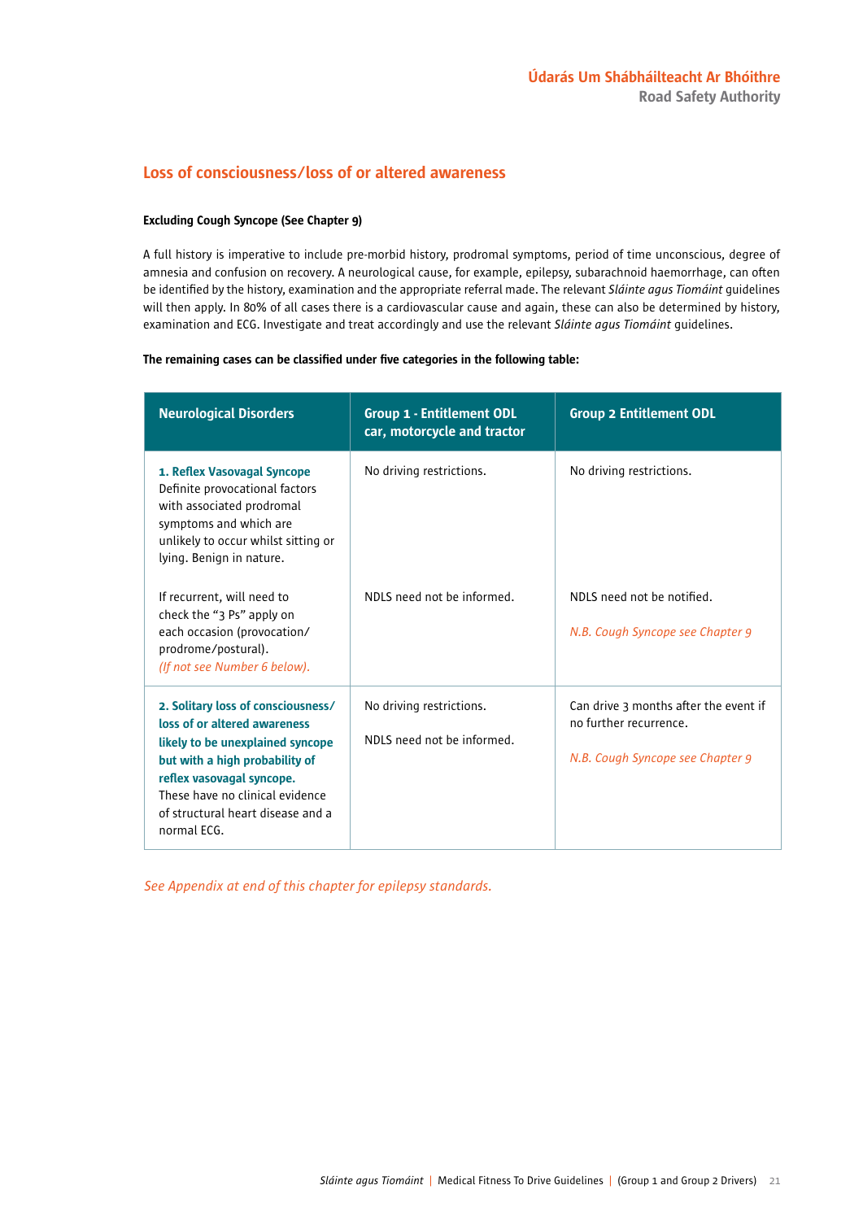## Loss of consciousness/loss of or altered awareness

**Excluding Cough Syncope (See Chapter 9)**

A full history is imperative to include pre-morbid history, prodromal symptoms, period of time unconscious, degree of amnesia and confusion on recovery. A neurological cause, for example, epilepsy, subarachnoid haemorrhage, can often be identified by the history, examination and the appropriate referral made. The relevant *Sláinte agus Tiomáint* guidelines will then apply. In 80% of all cases there is a cardiovascular cause and again, these can also be determined by history, examination and ECG. Investigate and treat accordingly and use the relevant *Sláinte agus Tiomáint* guidelines.

**The remaining cases can be classified under five categories in the following table:**

| Neurological Disorders | Group 1 - Entitlement ODL car, motorcycle and tractor | Group 2 Entitlement ODL |
|---|---|---|
| **1. Reflex Vasovagal Syncope** Definite provocational factors with associated prodromal symptoms and which are unlikely to occur whilst sitting or lying. Benign in nature. | No driving restrictions. | No driving restrictions. |
| If recurrent, will need to check the "3 Ps" apply on each occasion (provocation/prodrome/postural). *(If not see Number 6 below).* | NDLS need not be informed. | NDLS need not be notified. *N.B. Cough Syncope see Chapter 9* |
| **2. Solitary loss of consciousness/loss of or altered awareness likely to be unexplained syncope but with a high probability of reflex vasovagal syncope.** These have no clinical evidence of structural heart disease and a normal ECG. | No driving restrictions. NDLS need not be informed. | Can drive 3 months after the event if no further recurrence. *N.B. Cough Syncope see Chapter 9* |

*See Appendix at end of this chapter for epilepsy standards.*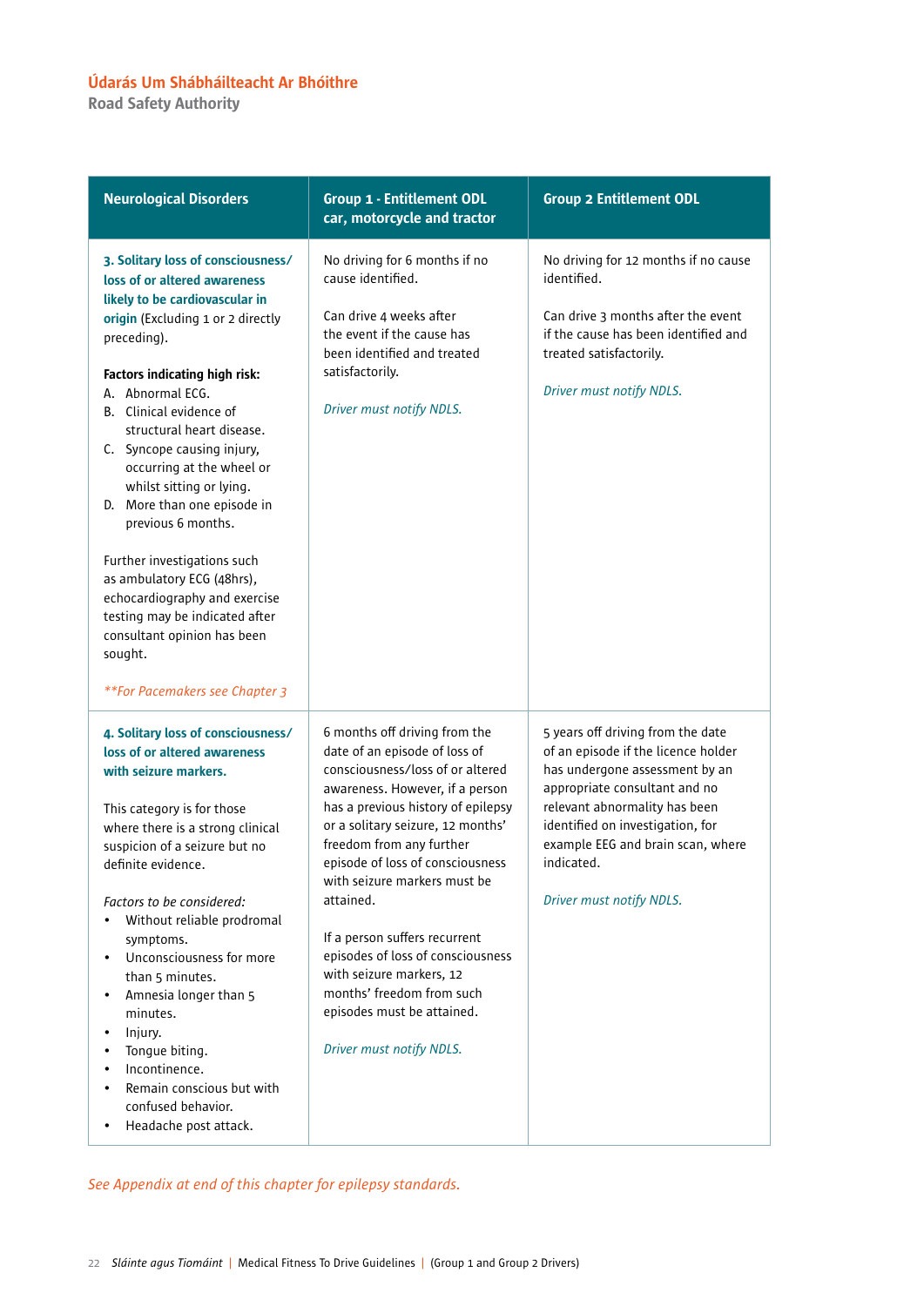| Neurological Disorders | Group 1 - Entitlement ODL car, motorcycle and tractor | Group 2 Entitlement ODL |
|---|---|---|
| **3. Solitary loss of consciousness/ loss of or altered awareness likely to be cardiovascular in origin** (Excluding 1 or 2 directly preceding).<br><br>**Factors indicating high risk:**<br>A. Abnormal ECG.<br>B. Clinical evidence of structural heart disease.<br>C. Syncope causing injury, occurring at the wheel or whilst sitting or lying.<br>D. More than one episode in previous 6 months.<br><br>Further investigations such as ambulatory ECG (48hrs), echocardiography and exercise testing may be indicated after consultant opinion has been sought.<br><br>*\*\*For Pacemakers see Chapter 3* | No driving for 6 months if no cause identified.<br><br>Can drive 4 weeks after the event if the cause has been identified and treated satisfactorily.<br><br>*Driver must notify NDLS.* | No driving for 12 months if no cause identified.<br><br>Can drive 3 months after the event if the cause has been identified and treated satisfactorily.<br><br>*Driver must notify NDLS.* |
| **4. Solitary loss of consciousness/ loss of or altered awareness with seizure markers.**<br><br>This category is for those where there is a strong clinical suspicion of a seizure but no definite evidence.<br><br>*Factors to be considered:*<br>• Without reliable prodromal symptoms.<br>• Unconsciousness for more than 5 minutes.<br>• Amnesia longer than 5 minutes.<br>• Injury.<br>• Tongue biting.<br>• Incontinence.<br>• Remain conscious but with confused behavior.<br>• Headache post attack. | 6 months off driving from the date of an episode of loss of consciousness/loss of or altered awareness. However, if a person has a previous history of epilepsy or a solitary seizure, 12 months' freedom from any further episode of loss of consciousness with seizure markers must be attained.<br><br>If a person suffers recurrent episodes of loss of consciousness with seizure markers, 12 months' freedom from such episodes must be attained.<br><br>*Driver must notify NDLS.* | 5 years off driving from the date of an episode if the licence holder has undergone assessment by an appropriate consultant and no relevant abnormality has been identified on investigation, for example EEG and brain scan, where indicated.<br><br>*Driver must notify NDLS.* |

*See Appendix at end of this chapter for epilepsy standards.*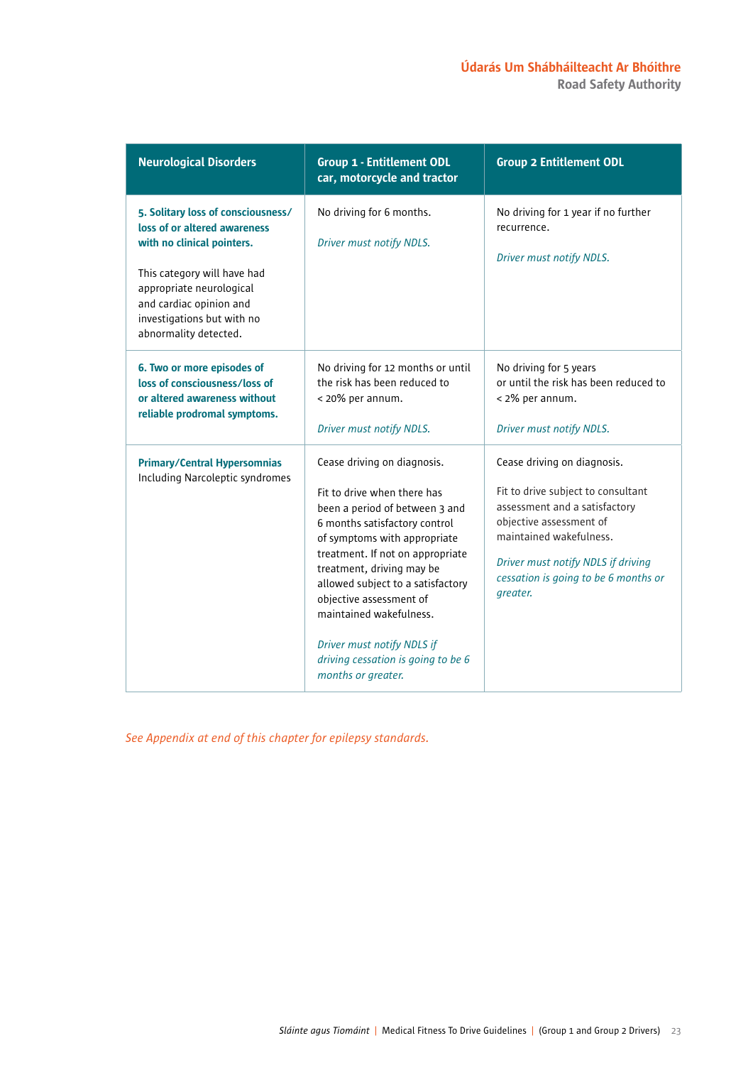| Neurological Disorders | Group 1 - Entitlement ODL car, motorcycle and tractor | Group 2 Entitlement ODL |
|---|---|---|
| **5. Solitary loss of consciousness/ loss of or altered awareness with no clinical pointers.**<br><br>This category will have had appropriate neurological and cardiac opinion and investigations but with no abnormality detected. | No driving for 6 months.<br><br>*Driver must notify NDLS.* | No driving for 1 year if no further recurrence.<br><br>*Driver must notify NDLS.* |
| **6. Two or more episodes of loss of consciousness/loss of or altered awareness without reliable prodromal symptoms.** | No driving for 12 months or until the risk has been reduced to < 20% per annum.<br><br>*Driver must notify NDLS.* | No driving for 5 years or until the risk has been reduced to < 2% per annum.<br><br>*Driver must notify NDLS.* |
| **Primary/Central Hypersomnias**<br>Including Narcoleptic syndromes | Cease driving on diagnosis.<br><br>Fit to drive when there has been a period of between 3 and 6 months satisfactory control of symptoms with appropriate treatment. If not on appropriate treatment, driving may be allowed subject to a satisfactory objective assessment of maintained wakefulness.<br><br>*Driver must notify NDLS if driving cessation is going to be 6 months or greater.* | Cease driving on diagnosis.<br><br>Fit to drive subject to consultant assessment and a satisfactory objective assessment of maintained wakefulness.<br><br>*Driver must notify NDLS if driving cessation is going to be 6 months or greater.* |

*See Appendix at end of this chapter for epilepsy standards.*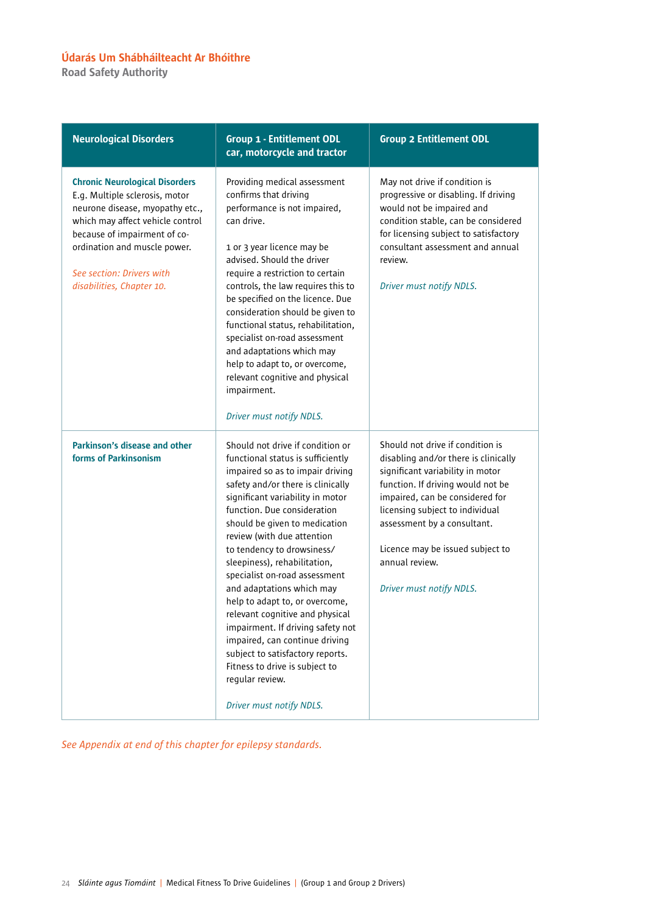| Neurological Disorders | Group 1 - Entitlement ODL car, motorcycle and tractor | Group 2 Entitlement ODL |
|---|---|---|
| **Chronic Neurological Disorders** E.g. Multiple sclerosis, motor neurone disease, myopathy etc., which may affect vehicle control because of impairment of co-ordination and muscle power.<br><br>*See section: Drivers with disabilities, Chapter 10.* | Providing medical assessment confirms that driving performance is not impaired, can drive.<br><br>1 or 3 year licence may be advised. Should the driver require a restriction to certain controls, the law requires this to be specified on the licence. Due consideration should be given to functional status, rehabilitation, specialist on-road assessment and adaptations which may help to adapt to, or overcome, relevant cognitive and physical impairment.<br><br>*Driver must notify NDLS.* | May not drive if condition is progressive or disabling. If driving would not be impaired and condition stable, can be considered for licensing subject to satisfactory consultant assessment and annual review.<br><br>*Driver must notify NDLS.* |
| **Parkinson's disease and other forms of Parkinsonism** | Should not drive if condition or functional status is sufficiently impaired so as to impair driving safety and/or there is clinically significant variability in motor function. Due consideration should be given to medication review (with due attention to tendency to drowsiness/ sleepiness), rehabilitation, specialist on-road assessment and adaptations which may help to adapt to, or overcome, relevant cognitive and physical impairment. If driving safety not impaired, can continue driving subject to satisfactory reports. Fitness to drive is subject to regular review.<br><br>*Driver must notify NDLS.* | Should not drive if condition is disabling and/or there is clinically significant variability in motor function. If driving would not be impaired, can be considered for licensing subject to individual assessment by a consultant.<br><br>Licence may be issued subject to annual review.<br><br>*Driver must notify NDLS.* |

*See Appendix at end of this chapter for epilepsy standards.*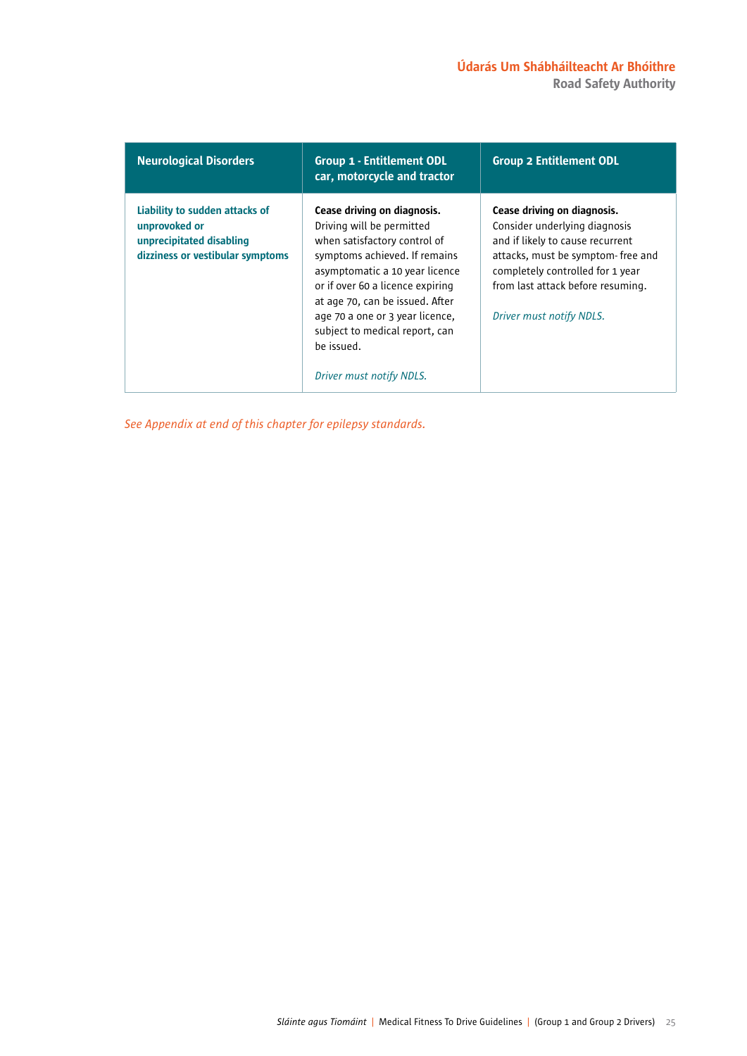| Neurological Disorders | Group 1 - Entitlement ODL car, motorcycle and tractor | Group 2 Entitlement ODL |
|---|---|---|
| **Liability to sudden attacks of unprovoked or unprecipitated disabling dizziness or vestibular symptoms** | **Cease driving on diagnosis.** Driving will be permitted when satisfactory control of symptoms achieved. If remains asymptomatic a 10 year licence or if over 60 a licence expiring at age 70, can be issued. After age 70 a one or 3 year licence, subject to medical report, can be issued. *Driver must notify NDLS.* | **Cease driving on diagnosis.** Consider underlying diagnosis and if likely to cause recurrent attacks, must be symptom- free and completely controlled for 1 year from last attack before resuming. *Driver must notify NDLS.* |

*See Appendix at end of this chapter for epilepsy standards.*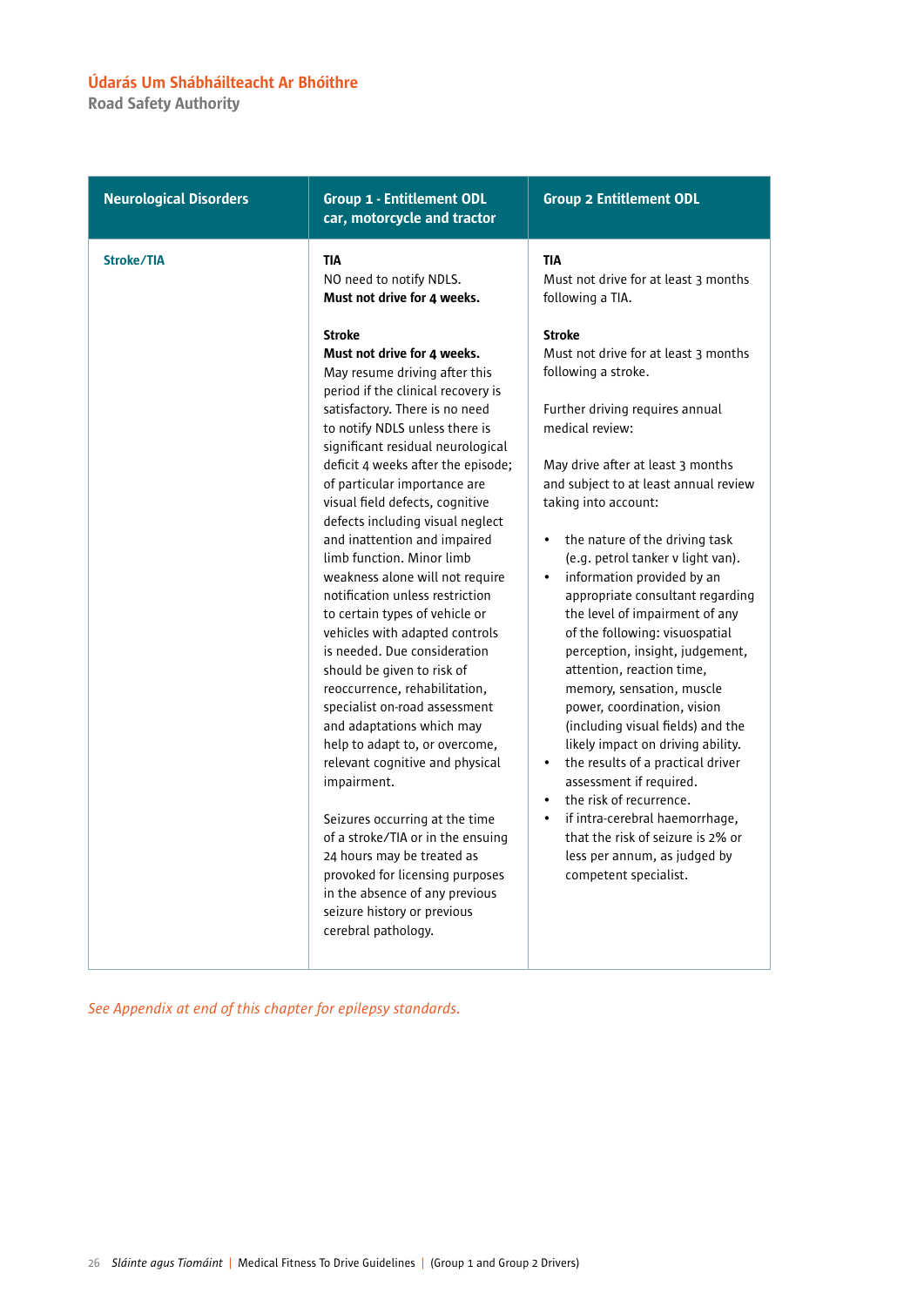| Neurological Disorders | Group 1 - Entitlement ODL car, motorcycle and tractor | Group 2 Entitlement ODL |
|---|---|---|
| Stroke/TIA | **TIA**<br>NO need to notify NDLS.<br>**Must not drive for 4 weeks.**<br><br>**Stroke**<br>**Must not drive for 4 weeks.**<br>May resume driving after this period if the clinical recovery is satisfactory. There is no need to notify NDLS unless there is significant residual neurological deficit 4 weeks after the episode; of particular importance are visual field defects, cognitive defects including visual neglect and inattention and impaired limb function. Minor limb weakness alone will not require notification unless restriction to certain types of vehicle or vehicles with adapted controls is needed. Due consideration should be given to risk of reoccurrence, rehabilitation, specialist on-road assessment and adaptations which may help to adapt to, or overcome, relevant cognitive and physical impairment.<br><br>Seizures occurring at the time of a stroke/TIA or in the ensuing 24 hours may be treated as provoked for licensing purposes in the absence of any previous seizure history or previous cerebral pathology. | **TIA**<br>Must not drive for at least 3 months following a TIA.<br><br>**Stroke**<br>Must not drive for at least 3 months following a stroke.<br><br>Further driving requires annual medical review:<br><br>May drive after at least 3 months and subject to at least annual review taking into account:<br><br>• the nature of the driving task (e.g. petrol tanker v light van).<br>• information provided by an appropriate consultant regarding the level of impairment of any of the following: visuospatial perception, insight, judgement, attention, reaction time, memory, sensation, muscle power, coordination, vision (including visual fields) and the likely impact on driving ability.<br>• the results of a practical driver assessment if required.<br>• the risk of recurrence.<br>• if intra-cerebral haemorrhage, that the risk of seizure is 2% or less per annum, as judged by competent specialist. |

*See Appendix at end of this chapter for epilepsy standards.*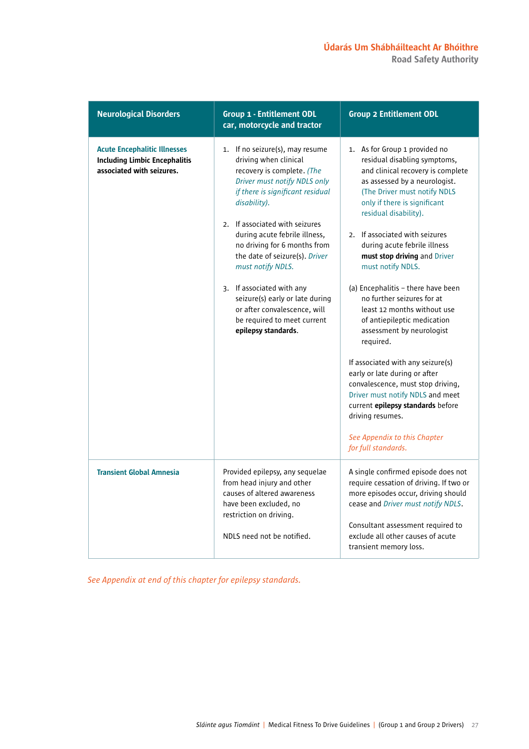| Neurological Disorders | Group 1 - Entitlement ODL car, motorcycle and tractor | Group 2 Entitlement ODL |
|---|---|---|
| **Acute Encephalitic Illnesses** **Including Limbic Encephalitis associated with seizures.** | 1. If no seizure(s), may resume driving when clinical recovery is complete. *(The Driver must notify NDLS only if there is significant residual disability).*<br><br>2. If associated with seizures during acute febrile illness, no driving for 6 months from the date of seizure(s). *Driver must notify NDLS.*<br><br>3. If associated with any seizure(s) early or late during or after convalescence, will be required to meet current **epilepsy standards**. | 1. As for Group 1 provided no residual disabling symptoms, and clinical recovery is complete as assessed by a neurologist. (The Driver must notify NDLS only if there is significant residual disability).<br><br>2. If associated with seizures during acute febrile illness **must stop driving** and Driver must notify NDLS.<br><br>(a) Encephalitis – there have been no further seizures for at least 12 months without use of antiepileptic medication assessment by neurologist required.<br><br>If associated with any seizure(s) early or late during or after convalescence, must stop driving, Driver must notify NDLS and meet current **epilepsy standards** before driving resumes.<br><br>*See Appendix to this Chapter for full standards.* |
| **Transient Global Amnesia** | Provided epilepsy, any sequelae from head injury and other causes of altered awareness have been excluded, no restriction on driving.<br><br>NDLS need not be notified. | A single confirmed episode does not require cessation of driving. If two or more episodes occur, driving should cease and *Driver must notify NDLS*.<br><br>Consultant assessment required to exclude all other causes of acute transient memory loss. |

*See Appendix at end of this chapter for epilepsy standards.*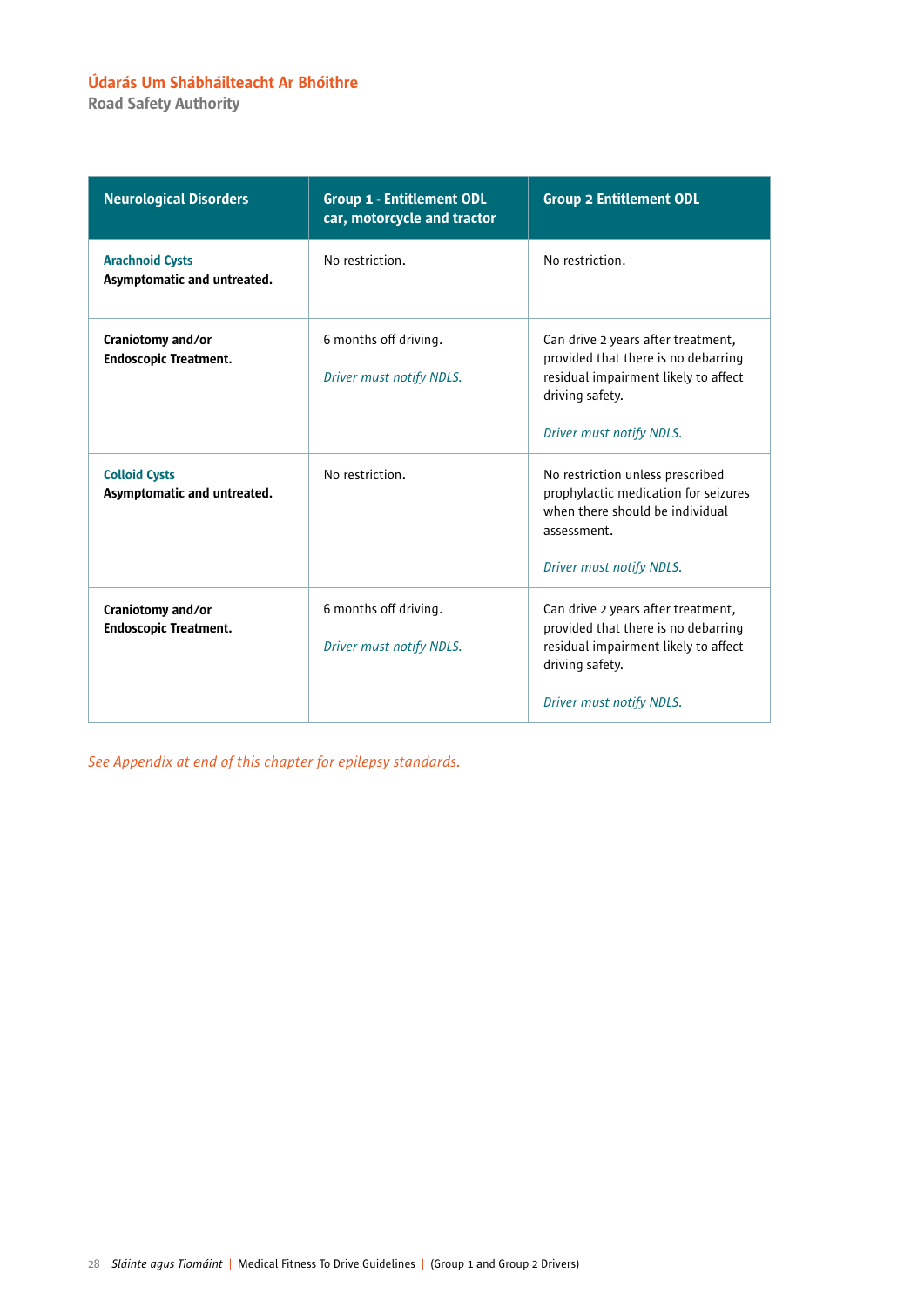| Neurological Disorders | Group 1 - Entitlement ODL car, motorcycle and tractor | Group 2 Entitlement ODL |
|---|---|---|
| **Arachnoid Cysts**<br>**Asymptomatic and untreated.** | No restriction. | No restriction. |
| **Craniotomy and/or Endoscopic Treatment.** | 6 months off driving.<br><br>*Driver must notify NDLS.* | Can drive 2 years after treatment, provided that there is no debarring residual impairment likely to affect driving safety.<br><br>*Driver must notify NDLS.* |
| **Colloid Cysts**<br>**Asymptomatic and untreated.** | No restriction. | No restriction unless prescribed prophylactic medication for seizures when there should be individual assessment.<br><br>*Driver must notify NDLS.* |
| **Craniotomy and/or Endoscopic Treatment.** | 6 months off driving.<br><br>*Driver must notify NDLS.* | Can drive 2 years after treatment, provided that there is no debarring residual impairment likely to affect driving safety.<br><br>*Driver must notify NDLS.* |

*See Appendix at end of this chapter for epilepsy standards.*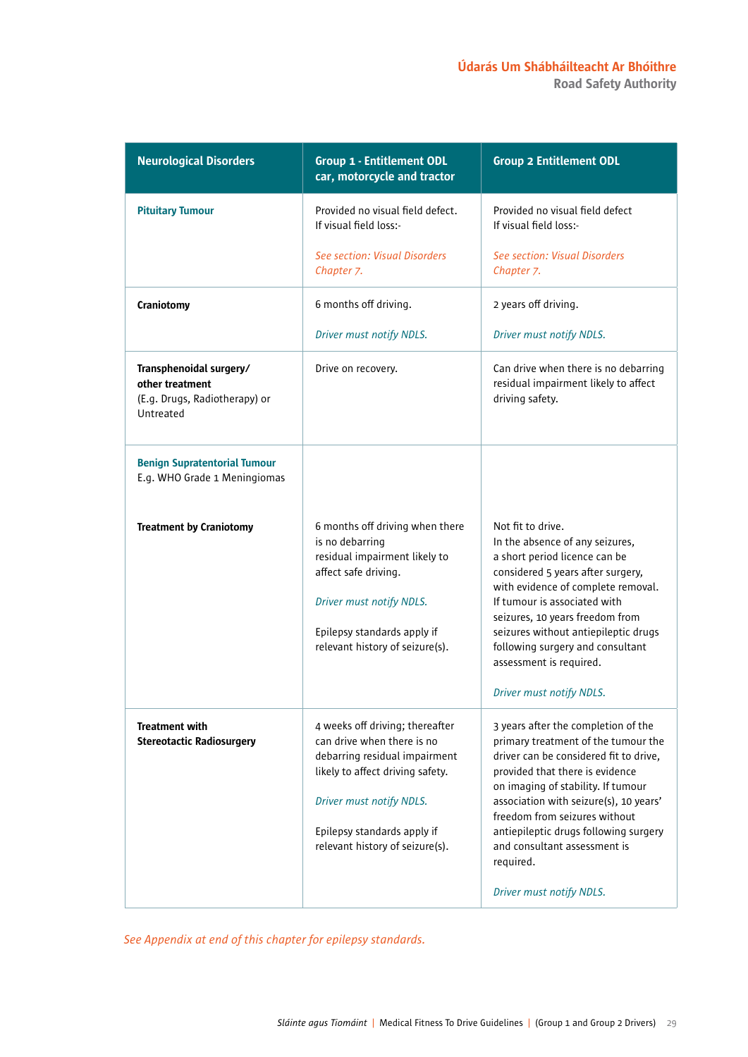| Neurological Disorders | Group 1 - Entitlement ODL car, motorcycle and tractor | Group 2 Entitlement ODL |
|---|---|---|
| **Pituitary Tumour** | Provided no visual field defect.<br>If visual field loss:-<br><br>*See section: Visual Disorders Chapter 7.* | Provided no visual field defect<br>If visual field loss:-<br><br>*See section: Visual Disorders Chapter 7.* |
| **Craniotomy** | 6 months off driving.<br><br>*Driver must notify NDLS.* | 2 years off driving.<br><br>*Driver must notify NDLS.* |
| **Transphenoidal surgery/ other treatment**<br>(E.g. Drugs, Radiotherapy) or Untreated | Drive on recovery. | Can drive when there is no debarring residual impairment likely to affect driving safety. |
| **Benign Supratentorial Tumour**<br>E.g. WHO Grade 1 Meningiomas | | |
| **Treatment by Craniotomy** | 6 months off driving when there is no debarring residual impairment likely to affect safe driving.<br><br>*Driver must notify NDLS.*<br><br>Epilepsy standards apply if relevant history of seizure(s). | Not fit to drive.<br>In the absence of any seizures, a short period licence can be considered 5 years after surgery, with evidence of complete removal. If tumour is associated with seizures, 10 years freedom from seizures without antiepileptic drugs following surgery and consultant assessment is required.<br><br>*Driver must notify NDLS.* |
| **Treatment with Stereotactic Radiosurgery** | 4 weeks off driving; thereafter can drive when there is no debarring residual impairment likely to affect driving safety.<br><br>*Driver must notify NDLS.*<br><br>Epilepsy standards apply if relevant history of seizure(s). | 3 years after the completion of the primary treatment of the tumour the driver can be considered fit to drive, provided that there is evidence on imaging of stability. If tumour association with seizure(s), 10 years' freedom from seizures without antiepileptic drugs following surgery and consultant assessment is required.<br><br>*Driver must notify NDLS.* |

*See Appendix at end of this chapter for epilepsy standards.*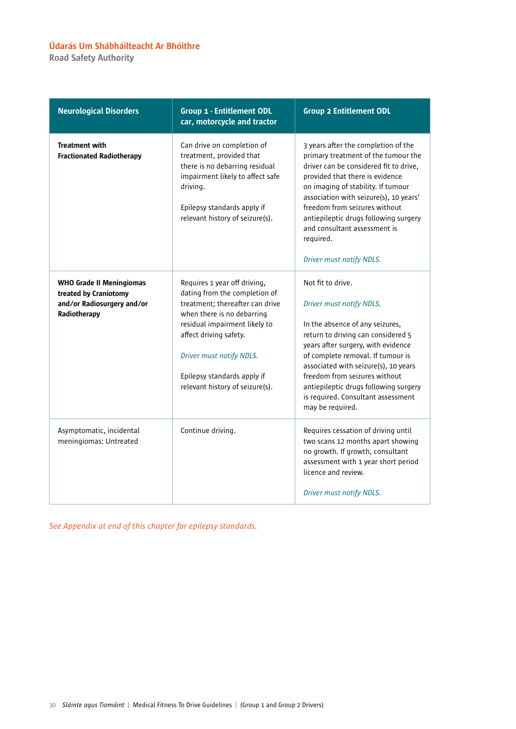| Neurological Disorders | Group 1 - Entitlement ODL car, motorcycle and tractor | Group 2 Entitlement ODL |
|---|---|---|
| **Treatment with Fractionated Radiotherapy** | Can drive on completion of treatment, provided that there is no debarring residual impairment likely to affect safe driving.<br><br>Epilepsy standards apply if relevant history of seizure(s). | 3 years after the completion of the primary treatment of the tumour the driver can be considered fit to drive, provided that there is evidence on imaging of stability. If tumour association with seizure(s), 10 years' freedom from seizures without antiepileptic drugs following surgery and consultant assessment is required.<br><br>*Driver must notify NDLS.* |
| **WHO Grade II Meningiomas treated by Craniotomy and/or Radiosurgery and/or Radiotherapy** | Requires 1 year off driving, dating from the completion of treatment; thereafter can drive when there is no debarring residual impairment likely to affect driving safety.<br><br>*Driver must notify NDLS.*<br><br>Epilepsy standards apply if relevant history of seizure(s). | Not fit to drive.<br><br>*Driver must notify NDLS.*<br><br>In the absence of any seizures, return to driving can considered 5 years after surgery, with evidence of complete removal. If tumour is associated with seizure(s), 10 years freedom from seizures without antiepileptic drugs following surgery is required. Consultant assessment may be required. |
| Asymptomatic, incidental meningiomas: Untreated | Continue driving. | Requires cessation of driving until two scans 12 months apart showing no growth. If growth, consultant assessment with 1 year short period licence and review.<br><br>*Driver must notify NDLS.* |

*See Appendix at end of this chapter for epilepsy standards.*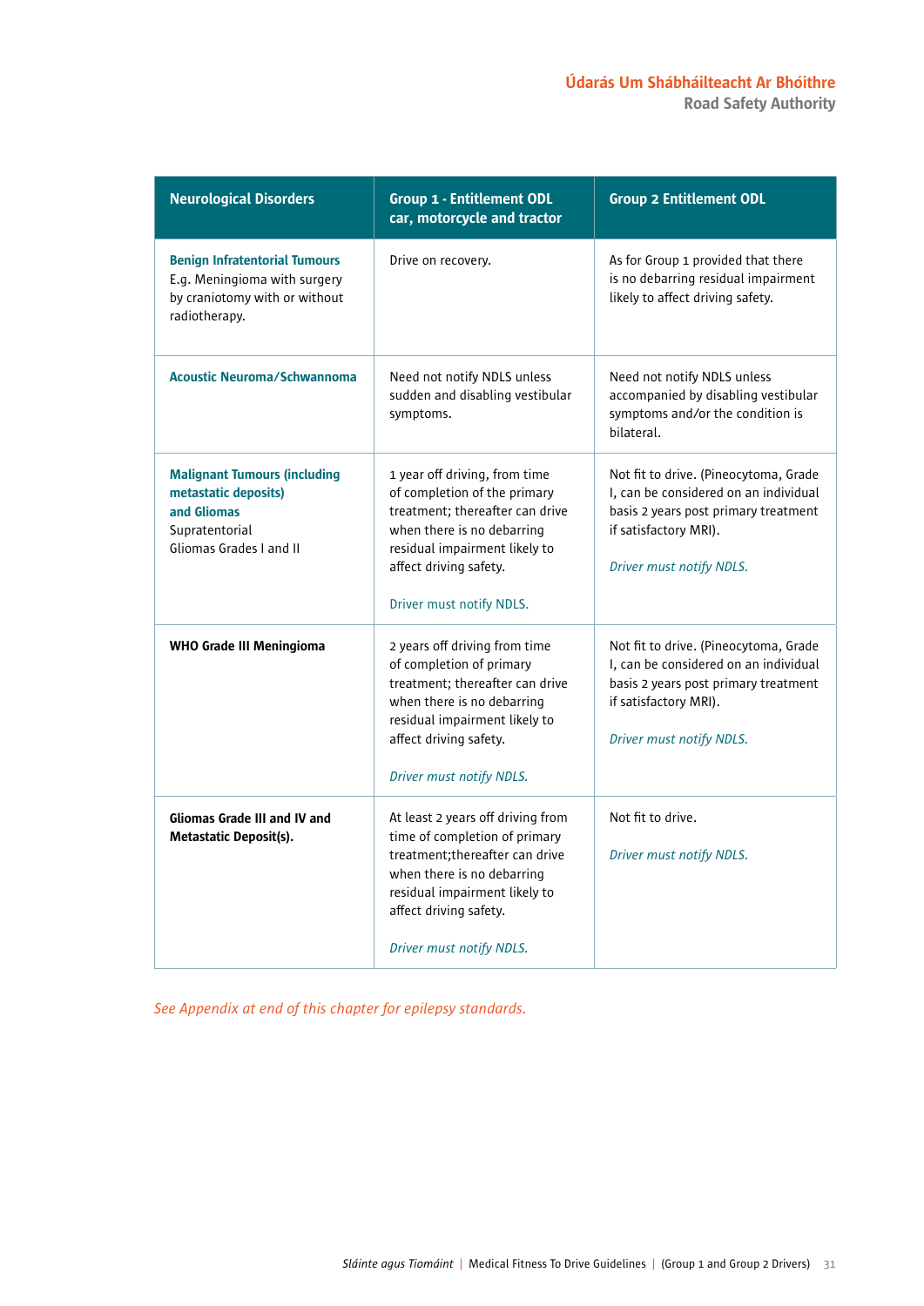| Neurological Disorders | Group 1 - Entitlement ODL car, motorcycle and tractor | Group 2 Entitlement ODL |
|---|---|---|
| **Benign Infratentorial Tumours**<br>E.g. Meningioma with surgery by craniotomy with or without radiotherapy. | Drive on recovery. | As for Group 1 provided that there is no debarring residual impairment likely to affect driving safety. |
| **Acoustic Neuroma/Schwannoma** | Need not notify NDLS unless sudden and disabling vestibular symptoms. | Need not notify NDLS unless accompanied by disabling vestibular symptoms and/or the condition is bilateral. |
| **Malignant Tumours (including metastatic deposits) and Gliomas**<br>Supratentorial<br>Gliomas Grades I and II | 1 year off driving, from time of completion of the primary treatment; thereafter can drive when there is no debarring residual impairment likely to affect driving safety.<br><br>Driver must notify NDLS. | Not fit to drive. (Pineocytoma, Grade I, can be considered on an individual basis 2 years post primary treatment if satisfactory MRI).<br><br>*Driver must notify NDLS.* |
| **WHO Grade III Meningioma** | 2 years off driving from time of completion of primary treatment; thereafter can drive when there is no debarring residual impairment likely to affect driving safety.<br><br>*Driver must notify NDLS.* | Not fit to drive. (Pineocytoma, Grade I, can be considered on an individual basis 2 years post primary treatment if satisfactory MRI).<br><br>*Driver must notify NDLS.* |
| **Gliomas Grade III and IV and Metastatic Deposit(s).** | At least 2 years off driving from time of completion of primary treatment;thereafter can drive when there is no debarring residual impairment likely to affect driving safety.<br><br>*Driver must notify NDLS.* | Not fit to drive.<br><br>*Driver must notify NDLS.* |

*See Appendix at end of this chapter for epilepsy standards.*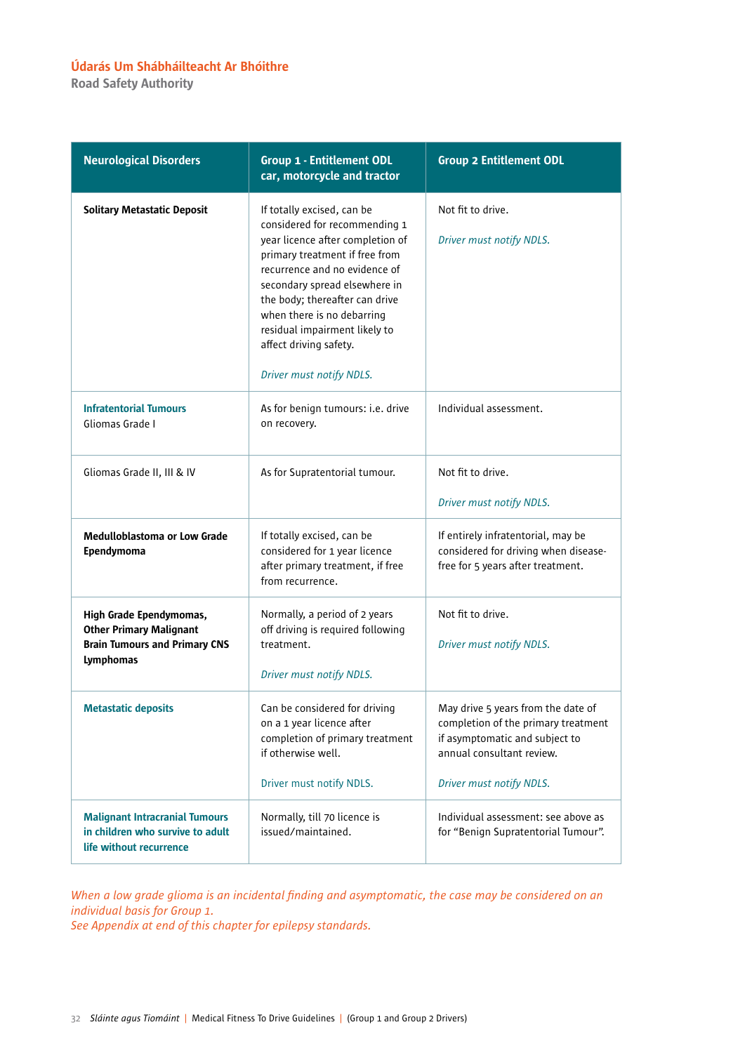| Neurological Disorders | Group 1 - Entitlement ODL car, motorcycle and tractor | Group 2 Entitlement ODL |
|---|---|---|
| **Solitary Metastatic Deposit** | If totally excised, can be considered for recommending 1 year licence after completion of primary treatment if free from recurrence and no evidence of secondary spread elsewhere in the body; thereafter can drive when there is no debarring residual impairment likely to affect driving safety. *Driver must notify NDLS.* | Not fit to drive. *Driver must notify NDLS.* |
| **Infratentorial Tumours** Gliomas Grade I | As for benign tumours: i.e. drive on recovery. | Individual assessment. |
| Gliomas Grade II, III & IV | As for Supratentorial tumour. | Not fit to drive. *Driver must notify NDLS.* |
| **Medulloblastoma or Low Grade Ependymoma** | If totally excised, can be considered for 1 year licence after primary treatment, if free from recurrence. | If entirely infratentorial, may be considered for driving when disease-free for 5 years after treatment. |
| **High Grade Ependymomas, Other Primary Malignant Brain Tumours and Primary CNS Lymphomas** | Normally, a period of 2 years off driving is required following treatment. *Driver must notify NDLS.* | Not fit to drive. *Driver must notify NDLS.* |
| **Metastatic deposits** | Can be considered for driving on a 1 year licence after completion of primary treatment if otherwise well. Driver must notify NDLS. | May drive 5 years from the date of completion of the primary treatment if asymptomatic and subject to annual consultant review. *Driver must notify NDLS.* |
| **Malignant Intracranial Tumours in children who survive to adult life without recurrence** | Normally, till 70 licence is issued/maintained. | Individual assessment: see above as for "Benign Supratentorial Tumour". |

*When a low grade glioma is an incidental finding and asymptomatic, the case may be considered on an individual basis for Group 1.*
*See Appendix at end of this chapter for epilepsy standards.*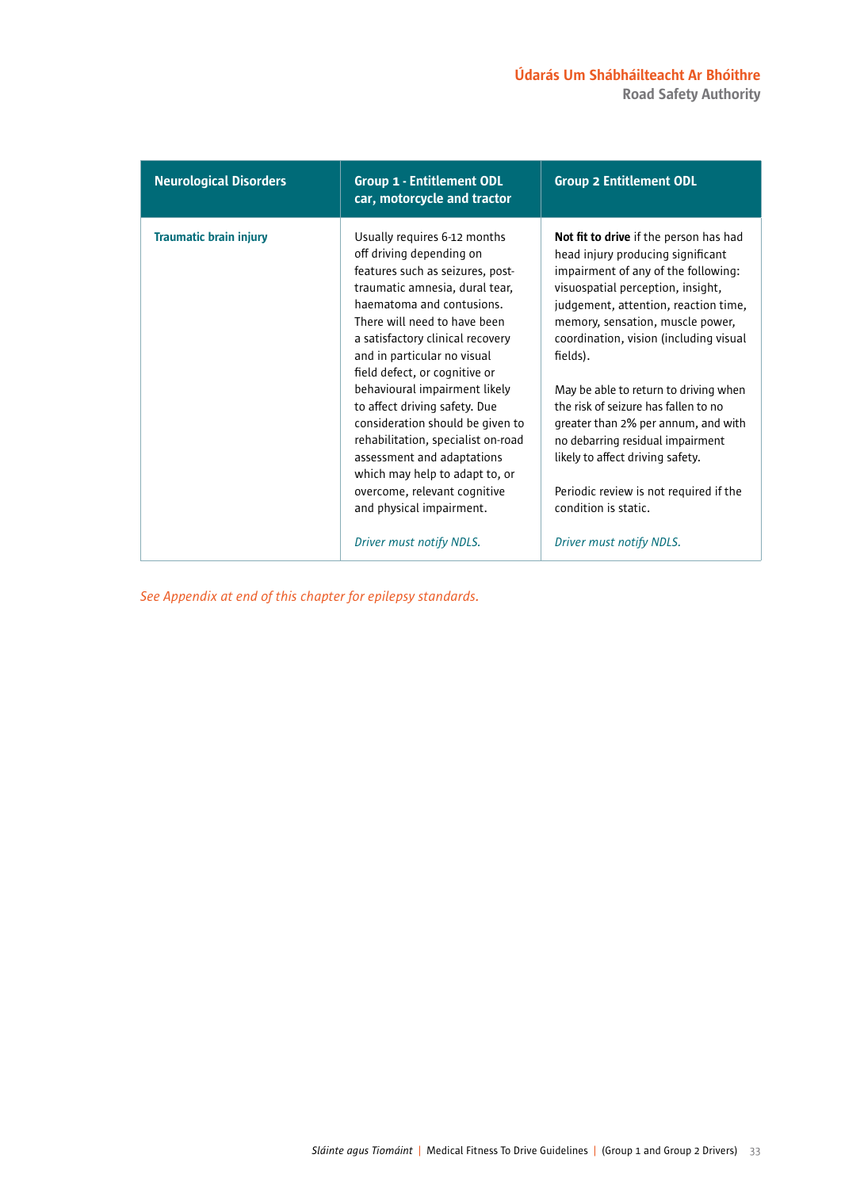| Neurological Disorders | Group 1 - Entitlement ODL car, motorcycle and tractor | Group 2 Entitlement ODL |
|---|---|---|
| **Traumatic brain injury** | Usually requires 6-12 months off driving depending on features such as seizures, post-traumatic amnesia, dural tear, haematoma and contusions. There will need to have been a satisfactory clinical recovery and in particular no visual field defect, or cognitive or behavioural impairment likely to affect driving safety. Due consideration should be given to rehabilitation, specialist on-road assessment and adaptations which may help to adapt to, or overcome, relevant cognitive and physical impairment.<br><br>*Driver must notify NDLS.* | **Not fit to drive** if the person has had head injury producing significant impairment of any of the following: visuospatial perception, insight, judgement, attention, reaction time, memory, sensation, muscle power, coordination, vision (including visual fields).<br><br>May be able to return to driving when the risk of seizure has fallen to no greater than 2% per annum, and with no debarring residual impairment likely to affect driving safety.<br><br>Periodic review is not required if the condition is static.<br><br>*Driver must notify NDLS.* |

*See Appendix at end of this chapter for epilepsy standards.*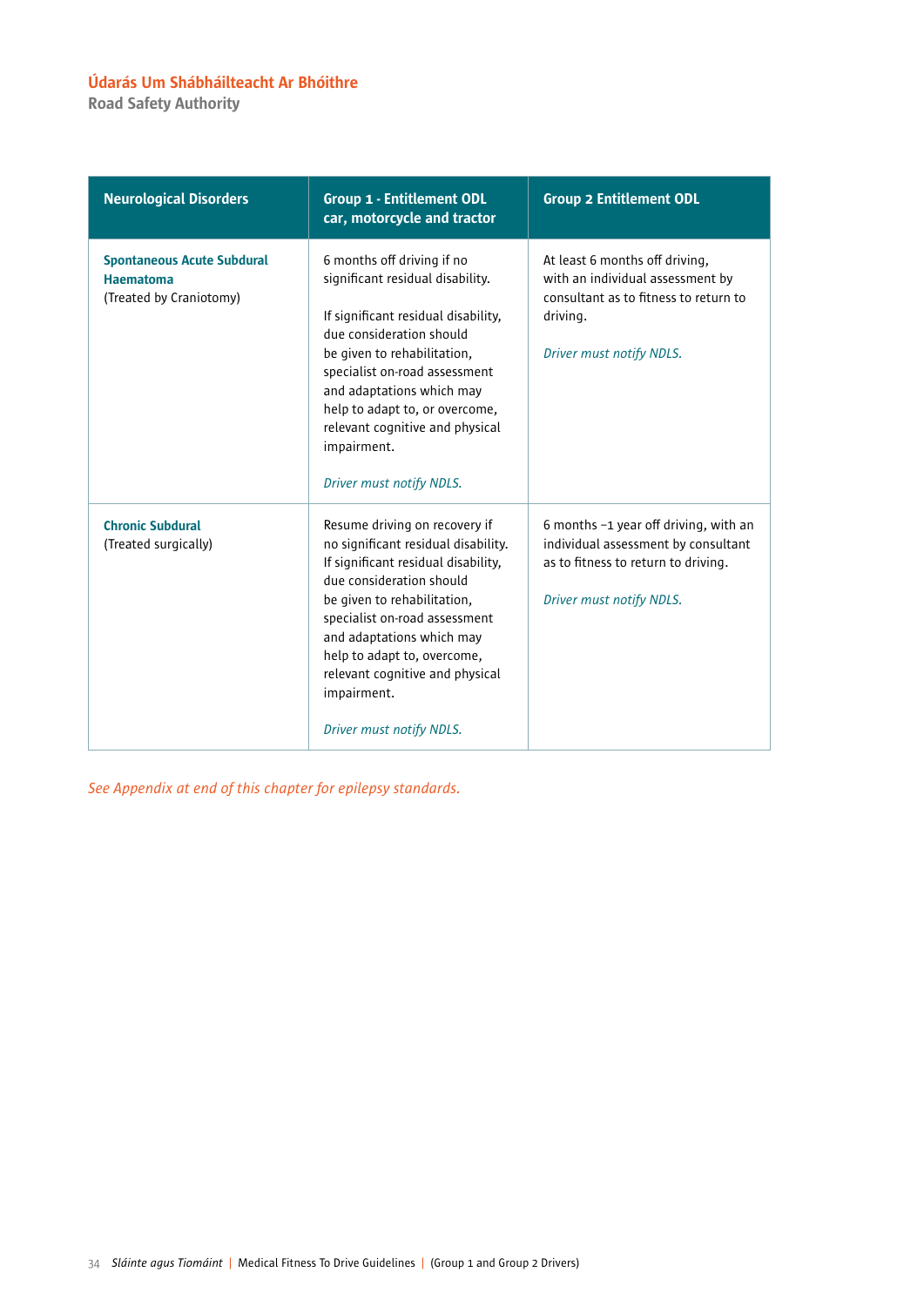| Neurological Disorders | Group 1 - Entitlement ODL car, motorcycle and tractor | Group 2 Entitlement ODL |
|---|---|---|
| **Spontaneous Acute Subdural Haematoma** (Treated by Craniotomy) | 6 months off driving if no significant residual disability.<br><br>If significant residual disability, due consideration should be given to rehabilitation, specialist on-road assessment and adaptations which may help to adapt to, or overcome, relevant cognitive and physical impairment.<br><br>*Driver must notify NDLS.* | At least 6 months off driving, with an individual assessment by consultant as to fitness to return to driving.<br><br>*Driver must notify NDLS.* |
| **Chronic Subdural** (Treated surgically) | Resume driving on recovery if no significant residual disability. If significant residual disability, due consideration should be given to rehabilitation, specialist on-road assessment and adaptations which may help to adapt to, overcome, relevant cognitive and physical impairment.<br><br>*Driver must notify NDLS.* | 6 months –1 year off driving, with an individual assessment by consultant as to fitness to return to driving.<br><br>*Driver must notify NDLS.* |

*See Appendix at end of this chapter for epilepsy standards.*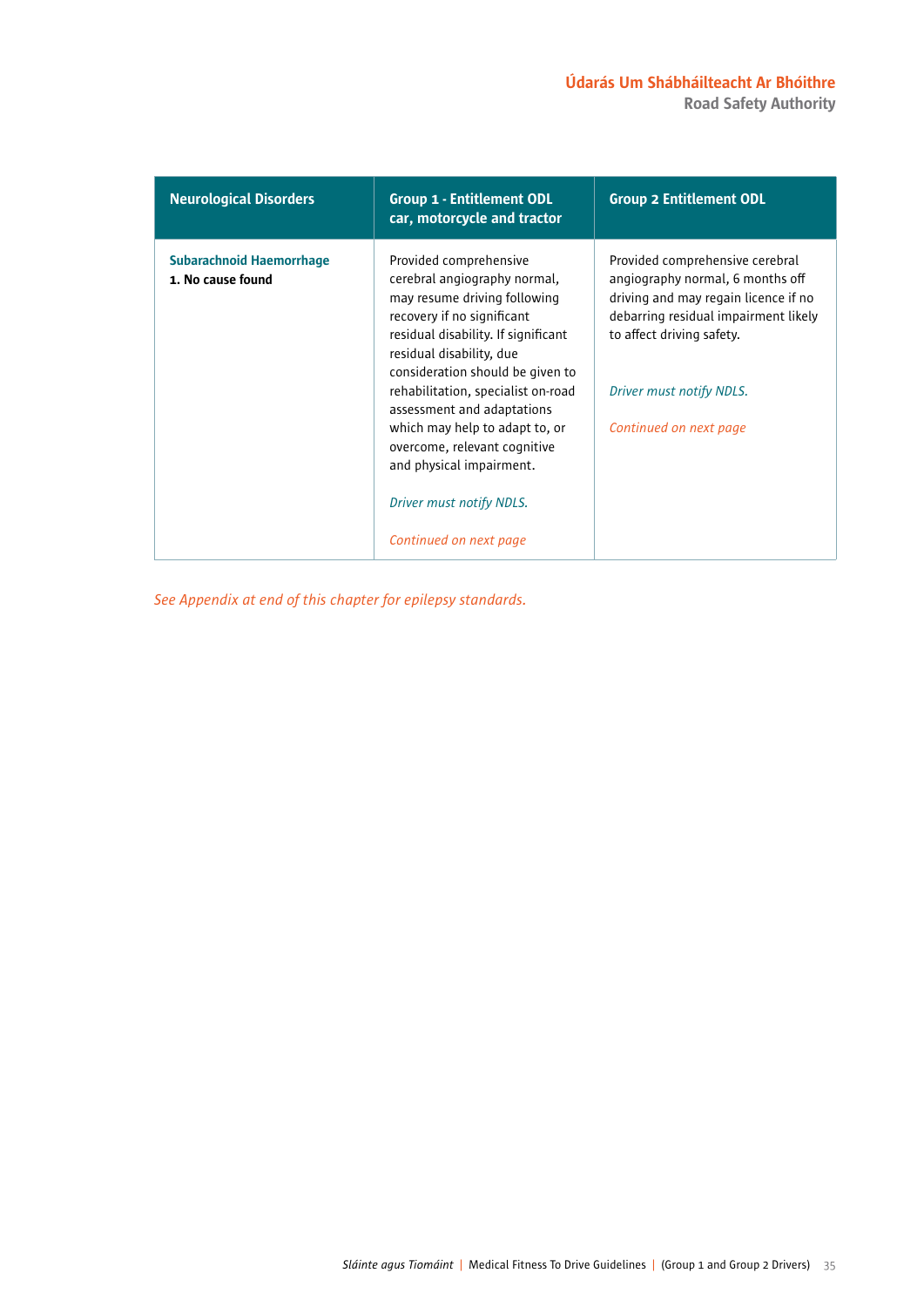| Neurological Disorders | Group 1 - Entitlement ODL car, motorcycle and tractor | Group 2 Entitlement ODL |
|---|---|---|
| **Subarachnoid Haemorrhage**<br>**1. No cause found** | Provided comprehensive cerebral angiography normal, may resume driving following recovery if no significant residual disability. If significant residual disability, due consideration should be given to rehabilitation, specialist on-road assessment and adaptations which may help to adapt to, or overcome, relevant cognitive and physical impairment.<br><br>*Driver must notify NDLS.*<br><br>*Continued on next page* | Provided comprehensive cerebral angiography normal, 6 months off driving and may regain licence if no debarring residual impairment likely to affect driving safety.<br><br>*Driver must notify NDLS.*<br><br>*Continued on next page* |

*See Appendix at end of this chapter for epilepsy standards.*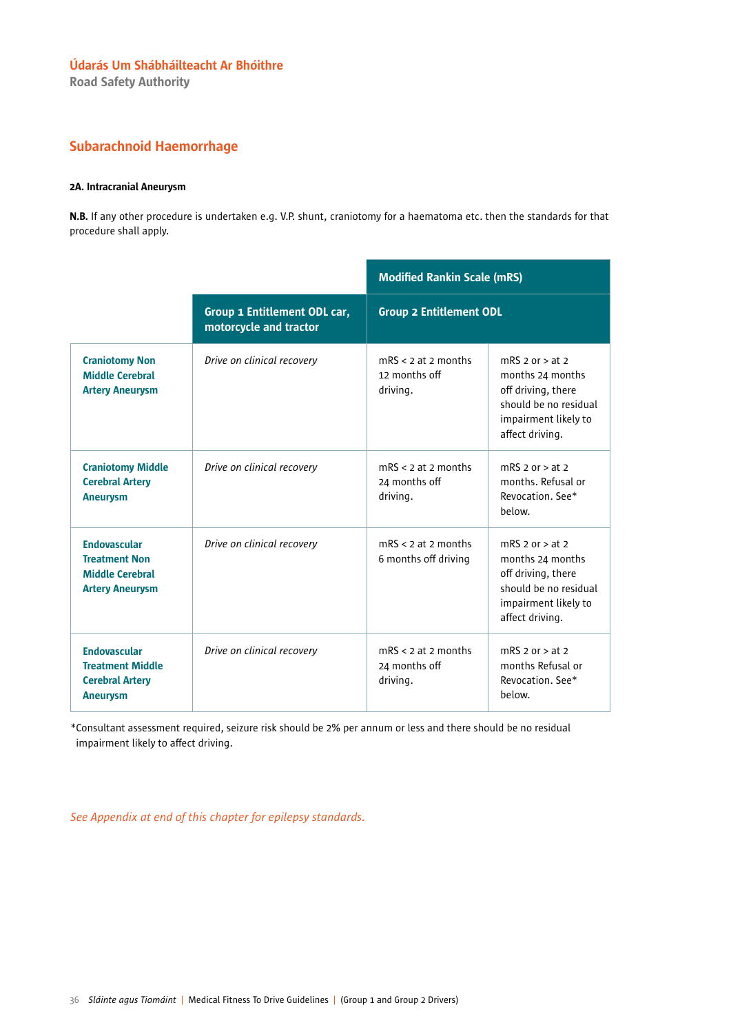## Subarachnoid Haemorrhage

#### 2A. Intracranial Aneurysm

**N.B.** If any other procedure is undertaken e.g. V.P. shunt, craniotomy for a haematoma etc. then the standards for that procedure shall apply.

| | | Modified Rankin Scale (mRS) | |
|---|---|---|---|
| | **Group 1 Entitlement ODL car, motorcycle and tractor** | **Group 2 Entitlement ODL** | |
| **Craniotomy Non Middle Cerebral Artery Aneurysm** | *Drive on clinical recovery* | mRS < 2 at 2 months 12 months off driving. | mRS 2 or > at 2 months 24 months off driving, there should be no residual impairment likely to affect driving. |
| **Craniotomy Middle Cerebral Artery Aneurysm** | *Drive on clinical recovery* | mRS < 2 at 2 months 24 months off driving. | mRS 2 or > at 2 months. Refusal or Revocation. See* below. |
| **Endovascular Treatment Non Middle Cerebral Artery Aneurysm** | *Drive on clinical recovery* | mRS < 2 at 2 months 6 months off driving | mRS 2 or > at 2 months 24 months off driving, there should be no residual impairment likely to affect driving. |
| **Endovascular Treatment Middle Cerebral Artery Aneurysm** | *Drive on clinical recovery* | mRS < 2 at 2 months 24 months off driving. | mRS 2 or > at 2 months Refusal or Revocation. See* below. |

*Consultant assessment required, seizure risk should be 2% per annum or less and there should be no residual impairment likely to affect driving.

*See Appendix at end of this chapter for epilepsy standards.*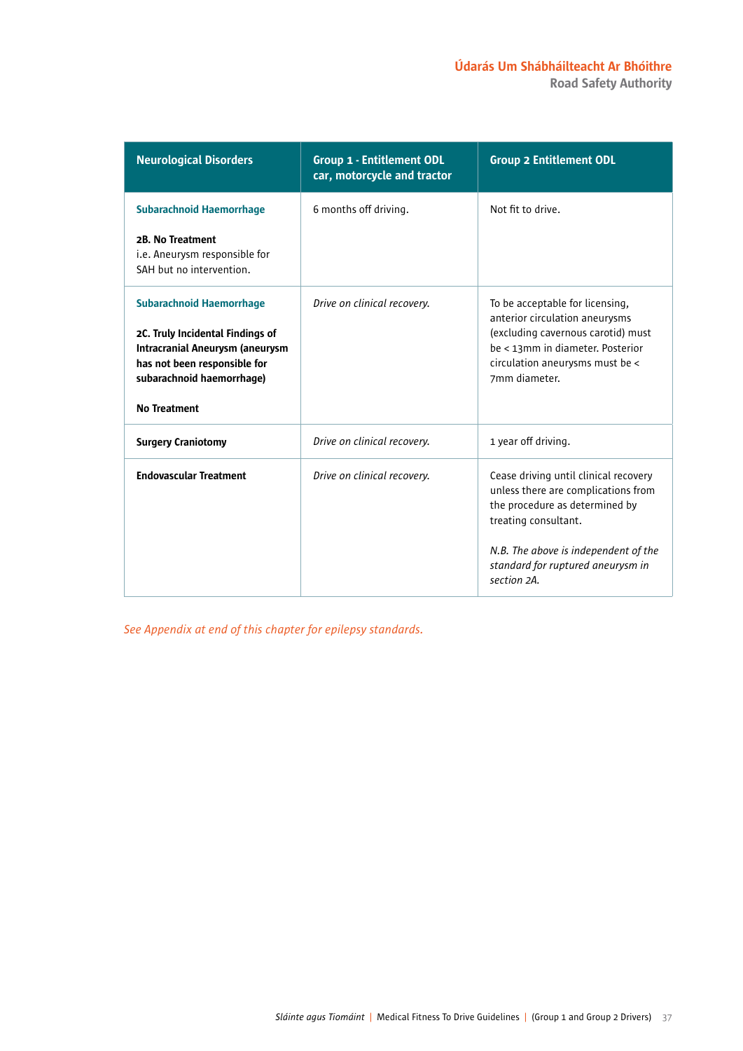| Neurological Disorders | Group 1 - Entitlement ODL car, motorcycle and tractor | Group 2 Entitlement ODL |
|---|---|---|
| **Subarachnoid Haemorrhage**<br><br>**2B. No Treatment**<br>i.e. Aneurysm responsible for SAH but no intervention. | 6 months off driving. | Not fit to drive. |
| **Subarachnoid Haemorrhage**<br><br>**2C. Truly Incidental Findings of Intracranial Aneurysm (aneurysm has not been responsible for subarachnoid haemorrhage)**<br><br>**No Treatment** | *Drive on clinical recovery.* | To be acceptable for licensing, anterior circulation aneurysms (excluding cavernous carotid) must be < 13mm in diameter. Posterior circulation aneurysms must be < 7mm diameter. |
| **Surgery Craniotomy** | *Drive on clinical recovery.* | 1 year off driving. |
| **Endovascular Treatment** | *Drive on clinical recovery.* | Cease driving until clinical recovery unless there are complications from the procedure as determined by treating consultant.<br><br>*N.B. The above is independent of the standard for ruptured aneurysm in section 2A.* |

*See Appendix at end of this chapter for epilepsy standards.*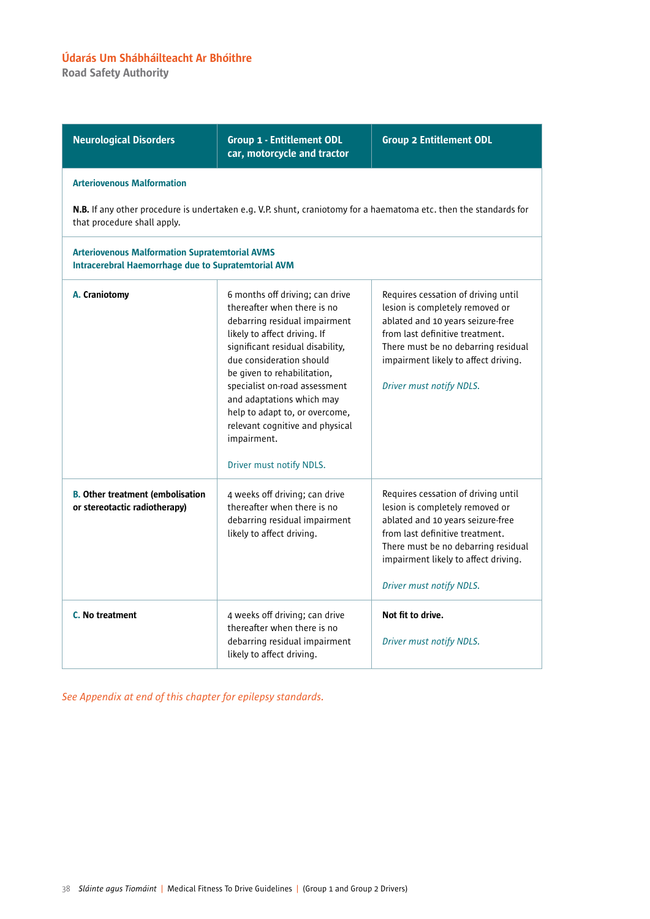| Neurological Disorders | Group 1 - Entitlement ODL car, motorcycle and tractor | Group 2 Entitlement ODL |
|---|---|---|
| **Arteriovenous Malformation**<br><br>**N.B.** If any other procedure is undertaken e.g. V.P. shunt, craniotomy for a haematoma etc. then the standards for that procedure shall apply. | | |
| **Arteriovenous Malformation Supratemtorial AVMS**<br>**Intracerebral Haemorrhage due to Supratemtorial AVM** | | |
| **A. Craniotomy** | 6 months off driving; can drive thereafter when there is no debarring residual impairment likely to affect driving. If significant residual disability, due consideration should be given to rehabilitation, specialist on-road assessment and adaptations which may help to adapt to, or overcome, relevant cognitive and physical impairment.<br><br>Driver must notify NDLS. | Requires cessation of driving until lesion is completely removed or ablated and 10 years seizure-free from last definitive treatment. There must be no debarring residual impairment likely to affect driving.<br><br>*Driver must notify NDLS.* |
| **B. Other treatment (embolisation or stereotactic radiotherapy)** | 4 weeks off driving; can drive thereafter when there is no debarring residual impairment likely to affect driving. | Requires cessation of driving until lesion is completely removed or ablated and 10 years seizure-free from last definitive treatment. There must be no debarring residual impairment likely to affect driving.<br><br>*Driver must notify NDLS.* |
| **C. No treatment** | 4 weeks off driving; can drive thereafter when there is no debarring residual impairment likely to affect driving. | **Not fit to drive.**<br><br>*Driver must notify NDLS.* |

*See Appendix at end of this chapter for epilepsy standards.*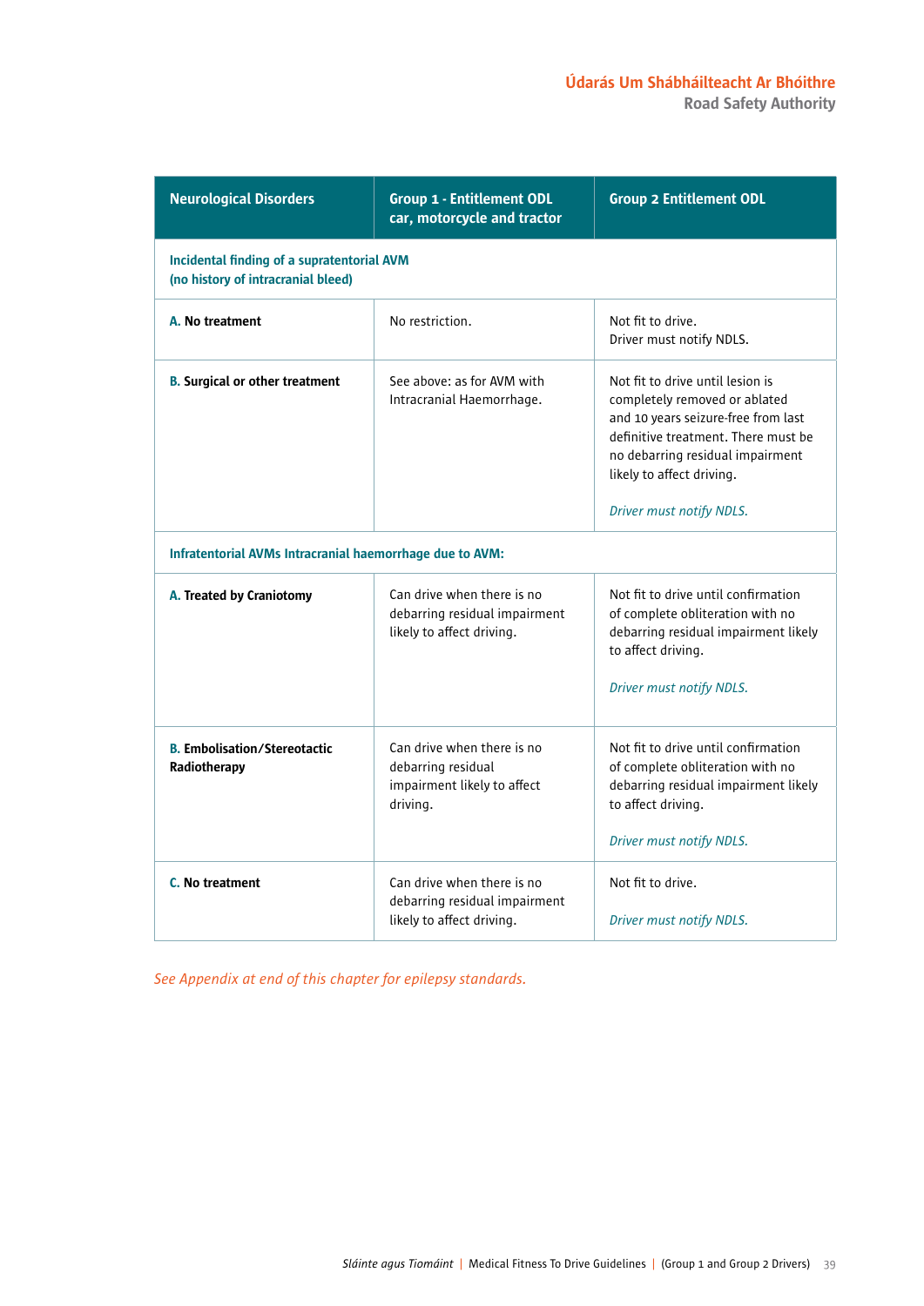| Neurological Disorders | Group 1 - Entitlement ODL car, motorcycle and tractor | Group 2 Entitlement ODL |
|---|---|---|
| **Incidental finding of a supratentorial AVM (no history of intracranial bleed)** | | |
| **A. No treatment** | No restriction. | Not fit to drive.<br>Driver must notify NDLS. |
| **B. Surgical or other treatment** | See above: as for AVM with Intracranial Haemorrhage. | Not fit to drive until lesion is completely removed or ablated and 10 years seizure-free from last definitive treatment. There must be no debarring residual impairment likely to affect driving.<br><br>*Driver must notify NDLS.* |
| **Infratentorial AVMs Intracranial haemorrhage due to AVM:** | | |
| **A. Treated by Craniotomy** | Can drive when there is no debarring residual impairment likely to affect driving. | Not fit to drive until confirmation of complete obliteration with no debarring residual impairment likely to affect driving.<br><br>*Driver must notify NDLS.* |
| **B. Embolisation/Stereotactic Radiotherapy** | Can drive when there is no debarring residual impairment likely to affect driving. | Not fit to drive until confirmation of complete obliteration with no debarring residual impairment likely to affect driving.<br><br>*Driver must notify NDLS.* |
| **C. No treatment** | Can drive when there is no debarring residual impairment likely to affect driving. | Not fit to drive.<br><br>*Driver must notify NDLS.* |

*See Appendix at end of this chapter for epilepsy standards.*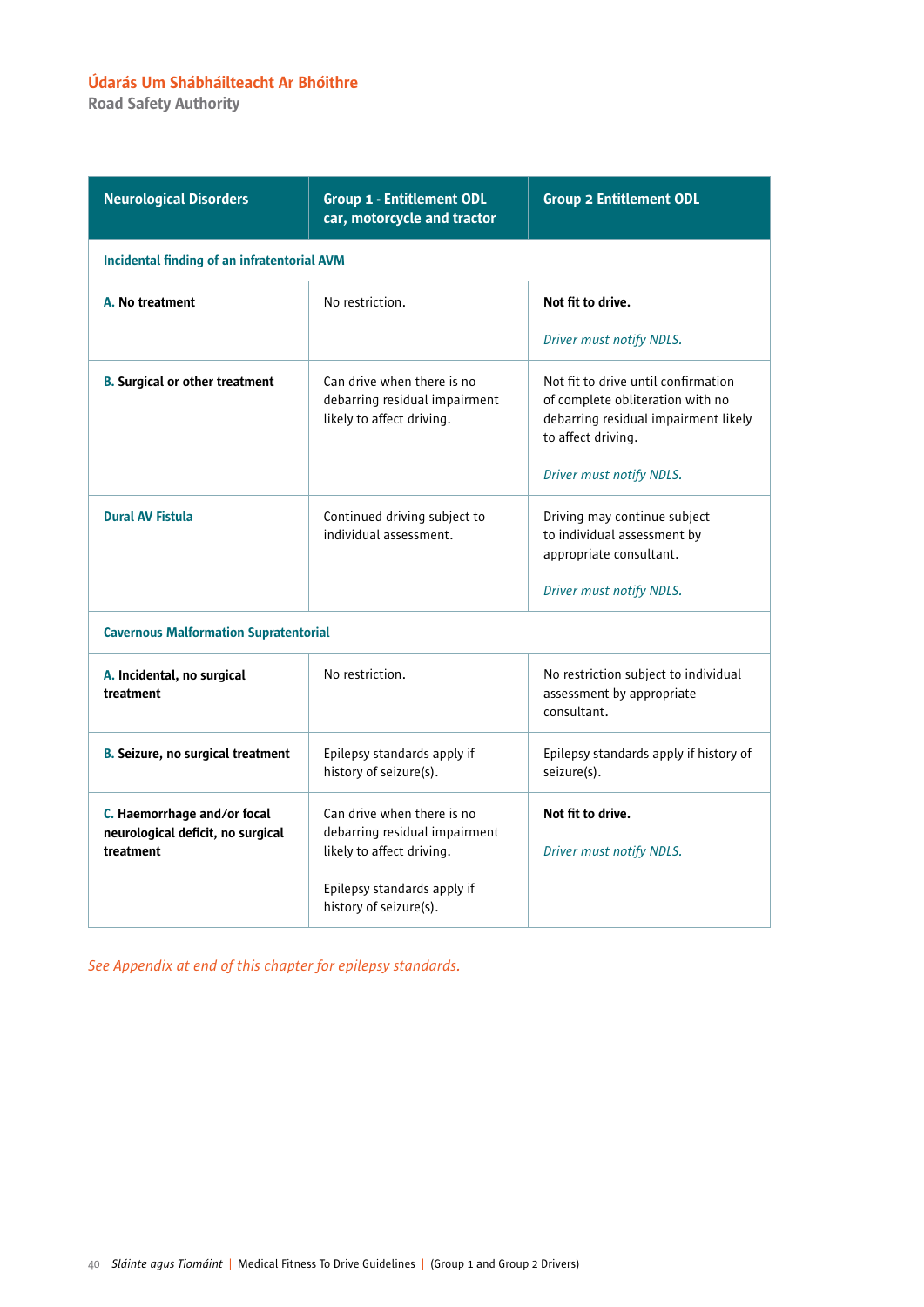| Neurological Disorders | Group 1 - Entitlement ODL car, motorcycle and tractor | Group 2 Entitlement ODL |
|---|---|---|
| **Incidental finding of an infratentorial AVM** | | |
| **A. No treatment** | No restriction. | **Not fit to drive.**<br><br>*Driver must notify NDLS.* |
| **B. Surgical or other treatment** | Can drive when there is no debarring residual impairment likely to affect driving. | Not fit to drive until confirmation of complete obliteration with no debarring residual impairment likely to affect driving.<br><br>*Driver must notify NDLS.* |
| **Dural AV Fistula** | Continued driving subject to individual assessment. | Driving may continue subject to individual assessment by appropriate consultant.<br><br>*Driver must notify NDLS.* |
| **Cavernous Malformation Supratentorial** | | |
| **A. Incidental, no surgical treatment** | No restriction. | No restriction subject to individual assessment by appropriate consultant. |
| **B. Seizure, no surgical treatment** | Epilepsy standards apply if history of seizure(s). | Epilepsy standards apply if history of seizure(s). |
| **C. Haemorrhage and/or focal neurological deficit, no surgical treatment** | Can drive when there is no debarring residual impairment likely to affect driving.<br><br>Epilepsy standards apply if history of seizure(s). | **Not fit to drive.**<br><br>*Driver must notify NDLS.* |

*See Appendix at end of this chapter for epilepsy standards.*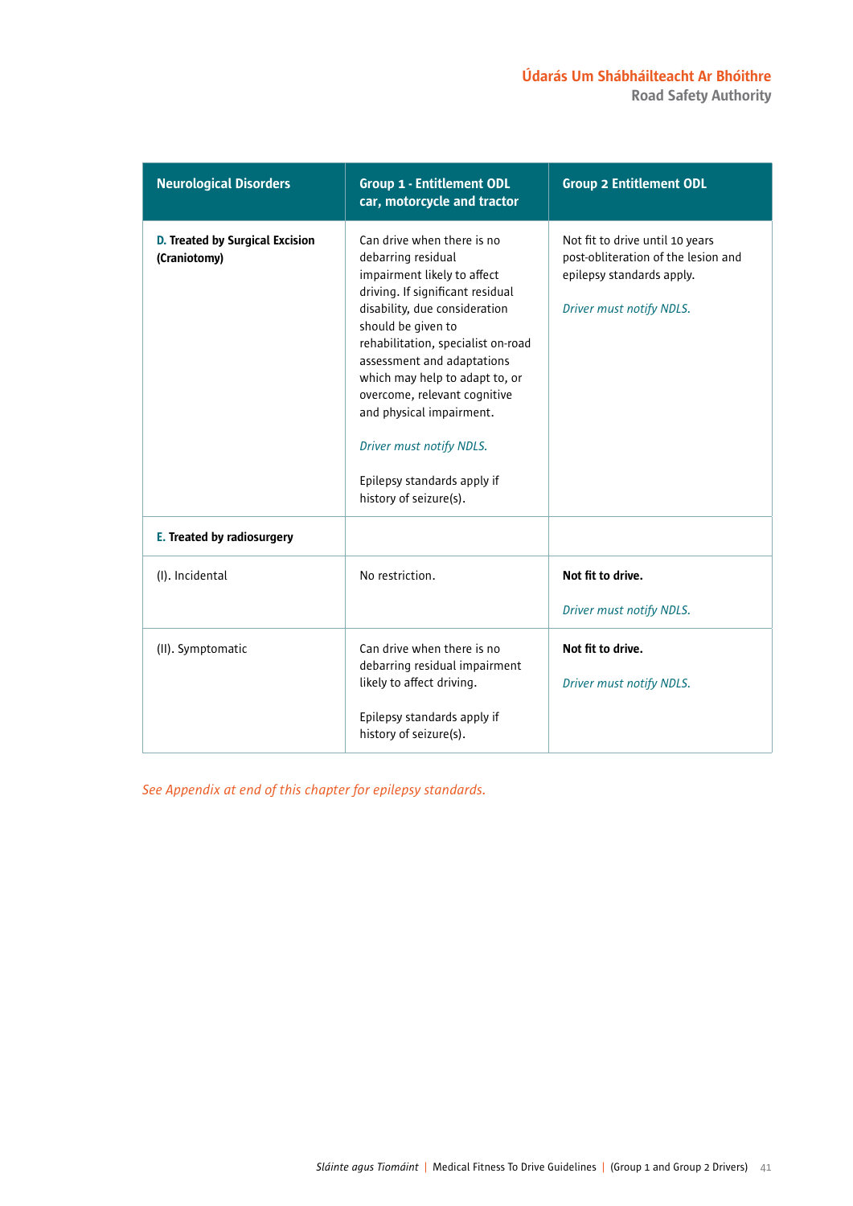| Neurological Disorders | Group 1 - Entitlement ODL car, motorcycle and tractor | Group 2 Entitlement ODL |
|---|---|---|
| **D. Treated by Surgical Excision (Craniotomy)** | Can drive when there is no debarring residual impairment likely to affect driving. If significant residual disability, due consideration should be given to rehabilitation, specialist on-road assessment and adaptations which may help to adapt to, or overcome, relevant cognitive and physical impairment.<br><br>*Driver must notify NDLS.*<br><br>Epilepsy standards apply if history of seizure(s). | Not fit to drive until 10 years post-obliteration of the lesion and epilepsy standards apply.<br><br>*Driver must notify NDLS.* |
| **E. Treated by radiosurgery** | | |
| (I). Incidental | No restriction. | **Not fit to drive.**<br><br>*Driver must notify NDLS.* |
| (II). Symptomatic | Can drive when there is no debarring residual impairment likely to affect driving.<br><br>Epilepsy standards apply if history of seizure(s). | **Not fit to drive.**<br><br>*Driver must notify NDLS.* |

*See Appendix at end of this chapter for epilepsy standards.*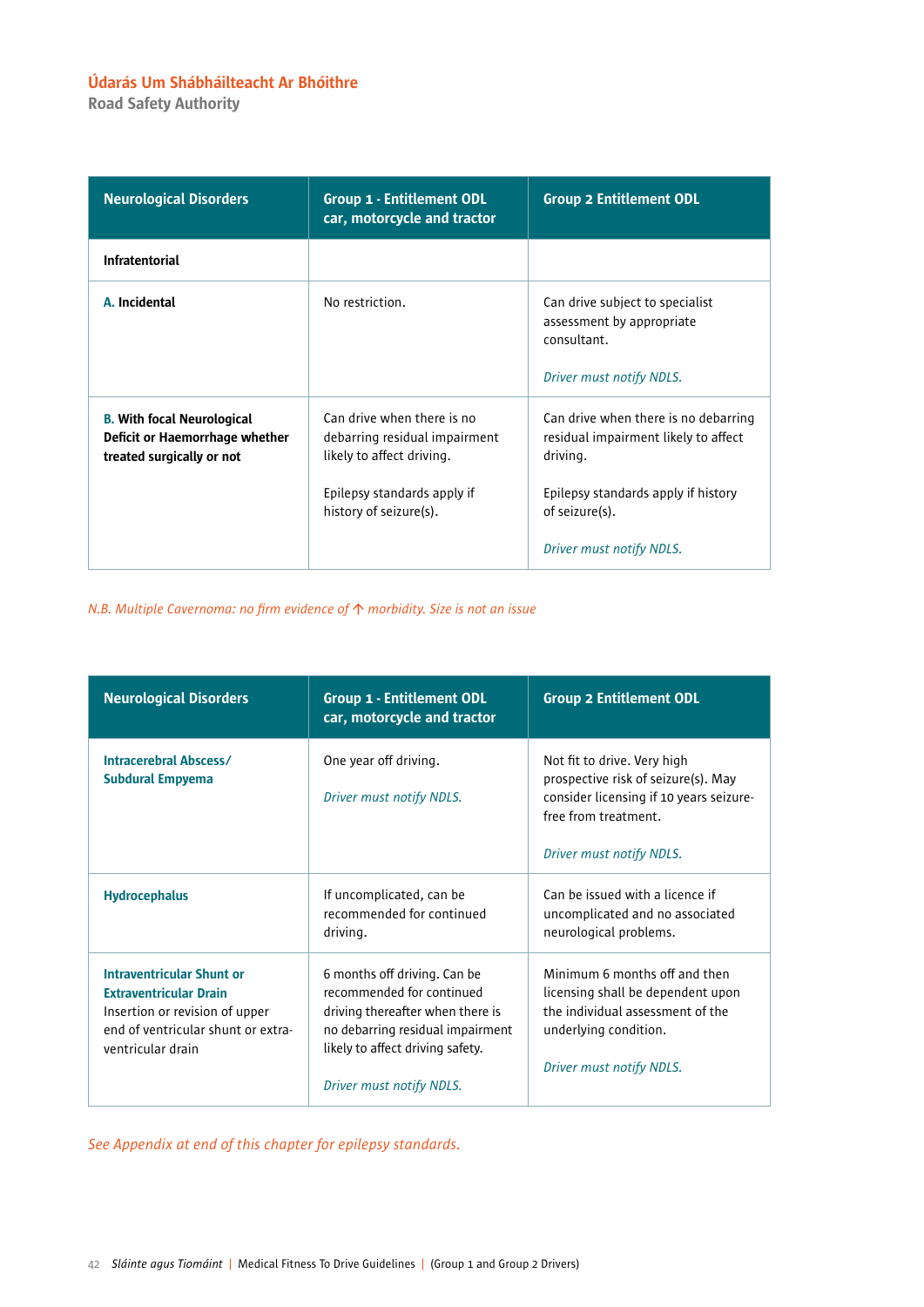| Neurological Disorders | Group 1 - Entitlement ODL car, motorcycle and tractor | Group 2 Entitlement ODL |
|---|---|---|
| **Infratentorial** | | |
| **A. Incidental** | No restriction. | Can drive subject to specialist assessment by appropriate consultant.<br><br>*Driver must notify NDLS.* |
| **B. With focal Neurological Deficit or Haemorrhage whether treated surgically or not** | Can drive when there is no debarring residual impairment likely to affect driving.<br><br>Epilepsy standards apply if history of seizure(s). | Can drive when there is no debarring residual impairment likely to affect driving.<br><br>Epilepsy standards apply if history of seizure(s).<br><br>*Driver must notify NDLS.* |

*N.B. Multiple Cavernoma: no firm evidence of ↑ morbidity. Size is not an issue*

| Neurological Disorders | Group 1 - Entitlement ODL car, motorcycle and tractor | Group 2 Entitlement ODL |
|---|---|---|
| **Intracerebral Abscess/ Subdural Empyema** | One year off driving.<br><br>*Driver must notify NDLS.* | Not fit to drive. Very high prospective risk of seizure(s). May consider licensing if 10 years seizure-free from treatment.<br><br>*Driver must notify NDLS.* |
| **Hydrocephalus** | If uncomplicated, can be recommended for continued driving. | Can be issued with a licence if uncomplicated and no associated neurological problems. |
| **Intraventricular Shunt or Extraventricular Drain**<br>Insertion or revision of upper end of ventricular shunt or extra-ventricular drain | 6 months off driving. Can be recommended for continued driving thereafter when there is no debarring residual impairment likely to affect driving safety.<br><br>*Driver must notify NDLS.* | Minimum 6 months off and then licensing shall be dependent upon the individual assessment of the underlying condition.<br><br>*Driver must notify NDLS.* |

*See Appendix at end of this chapter for epilepsy standards.*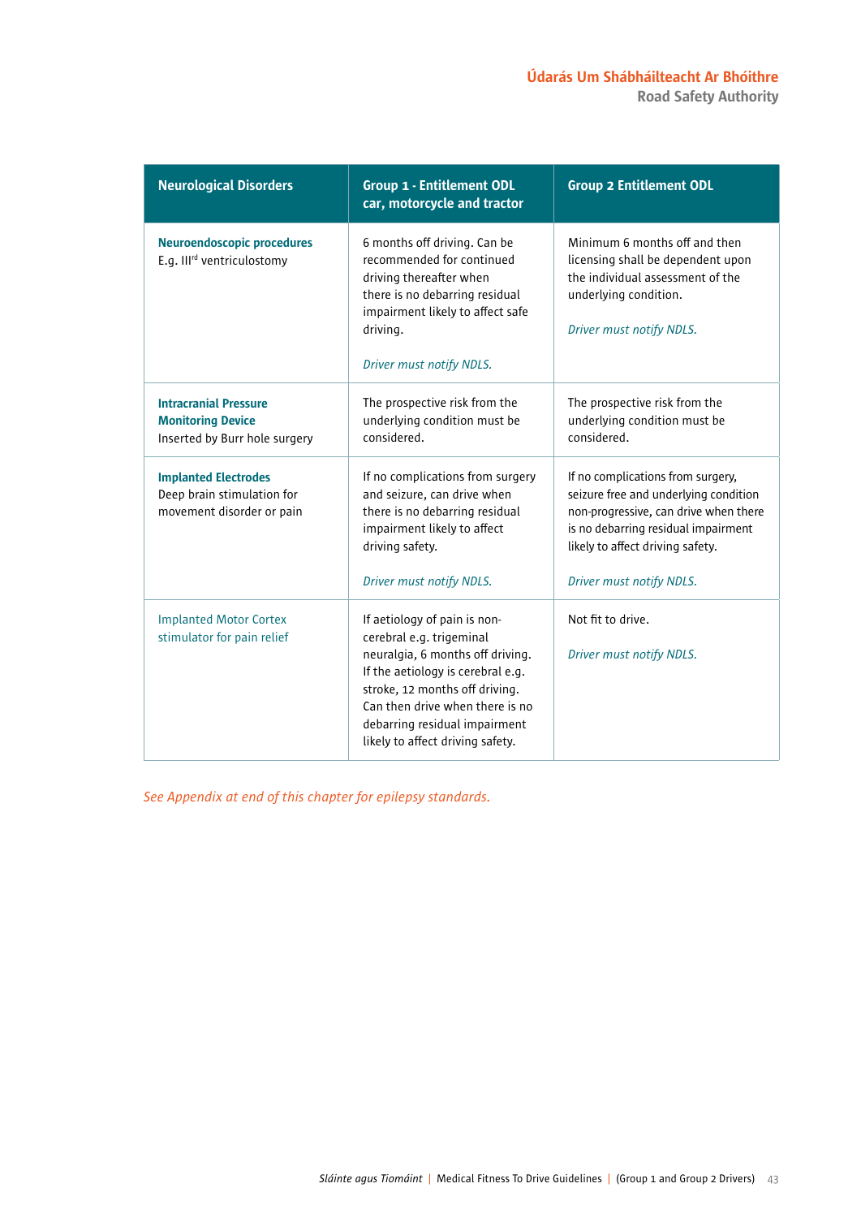| Neurological Disorders | Group 1 - Entitlement ODL car, motorcycle and tractor | Group 2 Entitlement ODL |
|---|---|---|
| **Neuroendoscopic procedures** E.g. III[rd] ventriculostomy | 6 months off driving. Can be recommended for continued driving thereafter when there is no debarring residual impairment likely to affect safe driving. *Driver must notify NDLS.* | Minimum 6 months off and then licensing shall be dependent upon the individual assessment of the underlying condition. *Driver must notify NDLS.* |
| **Intracranial Pressure Monitoring Device** Inserted by Burr hole surgery | The prospective risk from the underlying condition must be considered. | The prospective risk from the underlying condition must be considered. |
| **Implanted Electrodes** Deep brain stimulation for movement disorder or pain | If no complications from surgery and seizure, can drive when there is no debarring residual impairment likely to affect driving safety. *Driver must notify NDLS.* | If no complications from surgery, seizure free and underlying condition non-progressive, can drive when there is no debarring residual impairment likely to affect driving safety. *Driver must notify NDLS.* |
| Implanted Motor Cortex stimulator for pain relief | If aetiology of pain is non-cerebral e.g. trigeminal neuralgia, 6 months off driving. If the aetiology is cerebral e.g. stroke, 12 months off driving. Can then drive when there is no debarring residual impairment likely to affect driving safety. | Not fit to drive. *Driver must notify NDLS.* |

*See Appendix at end of this chapter for epilepsy standards.*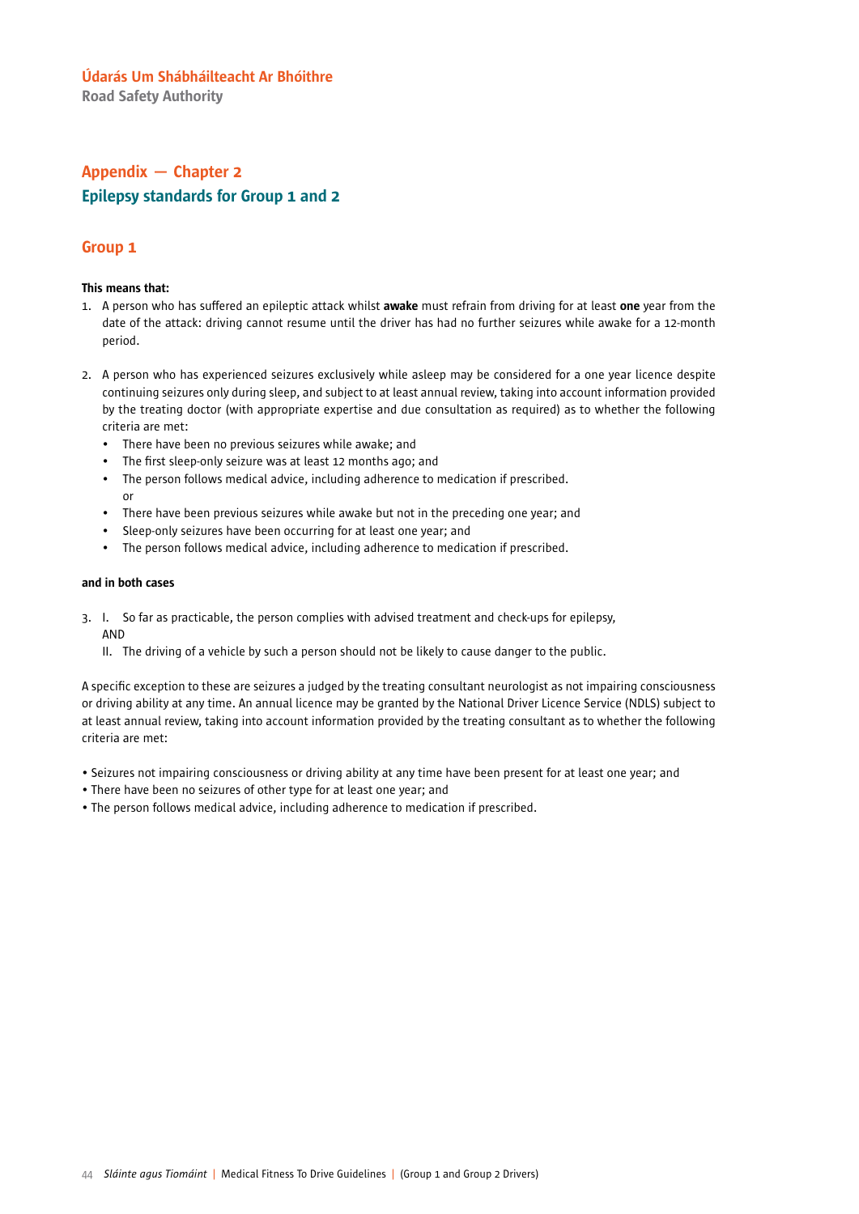Údarás Um Shábháilteacht Ar Bhóithre
Road Safety Authority

# Appendix — Chapter 2

## Epilepsy standards for Group 1 and 2

### Group 1

**This means that:**

1. A person who has suffered an epileptic attack whilst **awake** must refrain from driving for at least **one** year from the date of the attack: driving cannot resume until the driver has had no further seizures while awake for a 12-month period.

2. A person who has experienced seizures exclusively while asleep may be considered for a one year licence despite continuing seizures only during sleep, and subject to at least annual review, taking into account information provided by the treating doctor (with appropriate expertise and due consultation as required) as to whether the following criteria are met:
   - There have been no previous seizures while awake; and
   - The first sleep-only seizure was at least 12 months ago; and
   - The person follows medical advice, including adherence to medication if prescribed.
     or
   - There have been previous seizures while awake but not in the preceding one year; and
   - Sleep-only seizures have been occurring for at least one year; and
   - The person follows medical advice, including adherence to medication if prescribed.

**and in both cases**

3. I. So far as practicable, the person complies with advised treatment and check-ups for epilepsy,
   AND
   II. The driving of a vehicle by such a person should not be likely to cause danger to the public.

A specific exception to these are seizures a judged by the treating consultant neurologist as not impairing consciousness or driving ability at any time. An annual licence may be granted by the National Driver Licence Service (NDLS) subject to at least annual review, taking into account information provided by the treating consultant as to whether the following criteria are met:

- Seizures not impairing consciousness or driving ability at any time have been present for at least one year; and
- There have been no seizures of other type for at least one year; and
- The person follows medical advice, including adherence to medication if prescribed.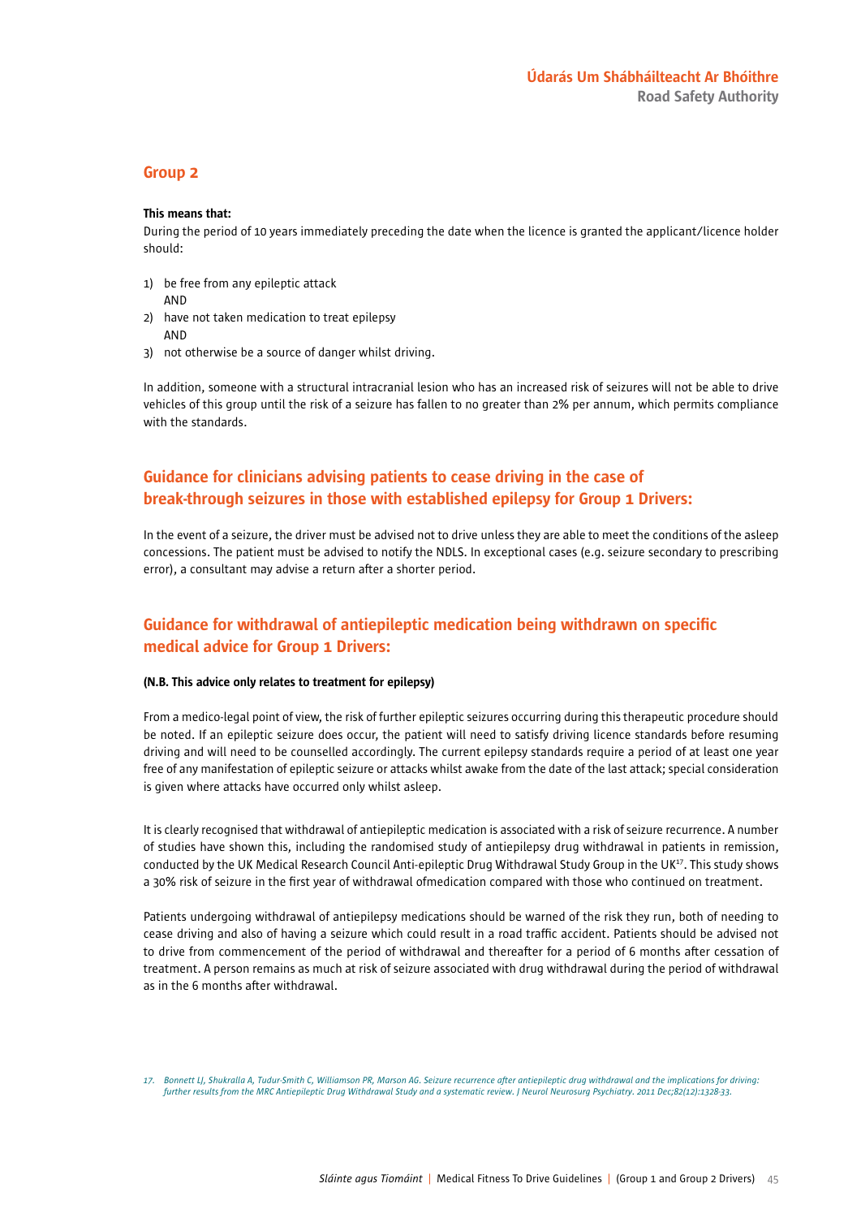## Group 2

**This means that:**

During the period of 10 years immediately preceding the date when the licence is granted the applicant/licence holder should:

1) be free from any epileptic attack
   AND
2) have not taken medication to treat epilepsy
   AND
3) not otherwise be a source of danger whilst driving.

In addition, someone with a structural intracranial lesion who has an increased risk of seizures will not be able to drive vehicles of this group until the risk of a seizure has fallen to no greater than 2% per annum, which permits compliance with the standards.

## Guidance for clinicians advising patients to cease driving in the case of break-through seizures in those with established epilepsy for Group 1 Drivers:

In the event of a seizure, the driver must be advised not to drive unless they are able to meet the conditions of the asleep concessions. The patient must be advised to notify the NDLS. In exceptional cases (e.g. seizure secondary to prescribing error), a consultant may advise a return after a shorter period.

## Guidance for withdrawal of antiepileptic medication being withdrawn on specific medical advice for Group 1 Drivers:

**(N.B. This advice only relates to treatment for epilepsy)**

From a medico-legal point of view, the risk of further epileptic seizures occurring during this therapeutic procedure should be noted. If an epileptic seizure does occur, the patient will need to satisfy driving licence standards before resuming driving and will need to be counselled accordingly. The current epilepsy standards require a period of at least one year free of any manifestation of epileptic seizure or attacks whilst awake from the date of the last attack; special consideration is given where attacks have occurred only whilst asleep.

It is clearly recognised that withdrawal of antiepileptic medication is associated with a risk of seizure recurrence. A number of studies have shown this, including the randomised study of antiepilepsy drug withdrawal in patients in remission, conducted by the UK Medical Research Council Anti-epileptic Drug Withdrawal Study Group in the UK[17]. This study shows a 30% risk of seizure in the first year of withdrawal ofmedication compared with those who continued on treatment.

Patients undergoing withdrawal of antiepilepsy medications should be warned of the risk they run, both of needing to cease driving and also of having a seizure which could result in a road traffic accident. Patients should be advised not to drive from commencement of the period of withdrawal and thereafter for a period of 6 months after cessation of treatment. A person remains as much at risk of seizure associated with drug withdrawal during the period of withdrawal as in the 6 months after withdrawal.

*17. Bonnett LJ, Shukralla A, Tudur-Smith C, Williamson PR, Marson AG. Seizure recurrence after antiepileptic drug withdrawal and the implications for driving: further results from the MRC Antiepileptic Drug Withdrawal Study and a systematic review. J Neurol Neurosurg Psychiatry. 2011 Dec;82(12):1328-33.*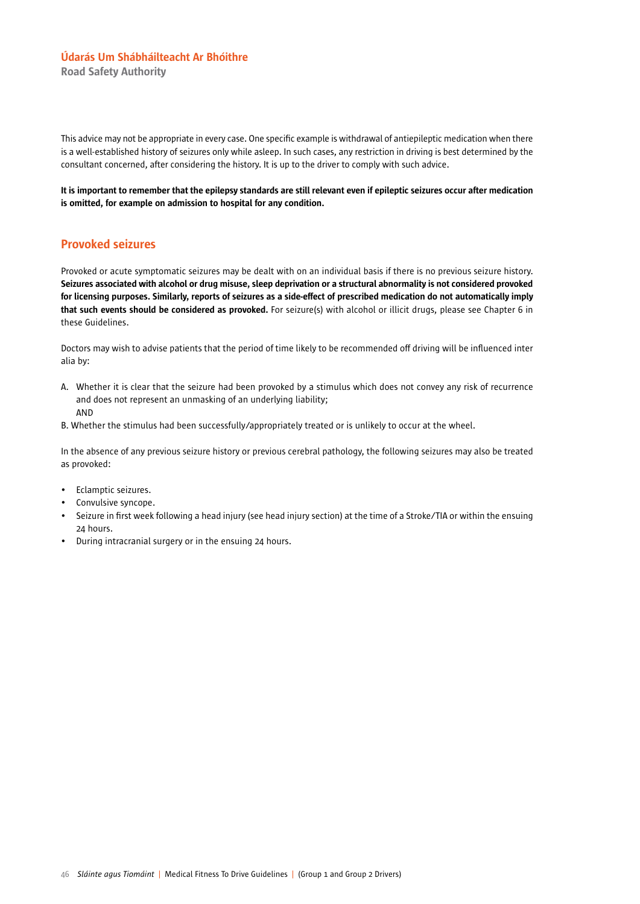This advice may not be appropriate in every case. One specific example is withdrawal of antiepileptic medication when there is a well-established history of seizures only while asleep. In such cases, any restriction in driving is best determined by the consultant concerned, after considering the history. It is up to the driver to comply with such advice.

**It is important to remember that the epilepsy standards are still relevant even if epileptic seizures occur after medication is omitted, for example on admission to hospital for any condition.**

## Provoked seizures

Provoked or acute symptomatic seizures may be dealt with on an individual basis if there is no previous seizure history. **Seizures associated with alcohol or drug misuse, sleep deprivation or a structural abnormality is not considered provoked for licensing purposes. Similarly, reports of seizures as a side-effect of prescribed medication do not automatically imply that such events should be considered as provoked.** For seizure(s) with alcohol or illicit drugs, please see Chapter 6 in these Guidelines.

Doctors may wish to advise patients that the period of time likely to be recommended off driving will be influenced inter alia by:

A. Whether it is clear that the seizure had been provoked by a stimulus which does not convey any risk of recurrence and does not represent an unmasking of an underlying liability;
   AND
B. Whether the stimulus had been successfully/appropriately treated or is unlikely to occur at the wheel.

In the absence of any previous seizure history or previous cerebral pathology, the following seizures may also be treated as provoked:

- Eclamptic seizures.
- Convulsive syncope.
- Seizure in first week following a head injury (see head injury section) at the time of a Stroke/TIA or within the ensuing 24 hours.
- During intracranial surgery or in the ensuing 24 hours.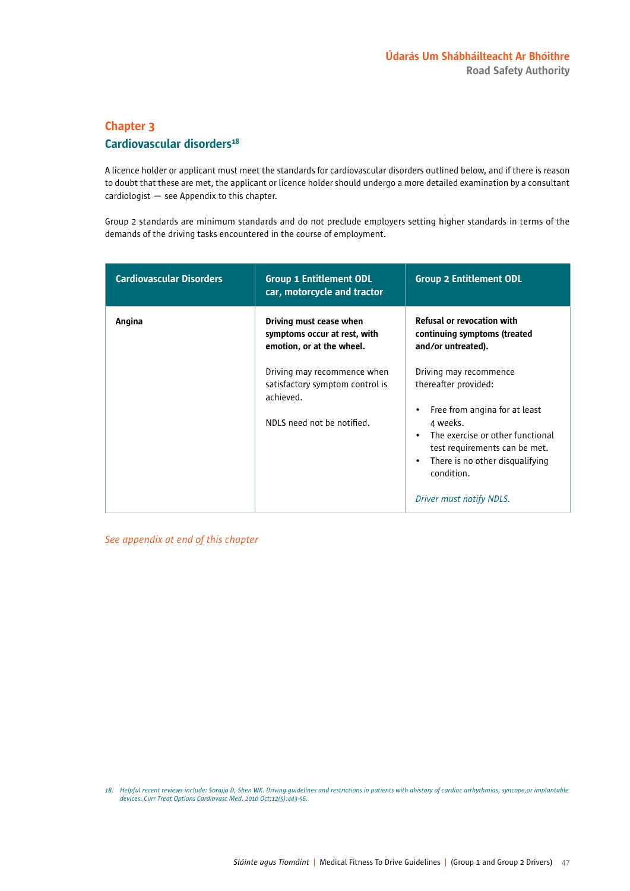## Chapter 3

## Cardiovascular disorders[18]

A licence holder or applicant must meet the standards for cardiovascular disorders outlined below, and if there is reason to doubt that these are met, the applicant or licence holder should undergo a more detailed examination by a consultant cardiologist — see Appendix to this chapter.

Group 2 standards are minimum standards and do not preclude employers setting higher standards in terms of the demands of the driving tasks encountered in the course of employment.

| Cardiovascular Disorders | Group 1 Entitlement ODL car, motorcycle and tractor | Group 2 Entitlement ODL |
|---|---|---|
| **Angina** | **Driving must cease when symptoms occur at rest, with emotion, or at the wheel.**<br><br>Driving may recommence when satisfactory symptom control is achieved.<br><br>NDLS need not be notified. | **Refusal or revocation with continuing symptoms (treated and/or untreated).**<br><br>Driving may recommence thereafter provided:<br><br>• Free from angina for at least 4 weeks.<br>• The exercise or other functional test requirements can be met.<br>• There is no other disqualifying condition.<br><br>*Driver must notify NDLS.* |

*See appendix at end of this chapter*

18. *Helpful recent reviews include: Sorajja D, Shen WK. Driving guidelines and restrictions in patients with ahistory of cardiac arrhythmias, syncope,or implantable devices. Curr Treat Options Cardiovasc Med. 2010 Oct;12(5):443-56.*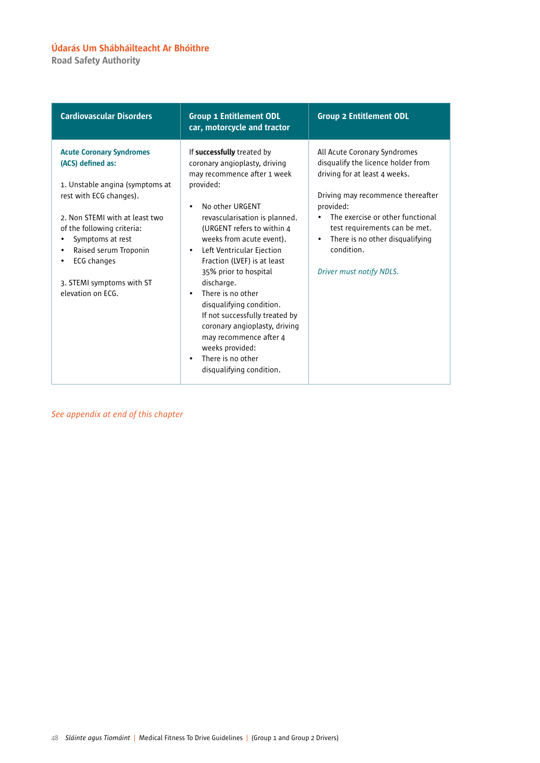| Cardiovascular Disorders | Group 1 Entitlement ODL car, motorcycle and tractor | Group 2 Entitlement ODL |
|---|---|---|
| **Acute Coronary Syndromes (ACS) defined as:**<br><br>1. Unstable angina (symptoms at rest with ECG changes).<br><br>2. Non STEMI with at least two of the following criteria:<br>• Symptoms at rest<br>• Raised serum Troponin<br>• ECG changes<br><br>3. STEMI symptoms with ST elevation on ECG. | If **successfully** treated by coronary angioplasty, driving may recommence after 1 week provided:<br><br>• No other URGENT revascularisation is planned. (URGENT refers to within 4 weeks from acute event).<br>• Left Ventricular Ejection Fraction (LVEF) is at least 35% prior to hospital discharge.<br>• There is no other disqualifying condition.<br>If not successfully treated by coronary angioplasty, driving may recommence after 4 weeks provided:<br>• There is no other disqualifying condition. | All Acute Coronary Syndromes disqualify the licence holder from driving for at least 4 weeks.<br><br>Driving may recommence thereafter provided:<br>• The exercise or other functional test requirements can be met.<br>• There is no other disqualifying condition.<br><br>*Driver must notify NDLS.* |

*See appendix at end of this chapter*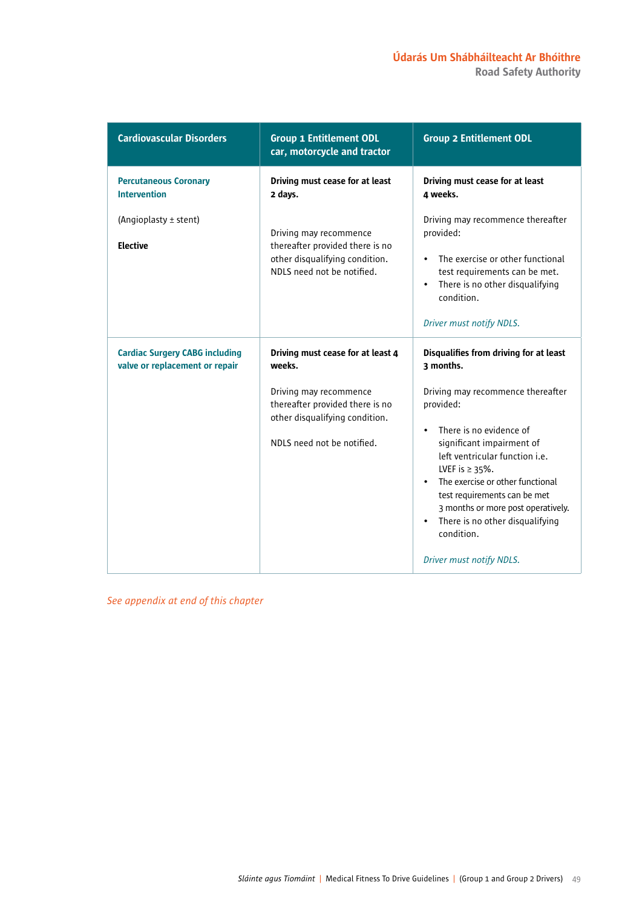| Cardiovascular Disorders | Group 1 Entitlement ODL car, motorcycle and tractor | Group 2 Entitlement ODL |
| --- | --- | --- |
| **Percutaneous Coronary Intervention**<br><br>(Angioplasty ± stent)<br><br>**Elective** | **Driving must cease for at least 2 days.**<br><br>Driving may recommence thereafter provided there is no other disqualifying condition. NDLS need not be notified. | **Driving must cease for at least 4 weeks.**<br><br>Driving may recommence thereafter provided:<br><br>• The exercise or other functional test requirements can be met.<br>• There is no other disqualifying condition.<br><br>*Driver must notify NDLS.* |
| **Cardiac Surgery CABG including valve or replacement or repair** | **Driving must cease for at least 4 weeks.**<br><br>Driving may recommence thereafter provided there is no other disqualifying condition.<br><br>NDLS need not be notified. | **Disqualifies from driving for at least 3 months.**<br><br>Driving may recommence thereafter provided:<br><br>• There is no evidence of significant impairment of left ventricular function i.e. LVEF is ≥ 35%.<br>• The exercise or other functional test requirements can be met 3 months or more post operatively.<br>• There is no other disqualifying condition.<br><br>*Driver must notify NDLS.* |

*See appendix at end of this chapter*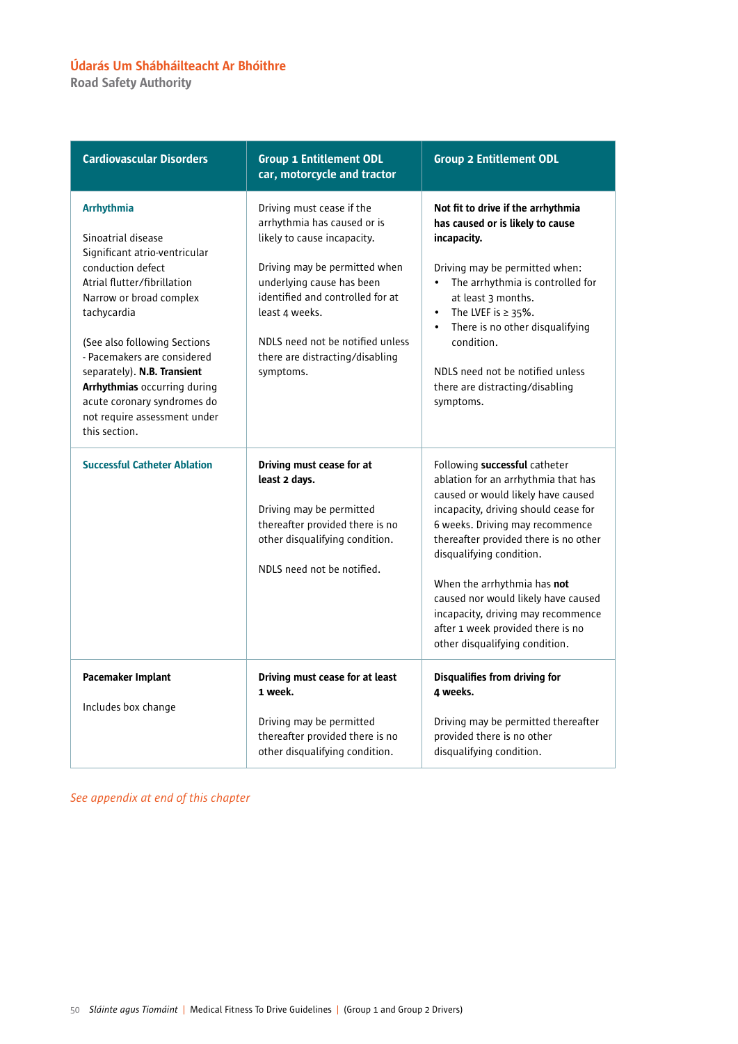| Cardiovascular Disorders | Group 1 Entitlement ODL car, motorcycle and tractor | Group 2 Entitlement ODL |
|---|---|---|
| **Arrhythmia**<br><br>Sinoatrial disease<br>Significant atrio-ventricular conduction defect<br>Atrial flutter/fibrillation<br>Narrow or broad complex tachycardia<br><br>(See also following Sections - Pacemakers are considered separately). **N.B. Transient Arrhythmias** occurring during acute coronary syndromes do not require assessment under this section. | Driving must cease if the arrhythmia has caused or is likely to cause incapacity.<br><br>Driving may be permitted when underlying cause has been identified and controlled for at least 4 weeks.<br><br>NDLS need not be notified unless there are distracting/disabling symptoms. | **Not fit to drive if the arrhythmia has caused or is likely to cause incapacity.**<br><br>Driving may be permitted when:<br>• The arrhythmia is controlled for at least 3 months.<br>• The LVEF is ≥ 35%.<br>• There is no other disqualifying condition.<br><br>NDLS need not be notified unless there are distracting/disabling symptoms. |
| **Successful Catheter Ablation** | **Driving must cease for at least 2 days.**<br><br>Driving may be permitted thereafter provided there is no other disqualifying condition.<br><br>NDLS need not be notified. | Following **successful** catheter ablation for an arrhythmia that has caused or would likely have caused incapacity, driving should cease for 6 weeks. Driving may recommence thereafter provided there is no other disqualifying condition.<br><br>When the arrhythmia has **not** caused nor would likely have caused incapacity, driving may recommence after 1 week provided there is no other disqualifying condition. |
| **Pacemaker Implant**<br><br>Includes box change | **Driving must cease for at least 1 week.**<br><br>Driving may be permitted thereafter provided there is no other disqualifying condition. | **Disqualifies from driving for 4 weeks.**<br><br>Driving may be permitted thereafter provided there is no other disqualifying condition. |

*See appendix at end of this chapter*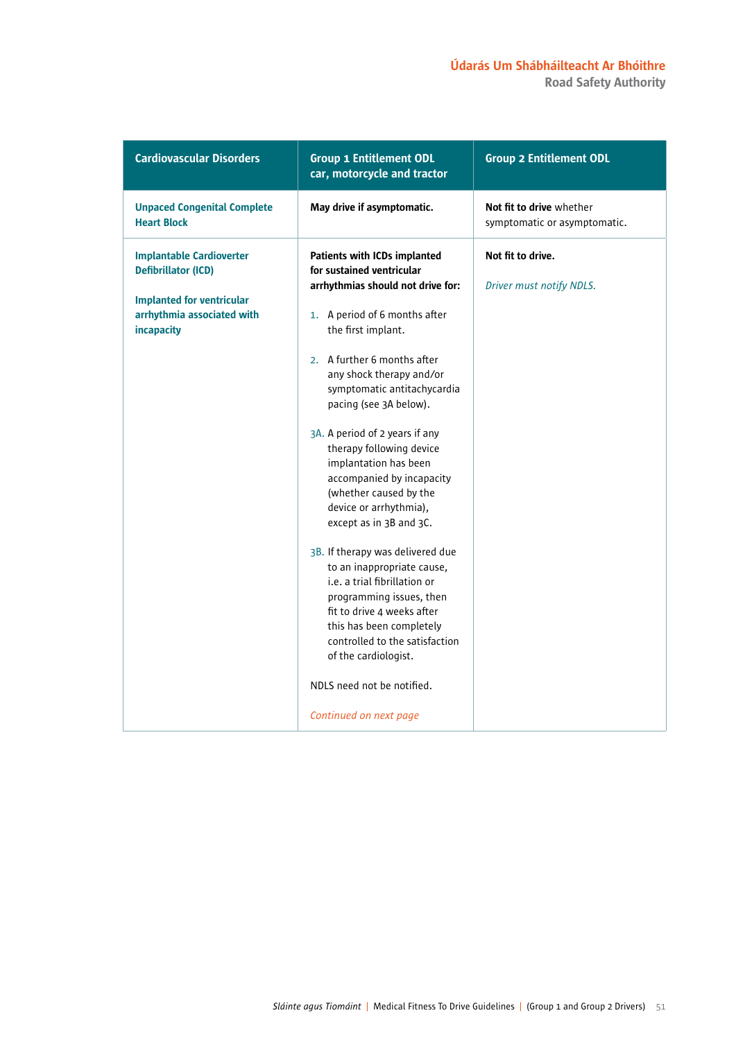| Cardiovascular Disorders | Group 1 Entitlement ODL car, motorcycle and tractor | Group 2 Entitlement ODL |
|---|---|---|
| **Unpaced Congenital Complete Heart Block** | **May drive if asymptomatic.** | **Not fit to drive** whether symptomatic or asymptomatic. |
| **Implantable Cardioverter Defibrillator (ICD)**<br><br>**Implanted for ventricular arrhythmia associated with incapacity** | **Patients with ICDs implanted for sustained ventricular arrhythmias should not drive for:**<br><br>1. A period of 6 months after the first implant.<br><br>2. A further 6 months after any shock therapy and/or symptomatic antitachycardia pacing (see 3A below).<br><br>3A. A period of 2 years if any therapy following device implantation has been accompanied by incapacity (whether caused by the device or arrhythmia), except as in 3B and 3C.<br><br>3B. If therapy was delivered due to an inappropriate cause, i.e. a trial fibrillation or programming issues, then fit to drive 4 weeks after this has been completely controlled to the satisfaction of the cardiologist.<br><br>NDLS need not be notified.<br><br>*Continued on next page* | **Not fit to drive.**<br><br>*Driver must notify NDLS.* |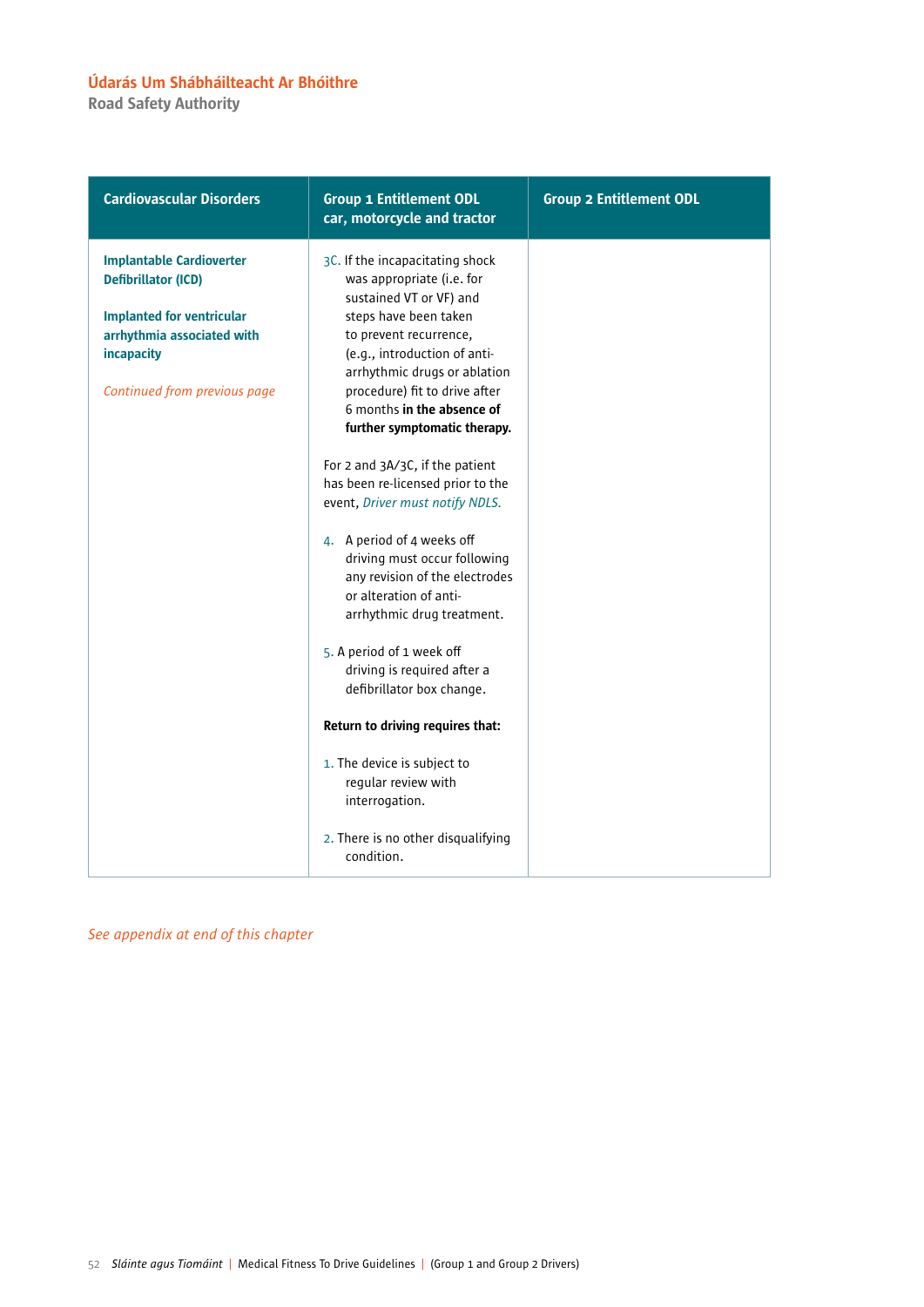| Cardiovascular Disorders | Group 1 Entitlement ODL car, motorcycle and tractor | Group 2 Entitlement ODL |
|---|---|---|
| **Implantable Cardioverter Defibrillator (ICD)**<br><br>**Implanted for ventricular arrhythmia associated with incapacity**<br><br>*Continued from previous page* | 3C. If the incapacitating shock was appropriate (i.e. for sustained VT or VF) and steps have been taken to prevent recurrence, (e.g., introduction of anti-arrhythmic drugs or ablation procedure) fit to drive after 6 months **in the absence of further symptomatic therapy.**<br><br>For 2 and 3A/3C, if the patient has been re-licensed prior to the event, *Driver must notify NDLS.*<br><br>4. A period of 4 weeks off driving must occur following any revision of the electrodes or alteration of anti-arrhythmic drug treatment.<br><br>5. A period of 1 week off driving is required after a defibrillator box change.<br><br>**Return to driving requires that:**<br><br>1. The device is subject to regular review with interrogation.<br><br>2. There is no other disqualifying condition. | |

*See appendix at end of this chapter*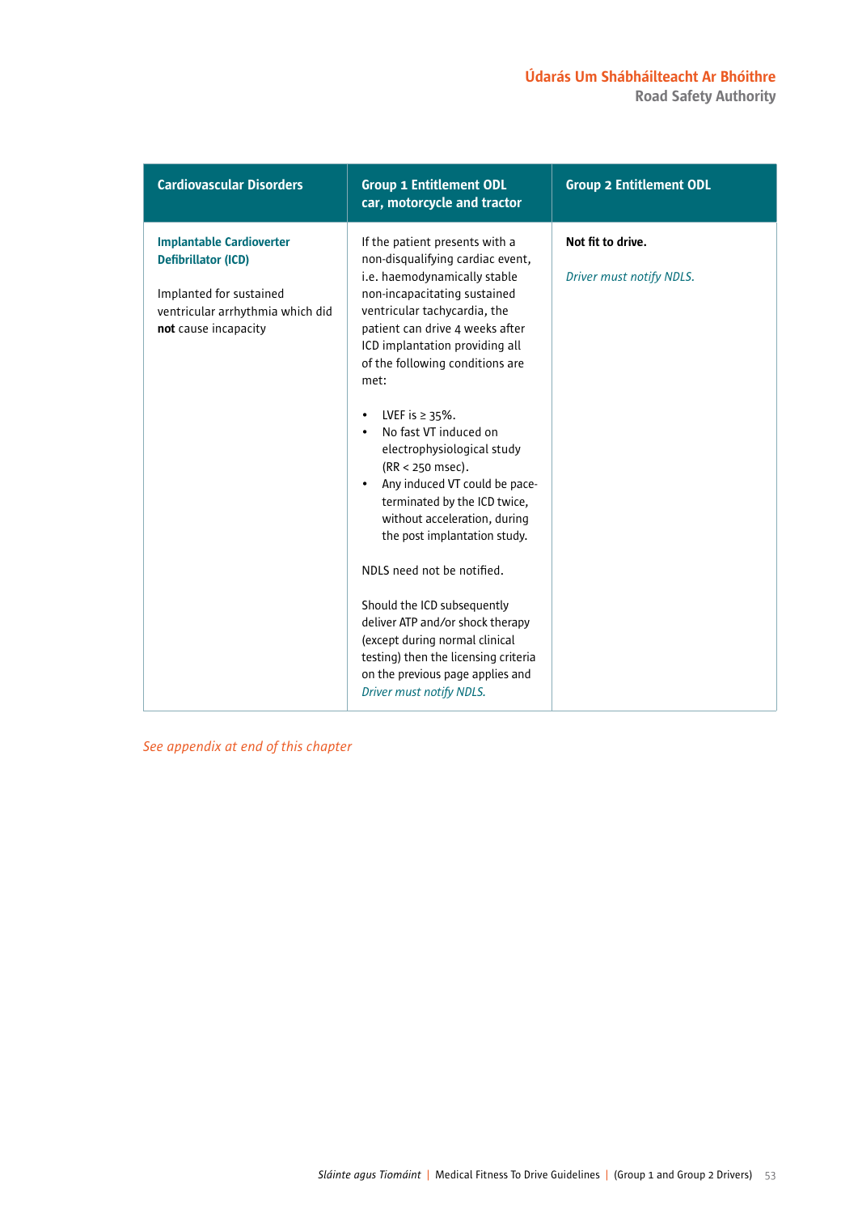| Cardiovascular Disorders | Group 1 Entitlement ODL car, motorcycle and tractor | Group 2 Entitlement ODL |
|---|---|---|
| **Implantable Cardioverter Defibrillator (ICD)**<br><br>Implanted for sustained ventricular arrhythmia which did **not** cause incapacity | If the patient presents with a non-disqualifying cardiac event, i.e. haemodynamically stable non-incapacitating sustained ventricular tachycardia, the patient can drive 4 weeks after ICD implantation providing all of the following conditions are met:<br><br>• LVEF is ≥ 35%.<br>• No fast VT induced on electrophysiological study (RR < 250 msec).<br>• Any induced VT could be pace-terminated by the ICD twice, without acceleration, during the post implantation study.<br><br>NDLS need not be notified.<br><br>Should the ICD subsequently deliver ATP and/or shock therapy (except during normal clinical testing) then the licensing criteria on the previous page applies and *Driver must notify NDLS.* | **Not fit to drive.**<br><br>*Driver must notify NDLS.* |

*See appendix at end of this chapter*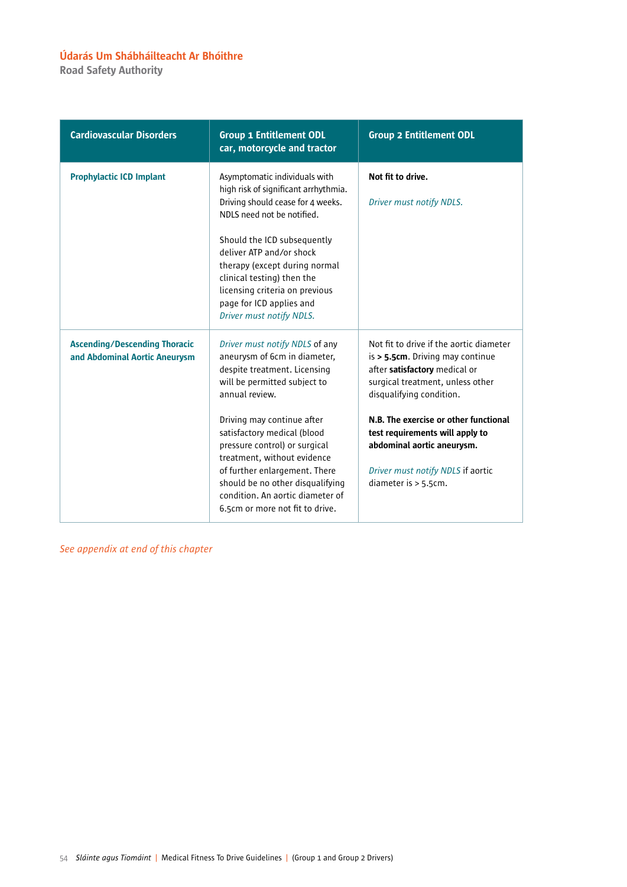| Cardiovascular Disorders | Group 1 Entitlement ODL car, motorcycle and tractor | Group 2 Entitlement ODL |
|---|---|---|
| **Prophylactic ICD Implant** | Asymptomatic individuals with high risk of significant arrhythmia. Driving should cease for 4 weeks. NDLS need not be notified.<br><br>Should the ICD subsequently deliver ATP and/or shock therapy (except during normal clinical testing) then the licensing criteria on previous page for ICD applies and *Driver must notify NDLS.* | **Not fit to drive.**<br><br>*Driver must notify NDLS.* |
| **Ascending/Descending Thoracic and Abdominal Aortic Aneurysm** | *Driver must notify NDLS* of any aneurysm of 6cm in diameter, despite treatment. Licensing will be permitted subject to annual review.<br><br>Driving may continue after satisfactory medical (blood pressure control) or surgical treatment, without evidence of further enlargement. There should be no other disqualifying condition. An aortic diameter of 6.5cm or more not fit to drive. | Not fit to drive if the aortic diameter is **> 5.5cm**. Driving may continue after **satisfactory** medical or surgical treatment, unless other disqualifying condition.<br><br>**N.B. The exercise or other functional test requirements will apply to abdominal aortic aneurysm.**<br><br>*Driver must notify NDLS* if aortic diameter is > 5.5cm. |

*See appendix at end of this chapter*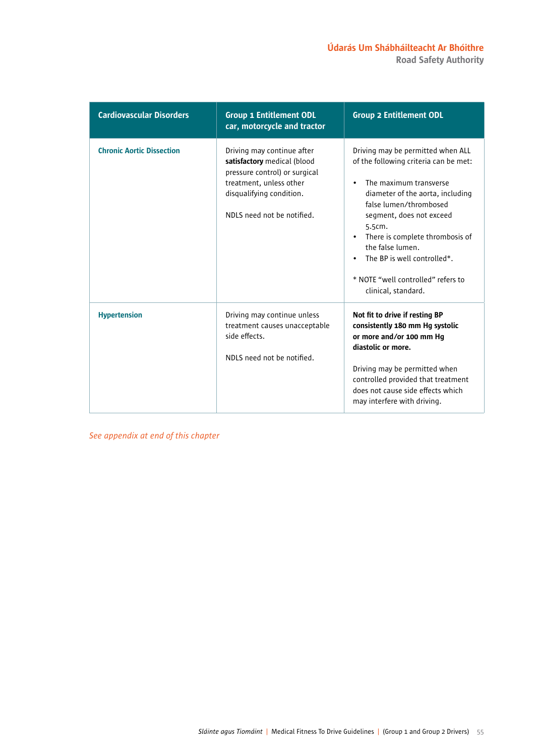| Cardiovascular Disorders | Group 1 Entitlement ODL car, motorcycle and tractor | Group 2 Entitlement ODL |
|---|---|---|
| **Chronic Aortic Dissection** | Driving may continue after **satisfactory** medical (blood pressure control) or surgical treatment, unless other disqualifying condition.<br><br>NDLS need not be notified. | Driving may be permitted when ALL of the following criteria can be met:<br><br>• The maximum transverse diameter of the aorta, including false lumen/thrombosed segment, does not exceed 5.5cm.<br>• There is complete thrombosis of the false lumen.<br>• The BP is well controlled*.<br><br>* NOTE “well controlled” refers to clinical, standard. |
| **Hypertension** | Driving may continue unless treatment causes unacceptable side effects.<br><br>NDLS need not be notified. | **Not fit to drive if resting BP consistently 180 mm Hg systolic or more and/or 100 mm Hg diastolic or more.**<br><br>Driving may be permitted when controlled provided that treatment does not cause side effects which may interfere with driving. |

*See appendix at end of this chapter*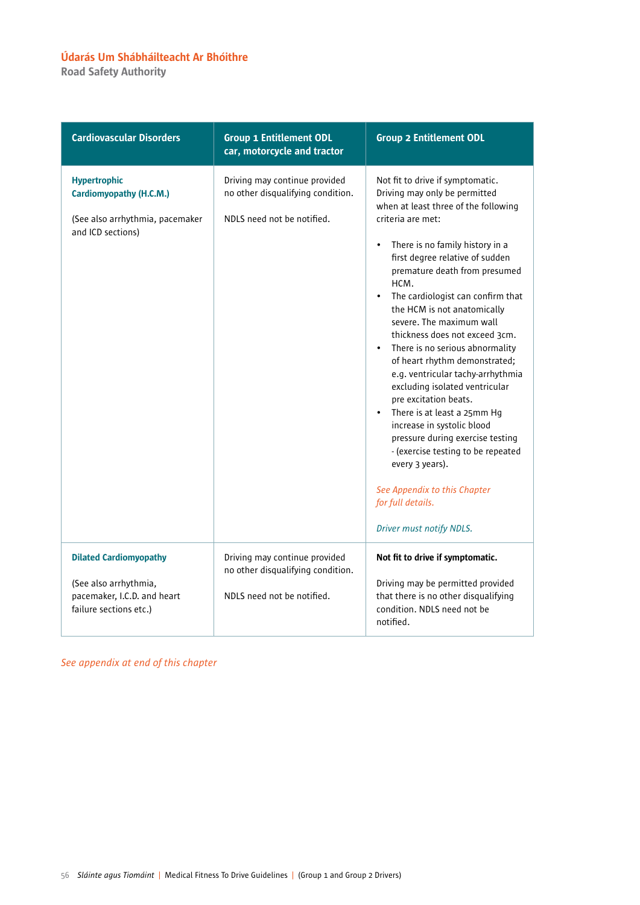| Cardiovascular Disorders | Group 1 Entitlement ODL car, motorcycle and tractor | Group 2 Entitlement ODL |
|---|---|---|
| **Hypertrophic Cardiomyopathy (H.C.M.)**<br><br>(See also arrhythmia, pacemaker and ICD sections) | Driving may continue provided no other disqualifying condition.<br><br>NDLS need not be notified. | Not fit to drive if symptomatic. Driving may only be permitted when at least three of the following criteria are met:<br><br>• There is no family history in a first degree relative of sudden premature death from presumed HCM.<br>• The cardiologist can confirm that the HCM is not anatomically severe. The maximum wall thickness does not exceed 3cm.<br>• There is no serious abnormality of heart rhythm demonstrated; e.g. ventricular tachy-arrhythmia excluding isolated ventricular pre excitation beats.<br>• There is at least a 25mm Hg increase in systolic blood pressure during exercise testing - (exercise testing to be repeated every 3 years).<br><br>*See Appendix to this Chapter for full details.*<br><br>*Driver must notify NDLS.* |
| **Dilated Cardiomyopathy**<br><br>(See also arrhythmia, pacemaker, I.C.D. and heart failure sections etc.) | Driving may continue provided no other disqualifying condition.<br><br>NDLS need not be notified. | **Not fit to drive if symptomatic.**<br><br>Driving may be permitted provided that there is no other disqualifying condition. NDLS need not be notified. |

*See appendix at end of this chapter*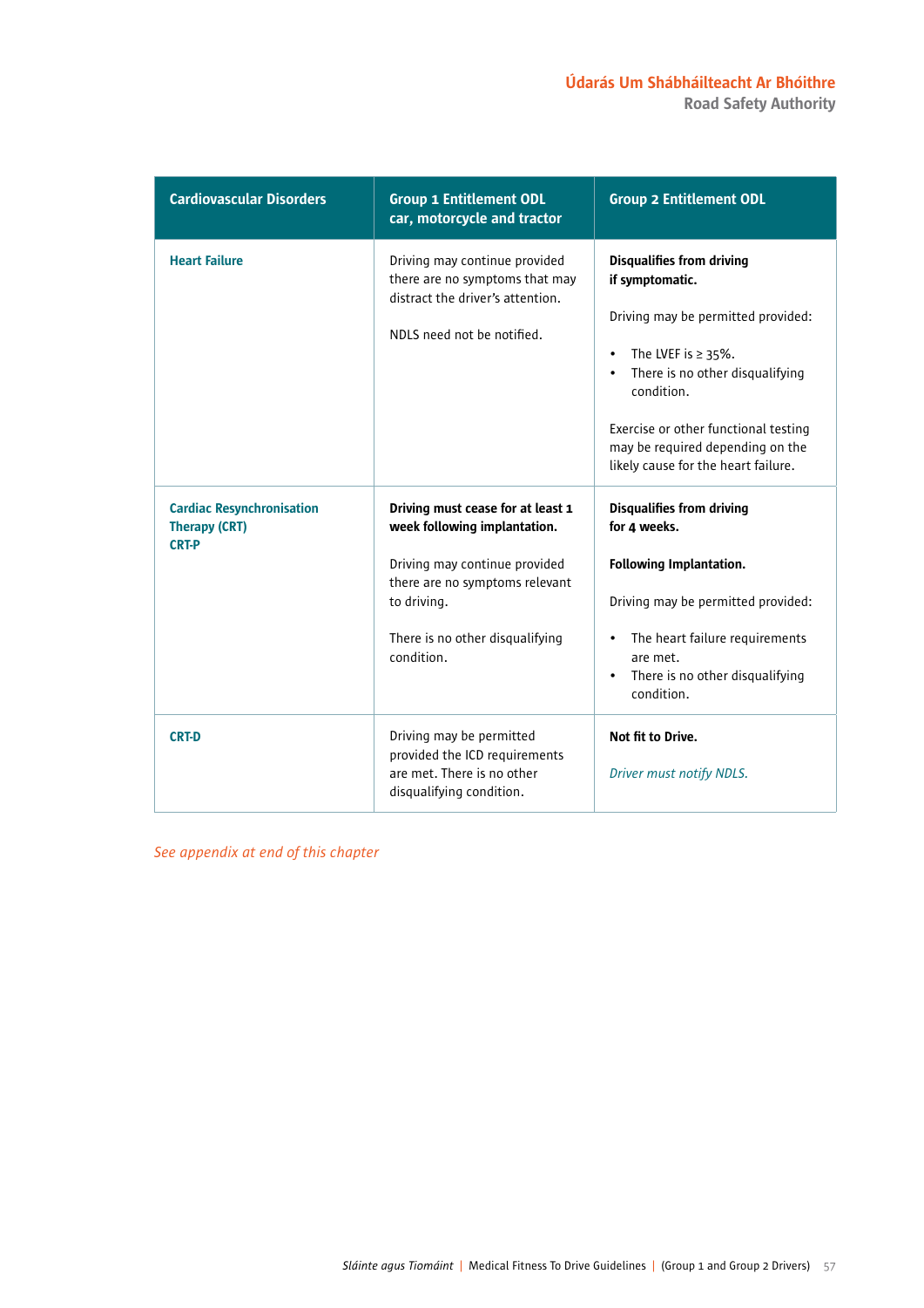| Cardiovascular Disorders | Group 1 Entitlement ODL car, motorcycle and tractor | Group 2 Entitlement ODL |
|---|---|---|
| **Heart Failure** | Driving may continue provided there are no symptoms that may distract the driver's attention.<br><br>NDLS need not be notified. | **Disqualifies from driving if symptomatic.**<br><br>Driving may be permitted provided:<br><br>• The LVEF is ≥ 35%.<br>• There is no other disqualifying condition.<br><br>Exercise or other functional testing may be required depending on the likely cause for the heart failure. |
| **Cardiac Resynchronisation Therapy (CRT)**<br>**CRT-P** | **Driving must cease for at least 1 week following implantation.**<br><br>Driving may continue provided there are no symptoms relevant to driving.<br><br>There is no other disqualifying condition. | **Disqualifies from driving for 4 weeks.**<br><br>**Following Implantation.**<br><br>Driving may be permitted provided:<br><br>• The heart failure requirements are met.<br>• There is no other disqualifying condition. |
| **CRT-D** | Driving may be permitted provided the ICD requirements are met. There is no other disqualifying condition. | **Not fit to Drive.**<br><br>*Driver must notify NDLS.* |

*See appendix at end of this chapter*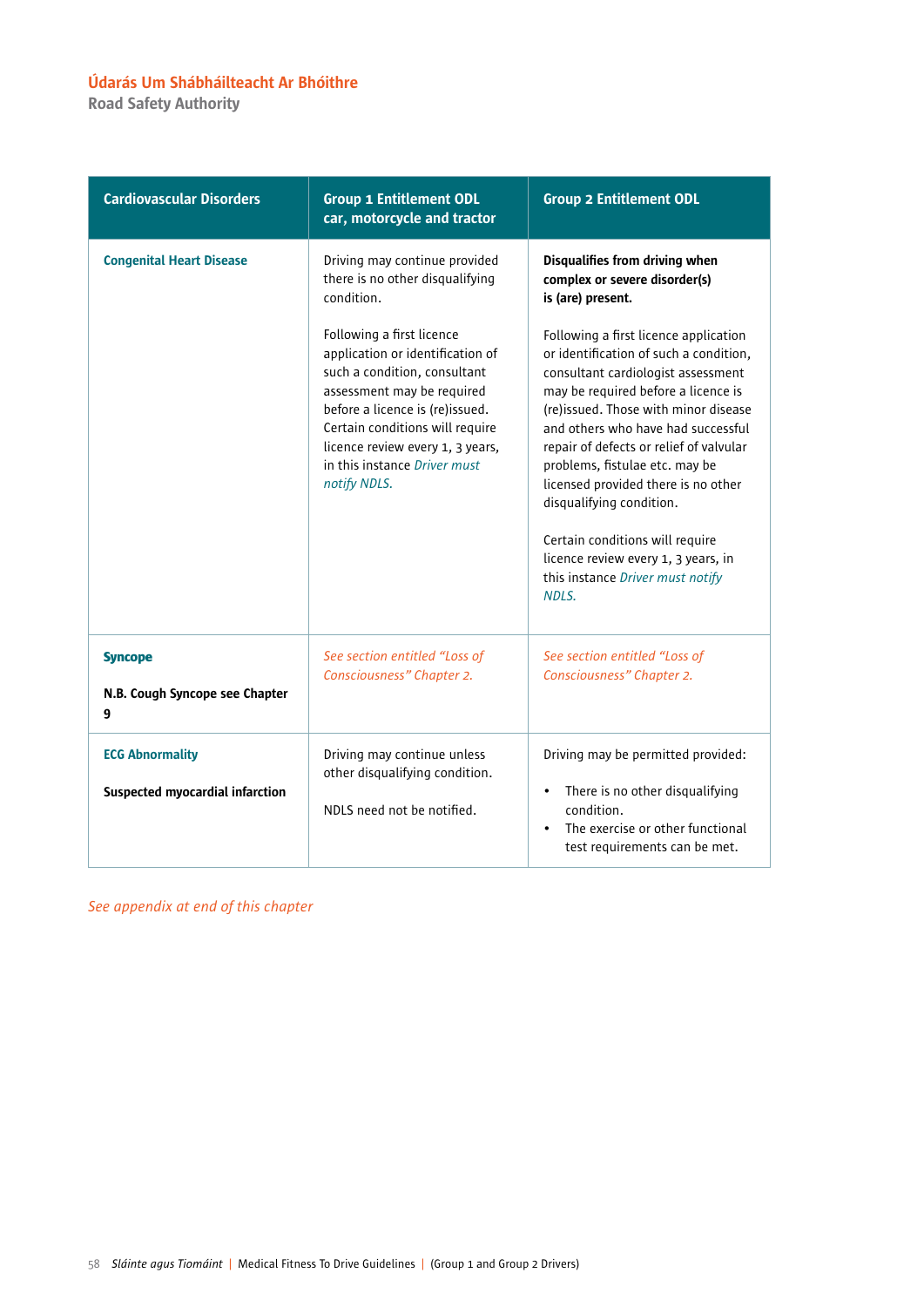| Cardiovascular Disorders | Group 1 Entitlement ODL car, motorcycle and tractor | Group 2 Entitlement ODL |
|---|---|---|
| **Congenital Heart Disease** | Driving may continue provided there is no other disqualifying condition.<br><br>Following a first licence application or identification of such a condition, consultant assessment may be required before a licence is (re)issued. Certain conditions will require licence review every 1, 3 years, in this instance *Driver must notify NDLS.* | **Disqualifies from driving when complex or severe disorder(s) is (are) present.**<br><br>Following a first licence application or identification of such a condition, consultant cardiologist assessment may be required before a licence is (re)issued. Those with minor disease and others who have had successful repair of defects or relief of valvular problems, fistulae etc. may be licensed provided there is no other disqualifying condition.<br><br>Certain conditions will require licence review every 1, 3 years, in this instance *Driver must notify NDLS.* |
| **Syncope**<br><br>**N.B. Cough Syncope see Chapter 9** | *See section entitled "Loss of Consciousness" Chapter 2.* | *See section entitled "Loss of Consciousness" Chapter 2.* |
| **ECG Abnormality**<br><br>**Suspected myocardial infarction** | Driving may continue unless other disqualifying condition.<br><br>NDLS need not be notified. | Driving may be permitted provided:<br>• There is no other disqualifying condition.<br>• The exercise or other functional test requirements can be met. |

*See appendix at end of this chapter*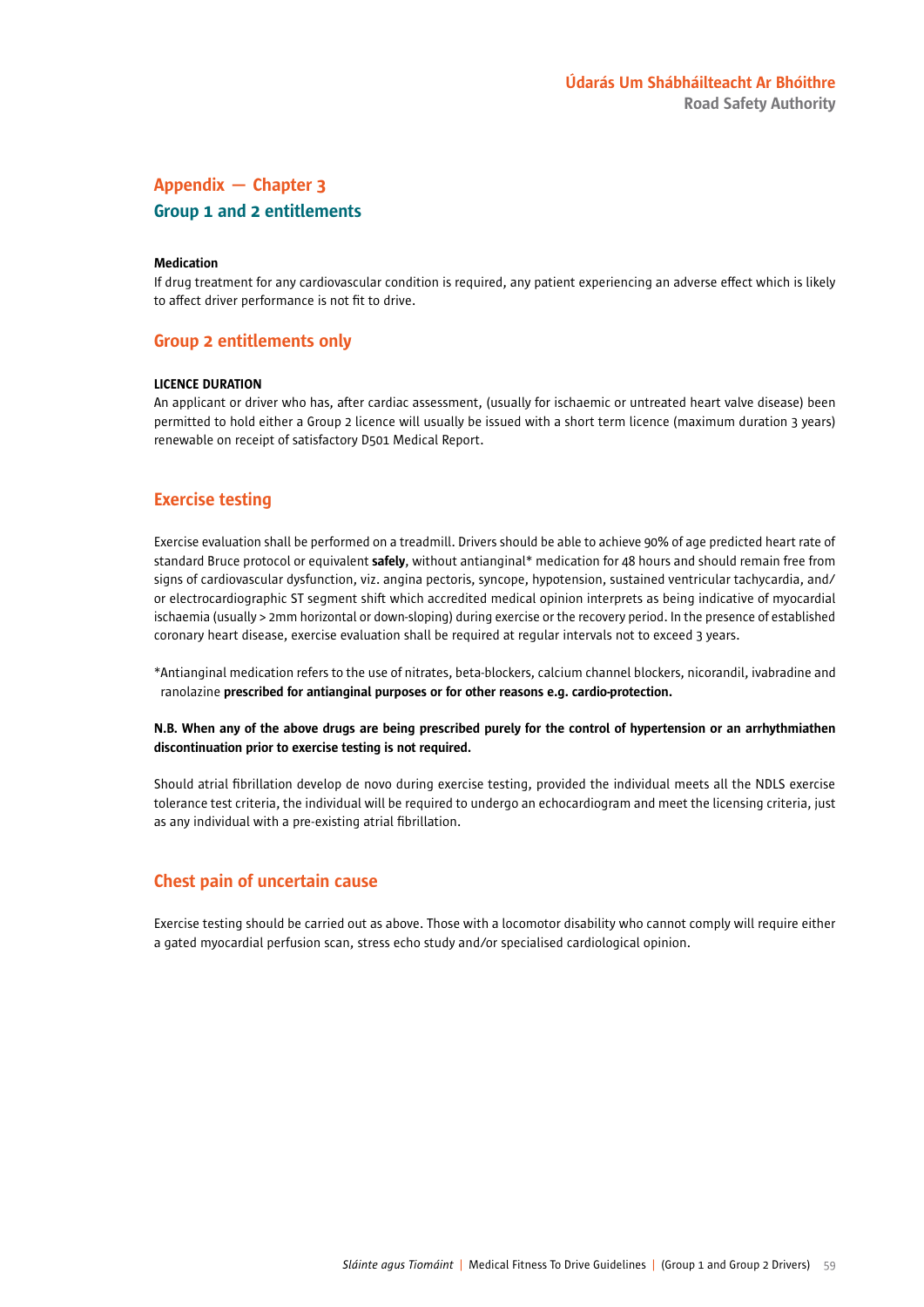## Appendix — Chapter 3

### Group 1 and 2 entitlements

**Medication**

If drug treatment for any cardiovascular condition is required, any patient experiencing an adverse effect which is likely to affect driver performance is not fit to drive.

### Group 2 entitlements only

**LICENCE DURATION**

An applicant or driver who has, after cardiac assessment, (usually for ischaemic or untreated heart valve disease) been permitted to hold either a Group 2 licence will usually be issued with a short term licence (maximum duration 3 years) renewable on receipt of satisfactory D501 Medical Report.

### Exercise testing

Exercise evaluation shall be performed on a treadmill. Drivers should be able to achieve 90% of age predicted heart rate of standard Bruce protocol or equivalent **safely**, without antianginal* medication for 48 hours and should remain free from signs of cardiovascular dysfunction, viz. angina pectoris, syncope, hypotension, sustained ventricular tachycardia, and/or electrocardiographic ST segment shift which accredited medical opinion interprets as being indicative of myocardial ischaemia (usually > 2mm horizontal or down-sloping) during exercise or the recovery period. In the presence of established coronary heart disease, exercise evaluation shall be required at regular intervals not to exceed 3 years.

*Antianginal medication refers to the use of nitrates, beta-blockers, calcium channel blockers, nicorandil, ivabradine and ranolazine **prescribed for antianginal purposes or for other reasons e.g. cardio-protection.**

**N.B. When any of the above drugs are being prescribed purely for the control of hypertension or an arrhythmiathen discontinuation prior to exercise testing is not required.**

Should atrial fibrillation develop de novo during exercise testing, provided the individual meets all the NDLS exercise tolerance test criteria, the individual will be required to undergo an echocardiogram and meet the licensing criteria, just as any individual with a pre-existing atrial fibrillation.

### Chest pain of uncertain cause

Exercise testing should be carried out as above. Those with a locomotor disability who cannot comply will require either a gated myocardial perfusion scan, stress echo study and/or specialised cardiological opinion.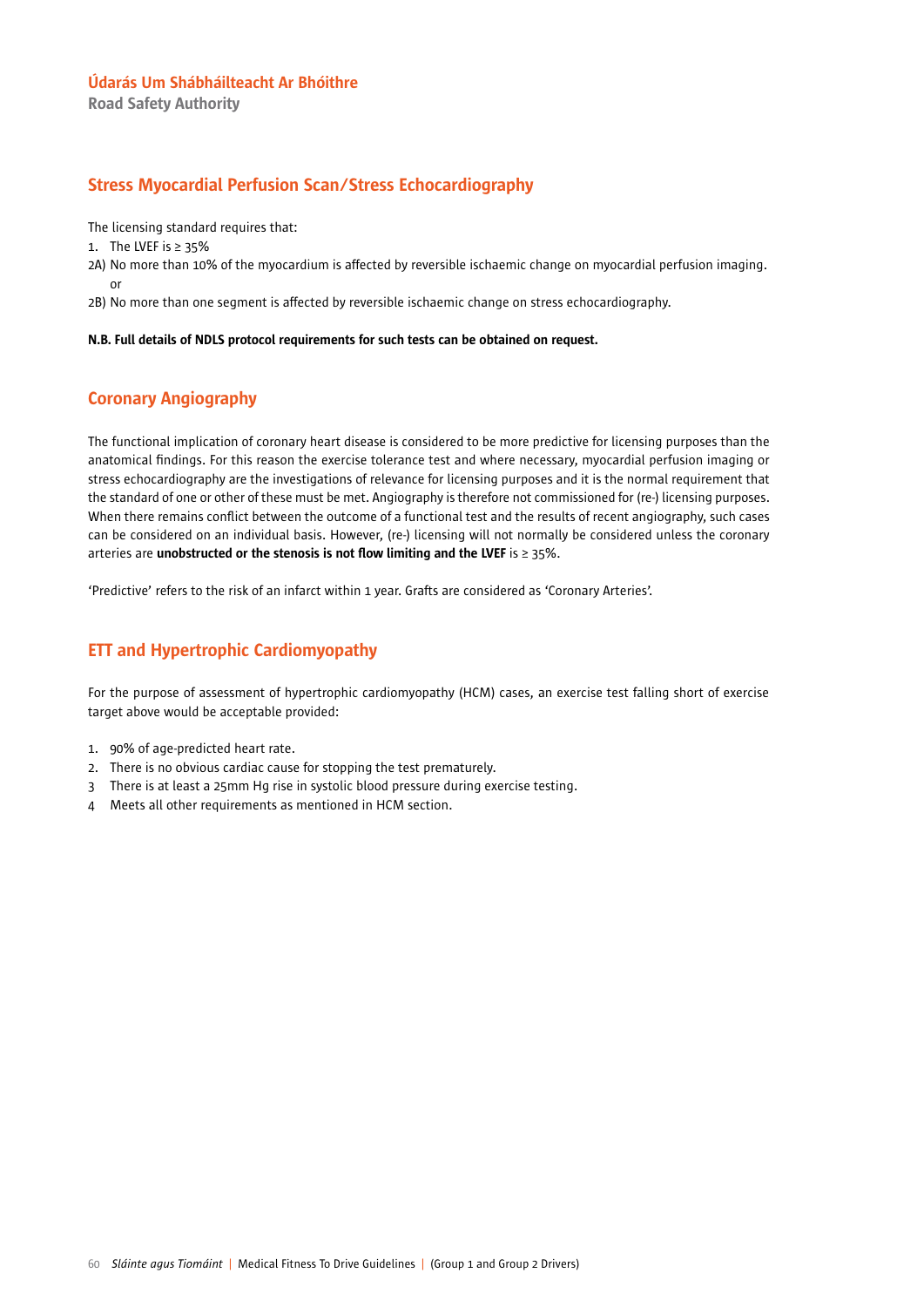## Stress Myocardial Perfusion Scan/Stress Echocardiography

The licensing standard requires that:

1. The LVEF is ≥ 35%

2A) No more than 10% of the myocardium is affected by reversible ischaemic change on myocardial perfusion imaging.
   or

2B) No more than one segment is affected by reversible ischaemic change on stress echocardiography.

**N.B. Full details of NDLS protocol requirements for such tests can be obtained on request.**

## Coronary Angiography

The functional implication of coronary heart disease is considered to be more predictive for licensing purposes than the anatomical findings. For this reason the exercise tolerance test and where necessary, myocardial perfusion imaging or stress echocardiography are the investigations of relevance for licensing purposes and it is the normal requirement that the standard of one or other of these must be met. Angiography is therefore not commissioned for (re-) licensing purposes. When there remains conflict between the outcome of a functional test and the results of recent angiography, such cases can be considered on an individual basis. However, (re-) licensing will not normally be considered unless the coronary arteries are **unobstructed or the stenosis is not flow limiting and the LVEF** is ≥ 35%.

'Predictive' refers to the risk of an infarct within 1 year. Grafts are considered as 'Coronary Arteries'.

## ETT and Hypertrophic Cardiomyopathy

For the purpose of assessment of hypertrophic cardiomyopathy (HCM) cases, an exercise test falling short of exercise target above would be acceptable provided:

1. 90% of age-predicted heart rate.
2. There is no obvious cardiac cause for stopping the test prematurely.
3. There is at least a 25mm Hg rise in systolic blood pressure during exercise testing.
4. Meets all other requirements as mentioned in HCM section.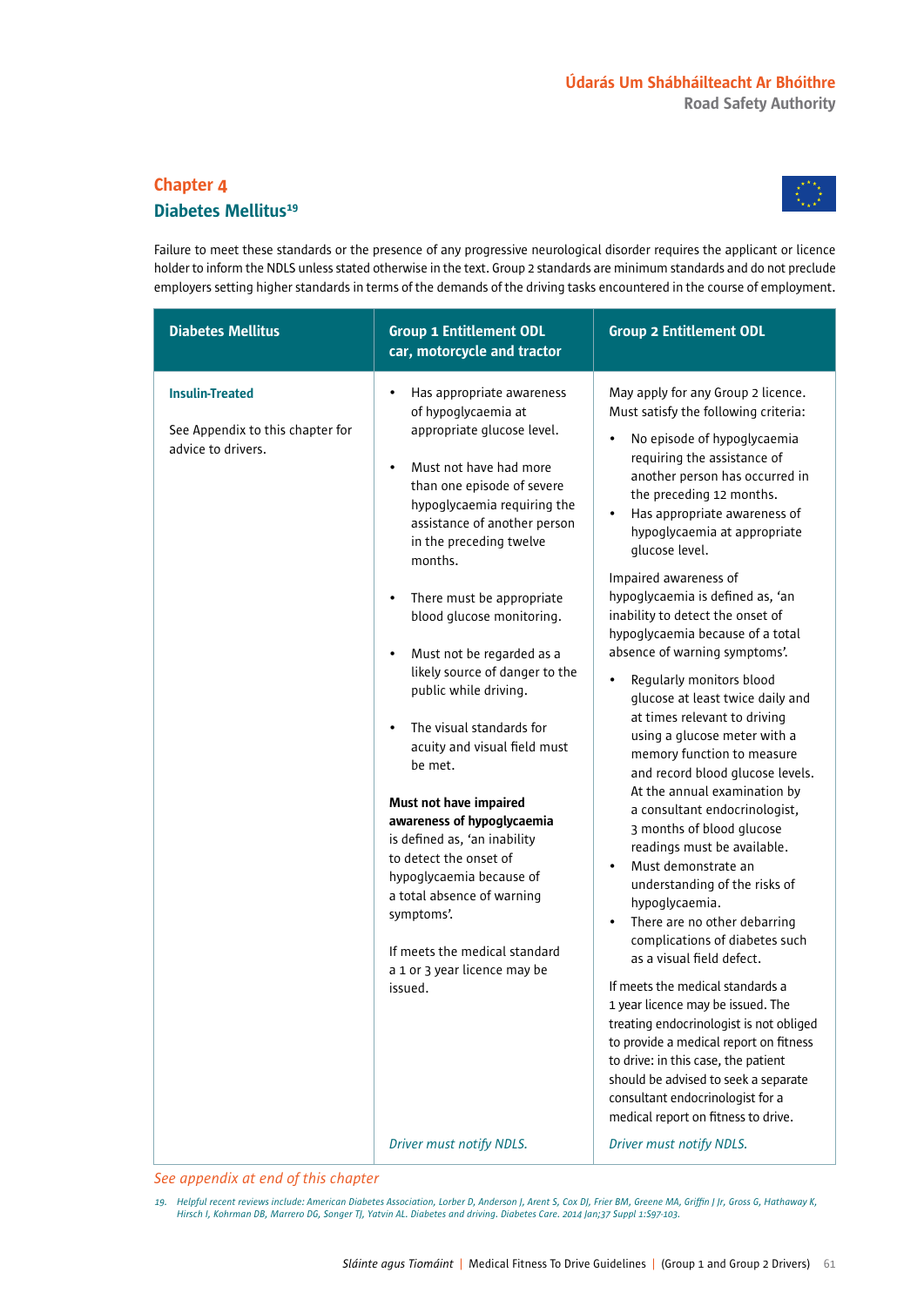## Chapter 4

## Diabetes Mellitus[19]

Failure to meet these standards or the presence of any progressive neurological disorder requires the applicant or licence holder to inform the NDLS unless stated otherwise in the text. Group 2 standards are minimum standards and do not preclude employers setting higher standards in terms of the demands of the driving tasks encountered in the course of employment.

| Diabetes Mellitus | Group 1 Entitlement ODL car, motorcycle and tractor | Group 2 Entitlement ODL |
|---|---|---|
| **Insulin-Treated**<br><br>See Appendix to this chapter for advice to drivers. | • Has appropriate awareness of hypoglycaemia at appropriate glucose level.<br><br>• Must not have had more than one episode of severe hypoglycaemia requiring the assistance of another person in the preceding twelve months.<br><br>• There must be appropriate blood glucose monitoring.<br><br>• Must not be regarded as a likely source of danger to the public while driving.<br><br>• The visual standards for acuity and visual field must be met.<br><br>**Must not have impaired awareness of hypoglycaemia** is defined as, 'an inability to detect the onset of hypoglycaemia because of a total absence of warning symptoms'.<br><br>If meets the medical standard a 1 or 3 year licence may be issued.<br><br>*Driver must notify NDLS.* | May apply for any Group 2 licence. Must satisfy the following criteria:<br><br>• No episode of hypoglycaemia requiring the assistance of another person has occurred in the preceding 12 months.<br>• Has appropriate awareness of hypoglycaemia at appropriate glucose level.<br><br>Impaired awareness of hypoglycaemia is defined as, 'an inability to detect the onset of hypoglycaemia because of a total absence of warning symptoms'.<br><br>• Regularly monitors blood glucose at least twice daily and at times relevant to driving using a glucose meter with a memory function to measure and record blood glucose levels. At the annual examination by a consultant endocrinologist, 3 months of blood glucose readings must be available.<br>• Must demonstrate an understanding of the risks of hypoglycaemia.<br>• There are no other debarring complications of diabetes such as a visual field defect.<br><br>If meets the medical standards a 1 year licence may be issued. The treating endocrinologist is not obliged to provide a medical report on fitness to drive: in this case, the patient should be advised to seek a separate consultant endocrinologist for a medical report on fitness to drive.<br><br>*Driver must notify NDLS.* |

*See appendix at end of this chapter*

19. *Helpful recent reviews include: American Diabetes Association, Lorber D, Anderson J, Arent S, Cox DJ, Frier BM, Greene MA, Griffin J Jr, Gross G, Hathaway K, Hirsch I, Kohrman DB, Marrero DG, Songer TJ, Yatvin AL. Diabetes and driving. Diabetes Care. 2014 Jan;37 Suppl 1:S97-103.*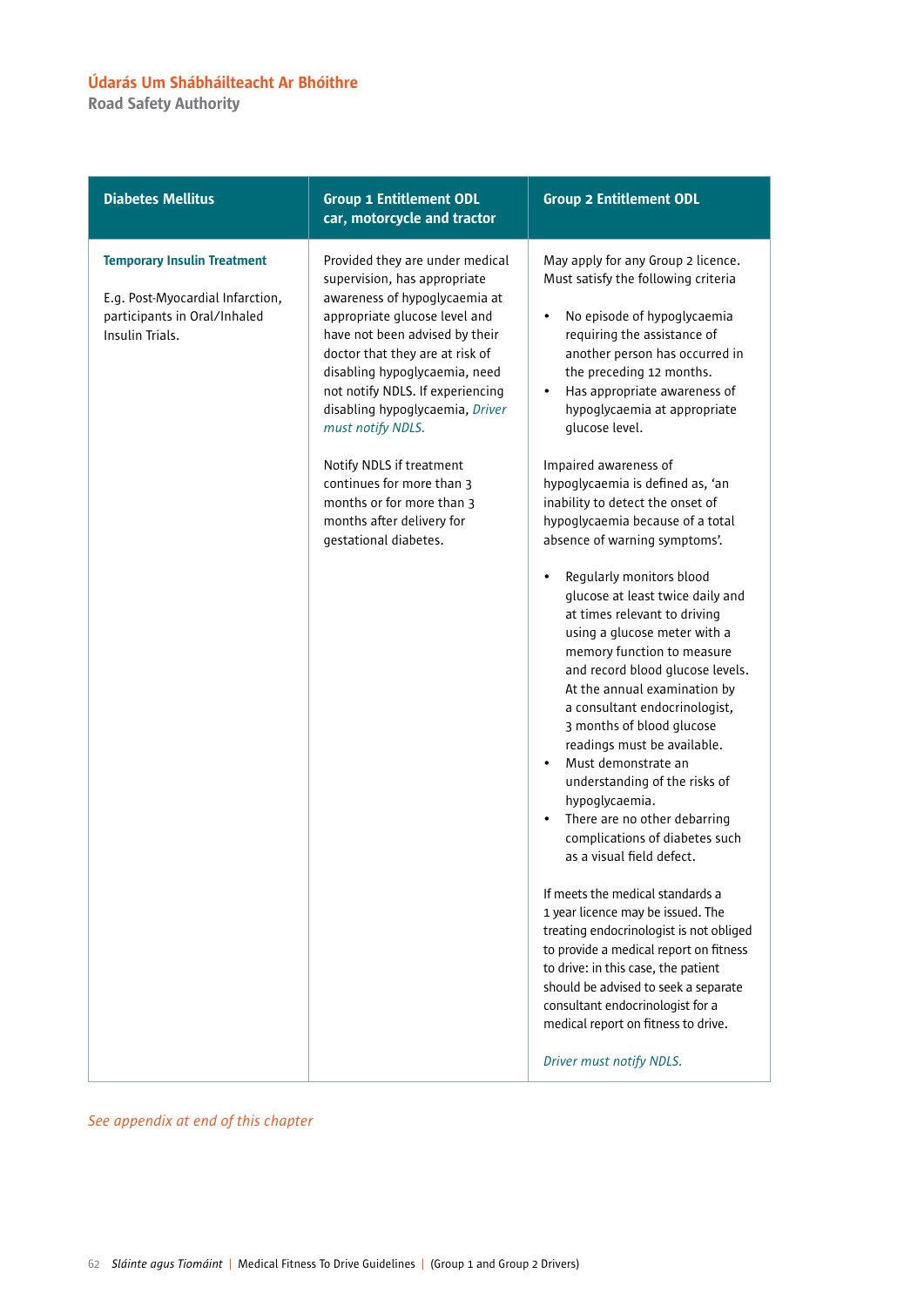| Diabetes Mellitus | Group 1 Entitlement ODL car, motorcycle and tractor | Group 2 Entitlement ODL |
|---|---|---|
| **Temporary Insulin Treatment**<br><br>E.g. Post-Myocardial Infarction, participants in Oral/Inhaled Insulin Trials. | Provided they are under medical supervision, has appropriate awareness of hypoglycaemia at appropriate glucose level and have not been advised by their doctor that they are at risk of disabling hypoglycaemia, need not notify NDLS. If experiencing disabling hypoglycaemia, *Driver must notify NDLS.*<br><br>Notify NDLS if treatment continues for more than 3 months or for more than 3 months after delivery for gestational diabetes. | May apply for any Group 2 licence. Must satisfy the following criteria<br><br>• No episode of hypoglycaemia requiring the assistance of another person has occurred in the preceding 12 months.<br>• Has appropriate awareness of hypoglycaemia at appropriate glucose level.<br><br>Impaired awareness of hypoglycaemia is defined as, 'an inability to detect the onset of hypoglycaemia because of a total absence of warning symptoms'.<br><br>• Regularly monitors blood glucose at least twice daily and at times relevant to driving using a glucose meter with a memory function to measure and record blood glucose levels. At the annual examination by a consultant endocrinologist, 3 months of blood glucose readings must be available.<br>• Must demonstrate an understanding of the risks of hypoglycaemia.<br>• There are no other debarring complications of diabetes such as a visual field defect.<br><br>If meets the medical standards a 1 year licence may be issued. The treating endocrinologist is not obliged to provide a medical report on fitness to drive: in this case, the patient should be advised to seek a separate consultant endocrinologist for a medical report on fitness to drive.<br><br>*Driver must notify NDLS.* |

*See appendix at end of this chapter*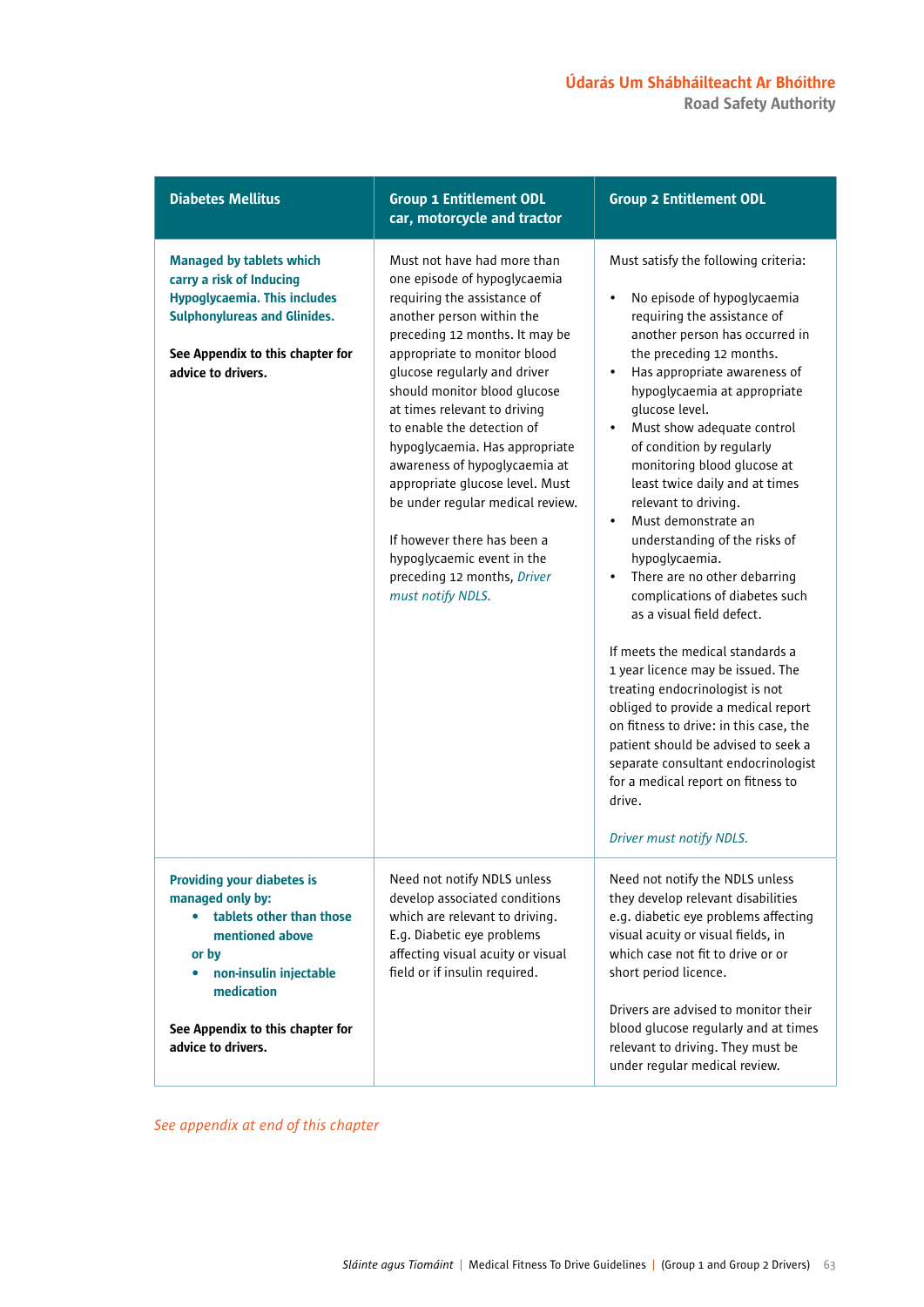| Diabetes Mellitus | Group 1 Entitlement ODL car, motorcycle and tractor | Group 2 Entitlement ODL |
|---|---|---|
| **Managed by tablets which carry a risk of Inducing Hypoglycaemia. This includes Sulphonylureas and Glinides.**<br><br>**See Appendix to this chapter for advice to drivers.** | Must not have had more than one episode of hypoglycaemia requiring the assistance of another person within the preceding 12 months. It may be appropriate to monitor blood glucose regularly and driver should monitor blood glucose at times relevant to driving to enable the detection of hypoglycaemia. Has appropriate awareness of hypoglycaemia at appropriate glucose level. Must be under regular medical review.<br><br>If however there has been a hypoglycaemic event in the preceding 12 months, *Driver must notify NDLS.* | Must satisfy the following criteria:<br><br>• No episode of hypoglycaemia requiring the assistance of another person has occurred in the preceding 12 months.<br>• Has appropriate awareness of hypoglycaemia at appropriate glucose level.<br>• Must show adequate control of condition by regularly monitoring blood glucose at least twice daily and at times relevant to driving.<br>• Must demonstrate an understanding of the risks of hypoglycaemia.<br>• There are no other debarring complications of diabetes such as a visual field defect.<br><br>If meets the medical standards a 1 year licence may be issued. The treating endocrinologist is not obliged to provide a medical report on fitness to drive: in this case, the patient should be advised to seek a separate consultant endocrinologist for a medical report on fitness to drive.<br><br>*Driver must notify NDLS.* |
| **Providing your diabetes is managed only by:**<br>• **tablets other than those mentioned above**<br>**or by**<br>• **non-insulin injectable medication**<br><br>**See Appendix to this chapter for advice to drivers.** | Need not notify NDLS unless develop associated conditions which are relevant to driving. E.g. Diabetic eye problems affecting visual acuity or visual field or if insulin required. | Need not notify the NDLS unless they develop relevant disabilities e.g. diabetic eye problems affecting visual acuity or visual fields, in which case not fit to drive or or short period licence.<br><br>Drivers are advised to monitor their blood glucose regularly and at times relevant to driving. They must be under regular medical review. |

*See appendix at end of this chapter*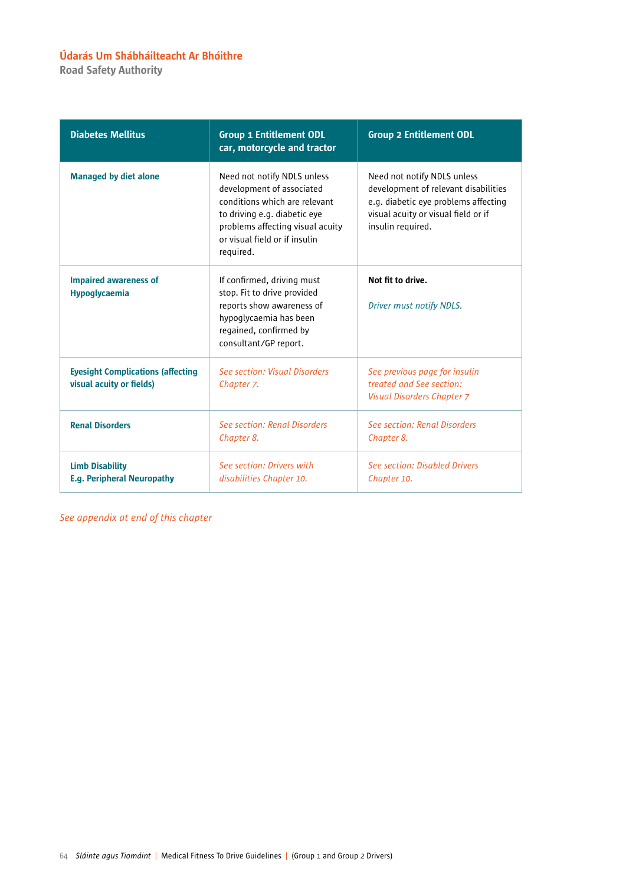| Diabetes Mellitus | Group 1 Entitlement ODL car, motorcycle and tractor | Group 2 Entitlement ODL |
|---|---|---|
| **Managed by diet alone** | Need not notify NDLS unless development of associated conditions which are relevant to driving e.g. diabetic eye problems affecting visual acuity or visual field or if insulin required. | Need not notify NDLS unless development of relevant disabilities e.g. diabetic eye problems affecting visual acuity or visual field or if insulin required. |
| **Impaired awareness of Hypoglycaemia** | If confirmed, driving must stop. Fit to drive provided reports show awareness of hypoglycaemia has been regained, confirmed by consultant/GP report. | **Not fit to drive.** *Driver must notify NDLS.* |
| **Eyesight Complications (affecting visual acuity or fields)** | *See section: Visual Disorders Chapter 7.* | *See previous page for insulin treated and See section: Visual Disorders Chapter 7* |
| **Renal Disorders** | *See section: Renal Disorders Chapter 8.* | *See section: Renal Disorders Chapter 8.* |
| **Limb Disability E.g. Peripheral Neuropathy** | *See section: Drivers with disabilities Chapter 10.* | *See section: Disabled Drivers Chapter 10.* |

*See appendix at end of this chapter*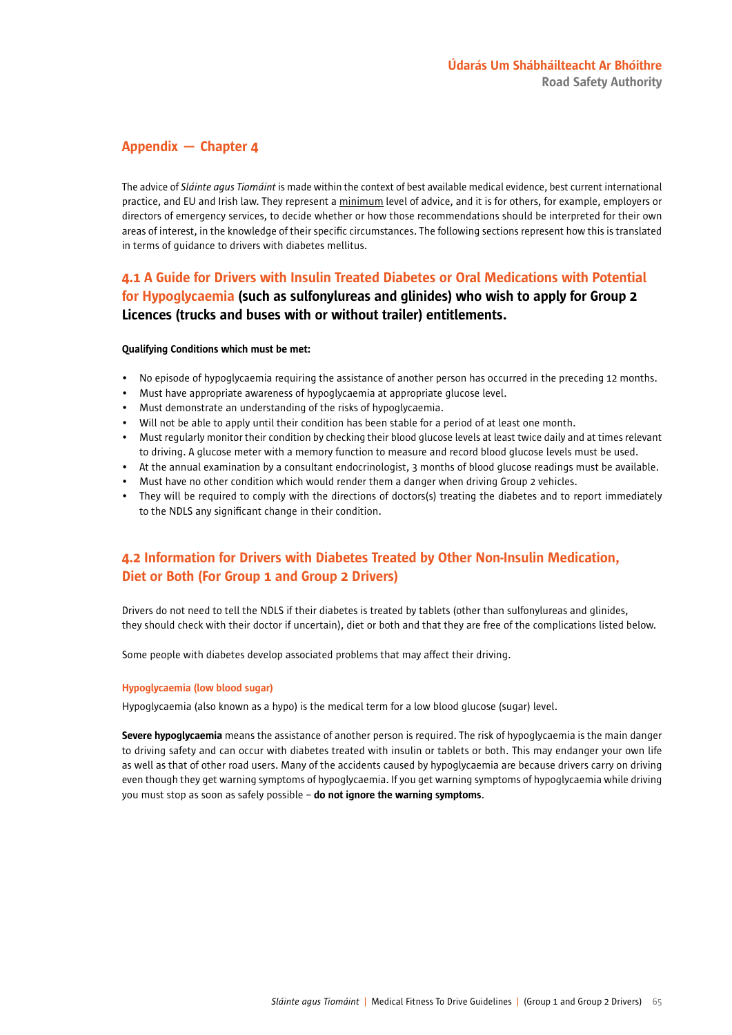## Appendix — Chapter 4

The advice of *Sláinte agus Tiomáint* is made within the context of best available medical evidence, best current international practice, and EU and Irish law. They represent a minimum level of advice, and it is for others, for example, employers or directors of emergency services, to decide whether or how those recommendations should be interpreted for their own areas of interest, in the knowledge of their specific circumstances. The following sections represent how this is translated in terms of guidance to drivers with diabetes mellitus.

### 4.1 A Guide for Drivers with Insulin Treated Diabetes or Oral Medications with Potential for Hypoglycaemia (such as sulfonylureas and glinides) who wish to apply for Group 2 Licences (trucks and buses with or without trailer) entitlements.

**Qualifying Conditions which must be met:**

- No episode of hypoglycaemia requiring the assistance of another person has occurred in the preceding 12 months.
- Must have appropriate awareness of hypoglycaemia at appropriate glucose level.
- Must demonstrate an understanding of the risks of hypoglycaemia.
- Will not be able to apply until their condition has been stable for a period of at least one month.
- Must regularly monitor their condition by checking their blood glucose levels at least twice daily and at times relevant to driving. A glucose meter with a memory function to measure and record blood glucose levels must be used.
- At the annual examination by a consultant endocrinologist, 3 months of blood glucose readings must be available.
- Must have no other condition which would render them a danger when driving Group 2 vehicles.
- They will be required to comply with the directions of doctors(s) treating the diabetes and to report immediately to the NDLS any significant change in their condition.

### 4.2 Information for Drivers with Diabetes Treated by Other Non-Insulin Medication, Diet or Both (For Group 1 and Group 2 Drivers)

Drivers do not need to tell the NDLS if their diabetes is treated by tablets (other than sulfonylureas and glinides, they should check with their doctor if uncertain), diet or both and that they are free of the complications listed below.

Some people with diabetes develop associated problems that may affect their driving.

#### Hypoglycaemia (low blood sugar)

Hypoglycaemia (also known as a hypo) is the medical term for a low blood glucose (sugar) level.

**Severe hypoglycaemia** means the assistance of another person is required. The risk of hypoglycaemia is the main danger to driving safety and can occur with diabetes treated with insulin or tablets or both. This may endanger your own life as well as that of other road users. Many of the accidents caused by hypoglycaemia are because drivers carry on driving even though they get warning symptoms of hypoglycaemia. If you get warning symptoms of hypoglycaemia while driving you must stop as soon as safely possible – **do not ignore the warning symptoms**.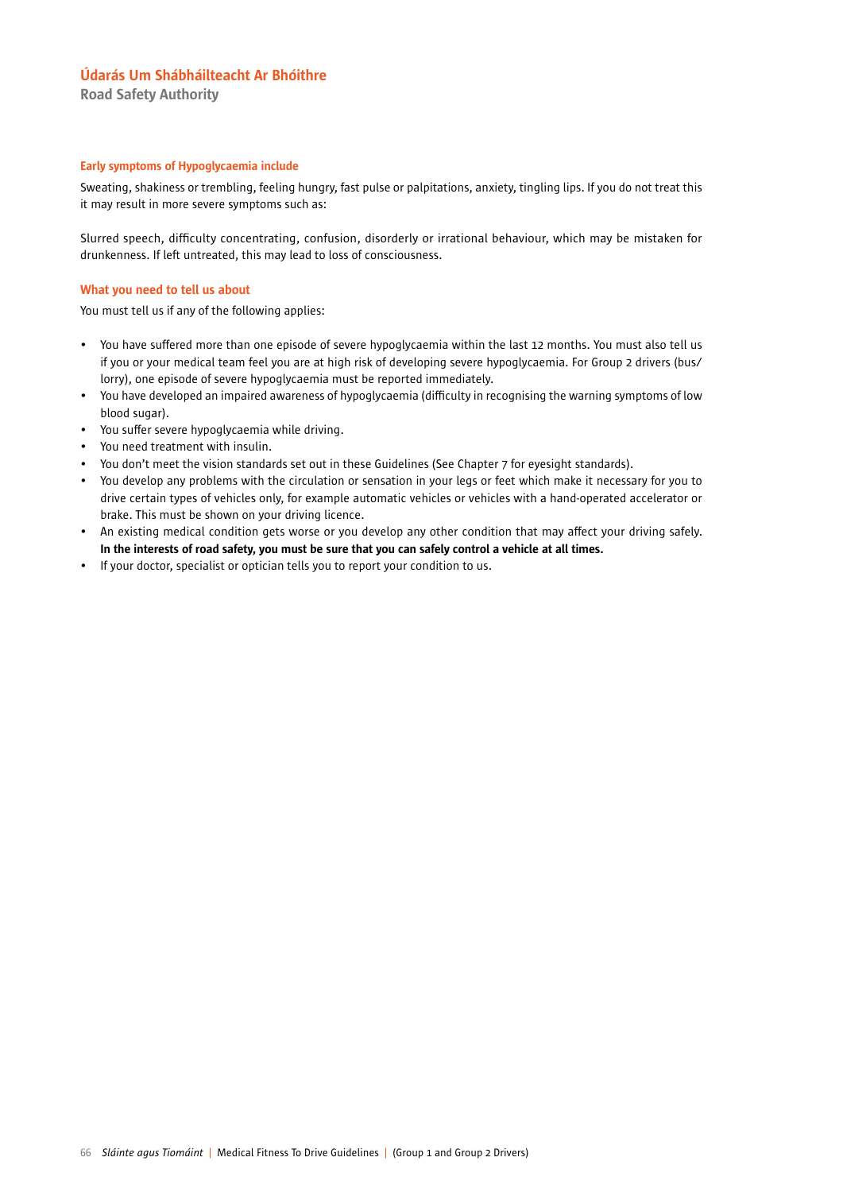### Early symptoms of Hypoglycaemia include

Sweating, shakiness or trembling, feeling hungry, fast pulse or palpitations, anxiety, tingling lips. If you do not treat this it may result in more severe symptoms such as:

Slurred speech, difficulty concentrating, confusion, disorderly or irrational behaviour, which may be mistaken for drunkenness. If left untreated, this may lead to loss of consciousness.

### What you need to tell us about

You must tell us if any of the following applies:

- You have suffered more than one episode of severe hypoglycaemia within the last 12 months. You must also tell us if you or your medical team feel you are at high risk of developing severe hypoglycaemia. For Group 2 drivers (bus/lorry), one episode of severe hypoglycaemia must be reported immediately.
- You have developed an impaired awareness of hypoglycaemia (difficulty in recognising the warning symptoms of low blood sugar).
- You suffer severe hypoglycaemia while driving.
- You need treatment with insulin.
- You don't meet the vision standards set out in these Guidelines (See Chapter 7 for eyesight standards).
- You develop any problems with the circulation or sensation in your legs or feet which make it necessary for you to drive certain types of vehicles only, for example automatic vehicles or vehicles with a hand-operated accelerator or brake. This must be shown on your driving licence.
- An existing medical condition gets worse or you develop any other condition that may affect your driving safely. **In the interests of road safety, you must be sure that you can safely control a vehicle at all times.**
- If your doctor, specialist or optician tells you to report your condition to us.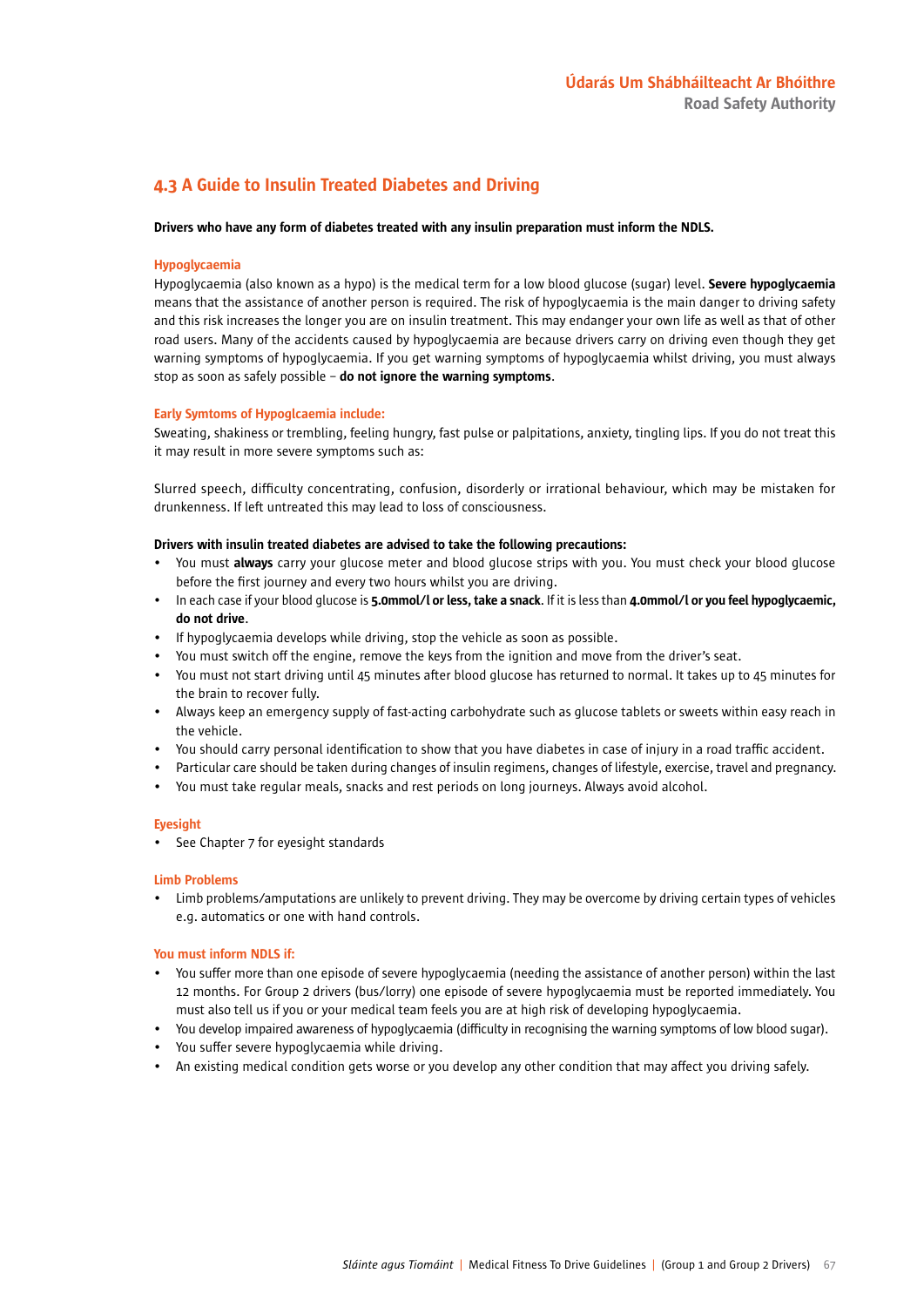## 4.3 A Guide to Insulin Treated Diabetes and Driving

**Drivers who have any form of diabetes treated with any insulin preparation must inform the NDLS.**

### Hypoglycaemia

Hypoglycaemia (also known as a hypo) is the medical term for a low blood glucose (sugar) level. **Severe hypoglycaemia** means that the assistance of another person is required. The risk of hypoglycaemia is the main danger to driving safety and this risk increases the longer you are on insulin treatment. This may endanger your own life as well as that of other road users. Many of the accidents caused by hypoglycaemia are because drivers carry on driving even though they get warning symptoms of hypoglycaemia. If you get warning symptoms of hypoglycaemia whilst driving, you must always stop as soon as safely possible – **do not ignore the warning symptoms**.

### Early Symtoms of Hypoglcaemia include:

Sweating, shakiness or trembling, feeling hungry, fast pulse or palpitations, anxiety, tingling lips. If you do not treat this it may result in more severe symptoms such as:

Slurred speech, difficulty concentrating, confusion, disorderly or irrational behaviour, which may be mistaken for drunkenness. If left untreated this may lead to loss of consciousness.

**Drivers with insulin treated diabetes are advised to take the following precautions:**

- You must **always** carry your glucose meter and blood glucose strips with you. You must check your blood glucose before the first journey and every two hours whilst you are driving.
- In each case if your blood glucose is **5.0mmol/l or less, take a snack**. If it is less than **4.0mmol/l or you feel hypoglycaemic, do not drive**.
- If hypoglycaemia develops while driving, stop the vehicle as soon as possible.
- You must switch off the engine, remove the keys from the ignition and move from the driver's seat.
- You must not start driving until 45 minutes after blood glucose has returned to normal. It takes up to 45 minutes for the brain to recover fully.
- Always keep an emergency supply of fast-acting carbohydrate such as glucose tablets or sweets within easy reach in the vehicle.
- You should carry personal identification to show that you have diabetes in case of injury in a road traffic accident.
- Particular care should be taken during changes of insulin regimens, changes of lifestyle, exercise, travel and pregnancy.
- You must take regular meals, snacks and rest periods on long journeys. Always avoid alcohol.

### Eyesight

- See Chapter 7 for eyesight standards

### Limb Problems

- Limb problems/amputations are unlikely to prevent driving. They may be overcome by driving certain types of vehicles e.g. automatics or one with hand controls.

### You must inform NDLS if:

- You suffer more than one episode of severe hypoglycaemia (needing the assistance of another person) within the last 12 months. For Group 2 drivers (bus/lorry) one episode of severe hypoglycaemia must be reported immediately. You must also tell us if you or your medical team feels you are at high risk of developing hypoglycaemia.
- You develop impaired awareness of hypoglycaemia (difficulty in recognising the warning symptoms of low blood sugar).
- You suffer severe hypoglycaemia while driving.
- An existing medical condition gets worse or you develop any other condition that may affect you driving safely.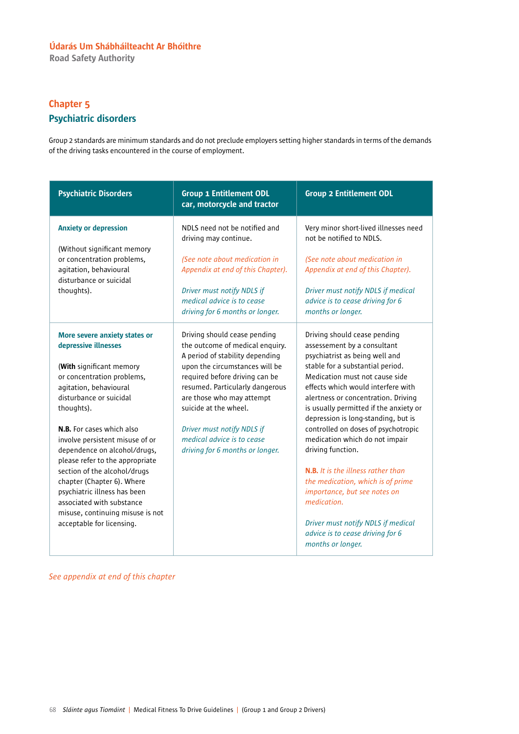# Chapter 5
## Psychiatric disorders

Group 2 standards are minimum standards and do not preclude employers setting higher standards in terms of the demands of the driving tasks encountered in the course of employment.

| Psychiatric Disorders | Group 1 Entitlement ODL car, motorcycle and tractor | Group 2 Entitlement ODL |
|---|---|---|
| **Anxiety or depression**<br><br>(Without significant memory or concentration problems, agitation, behavioural disturbance or suicidal thoughts). | NDLS need not be notified and driving may continue.<br><br>*(See note about medication in Appendix at end of this Chapter).*<br><br>*Driver must notify NDLS if medical advice is to cease driving for 6 months or longer.* | Very minor short-lived illnesses need not be notified to NDLS.<br><br>*(See note about medication in Appendix at end of this Chapter).*<br><br>*Driver must notify NDLS if medical advice is to cease driving for 6 months or longer.* |
| **More severe anxiety states or depressive illnesses**<br><br>(**With** significant memory or concentration problems, agitation, behavioural disturbance or suicidal thoughts).<br><br>**N.B.** For cases which also involve persistent misuse of or dependence on alcohol/drugs, please refer to the appropriate section of the alcohol/drugs chapter (Chapter 6). Where psychiatric illness has been associated with substance misuse, continuing misuse is not acceptable for licensing. | Driving should cease pending the outcome of medical enquiry. A period of stability depending upon the circumstances will be required before driving can be resumed. Particularly dangerous are those who may attempt suicide at the wheel.<br><br>*Driver must notify NDLS if medical advice is to cease driving for 6 months or longer.* | Driving should cease pending assessement by a consultant psychiatrist as being well and stable for a substantial period. Medication must not cause side effects which would interfere with alertness or concentration. Driving is usually permitted if the anxiety or depression is long-standing, but is controlled on doses of psychotropic medication which do not impair driving function.<br><br>**N.B.** *It is the illness rather than the medication, which is of prime importance, but see notes on medication.*<br><br>*Driver must notify NDLS if medical advice is to cease driving for 6 months or longer.* |

*See appendix at end of this chapter*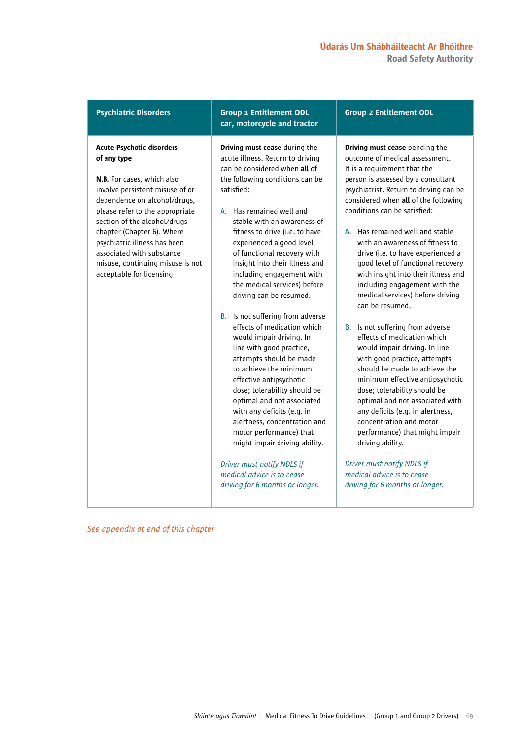| Psychiatric Disorders | Group 1 Entitlement ODL car, motorcycle and tractor | Group 2 Entitlement ODL |
|---|---|---|
| **Acute Psychotic disorders of any type**<br><br>**N.B.** For cases, which also involve persistent misuse of or dependence on alcohol/drugs, please refer to the appropriate section of the alcohol/drugs chapter (Chapter 6). Where psychiatric illness has been associated with substance misuse, continuing misuse is not acceptable for licensing. | **Driving must cease** during the acute illness. Return to driving can be considered when **all** of the following conditions can be satisfied:<br><br>A. Has remained well and stable with an awareness of fitness to drive (i.e. to have experienced a good level of functional recovery with insight into their illness and including engagement with the medical services) before driving can be resumed.<br><br>B. Is not suffering from adverse effects of medication which would impair driving. In line with good practice, attempts should be made to achieve the minimum effective antipsychotic dose; tolerability should be optimal and not associated with any deficits (e.g. in alertness, concentration and motor performance) that might impair driving ability.<br><br>*Driver must notify NDLS if medical advice is to cease driving for 6 months or longer.* | **Driving must cease** pending the outcome of medical assessment. It is a requirement that the person is assessed by a consultant psychiatrist. Return to driving can be considered when **all** of the following conditions can be satisfied:<br><br>A. Has remained well and stable with an awareness of fitness to drive (i.e. to have experienced a good level of functional recovery with insight into their illness and including engagement with the medical services) before driving can be resumed.<br><br>B. Is not suffering from adverse effects of medication which would impair driving. In line with good practice, attempts should be made to achieve the minimum effective antipsychotic dose; tolerability should be optimal and not associated with any deficits (e.g. in alertness, concentration and motor performance) that might impair driving ability.<br><br>*Driver must notify NDLS if medical advice is to cease driving for 6 months or longer.* |

*See appendix at end of this chapter*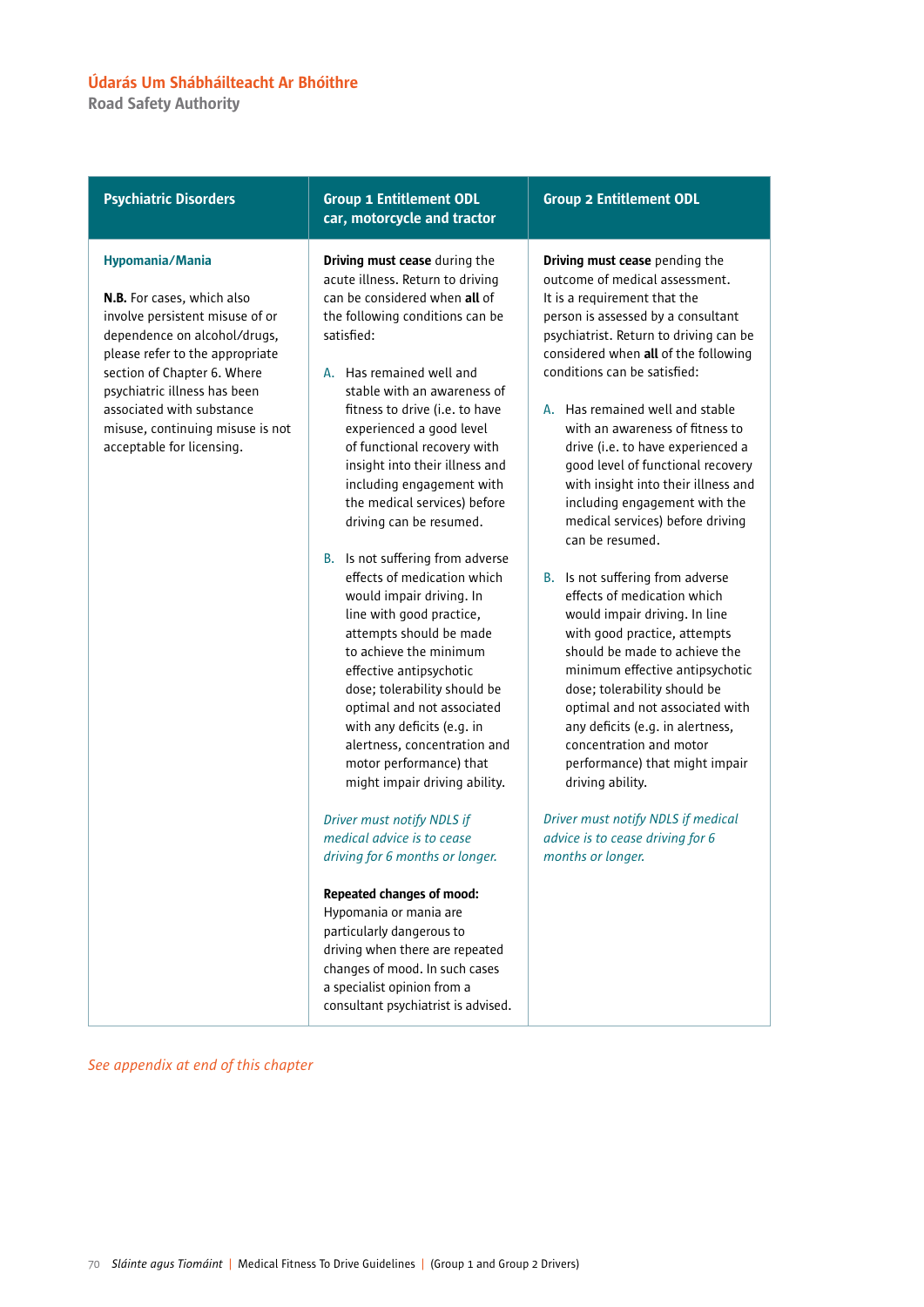| Psychiatric Disorders | Group 1 Entitlement ODL car, motorcycle and tractor | Group 2 Entitlement ODL |
|---|---|---|
| **Hypomania/Mania**<br><br>**N.B.** For cases, which also involve persistent misuse of or dependence on alcohol/drugs, please refer to the appropriate section of Chapter 6. Where psychiatric illness has been associated with substance misuse, continuing misuse is not acceptable for licensing. | **Driving must cease** during the acute illness. Return to driving can be considered when **all** of the following conditions can be satisfied:<br><br>A. Has remained well and stable with an awareness of fitness to drive (i.e. to have experienced a good level of functional recovery with insight into their illness and including engagement with the medical services) before driving can be resumed.<br><br>B. Is not suffering from adverse effects of medication which would impair driving. In line with good practice, attempts should be made to achieve the minimum effective antipsychotic dose; tolerability should be optimal and not associated with any deficits (e.g. in alertness, concentration and motor performance) that might impair driving ability.<br><br>*Driver must notify NDLS if medical advice is to cease driving for 6 months or longer.*<br><br>**Repeated changes of mood:** Hypomania or mania are particularly dangerous to driving when there are repeated changes of mood. In such cases a specialist opinion from a consultant psychiatrist is advised. | **Driving must cease** pending the outcome of medical assessment. It is a requirement that the person is assessed by a consultant psychiatrist. Return to driving can be considered when **all** of the following conditions can be satisfied:<br><br>A. Has remained well and stable with an awareness of fitness to drive (i.e. to have experienced a good level of functional recovery with insight into their illness and including engagement with the medical services) before driving can be resumed.<br><br>B. Is not suffering from adverse effects of medication which would impair driving. In line with good practice, attempts should be made to achieve the minimum effective antipsychotic dose; tolerability should be optimal and not associated with any deficits (e.g. in alertness, concentration and motor performance) that might impair driving ability.<br><br>*Driver must notify NDLS if medical advice is to cease driving for 6 months or longer.* |

*See appendix at end of this chapter*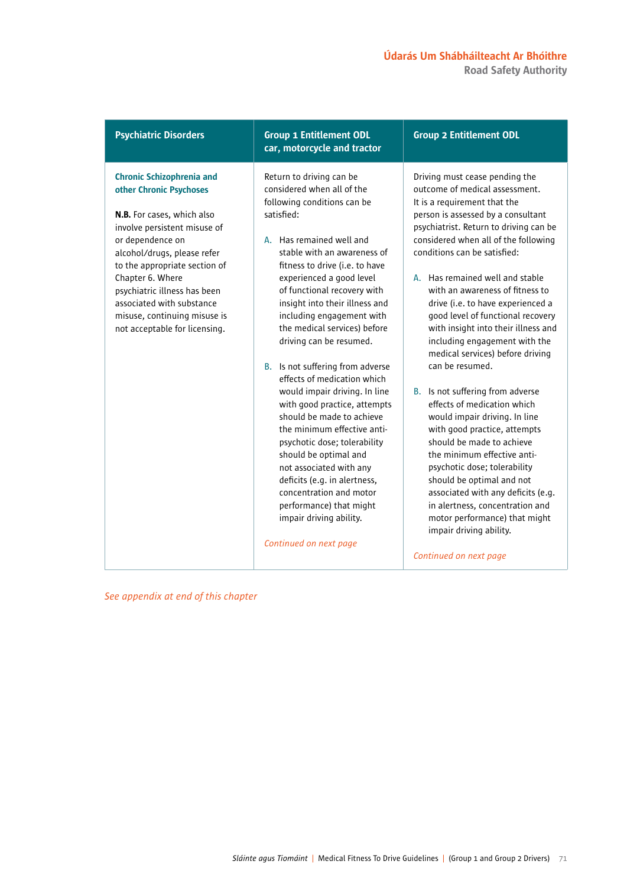| Psychiatric Disorders | Group 1 Entitlement ODL car, motorcycle and tractor | Group 2 Entitlement ODL |
|---|---|---|
| **Chronic Schizophrenia and other Chronic Psychoses**<br><br>**N.B.** For cases, which also involve persistent misuse of or dependence on alcohol/drugs, please refer to the appropriate section of Chapter 6. Where psychiatric illness has been associated with substance misuse, continuing misuse is not acceptable for licensing. | Return to driving can be considered when all of the following conditions can be satisfied:<br><br>A. Has remained well and stable with an awareness of fitness to drive (i.e. to have experienced a good level of functional recovery with insight into their illness and including engagement with the medical services) before driving can be resumed.<br><br>B. Is not suffering from adverse effects of medication which would impair driving. In line with good practice, attempts should be made to achieve the minimum effective anti-psychotic dose; tolerability should be optimal and not associated with any deficits (e.g. in alertness, concentration and motor performance) that might impair driving ability.<br><br>*Continued on next page* | Driving must cease pending the outcome of medical assessment. It is a requirement that the person is assessed by a consultant psychiatrist. Return to driving can be considered when all of the following conditions can be satisfied:<br><br>A. Has remained well and stable with an awareness of fitness to drive (i.e. to have experienced a good level of functional recovery with insight into their illness and including engagement with the medical services) before driving can be resumed.<br><br>B. Is not suffering from adverse effects of medication which would impair driving. In line with good practice, attempts should be made to achieve the minimum effective anti-psychotic dose; tolerability should be optimal and not associated with any deficits (e.g. in alertness, concentration and motor performance) that might impair driving ability.<br><br>*Continued on next page* |

*See appendix at end of this chapter*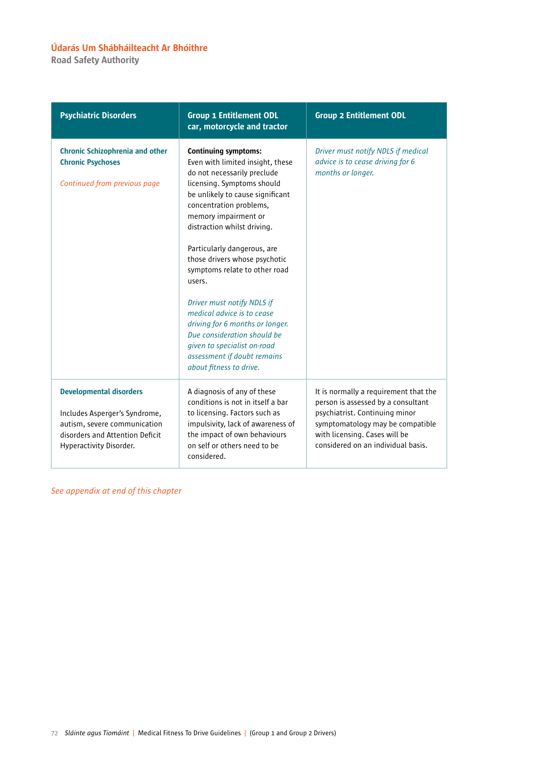| Psychiatric Disorders | Group 1 Entitlement ODL car, motorcycle and tractor | Group 2 Entitlement ODL |
|---|---|---|
| **Chronic Schizophrenia and other Chronic Psychoses**<br><br>*Continued from previous page* | **Continuing symptoms:**<br>Even with limited insight, these do not necessarily preclude licensing. Symptoms should be unlikely to cause significant concentration problems, memory impairment or distraction whilst driving.<br><br>Particularly dangerous, are those drivers whose psychotic symptoms relate to other road users.<br><br>*Driver must notify NDLS if medical advice is to cease driving for 6 months or longer. Due consideration should be given to specialist on-road assessment if doubt remains about fitness to drive.* | *Driver must notify NDLS if medical advice is to cease driving for 6 months or longer.* |
| **Developmental disorders**<br><br>Includes Asperger's Syndrome, autism, severe communication disorders and Attention Deficit Hyperactivity Disorder. | A diagnosis of any of these conditions is not in itself a bar to licensing. Factors such as impulsivity, lack of awareness of the impact of own behaviours on self or others need to be considered. | It is normally a requirement that the person is assessed by a consultant psychiatrist. Continuing minor symptomatology may be compatible with licensing. Cases will be considered on an individual basis. |

*See appendix at end of this chapter*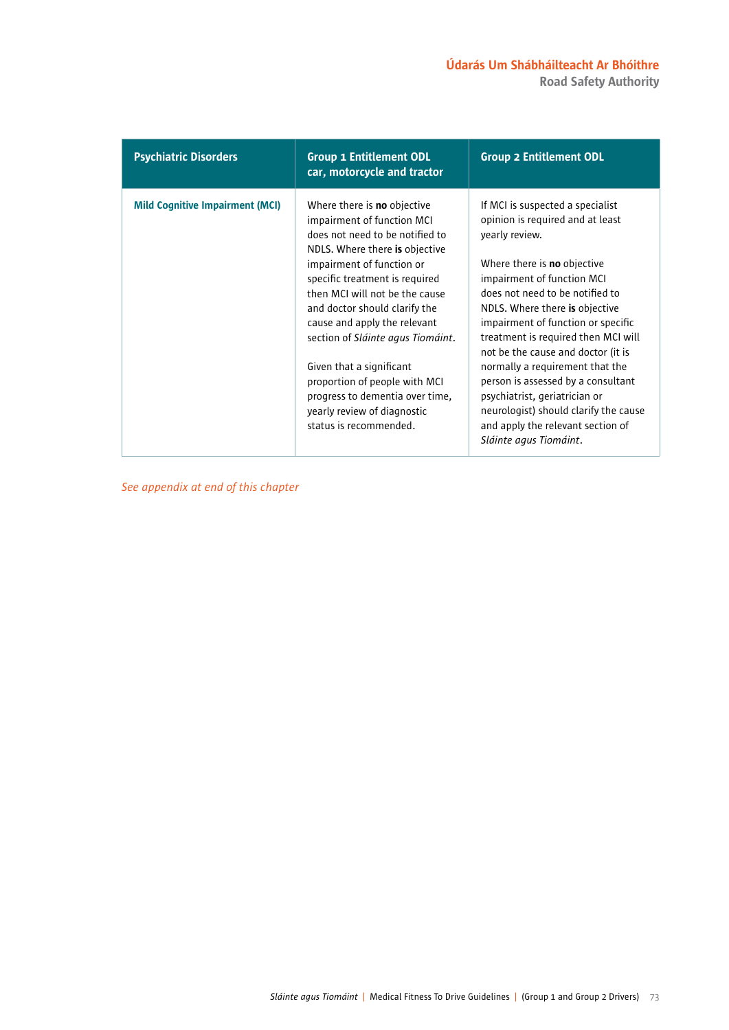| Psychiatric Disorders | Group 1 Entitlement ODL car, motorcycle and tractor | Group 2 Entitlement ODL |
|---|---|---|
| **Mild Cognitive Impairment (MCI)** | Where there is **no** objective impairment of function MCI does not need to be notified to NDLS. Where there **is** objective impairment of function or specific treatment is required then MCI will not be the cause and doctor should clarify the cause and apply the relevant section of *Sláinte agus Tiomáint*.<br><br>Given that a significant proportion of people with MCI progress to dementia over time, yearly review of diagnostic status is recommended. | If MCI is suspected a specialist opinion is required and at least yearly review.<br><br>Where there is **no** objective impairment of function MCI does not need to be notified to NDLS. Where there **is** objective impairment of function or specific treatment is required then MCI will not be the cause and doctor (it is normally a requirement that the person is assessed by a consultant psychiatrist, geriatrician or neurologist) should clarify the cause and apply the relevant section of *Sláinte agus Tiomáint*. |

*See appendix at end of this chapter*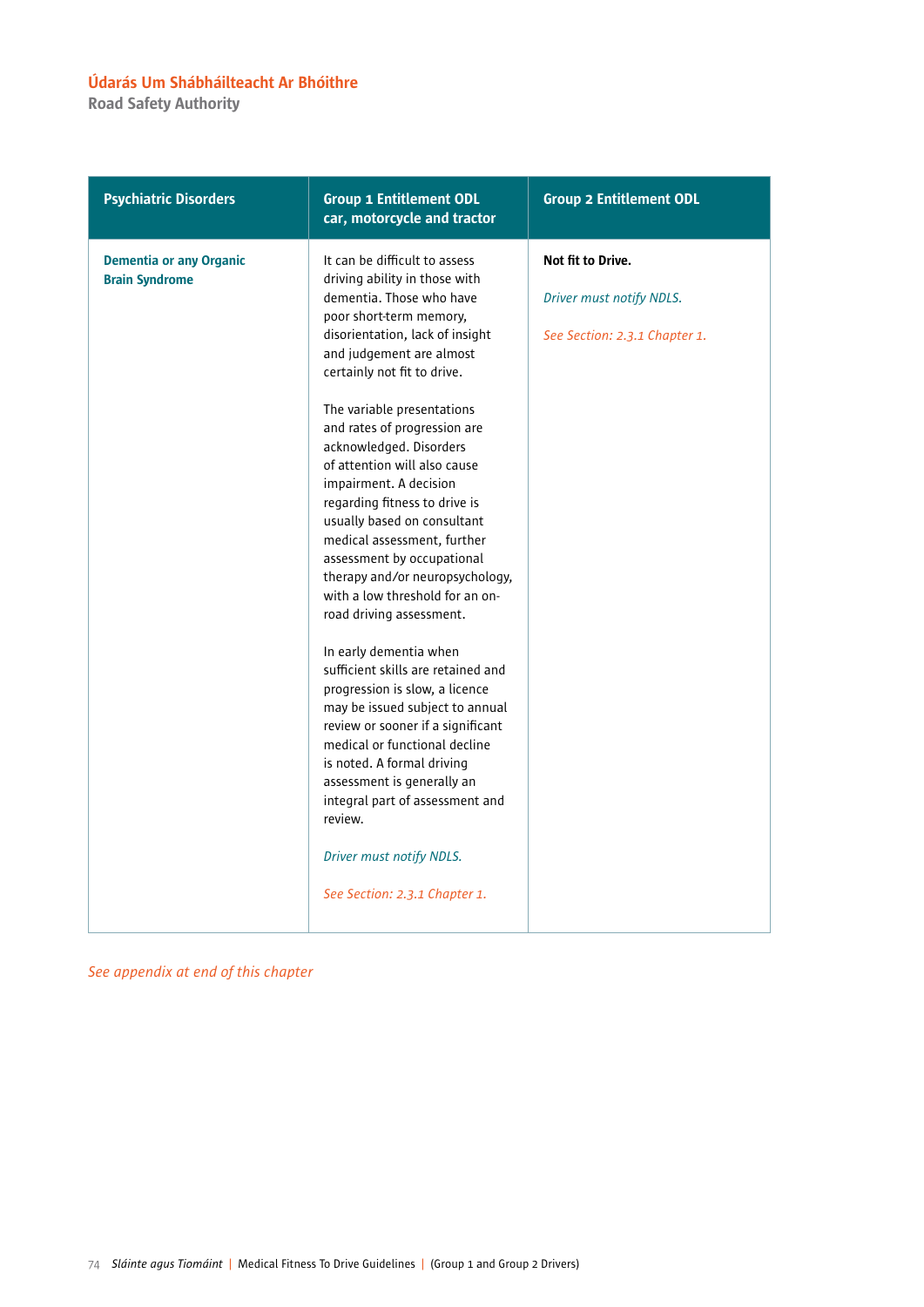| Psychiatric Disorders | Group 1 Entitlement ODL car, motorcycle and tractor | Group 2 Entitlement ODL |
|---|---|---|
| **Dementia or any Organic Brain Syndrome** | It can be difficult to assess driving ability in those with dementia. Those who have poor short-term memory, disorientation, lack of insight and judgement are almost certainly not fit to drive.<br><br>The variable presentations and rates of progression are acknowledged. Disorders of attention will also cause impairment. A decision regarding fitness to drive is usually based on consultant medical assessment, further assessment by occupational therapy and/or neuropsychology, with a low threshold for an on-road driving assessment.<br><br>In early dementia when sufficient skills are retained and progression is slow, a licence may be issued subject to annual review or sooner if a significant medical or functional decline is noted. A formal driving assessment is generally an integral part of assessment and review.<br><br>*Driver must notify NDLS.*<br><br>*See Section: 2.3.1 Chapter 1.* | **Not fit to Drive.**<br><br>*Driver must notify NDLS.*<br><br>*See Section: 2.3.1 Chapter 1.* |

*See appendix at end of this chapter*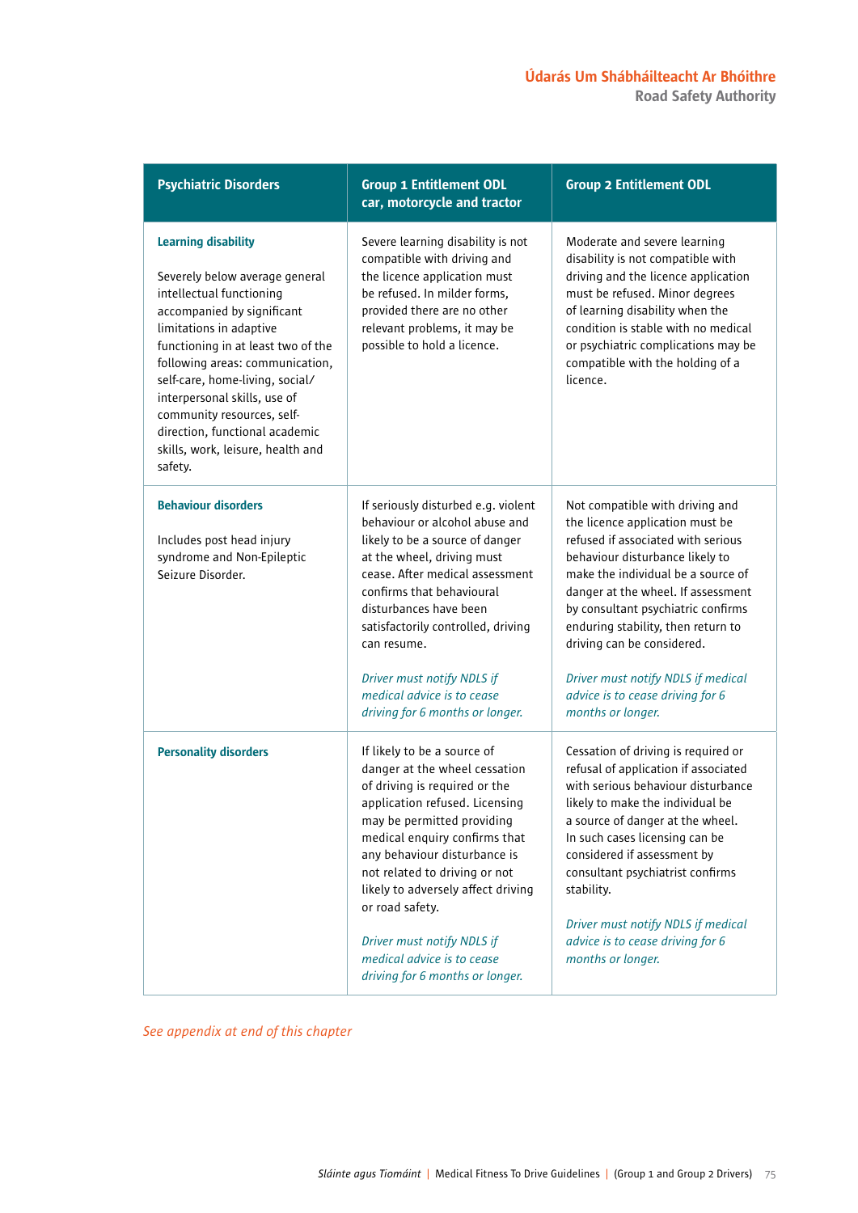| Psychiatric Disorders | Group 1 Entitlement ODL car, motorcycle and tractor | Group 2 Entitlement ODL |
|---|---|---|
| **Learning disability**<br><br>Severely below average general intellectual functioning accompanied by significant limitations in adaptive functioning in at least two of the following areas: communication, self-care, home-living, social/interpersonal skills, use of community resources, self-direction, functional academic skills, work, leisure, health and safety. | Severe learning disability is not compatible with driving and the licence application must be refused. In milder forms, provided there are no other relevant problems, it may be possible to hold a licence. | Moderate and severe learning disability is not compatible with driving and the licence application must be refused. Minor degrees of learning disability when the condition is stable with no medical or psychiatric complications may be compatible with the holding of a licence. |
| **Behaviour disorders**<br><br>Includes post head injury syndrome and Non-Epileptic Seizure Disorder. | If seriously disturbed e.g. violent behaviour or alcohol abuse and likely to be a source of danger at the wheel, driving must cease. After medical assessment confirms that behavioural disturbances have been satisfactorily controlled, driving can resume.<br><br>*Driver must notify NDLS if medical advice is to cease driving for 6 months or longer.* | Not compatible with driving and the licence application must be refused if associated with serious behaviour disturbance likely to make the individual a source of danger at the wheel. If assessment by consultant psychiatric confirms enduring stability, then return to driving can be considered.<br><br>*Driver must notify NDLS if medical advice is to cease driving for 6 months or longer.* |
| **Personality disorders** | If likely to be a source of danger at the wheel cessation of driving is required or the application refused. Licensing may be permitted providing medical enquiry confirms that any behaviour disturbance is not related to driving or not likely to adversely affect driving or road safety.<br><br>*Driver must notify NDLS if medical advice is to cease driving for 6 months or longer.* | Cessation of driving is required or refusal of application if associated with serious behaviour disturbance likely to make the individual be a source of danger at the wheel. In such cases licensing can be considered if assessment by consultant psychiatrist confirms stability.<br><br>*Driver must notify NDLS if medical advice is to cease driving for 6 months or longer.* |

*See appendix at end of this chapter*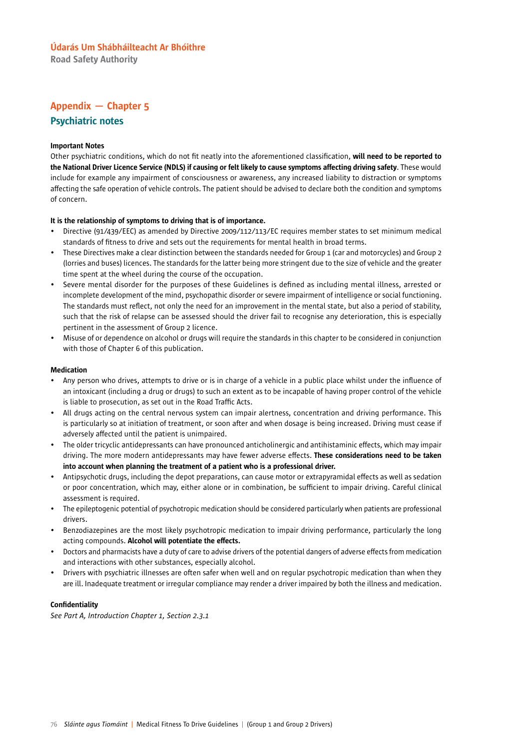## Appendix — Chapter 5

### Psychiatric notes

**Important Notes**

Other psychiatric conditions, which do not fit neatly into the aforementioned classification, **will need to be reported to the National Driver Licence Service (NDLS) if causing or felt likely to cause symptoms affecting driving safety**. These would include for example any impairment of consciousness or awareness, any increased liability to distraction or symptoms affecting the safe operation of vehicle controls. The patient should be advised to declare both the condition and symptoms of concern.

**It is the relationship of symptoms to driving that is of importance.**

- Directive (91/439/EEC) as amended by Directive 2009/112/113/EC requires member states to set minimum medical standards of fitness to drive and sets out the requirements for mental health in broad terms.
- These Directives make a clear distinction between the standards needed for Group 1 (car and motorcycles) and Group 2 (lorries and buses) licences. The standards for the latter being more stringent due to the size of vehicle and the greater time spent at the wheel during the course of the occupation.
- Severe mental disorder for the purposes of these Guidelines is defined as including mental illness, arrested or incomplete development of the mind, psychopathic disorder or severe impairment of intelligence or social functioning. The standards must reflect, not only the need for an improvement in the mental state, but also a period of stability, such that the risk of relapse can be assessed should the driver fail to recognise any deterioration, this is especially pertinent in the assessment of Group 2 licence.
- Misuse of or dependence on alcohol or drugs will require the standards in this chapter to be considered in conjunction with those of Chapter 6 of this publication.

**Medication**

- Any person who drives, attempts to drive or is in charge of a vehicle in a public place whilst under the influence of an intoxicant (including a drug or drugs) to such an extent as to be incapable of having proper control of the vehicle is liable to prosecution, as set out in the Road Traffic Acts.
- All drugs acting on the central nervous system can impair alertness, concentration and driving performance. This is particularly so at initiation of treatment, or soon after and when dosage is being increased. Driving must cease if adversely affected until the patient is unimpaired.
- The older tricyclic antidepressants can have pronounced anticholinergic and antihistaminic effects, which may impair driving. The more modern antidepressants may have fewer adverse effects. **These considerations need to be taken into account when planning the treatment of a patient who is a professional driver.**
- Antipsychotic drugs, including the depot preparations, can cause motor or extrapyramidal effects as well as sedation or poor concentration, which may, either alone or in combination, be sufficient to impair driving. Careful clinical assessment is required.
- The epileptogenic potential of psychotropic medication should be considered particularly when patients are professional drivers.
- Benzodiazepines are the most likely psychotropic medication to impair driving performance, particularly the long acting compounds. **Alcohol will potentiate the effects.**
- Doctors and pharmacists have a duty of care to advise drivers of the potential dangers of adverse effects from medication and interactions with other substances, especially alcohol.
- Drivers with psychiatric illnesses are often safer when well and on regular psychotropic medication than when they are ill. Inadequate treatment or irregular compliance may render a driver impaired by both the illness and medication.

**Confidentiality**

*See Part A, Introduction Chapter 1, Section 2.3.1*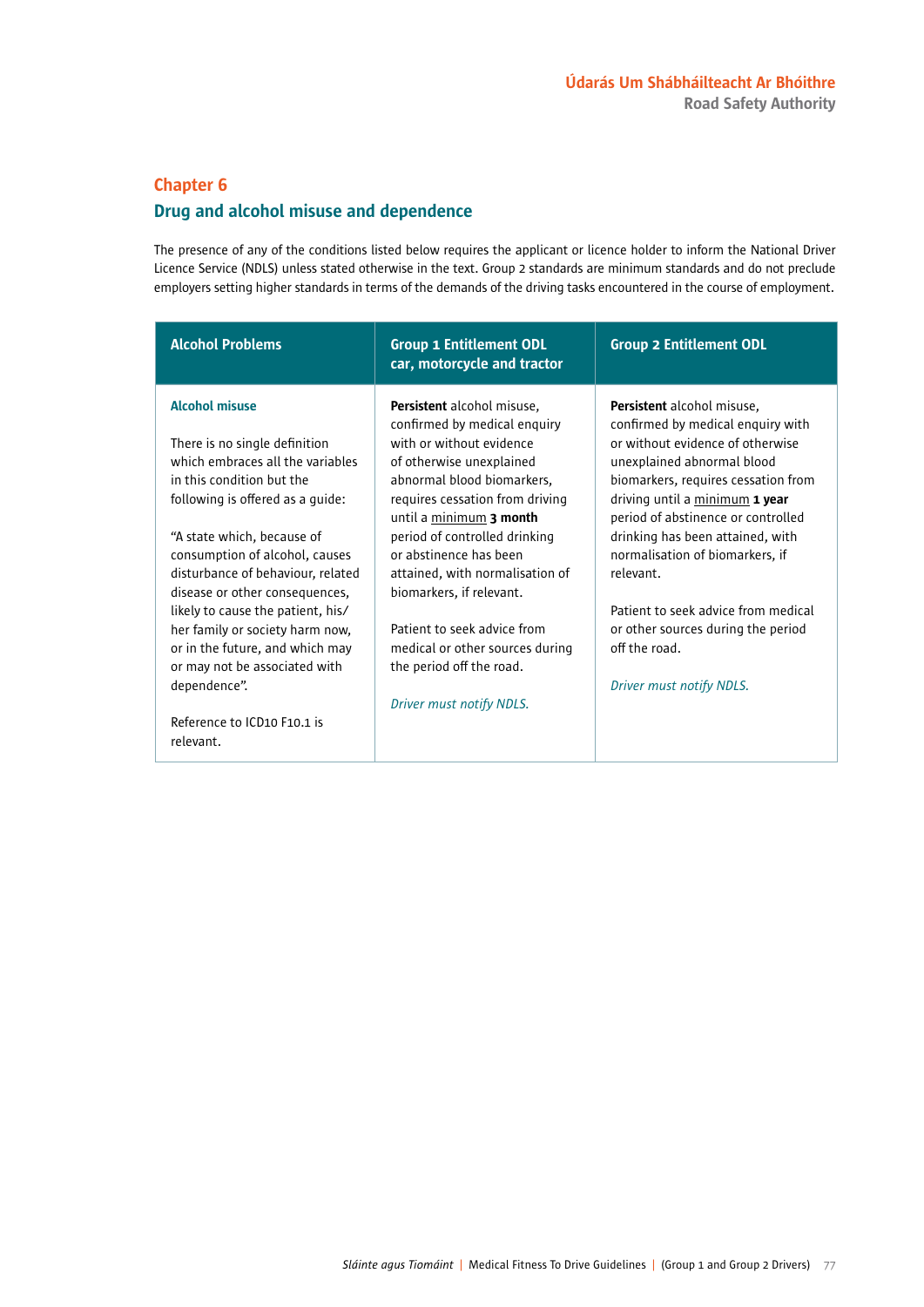## Chapter 6

## Drug and alcohol misuse and dependence

The presence of any of the conditions listed below requires the applicant or licence holder to inform the National Driver Licence Service (NDLS) unless stated otherwise in the text. Group 2 standards are minimum standards and do not preclude employers setting higher standards in terms of the demands of the driving tasks encountered in the course of employment.

| Alcohol Problems | Group 1 Entitlement ODL car, motorcycle and tractor | Group 2 Entitlement ODL |
|---|---|---|
| **Alcohol misuse**<br><br>There is no single definition which embraces all the variables in this condition but the following is offered as a guide:<br><br>"A state which, because of consumption of alcohol, causes disturbance of behaviour, related disease or other consequences, likely to cause the patient, his/her family or society harm now, or in the future, and which may or may not be associated with dependence".<br><br>Reference to ICD10 F10.1 is relevant. | **Persistent** alcohol misuse, confirmed by medical enquiry with or without evidence of otherwise unexplained abnormal blood biomarkers, requires cessation from driving until a minimum **3 month** period of controlled drinking or abstinence has been attained, with normalisation of biomarkers, if relevant.<br><br>Patient to seek advice from medical or other sources during the period off the road.<br><br>*Driver must notify NDLS.* | **Persistent** alcohol misuse, confirmed by medical enquiry with or without evidence of otherwise unexplained abnormal blood biomarkers, requires cessation from driving until a minimum **1 year** period of abstinence or controlled drinking has been attained, with normalisation of biomarkers, if relevant.<br><br>Patient to seek advice from medical or other sources during the period off the road.<br><br>*Driver must notify NDLS.* |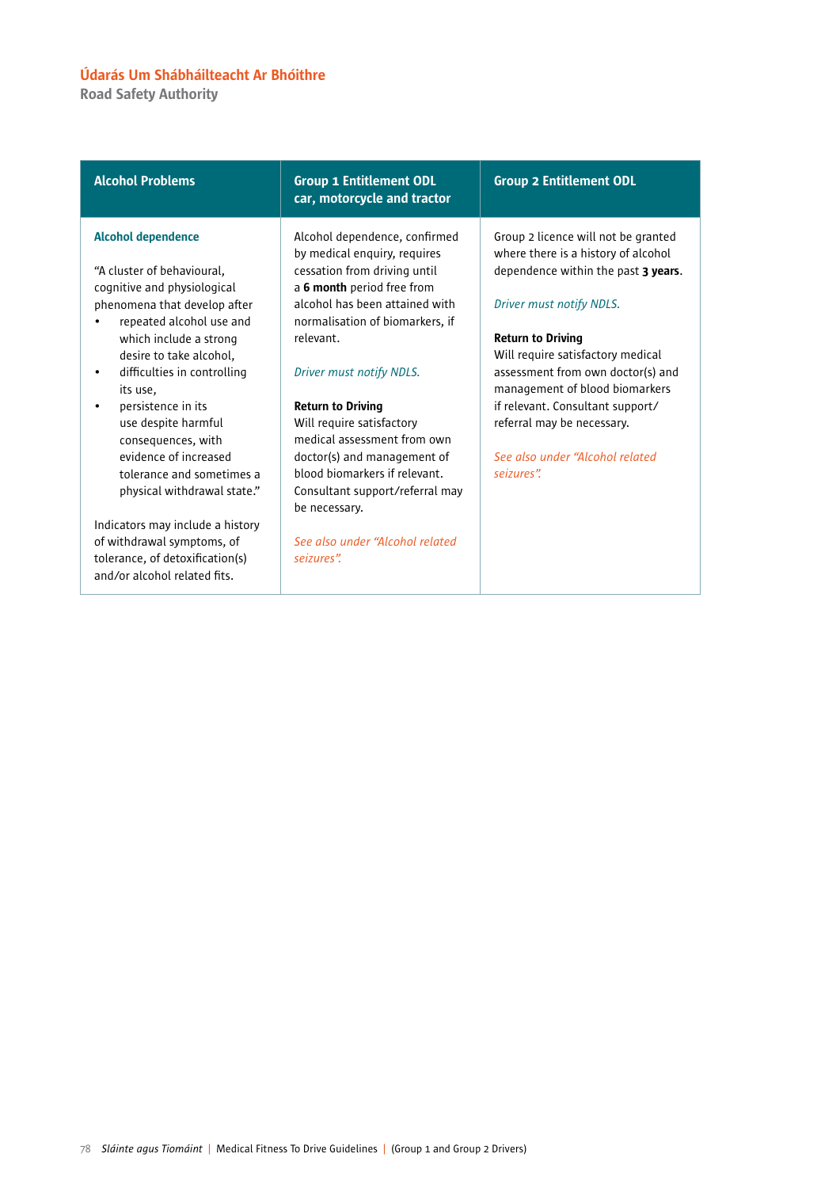| Alcohol Problems | Group 1 Entitlement ODL car, motorcycle and tractor | Group 2 Entitlement ODL |
|---|---|---|
| **Alcohol dependence**<br><br>"A cluster of behavioural, cognitive and physiological phenomena that develop after<br>• repeated alcohol use and which include a strong desire to take alcohol,<br>• difficulties in controlling its use,<br>• persistence in its use despite harmful consequences, with evidence of increased tolerance and sometimes a physical withdrawal state."<br><br>Indicators may include a history of withdrawal symptoms, of tolerance, of detoxification(s) and/or alcohol related fits. | Alcohol dependence, confirmed by medical enquiry, requires cessation from driving until a **6 month** period free from alcohol has been attained with normalisation of biomarkers, if relevant.<br><br>*Driver must notify NDLS.*<br><br>**Return to Driving**<br>Will require satisfactory medical assessment from own doctor(s) and management of blood biomarkers if relevant. Consultant support/referral may be necessary.<br><br>*See also under "Alcohol related seizures".* | Group 2 licence will not be granted where there is a history of alcohol dependence within the past **3 years**.<br><br>*Driver must notify NDLS.*<br><br>**Return to Driving**<br>Will require satisfactory medical assessment from own doctor(s) and management of blood biomarkers if relevant. Consultant support/ referral may be necessary.<br><br>*See also under "Alcohol related seizures".* |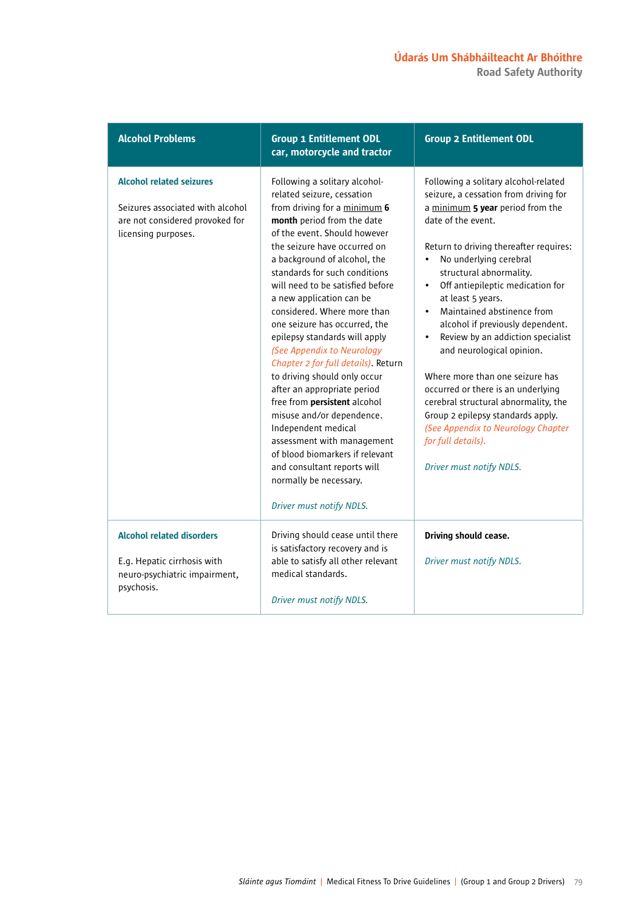| Alcohol Problems | Group 1 Entitlement ODL car, motorcycle and tractor | Group 2 Entitlement ODL |
|---|---|---|
| **Alcohol related seizures**<br><br>Seizures associated with alcohol are not considered provoked for licensing purposes. | Following a solitary alcohol-related seizure, cessation from driving for a minimum **6 month** period from the date of the event. Should however the seizure have occurred on a background of alcohol, the standards for such conditions will need to be satisfied before a new application can be considered. Where more than one seizure has occurred, the epilepsy standards will apply *(See Appendix to Neurology Chapter 2 for full details)*. Return to driving should only occur after an appropriate period free from **persistent** alcohol misuse and/or dependence. Independent medical assessment with management of blood biomarkers if relevant and consultant reports will normally be necessary.<br><br>*Driver must notify NDLS.* | Following a solitary alcohol-related seizure, a cessation from driving for a minimum **5 year** period from the date of the event.<br><br>Return to driving thereafter requires:<br>• No underlying cerebral structural abnormality.<br>• Off antiepileptic medication for at least 5 years.<br>• Maintained abstinence from alcohol if previously dependent.<br>• Review by an addiction specialist and neurological opinion.<br><br>Where more than one seizure has occurred or there is an underlying cerebral structural abnormality, the Group 2 epilepsy standards apply. *(See Appendix to Neurology Chapter for full details).*<br><br>*Driver must notify NDLS.* |
| **Alcohol related disorders**<br><br>E.g. Hepatic cirrhosis with neuro-psychiatric impairment, psychosis. | Driving should cease until there is satisfactory recovery and is able to satisfy all other relevant medical standards.<br><br>*Driver must notify NDLS.* | **Driving should cease.**<br><br>*Driver must notify NDLS.* |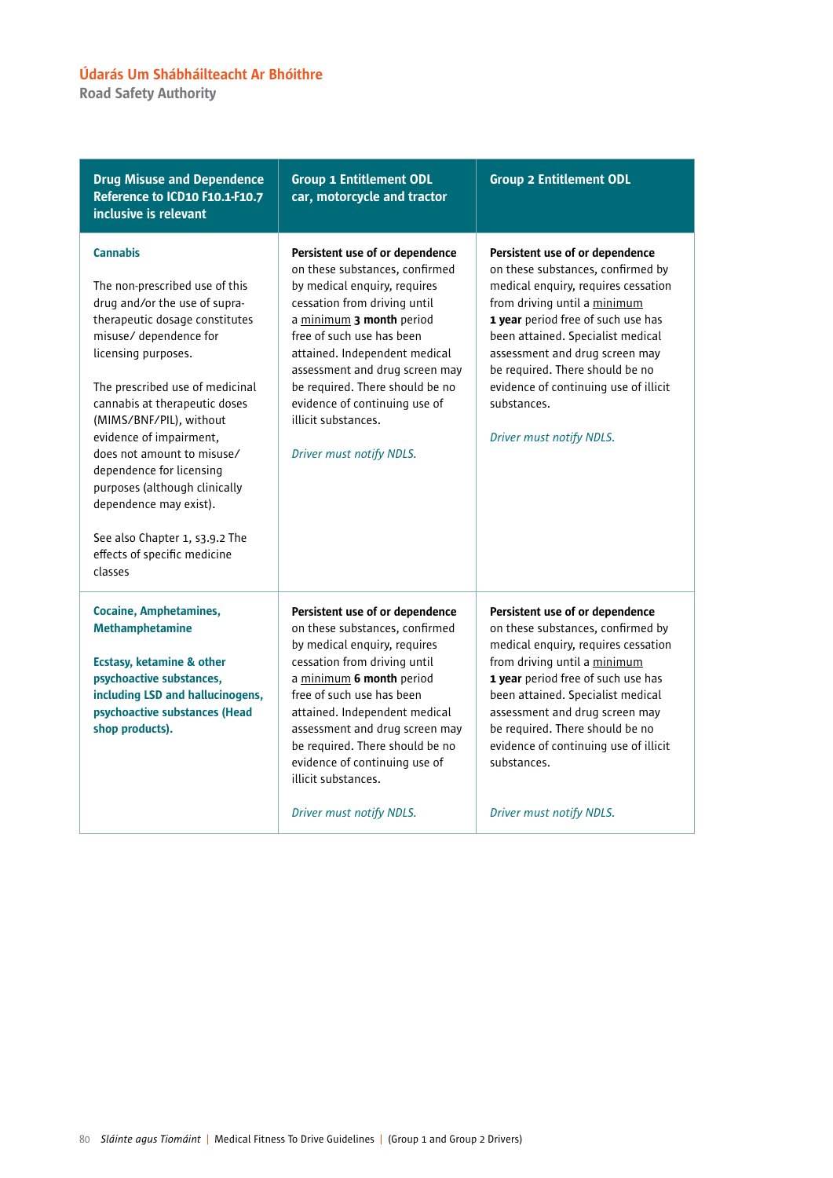| Drug Misuse and Dependence Reference to ICD10 F10.1-F10.7 inclusive is relevant | Group 1 Entitlement ODL car, motorcycle and tractor | Group 2 Entitlement ODL |
|---|---|---|
| **Cannabis**<br><br>The non-prescribed use of this drug and/or the use of supra-therapeutic dosage constitutes misuse/ dependence for licensing purposes.<br><br>The prescribed use of medicinal cannabis at therapeutic doses (MIMS/BNF/PIL), without evidence of impairment, does not amount to misuse/ dependence for licensing purposes (although clinically dependence may exist).<br><br>See also Chapter 1, s3.9.2 The effects of specific medicine classes | **Persistent use of or dependence** on these substances, confirmed by medical enquiry, requires cessation from driving until a minimum **3 month** period free of such use has been attained. Independent medical assessment and drug screen may be required. There should be no evidence of continuing use of illicit substances.<br><br>*Driver must notify NDLS.* | **Persistent use of or dependence** on these substances, confirmed by medical enquiry, requires cessation from driving until a minimum **1 year** period free of such use has been attained. Specialist medical assessment and drug screen may be required. There should be no evidence of continuing use of illicit substances.<br><br>*Driver must notify NDLS.* |
| **Cocaine, Amphetamines, Methamphetamine**<br><br>**Ecstasy, ketamine & other psychoactive substances, including LSD and hallucinogens, psychoactive substances (Head shop products).** | **Persistent use of or dependence** on these substances, confirmed by medical enquiry, requires cessation from driving until a minimum **6 month** period free of such use has been attained. Independent medical assessment and drug screen may be required. There should be no evidence of continuing use of illicit substances.<br><br>*Driver must notify NDLS.* | **Persistent use of or dependence** on these substances, confirmed by medical enquiry, requires cessation from driving until a minimum **1 year** period free of such use has been attained. Specialist medical assessment and drug screen may be required. There should be no evidence of continuing use of illicit substances.<br><br>*Driver must notify NDLS.* |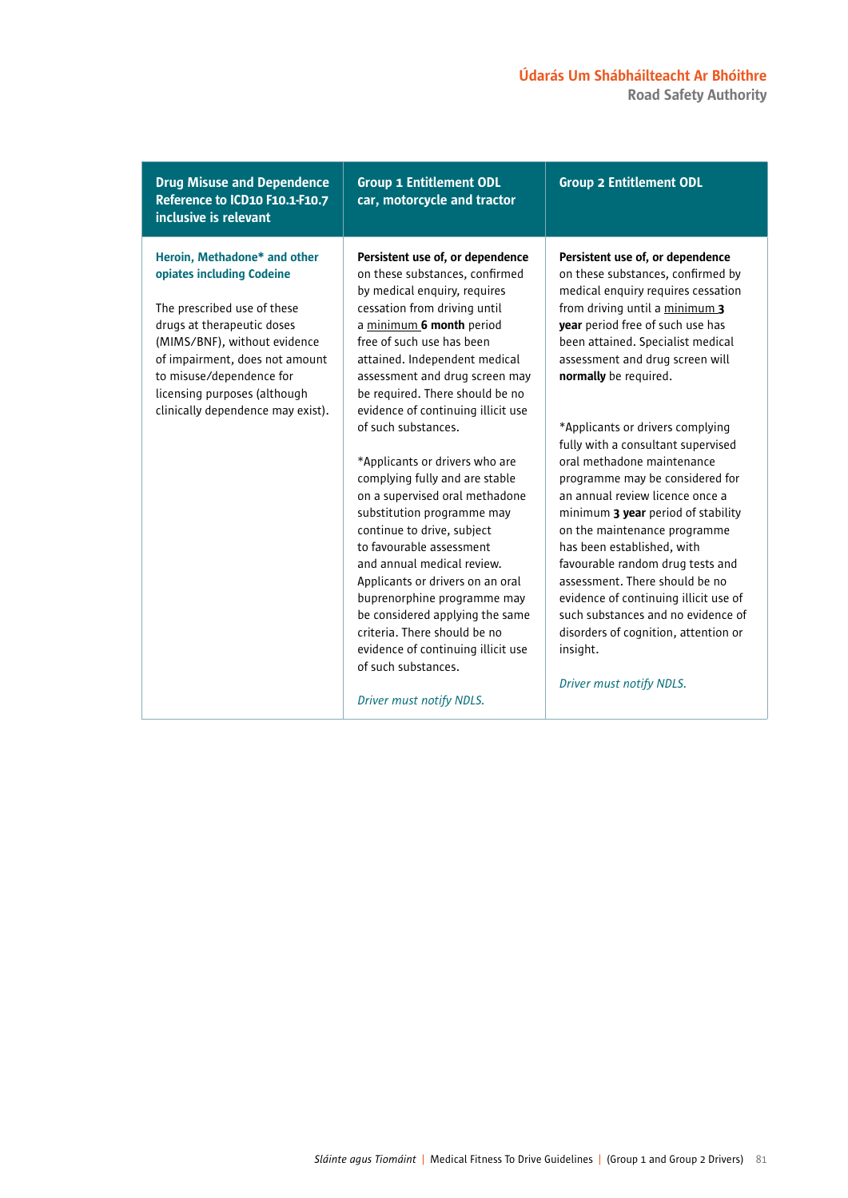| Drug Misuse and Dependence Reference to ICD10 F10.1-F10.7 inclusive is relevant | Group 1 Entitlement ODL car, motorcycle and tractor | Group 2 Entitlement ODL |
|---|---|---|
| **Heroin, Methadone* and other opiates including Codeine**<br><br>The prescribed use of these drugs at therapeutic doses (MIMS/BNF), without evidence of impairment, does not amount to misuse/dependence for licensing purposes (although clinically dependence may exist). | **Persistent use of, or dependence** on these substances, confirmed by medical enquiry, requires cessation from driving until a minimum **6 month** period free of such use has been attained. Independent medical assessment and drug screen may be required. There should be no evidence of continuing illicit use of such substances.<br><br>*Applicants or drivers who are complying fully and are stable on a supervised oral methadone substitution programme may continue to drive, subject to favourable assessment and annual medical review. Applicants or drivers on an oral buprenorphine programme may be considered applying the same criteria. There should be no evidence of continuing illicit use of such substances.<br><br>*Driver must notify NDLS.* | **Persistent use of, or dependence** on these substances, confirmed by medical enquiry requires cessation from driving until a minimum **3 year** period free of such use has been attained. Specialist medical assessment and drug screen will **normally** be required.<br><br>*Applicants or drivers complying fully with a consultant supervised oral methadone maintenance programme may be considered for an annual review licence once a minimum **3 year** period of stability on the maintenance programme has been established, with favourable random drug tests and assessment. There should be no evidence of continuing illicit use of such substances and no evidence of disorders of cognition, attention or insight.<br><br>*Driver must notify NDLS.* |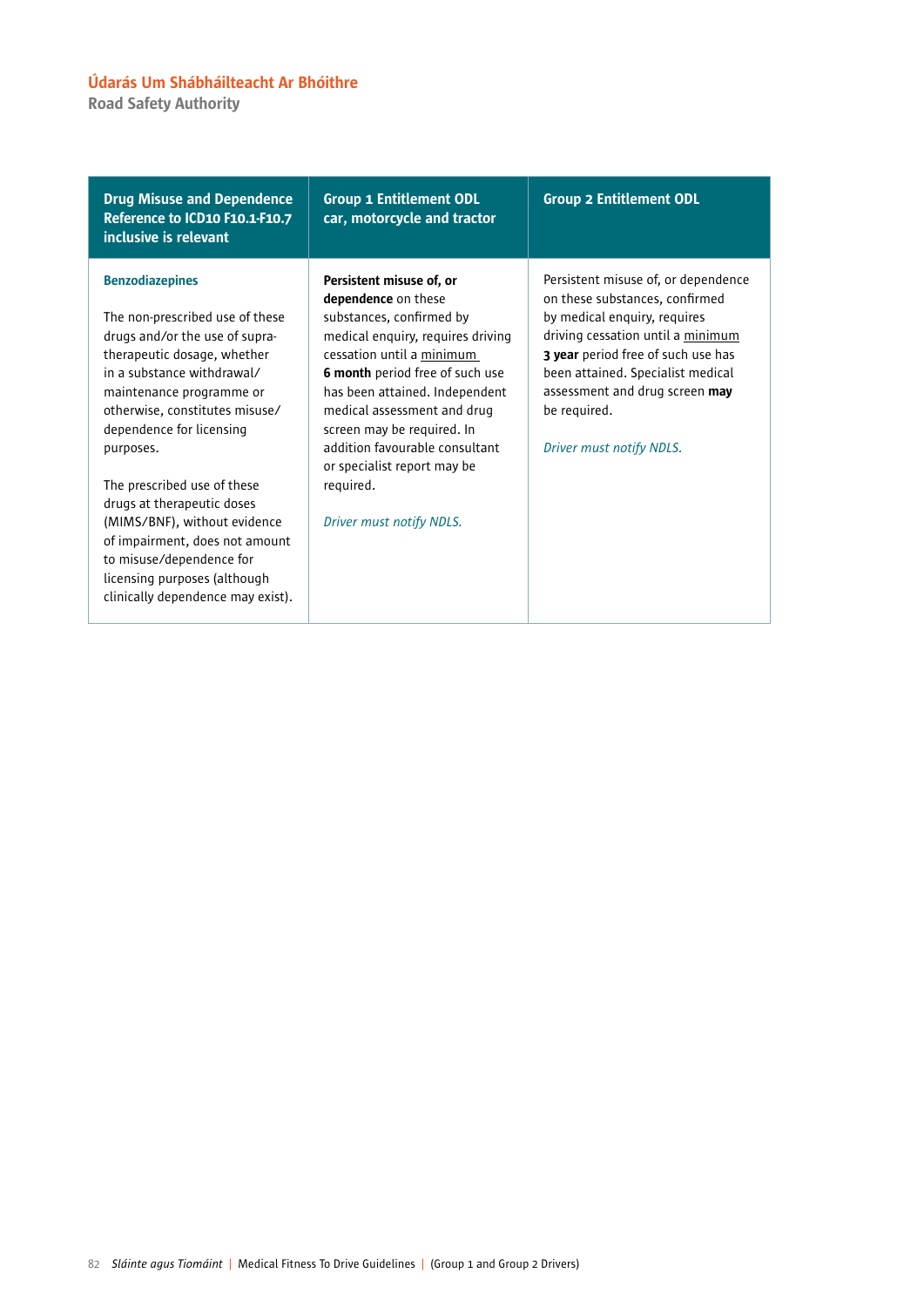| Drug Misuse and Dependence Reference to ICD10 F10.1-F10.7 inclusive is relevant | Group 1 Entitlement ODL car, motorcycle and tractor | Group 2 Entitlement ODL |
|---|---|---|
| **Benzodiazepines**<br><br>The non-prescribed use of these drugs and/or the use of supra-therapeutic dosage, whether in a substance withdrawal/ maintenance programme or otherwise, constitutes misuse/ dependence for licensing purposes.<br><br>The prescribed use of these drugs at therapeutic doses (MIMS/BNF), without evidence of impairment, does not amount to misuse/dependence for licensing purposes (although clinically dependence may exist). | **Persistent misuse of, or dependence** on these substances, confirmed by medical enquiry, requires driving cessation until a minimum **6 month** period free of such use has been attained. Independent medical assessment and drug screen may be required. In addition favourable consultant or specialist report may be required.<br><br>*Driver must notify NDLS.* | Persistent misuse of, or dependence on these substances, confirmed by medical enquiry, requires driving cessation until a minimum **3 year** period free of such use has been attained. Specialist medical assessment and drug screen **may** be required.<br><br>*Driver must notify NDLS.* |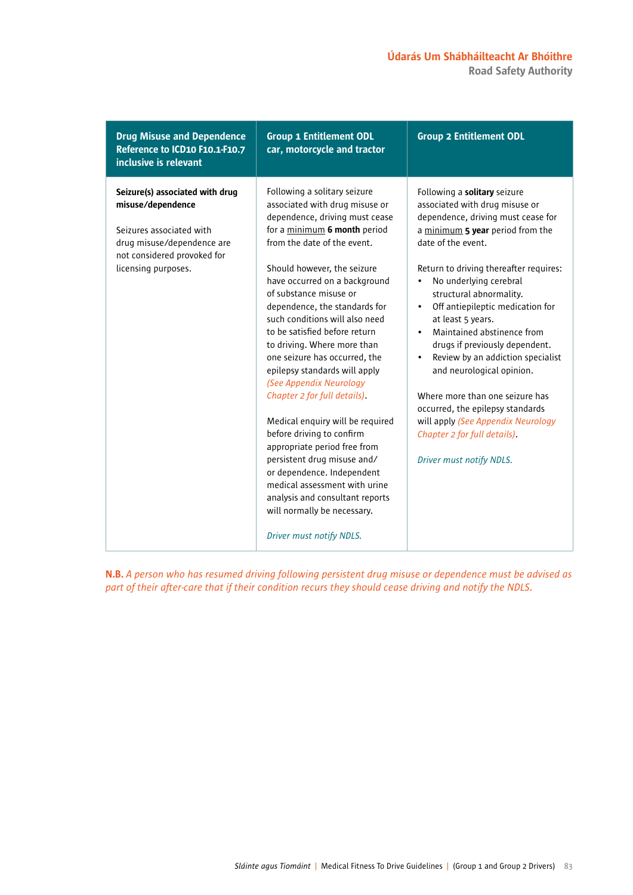| Drug Misuse and Dependence Reference to ICD10 F10.1-F10.7 inclusive is relevant | Group 1 Entitlement ODL car, motorcycle and tractor | Group 2 Entitlement ODL |
|---|---|---|
| **Seizure(s) associated with drug misuse/dependence**<br><br>Seizures associated with drug misuse/dependence are not considered provoked for licensing purposes. | Following a solitary seizure associated with drug misuse or dependence, driving must cease for a minimum **6 month** period from the date of the event.<br><br>Should however, the seizure have occurred on a background of substance misuse or dependence, the standards for such conditions will also need to be satisfied before return to driving. Where more than one seizure has occurred, the epilepsy standards will apply *(See Appendix Neurology Chapter 2 for full details)*.<br><br>Medical enquiry will be required before driving to confirm appropriate period free from persistent drug misuse and/or dependence. Independent medical assessment with urine analysis and consultant reports will normally be necessary.<br><br>*Driver must notify NDLS.* | Following a **solitary** seizure associated with drug misuse or dependence, driving must cease for a minimum **5 year** period from the date of the event.<br><br>Return to driving thereafter requires:<br>• No underlying cerebral structural abnormality.<br>• Off antiepileptic medication for at least 5 years.<br>• Maintained abstinence from drugs if previously dependent.<br>• Review by an addiction specialist and neurological opinion.<br><br>Where more than one seizure has occurred, the epilepsy standards will apply *(See Appendix Neurology Chapter 2 for full details)*.<br><br>*Driver must notify NDLS.* |

**N.B.** *A person who has resumed driving following persistent drug misuse or dependence must be advised as part of their after-care that if their condition recurs they should cease driving and notify the NDLS.*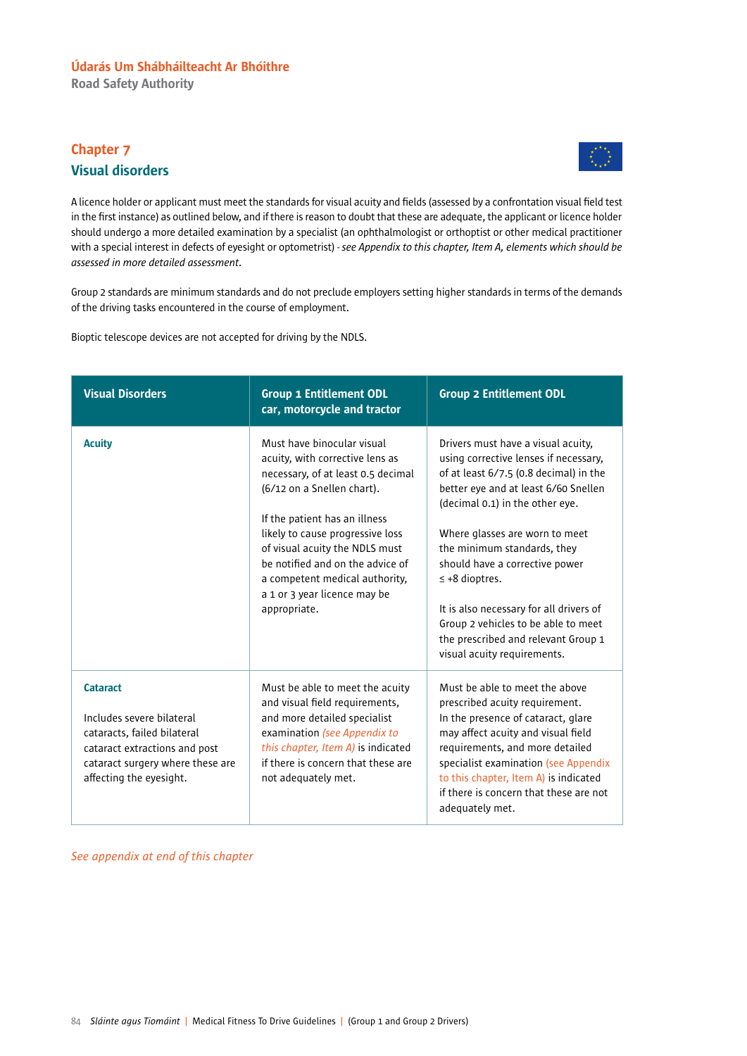# Chapter 7
## Visual disorders

A licence holder or applicant must meet the standards for visual acuity and fields (assessed by a confrontation visual field test in the first instance) as outlined below, and if there is reason to doubt that these are adequate, the applicant or licence holder should undergo a more detailed examination by a specialist (an ophthalmologist or orthoptist or other medical practitioner with a special interest in defects of eyesight or optometrist) - *see Appendix to this chapter, Item A, elements which should be assessed in more detailed assessment.*

Group 2 standards are minimum standards and do not preclude employers setting higher standards in terms of the demands of the driving tasks encountered in the course of employment.

Bioptic telescope devices are not accepted for driving by the NDLS.

| Visual Disorders | Group 1 Entitlement ODL car, motorcycle and tractor | Group 2 Entitlement ODL |
|---|---|---|
| **Acuity** | Must have binocular visual acuity, with corrective lens as necessary, of at least 0.5 decimal (6/12 on a Snellen chart).<br><br>If the patient has an illness likely to cause progressive loss of visual acuity the NDLS must be notified and on the advice of a competent medical authority, a 1 or 3 year licence may be appropriate. | Drivers must have a visual acuity, using corrective lenses if necessary, of at least 6/7.5 (0.8 decimal) in the better eye and at least 6/60 Snellen (decimal 0.1) in the other eye.<br><br>Where glasses are worn to meet the minimum standards, they should have a corrective power ≤ +8 dioptres.<br><br>It is also necessary for all drivers of Group 2 vehicles to be able to meet the prescribed and relevant Group 1 visual acuity requirements. |
| **Cataract**<br><br>Includes severe bilateral cataracts, failed bilateral cataract extractions and post cataract surgery where these are affecting the eyesight. | Must be able to meet the acuity and visual field requirements, and more detailed specialist examination *(see Appendix to this chapter, Item A)* is indicated if there is concern that these are not adequately met. | Must be able to meet the above prescribed acuity requirement. In the presence of cataract, glare may affect acuity and visual field requirements, and more detailed specialist examination (see Appendix to this chapter, Item A) is indicated if there is concern that these are not adequately met. |

*See appendix at end of this chapter*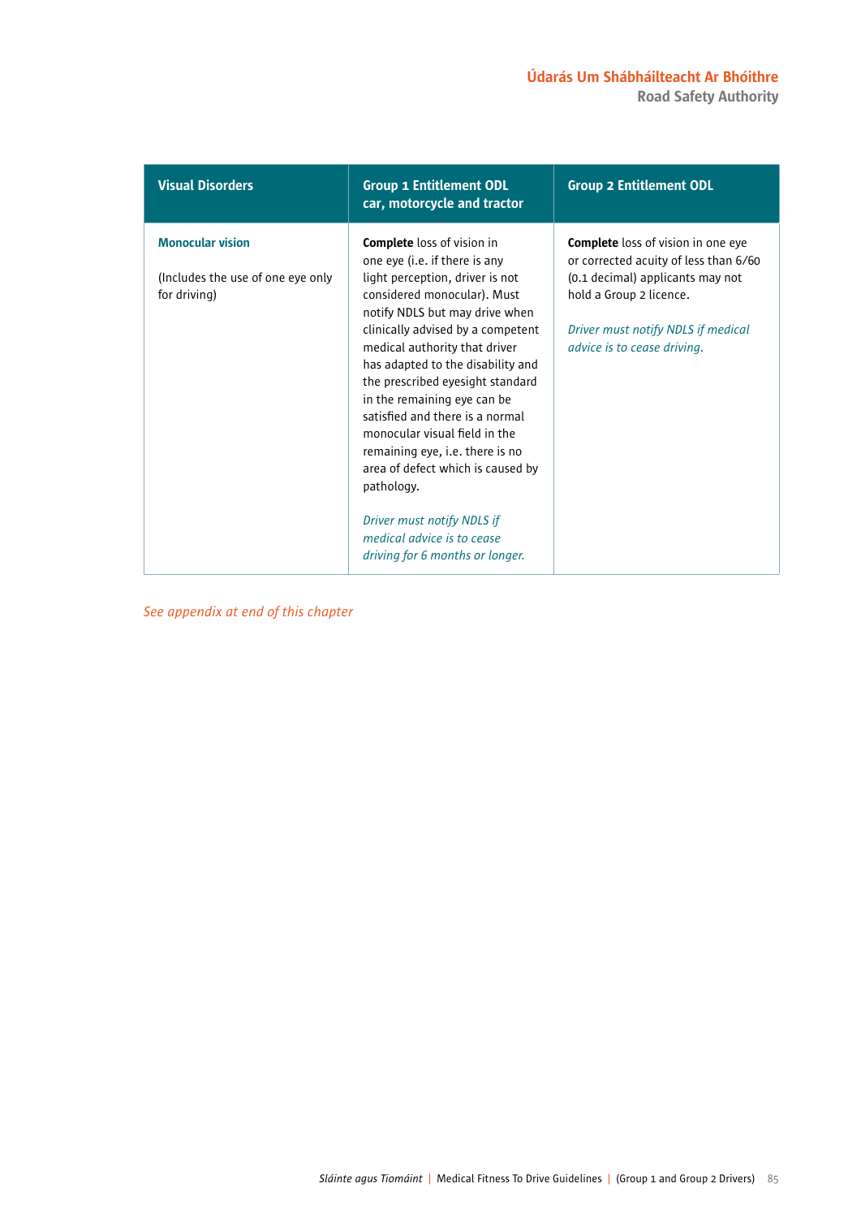| Visual Disorders | Group 1 Entitlement ODL car, motorcycle and tractor | Group 2 Entitlement ODL |
|---|---|---|
| **Monocular vision**<br><br>(Includes the use of one eye only for driving) | **Complete** loss of vision in one eye (i.e. if there is any light perception, driver is not considered monocular). Must notify NDLS but may drive when clinically advised by a competent medical authority that driver has adapted to the disability and the prescribed eyesight standard in the remaining eye can be satisfied and there is a normal monocular visual field in the remaining eye, i.e. there is no area of defect which is caused by pathology.<br><br>*Driver must notify NDLS if medical advice is to cease driving for 6 months or longer.* | **Complete** loss of vision in one eye or corrected acuity of less than 6/60 (0.1 decimal) applicants may not hold a Group 2 licence.<br><br>*Driver must notify NDLS if medical advice is to cease driving.* |

*See appendix at end of this chapter*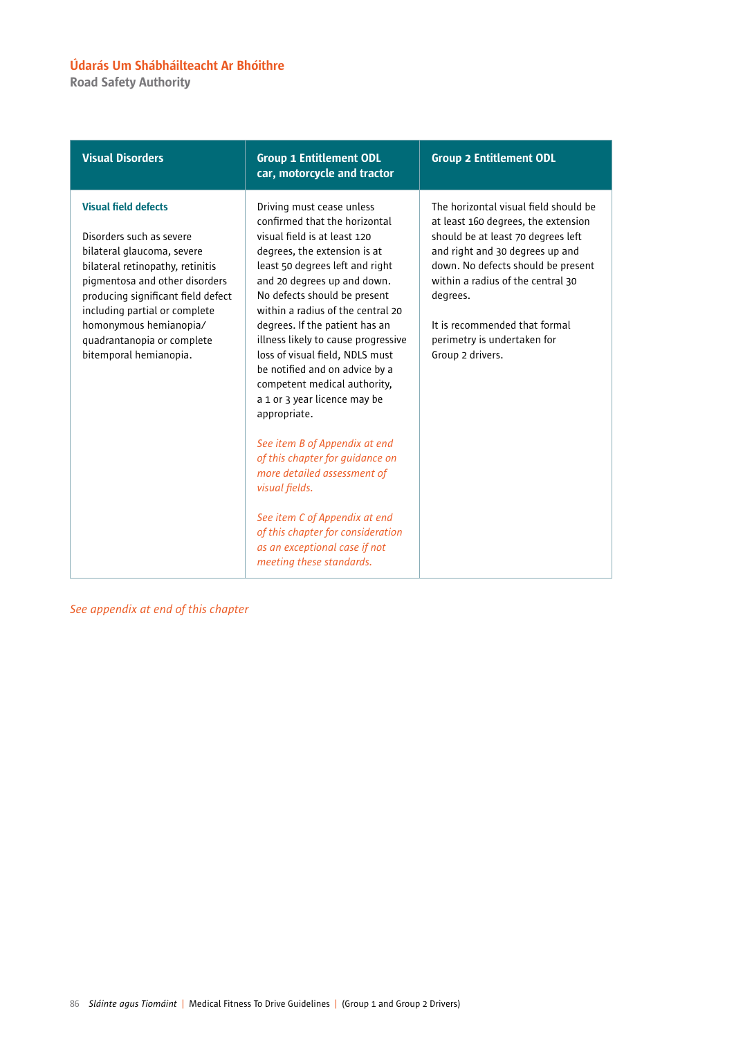| Visual Disorders | Group 1 Entitlement ODL car, motorcycle and tractor | Group 2 Entitlement ODL |
|---|---|---|
| **Visual field defects**<br><br>Disorders such as severe bilateral glaucoma, severe bilateral retinopathy, retinitis pigmentosa and other disorders producing significant field defect including partial or complete homonymous hemianopia/ quadrantanopia or complete bitemporal hemianopia. | Driving must cease unless confirmed that the horizontal visual field is at least 120 degrees, the extension is at least 50 degrees left and right and 20 degrees up and down. No defects should be present within a radius of the central 20 degrees. If the patient has an illness likely to cause progressive loss of visual field, NDLS must be notified and on advice by a competent medical authority, a 1 or 3 year licence may be appropriate.<br><br>*See item B of Appendix at end of this chapter for guidance on more detailed assessment of visual fields.*<br><br>*See item C of Appendix at end of this chapter for consideration as an exceptional case if not meeting these standards.* | The horizontal visual field should be at least 160 degrees, the extension should be at least 70 degrees left and right and 30 degrees up and down. No defects should be present within a radius of the central 30 degrees.<br><br>It is recommended that formal perimetry is undertaken for Group 2 drivers. |

*See appendix at end of this chapter*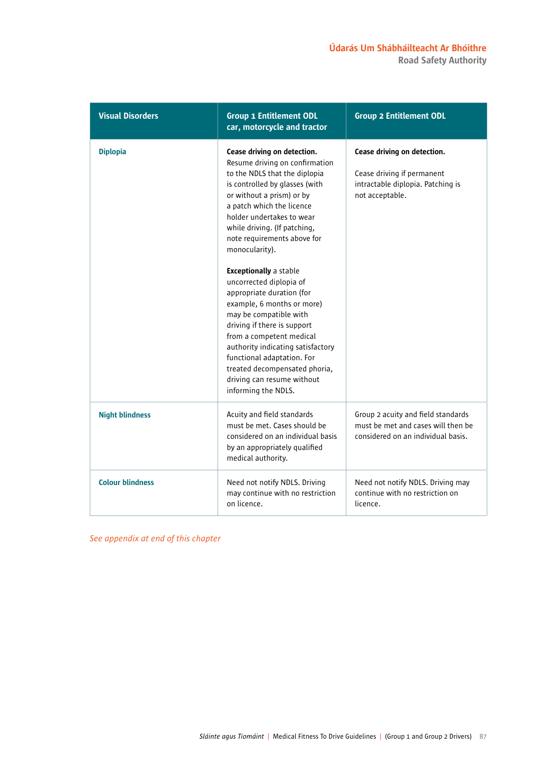| Visual Disorders | Group 1 Entitlement ODL car, motorcycle and tractor | Group 2 Entitlement ODL |
| --- | --- | --- |
| **Diplopia** | **Cease driving on detection.** Resume driving on confirmation to the NDLS that the diplopia is controlled by glasses (with or without a prism) or by a patch which the licence holder undertakes to wear while driving. (If patching, note requirements above for monocularity).<br><br>**Exceptionally** a stable uncorrected diplopia of appropriate duration (for example, 6 months or more) may be compatible with driving if there is support from a competent medical authority indicating satisfactory functional adaptation. For treated decompensated phoria, driving can resume without informing the NDLS. | **Cease driving on detection.**<br><br>Cease driving if permanent intractable diplopia. Patching is not acceptable. |
| **Night blindness** | Acuity and field standards must be met. Cases should be considered on an individual basis by an appropriately qualified medical authority. | Group 2 acuity and field standards must be met and cases will then be considered on an individual basis. |
| **Colour blindness** | Need not notify NDLS. Driving may continue with no restriction on licence. | Need not notify NDLS. Driving may continue with no restriction on licence. |

*See appendix at end of this chapter*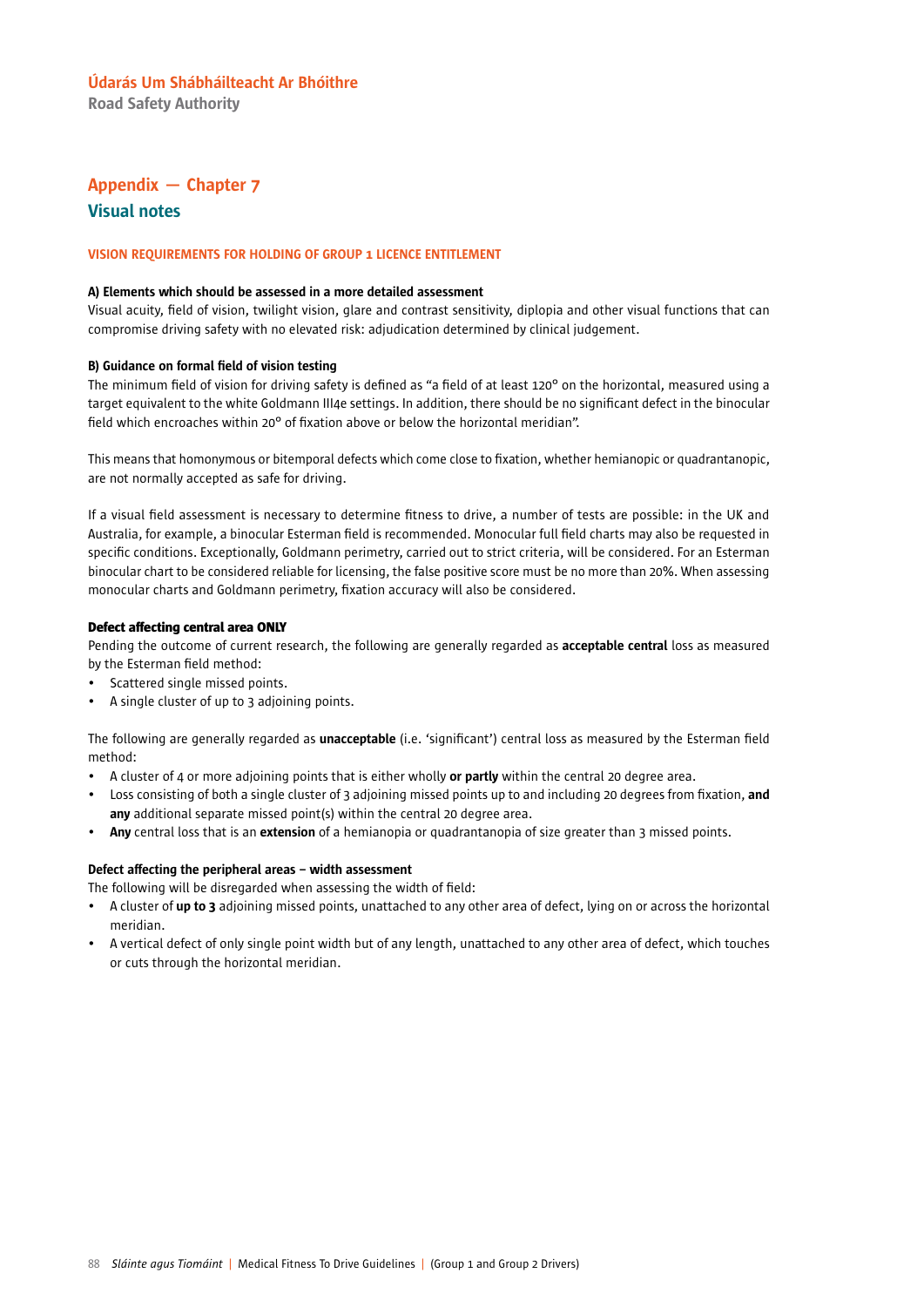Údarás Um Shábháilteacht Ar Bhóithre
Road Safety Authority

# Appendix — Chapter 7

## Visual notes

### VISION REQUIREMENTS FOR HOLDING OF GROUP 1 LICENCE ENTITLEMENT

**A) Elements which should be assessed in a more detailed assessment**

Visual acuity, field of vision, twilight vision, glare and contrast sensitivity, diplopia and other visual functions that can compromise driving safety with no elevated risk: adjudication determined by clinical judgement.

**B) Guidance on formal field of vision testing**

The minimum field of vision for driving safety is defined as "a field of at least 120° on the horizontal, measured using a target equivalent to the white Goldmann III4e settings. In addition, there should be no significant defect in the binocular field which encroaches within 20° of fixation above or below the horizontal meridian".

This means that homonymous or bitemporal defects which come close to fixation, whether hemianopic or quadrantanopic, are not normally accepted as safe for driving.

If a visual field assessment is necessary to determine fitness to drive, a number of tests are possible: in the UK and Australia, for example, a binocular Esterman field is recommended. Monocular full field charts may also be requested in specific conditions. Exceptionally, Goldmann perimetry, carried out to strict criteria, will be considered. For an Esterman binocular chart to be considered reliable for licensing, the false positive score must be no more than 20%. When assessing monocular charts and Goldmann perimetry, fixation accuracy will also be considered.

**Defect affecting central area ONLY**

Pending the outcome of current research, the following are generally regarded as **acceptable central** loss as measured by the Esterman field method:

- Scattered single missed points.
- A single cluster of up to 3 adjoining points.

The following are generally regarded as **unacceptable** (i.e. 'significant') central loss as measured by the Esterman field method:

- A cluster of 4 or more adjoining points that is either wholly **or partly** within the central 20 degree area.
- Loss consisting of both a single cluster of 3 adjoining missed points up to and including 20 degrees from fixation, **and any** additional separate missed point(s) within the central 20 degree area.
- **Any** central loss that is an **extension** of a hemianopia or quadrantanopia of size greater than 3 missed points.

**Defect affecting the peripheral areas – width assessment**

The following will be disregarded when assessing the width of field:

- A cluster of **up to 3** adjoining missed points, unattached to any other area of defect, lying on or across the horizontal meridian.
- A vertical defect of only single point width but of any length, unattached to any other area of defect, which touches or cuts through the horizontal meridian.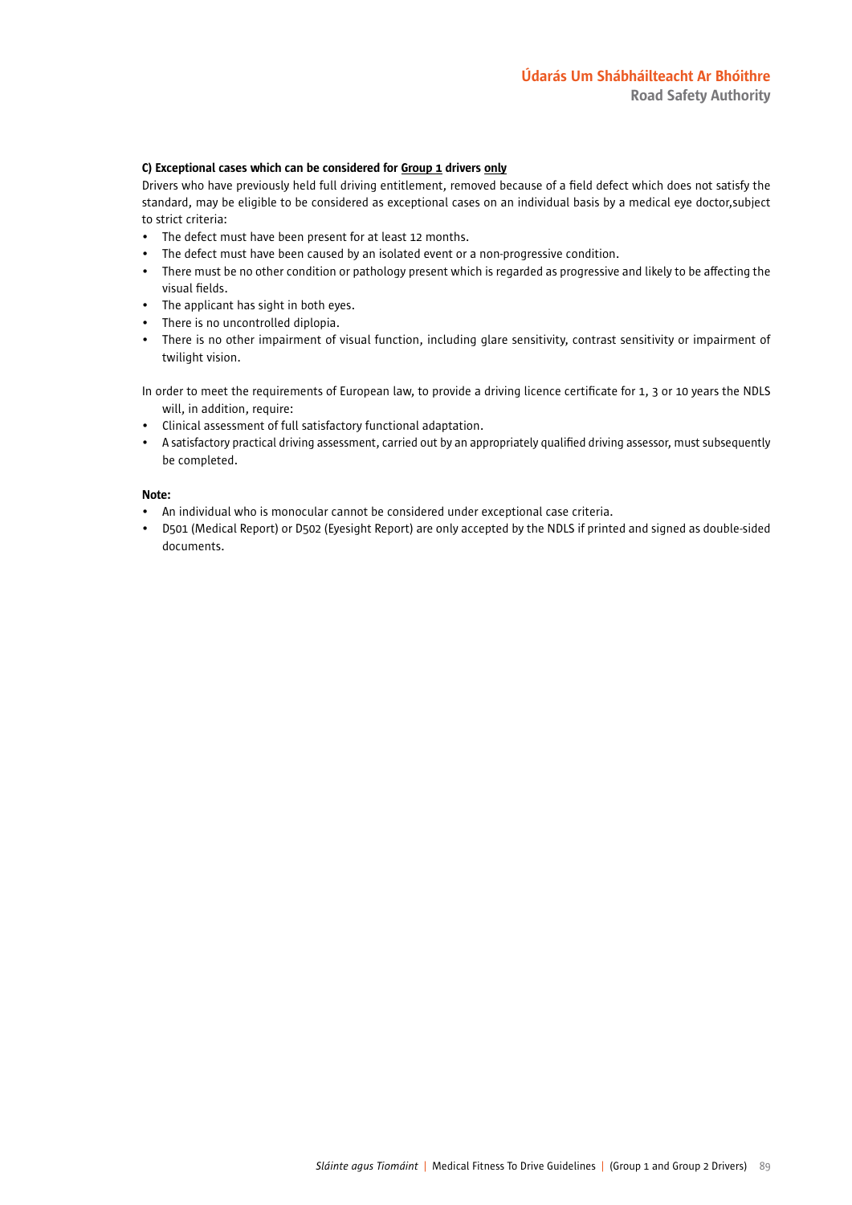**C) Exceptional cases which can be considered for <u>Group 1</u> drivers <u>only</u>**

Drivers who have previously held full driving entitlement, removed because of a field defect which does not satisfy the standard, may be eligible to be considered as exceptional cases on an individual basis by a medical eye doctor,subject to strict criteria:

- The defect must have been present for at least 12 months.
- The defect must have been caused by an isolated event or a non-progressive condition.
- There must be no other condition or pathology present which is regarded as progressive and likely to be affecting the visual fields.
- The applicant has sight in both eyes.
- There is no uncontrolled diplopia.
- There is no other impairment of visual function, including glare sensitivity, contrast sensitivity or impairment of twilight vision.

In order to meet the requirements of European law, to provide a driving licence certificate for 1, 3 or 10 years the NDLS will, in addition, require:

- Clinical assessment of full satisfactory functional adaptation.
- A satisfactory practical driving assessment, carried out by an appropriately qualified driving assessor, must subsequently be completed.

**Note:**

- An individual who is monocular cannot be considered under exceptional case criteria.
- D501 (Medical Report) or D502 (Eyesight Report) are only accepted by the NDLS if printed and signed as double-sided documents.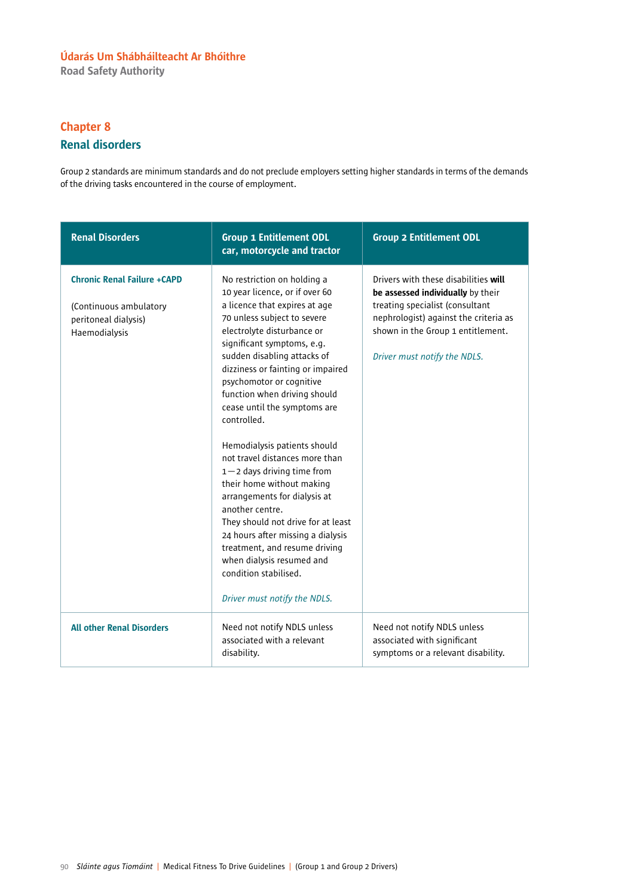Údarás Um Shábháilteacht Ar Bhóithre
Road Safety Authority

# Chapter 8
## Renal disorders

Group 2 standards are minimum standards and do not preclude employers setting higher standards in terms of the demands of the driving tasks encountered in the course of employment.

| Renal Disorders | Group 1 Entitlement ODL car, motorcycle and tractor | Group 2 Entitlement ODL |
|---|---|---|
| **Chronic Renal Failure +CAPD**<br><br>(Continuous ambulatory peritoneal dialysis) Haemodialysis | No restriction on holding a 10 year licence, or if over 60 a licence that expires at age 70 unless subject to severe electrolyte disturbance or significant symptoms, e.g. sudden disabling attacks of dizziness or fainting or impaired psychomotor or cognitive function when driving should cease until the symptoms are controlled.<br><br>Hemodialysis patients should not travel distances more than 1—2 days driving time from their home without making arrangements for dialysis at another centre.<br>They should not drive for at least 24 hours after missing a dialysis treatment, and resume driving when dialysis resumed and condition stabilised.<br><br>*Driver must notify the NDLS.* | Drivers with these disabilities **will be assessed individually** by their treating specialist (consultant nephrologist) against the criteria as shown in the Group 1 entitlement.<br><br>*Driver must notify the NDLS.* |
| **All other Renal Disorders** | Need not notify NDLS unless associated with a relevant disability. | Need not notify NDLS unless associated with significant symptoms or a relevant disability. |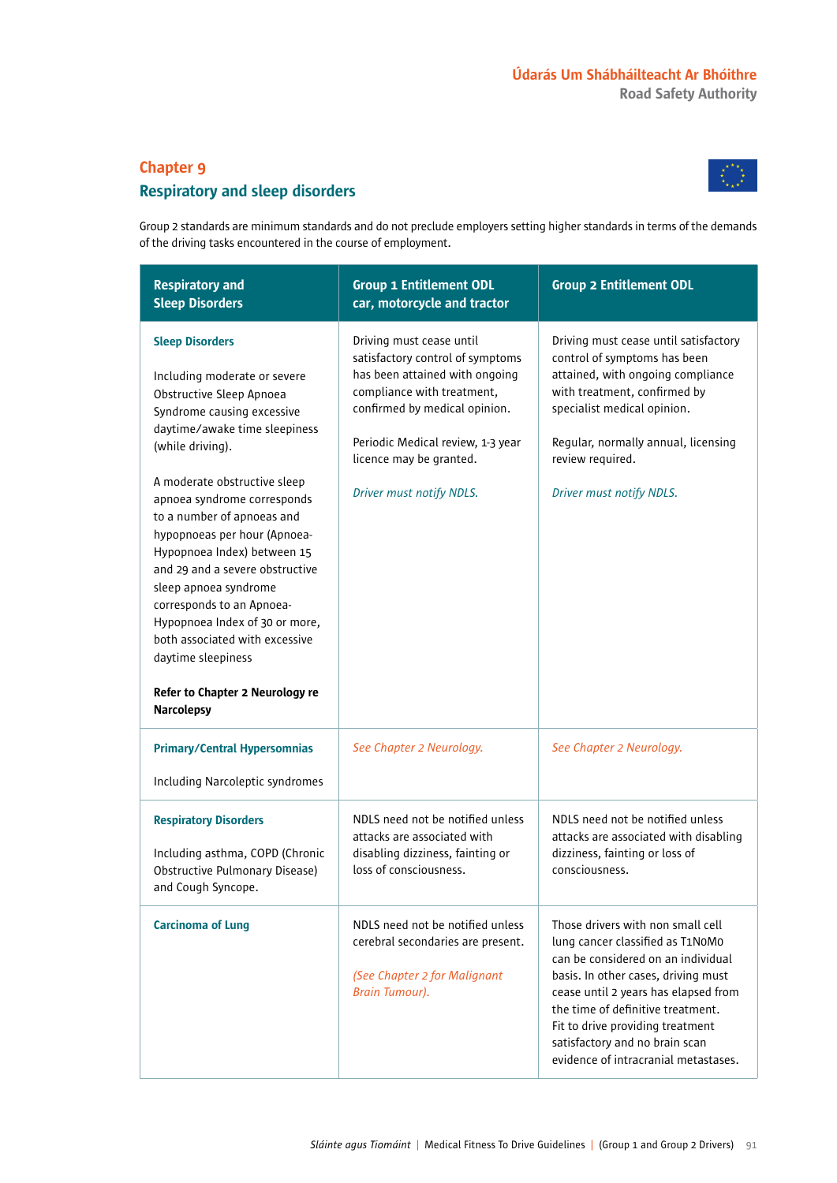## Chapter 9
## Respiratory and sleep disorders

Group 2 standards are minimum standards and do not preclude employers setting higher standards in terms of the demands of the driving tasks encountered in the course of employment.

| Respiratory and Sleep Disorders | Group 1 Entitlement ODL car, motorcycle and tractor | Group 2 Entitlement ODL |
|---|---|---|
| **Sleep Disorders**<br><br>Including moderate or severe Obstructive Sleep Apnoea Syndrome causing excessive daytime/awake time sleepiness (while driving).<br><br>A moderate obstructive sleep apnoea syndrome corresponds to a number of apnoeas and hypopnoeas per hour (Apnoea-Hypopnoea Index) between 15 and 29 and a severe obstructive sleep apnoea syndrome corresponds to an Apnoea-Hypopnoea Index of 30 or more, both associated with excessive daytime sleepiness<br><br>**Refer to Chapter 2 Neurology re Narcolepsy** | Driving must cease until satisfactory control of symptoms has been attained with ongoing compliance with treatment, confirmed by medical opinion.<br><br>Periodic Medical review, 1-3 year licence may be granted.<br><br>*Driver must notify NDLS.* | Driving must cease until satisfactory control of symptoms has been attained, with ongoing compliance with treatment, confirmed by specialist medical opinion.<br><br>Regular, normally annual, licensing review required.<br><br>*Driver must notify NDLS.* |
| **Primary/Central Hypersomnias**<br><br>Including Narcoleptic syndromes | *See Chapter 2 Neurology.* | *See Chapter 2 Neurology.* |
| **Respiratory Disorders**<br><br>Including asthma, COPD (Chronic Obstructive Pulmonary Disease) and Cough Syncope. | NDLS need not be notified unless attacks are associated with disabling dizziness, fainting or loss of consciousness. | NDLS need not be notified unless attacks are associated with disabling dizziness, fainting or loss of consciousness. |
| **Carcinoma of Lung** | NDLS need not be notified unless cerebral secondaries are present.<br><br>*(See Chapter 2 for Malignant Brain Tumour).* | Those drivers with non small cell lung cancer classified as T1N0M0 can be considered on an individual basis. In other cases, driving must cease until 2 years has elapsed from the time of definitive treatment. Fit to drive providing treatment satisfactory and no brain scan evidence of intracranial metastases. |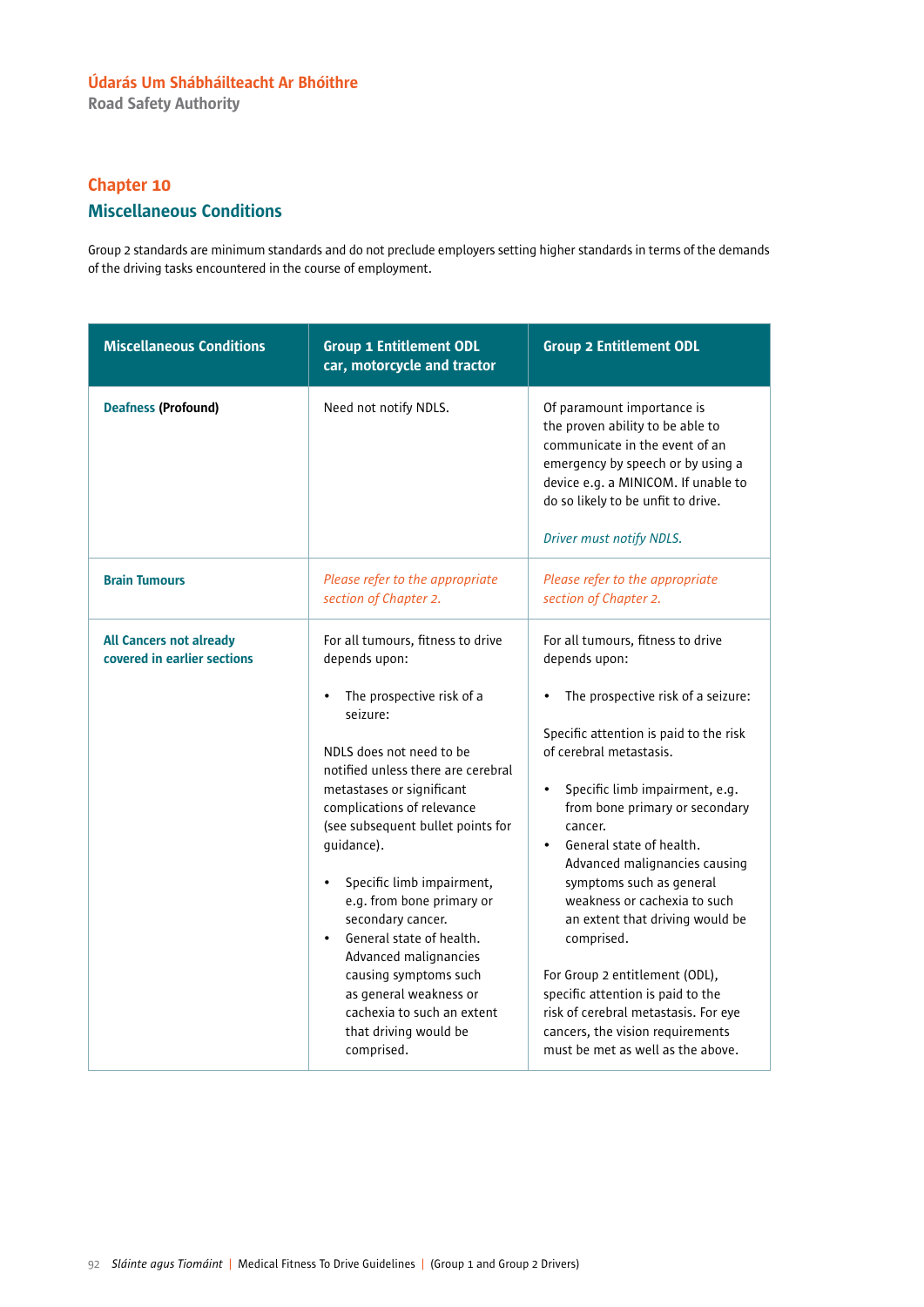Údarás Um Shábháilteacht Ar Bhóithre
Road Safety Authority

# Chapter 10
## Miscellaneous Conditions

Group 2 standards are minimum standards and do not preclude employers setting higher standards in terms of the demands of the driving tasks encountered in the course of employment.

| Miscellaneous Conditions | Group 1 Entitlement ODL car, motorcycle and tractor | Group 2 Entitlement ODL |
|---|---|---|
| **Deafness (Profound)** | Need not notify NDLS. | Of paramount importance is the proven ability to be able to communicate in the event of an emergency by speech or by using a device e.g. a MINICOM. If unable to do so likely to be unfit to drive.<br><br>*Driver must notify NDLS.* |
| **Brain Tumours** | *Please refer to the appropriate section of Chapter 2.* | *Please refer to the appropriate section of Chapter 2.* |
| **All Cancers not already covered in earlier sections** | For all tumours, fitness to drive depends upon:<br><br>• The prospective risk of a seizure:<br><br>NDLS does not need to be notified unless there are cerebral metastases or significant complications of relevance (see subsequent bullet points for guidance).<br><br>• Specific limb impairment, e.g. from bone primary or secondary cancer.<br>• General state of health. Advanced malignancies causing symptoms such as general weakness or cachexia to such an extent that driving would be comprised. | For all tumours, fitness to drive depends upon:<br><br>• The prospective risk of a seizure:<br><br>Specific attention is paid to the risk of cerebral metastasis.<br><br>• Specific limb impairment, e.g. from bone primary or secondary cancer.<br>• General state of health. Advanced malignancies causing symptoms such as general weakness or cachexia to such an extent that driving would be comprised.<br><br>For Group 2 entitlement (ODL), specific attention is paid to the risk of cerebral metastasis. For eye cancers, the vision requirements must be met as well as the above. |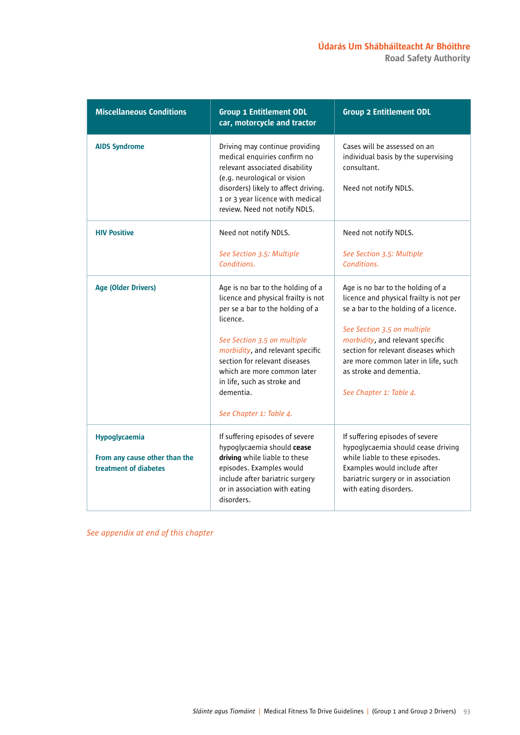| Miscellaneous Conditions | Group 1 Entitlement ODL car, motorcycle and tractor | Group 2 Entitlement ODL |
|---|---|---|
| **AIDS Syndrome** | Driving may continue providing medical enquiries confirm no relevant associated disability (e.g. neurological or vision disorders) likely to affect driving. 1 or 3 year licence with medical review. Need not notify NDLS. | Cases will be assessed on an individual basis by the supervising consultant.<br><br>Need not notify NDLS. |
| **HIV Positive** | Need not notify NDLS.<br><br>*See Section 3.5: Multiple Conditions.* | Need not notify NDLS.<br><br>*See Section 3.5: Multiple Conditions.* |
| **Age (Older Drivers)** | Age is no bar to the holding of a licence and physical frailty is not per se a bar to the holding of a licence.<br><br>*See Section 3.5 on multiple morbidity*, and relevant specific section for relevant diseases which are more common later in life, such as stroke and dementia.<br><br>*See Chapter 1: Table 4.* | Age is no bar to the holding of a licence and physical frailty is not per se a bar to the holding of a licence.<br><br>*See Section 3.5 on multiple morbidity*, and relevant specific section for relevant diseases which are more common later in life, such as stroke and dementia.<br><br>*See Chapter 1: Table 4.* |
| **Hypoglycaemia**<br><br>**From any cause other than the treatment of diabetes** | If suffering episodes of severe hypoglycaemia should **cease driving** while liable to these episodes. Examples would include after bariatric surgery or in association with eating disorders. | If suffering episodes of severe hypoglycaemia should cease driving while liable to these episodes. Examples would include after bariatric surgery or in association with eating disorders. |

*See appendix at end of this chapter*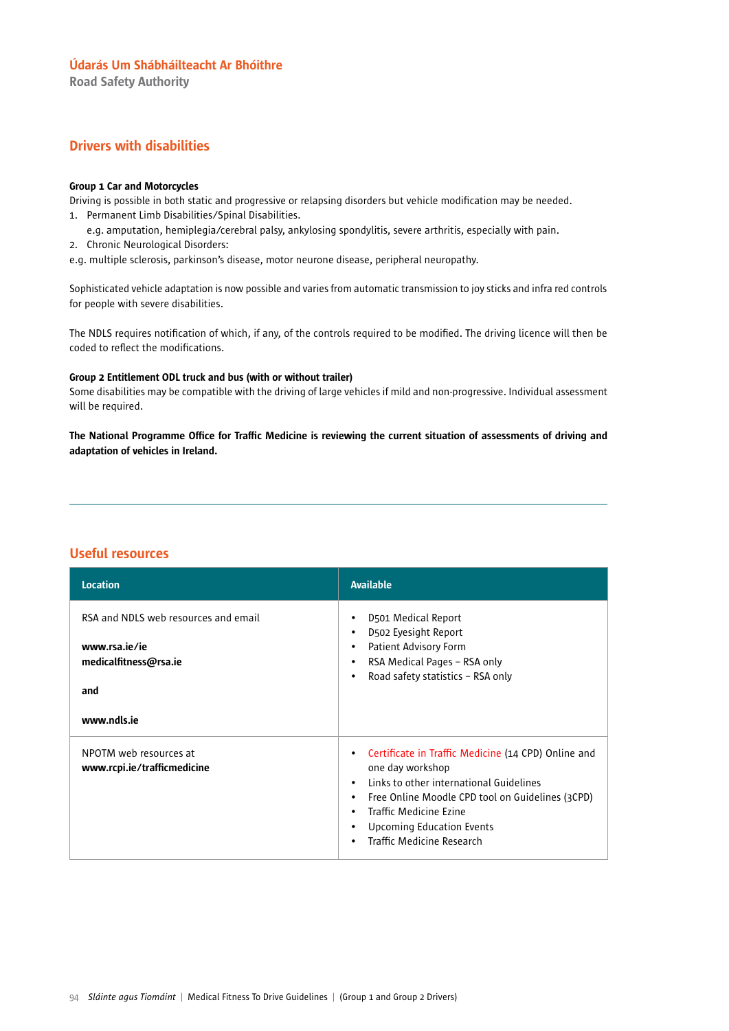## Drivers with disabilities

**Group 1 Car and Motorcycles**

Driving is possible in both static and progressive or relapsing disorders but vehicle modification may be needed.

1. Permanent Limb Disabilities/Spinal Disabilities.
   e.g. amputation, hemiplegia/cerebral palsy, ankylosing spondylitis, severe arthritis, especially with pain.
2. Chronic Neurological Disorders:

e.g. multiple sclerosis, parkinson's disease, motor neurone disease, peripheral neuropathy.

Sophisticated vehicle adaptation is now possible and varies from automatic transmission to joy sticks and infra red controls for people with severe disabilities.

The NDLS requires notification of which, if any, of the controls required to be modified. The driving licence will then be coded to reflect the modifications.

**Group 2 Entitlement ODL truck and bus (with or without trailer)**

Some disabilities may be compatible with the driving of large vehicles if mild and non-progressive. Individual assessment will be required.

**The National Programme Office for Traffic Medicine is reviewing the current situation of assessments of driving and adaptation of vehicles in Ireland.**

---

## Useful resources

| Location | Available |
|---|---|
| RSA and NDLS web resources and email<br><br>**www.rsa.ie/ie**<br>**medicalfitness@rsa.ie**<br><br>**and**<br><br>**www.ndls.ie** | • D501 Medical Report<br>• D502 Eyesight Report<br>• Patient Advisory Form<br>• RSA Medical Pages – RSA only<br>• Road safety statistics – RSA only |
| NPOTM web resources at **www.rcpi.ie/trafficmedicine** | • Certificate in Traffic Medicine (14 CPD) Online and one day workshop<br>• Links to other international Guidelines<br>• Free Online Moodle CPD tool on Guidelines (3CPD)<br>• Traffic Medicine Ezine<br>• Upcoming Education Events<br>• Traffic Medicine Research |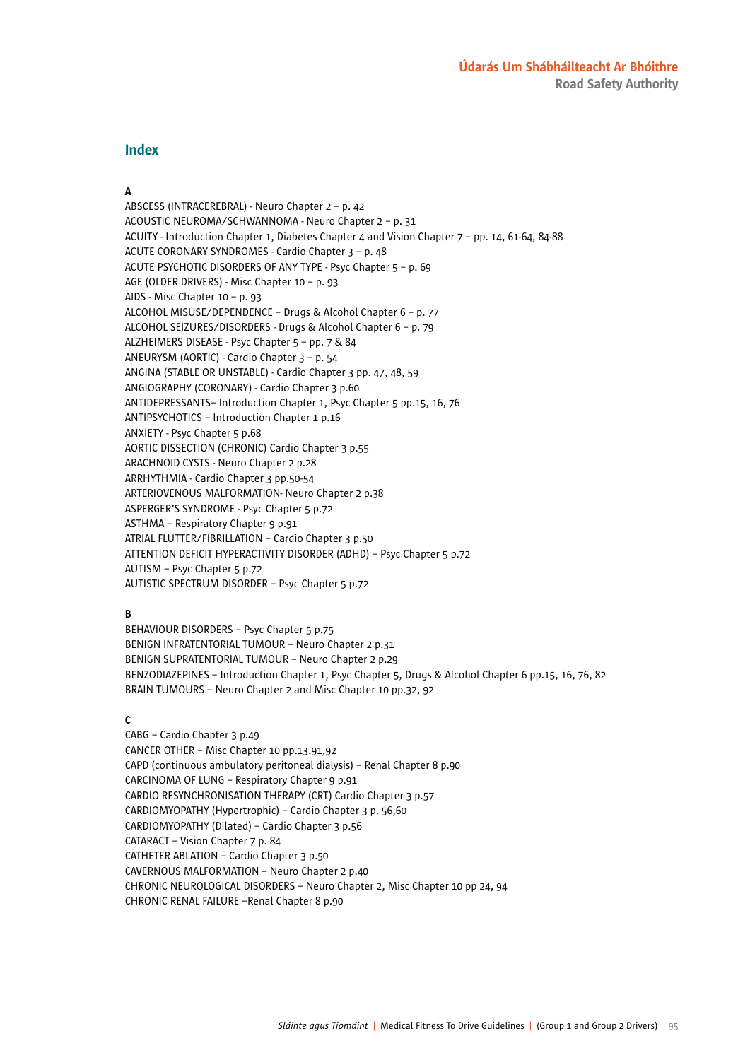## Index

**A**

ABSCESS (INTRACEREBRAL) - Neuro Chapter 2 – p. 42
ACOUSTIC NEUROMA/SCHWANNOMA - Neuro Chapter 2 – p. 31
ACUITY - Introduction Chapter 1, Diabetes Chapter 4 and Vision Chapter 7 – pp. 14, 61-64, 84-88
ACUTE CORONARY SYNDROMES - Cardio Chapter 3 – p. 48
ACUTE PSYCHOTIC DISORDERS OF ANY TYPE - Psyc Chapter 5 – p. 69
AGE (OLDER DRIVERS) - Misc Chapter 10 – p. 93
AIDS - Misc Chapter 10 – p. 93
ALCOHOL MISUSE/DEPENDENCE – Drugs & Alcohol Chapter 6 – p. 77
ALCOHOL SEIZURES/DISORDERS - Drugs & Alcohol Chapter 6 – p. 79
ALZHEIMERS DISEASE - Psyc Chapter 5 – pp. 7 & 84
ANEURYSM (AORTIC) - Cardio Chapter 3 – p. 54
ANGINA (STABLE OR UNSTABLE) - Cardio Chapter 3 pp. 47, 48, 59
ANGIOGRAPHY (CORONARY) - Cardio Chapter 3 p.60
ANTIDEPRESSANTS– Introduction Chapter 1, Psyc Chapter 5 pp.15, 16, 76
ANTIPSYCHOTICS – Introduction Chapter 1 p.16
ANXIETY - Psyc Chapter 5 p.68
AORTIC DISSECTION (CHRONIC) Cardio Chapter 3 p.55
ARACHNOID CYSTS - Neuro Chapter 2 p.28
ARRHYTHMIA - Cardio Chapter 3 pp.50-54
ARTERIOVENOUS MALFORMATION- Neuro Chapter 2 p.38
ASPERGER'S SYNDROME - Psyc Chapter 5 p.72
ASTHMA – Respiratory Chapter 9 p.91
ATRIAL FLUTTER/FIBRILLATION – Cardio Chapter 3 p.50
ATTENTION DEFICIT HYPERACTIVITY DISORDER (ADHD) – Psyc Chapter 5 p.72
AUTISM – Psyc Chapter 5 p.72
AUTISTIC SPECTRUM DISORDER – Psyc Chapter 5 p.72

**B**

BEHAVIOUR DISORDERS – Psyc Chapter 5 p.75
BENIGN INFRATENTORIAL TUMOUR – Neuro Chapter 2 p.31
BENIGN SUPRATENTORIAL TUMOUR – Neuro Chapter 2 p.29
BENZODIAZEPINES – Introduction Chapter 1, Psyc Chapter 5, Drugs & Alcohol Chapter 6 pp.15, 16, 76, 82
BRAIN TUMOURS – Neuro Chapter 2 and Misc Chapter 10 pp.32, 92

**C**

CABG – Cardio Chapter 3 p.49
CANCER OTHER – Misc Chapter 10 pp.13.91,92
CAPD (continuous ambulatory peritoneal dialysis) – Renal Chapter 8 p.90
CARCINOMA OF LUNG – Respiratory Chapter 9 p.91
CARDIO RESYNCHRONISATION THERAPY (CRT) Cardio Chapter 3 p.57
CARDIOMYOPATHY (Hypertrophic) – Cardio Chapter 3 p. 56,60
CARDIOMYOPATHY (Dilated) – Cardio Chapter 3 p.56
CATARACT – Vision Chapter 7 p. 84
CATHETER ABLATION – Cardio Chapter 3 p.50
CAVERNOUS MALFORMATION – Neuro Chapter 2 p.40
CHRONIC NEUROLOGICAL DISORDERS – Neuro Chapter 2, Misc Chapter 10 pp 24, 94
CHRONIC RENAL FAILURE –Renal Chapter 8 p.90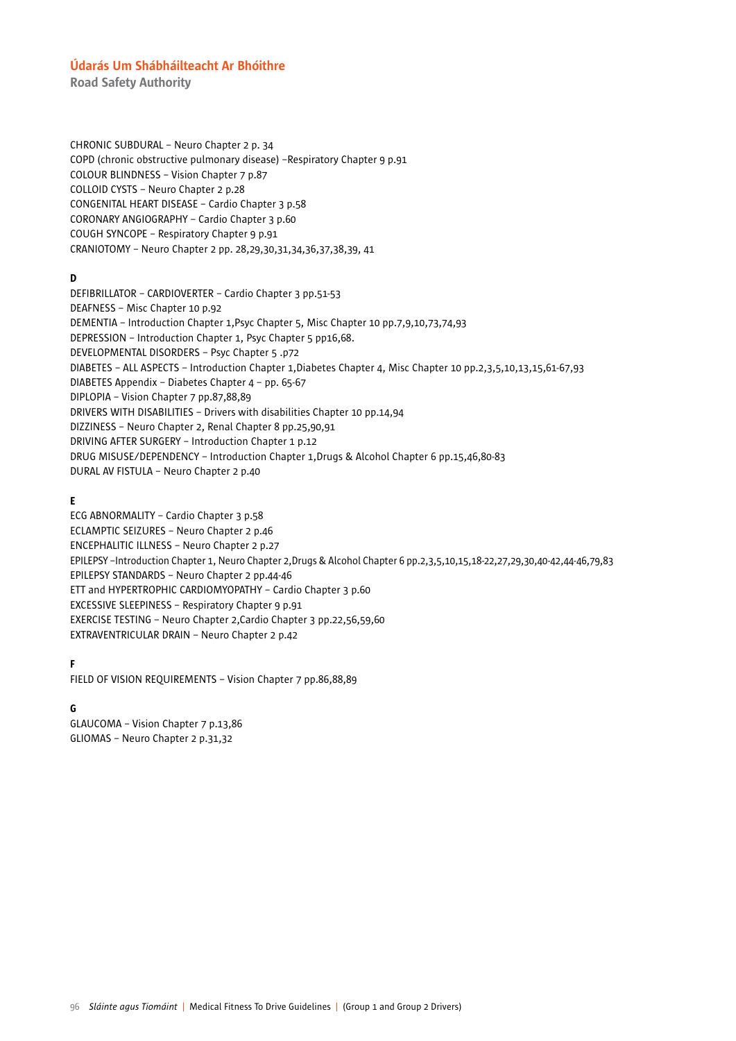CHRONIC SUBDURAL – Neuro Chapter 2 p. 34
COPD (chronic obstructive pulmonary disease) –Respiratory Chapter 9 p.91
COLOUR BLINDNESS – Vision Chapter 7 p.87
COLLOID CYSTS – Neuro Chapter 2 p.28
CONGENITAL HEART DISEASE – Cardio Chapter 3 p.58
CORONARY ANGIOGRAPHY – Cardio Chapter 3 p.60
COUGH SYNCOPE – Respiratory Chapter 9 p.91
CRANIOTOMY – Neuro Chapter 2 pp. 28,29,30,31,34,36,37,38,39, 41

**D**

DEFIBRILLATOR – CARDIOVERTER – Cardio Chapter 3 pp.51-53
DEAFNESS – Misc Chapter 10 p.92
DEMENTIA – Introduction Chapter 1,Psyc Chapter 5, Misc Chapter 10 pp.7,9,10,73,74,93
DEPRESSION – Introduction Chapter 1, Psyc Chapter 5 pp16,68.
DEVELOPMENTAL DISORDERS – Psyc Chapter 5 .p72
DIABETES – ALL ASPECTS – Introduction Chapter 1,Diabetes Chapter 4, Misc Chapter 10 pp.2,3,5,10,13,15,61-67,93
DIABETES Appendix – Diabetes Chapter 4 – pp. 65-67
DIPLOPIA – Vision Chapter 7 pp.87,88,89
DRIVERS WITH DISABILITIES – Drivers with disabilities Chapter 10 pp.14,94
DIZZINESS – Neuro Chapter 2, Renal Chapter 8 pp.25,90,91
DRIVING AFTER SURGERY – Introduction Chapter 1 p.12
DRUG MISUSE/DEPENDENCY – Introduction Chapter 1,Drugs & Alcohol Chapter 6 pp.15,46,80-83
DURAL AV FISTULA – Neuro Chapter 2 p.40

**E**

ECG ABNORMALITY – Cardio Chapter 3 p.58
ECLAMPTIC SEIZURES – Neuro Chapter 2 p.46
ENCEPHALITIC ILLNESS – Neuro Chapter 2 p.27
EPILEPSY –Introduction Chapter 1, Neuro Chapter 2,Drugs & Alcohol Chapter 6 pp.2,3,5,10,15,18-22,27,29,30,40-42,44-46,79,83
EPILEPSY STANDARDS – Neuro Chapter 2 pp.44-46
ETT and HYPERTROPHIC CARDIOMYOPATHY – Cardio Chapter 3 p.60
EXCESSIVE SLEEPINESS – Respiratory Chapter 9 p.91
EXERCISE TESTING – Neuro Chapter 2,Cardio Chapter 3 pp.22,56,59,60
EXTRAVENTRICULAR DRAIN – Neuro Chapter 2 p.42

**F**

FIELD OF VISION REQUIREMENTS – Vision Chapter 7 pp.86,88,89

**G**

GLAUCOMA – Vision Chapter 7 p.13,86
GLIOMAS – Neuro Chapter 2 p.31,32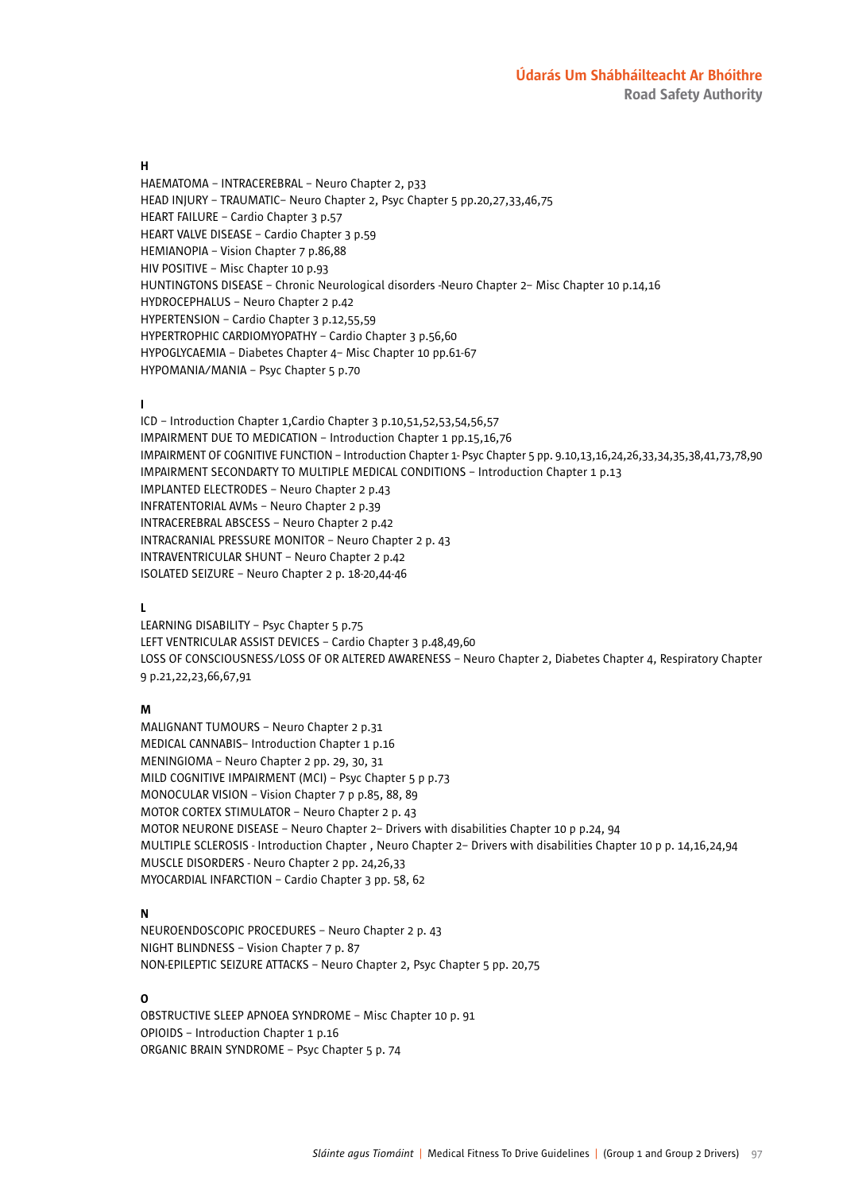**H**

HAEMATOMA – INTRACEREBRAL – Neuro Chapter 2, p33
HEAD INJURY – TRAUMATIC– Neuro Chapter 2, Psyc Chapter 5 pp.20,27,33,46,75
HEART FAILURE – Cardio Chapter 3 p.57
HEART VALVE DISEASE – Cardio Chapter 3 p.59
HEMIANOPIA – Vision Chapter 7 p.86,88
HIV POSITIVE – Misc Chapter 10 p.93
HUNTINGTONS DISEASE – Chronic Neurological disorders -Neuro Chapter 2– Misc Chapter 10 p.14,16
HYDROCEPHALUS – Neuro Chapter 2 p.42
HYPERTENSION – Cardio Chapter 3 p.12,55,59
HYPERTROPHIC CARDIOMYOPATHY – Cardio Chapter 3 p.56,60
HYPOGLYCAEMIA – Diabetes Chapter 4– Misc Chapter 10 pp.61-67
HYPOMANIA/MANIA – Psyc Chapter 5 p.70

**I**

ICD – Introduction Chapter 1,Cardio Chapter 3 p.10,51,52,53,54,56,57
IMPAIRMENT DUE TO MEDICATION – Introduction Chapter 1 pp.15,16,76
IMPAIRMENT OF COGNITIVE FUNCTION – Introduction Chapter 1- Psyc Chapter 5 pp. 9.10,13,16,24,26,33,34,35,38,41,73,78,90
IMPAIRMENT SECONDARTY TO MULTIPLE MEDICAL CONDITIONS – Introduction Chapter 1 p.13
IMPLANTED ELECTRODES – Neuro Chapter 2 p.43
INFRATENTORIAL AVMs – Neuro Chapter 2 p.39
INTRACEREBRAL ABSCESS – Neuro Chapter 2 p.42
INTRACRANIAL PRESSURE MONITOR – Neuro Chapter 2 p. 43
INTRAVENTRICULAR SHUNT – Neuro Chapter 2 p.42
ISOLATED SEIZURE – Neuro Chapter 2 p. 18-20,44-46

**L**

LEARNING DISABILITY – Psyc Chapter 5 p.75
LEFT VENTRICULAR ASSIST DEVICES – Cardio Chapter 3 p.48,49,60
LOSS OF CONSCIOUSNESS/LOSS OF OR ALTERED AWARENESS – Neuro Chapter 2, Diabetes Chapter 4, Respiratory Chapter 9 p.21,22,23,66,67,91

**M**

MALIGNANT TUMOURS – Neuro Chapter 2 p.31
MEDICAL CANNABIS– Introduction Chapter 1 p.16
MENINGIOMA – Neuro Chapter 2 pp. 29, 30, 31
MILD COGNITIVE IMPAIRMENT (MCI) – Psyc Chapter 5 p p.73
MONOCULAR VISION – Vision Chapter 7 p p.85, 88, 89
MOTOR CORTEX STIMULATOR – Neuro Chapter 2 p. 43
MOTOR NEURONE DISEASE – Neuro Chapter 2– Drivers with disabilities Chapter 10 p p.24, 94
MULTIPLE SCLEROSIS - Introduction Chapter , Neuro Chapter 2– Drivers with disabilities Chapter 10 p p. 14,16,24,94
MUSCLE DISORDERS - Neuro Chapter 2 pp. 24,26,33
MYOCARDIAL INFARCTION – Cardio Chapter 3 pp. 58, 62

**N**

NEUROENDOSCOPIC PROCEDURES – Neuro Chapter 2 p. 43
NIGHT BLINDNESS – Vision Chapter 7 p. 87
NON-EPILEPTIC SEIZURE ATTACKS – Neuro Chapter 2, Psyc Chapter 5 pp. 20,75

**O**

OBSTRUCTIVE SLEEP APNOEA SYNDROME – Misc Chapter 10 p. 91
OPIOIDS – Introduction Chapter 1 p.16
ORGANIC BRAIN SYNDROME – Psyc Chapter 5 p. 74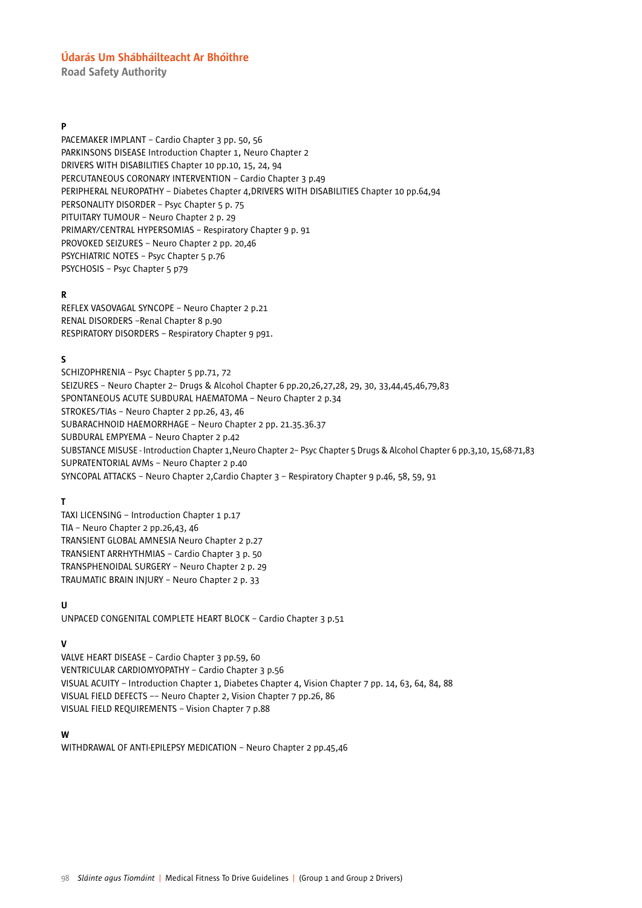**P**

PACEMAKER IMPLANT – Cardio Chapter 3 pp. 50, 56
PARKINSONS DISEASE Introduction Chapter 1, Neuro Chapter 2
DRIVERS WITH DISABILITIES Chapter 10 pp.10, 15, 24, 94
PERCUTANEOUS CORONARY INTERVENTION – Cardio Chapter 3 p.49
PERIPHERAL NEUROPATHY – Diabetes Chapter 4,DRIVERS WITH DISABILITIES Chapter 10 pp.64,94
PERSONALITY DISORDER – Psyc Chapter 5 p. 75
PITUITARY TUMOUR – Neuro Chapter 2 p. 29
PRIMARY/CENTRAL HYPERSOMIAS – Respiratory Chapter 9 p. 91
PROVOKED SEIZURES – Neuro Chapter 2 pp. 20,46
PSYCHIATRIC NOTES – Psyc Chapter 5 p.76
PSYCHOSIS – Psyc Chapter 5 p79

**R**

REFLEX VASOVAGAL SYNCOPE – Neuro Chapter 2 p.21
RENAL DISORDERS –Renal Chapter 8 p.90
RESPIRATORY DISORDERS – Respiratory Chapter 9 p91.

**S**

SCHIZOPHRENIA – Psyc Chapter 5 pp.71, 72
SEIZURES – Neuro Chapter 2– Drugs & Alcohol Chapter 6 pp.20,26,27,28, 29, 30, 33,44,45,46,79,83
SPONTANEOUS ACUTE SUBDURAL HAEMATOMA – Neuro Chapter 2 p.34
STROKES/TIAs – Neuro Chapter 2 pp.26, 43, 46
SUBARACHNOID HAEMORRHAGE – Neuro Chapter 2 pp. 21.35.36.37
SUBDURAL EMPYEMA – Neuro Chapter 2 p.42
SUBSTANCE MISUSE - Introduction Chapter 1,Neuro Chapter 2– Psyc Chapter 5 Drugs & Alcohol Chapter 6 pp.3,10, 15,68-71,83
SUPRATENTORIAL AVMs – Neuro Chapter 2 p.40
SYNCOPAL ATTACKS – Neuro Chapter 2,Cardio Chapter 3 – Respiratory Chapter 9 p.46, 58, 59, 91

**T**

TAXI LICENSING – Introduction Chapter 1 p.17
TIA – Neuro Chapter 2 pp.26,43, 46
TRANSIENT GLOBAL AMNESIA Neuro Chapter 2 p.27
TRANSIENT ARRHYTHMIAS – Cardio Chapter 3 p. 50
TRANSPHENOIDAL SURGERY – Neuro Chapter 2 p. 29
TRAUMATIC BRAIN INJURY – Neuro Chapter 2 p. 33

**U**

UNPACED CONGENITAL COMPLETE HEART BLOCK – Cardio Chapter 3 p.51

**V**

VALVE HEART DISEASE – Cardio Chapter 3 pp.59, 60
VENTRICULAR CARDIOMYOPATHY – Cardio Chapter 3 p.56
VISUAL ACUITY – Introduction Chapter 1, Diabetes Chapter 4, Vision Chapter 7 pp. 14, 63, 64, 84, 88
VISUAL FIELD DEFECTS –– Neuro Chapter 2, Vision Chapter 7 pp.26, 86
VISUAL FIELD REQUIREMENTS – Vision Chapter 7 p.88

**W**

WITHDRAWAL OF ANTI-EPILEPSY MEDICATION – Neuro Chapter 2 pp.45,46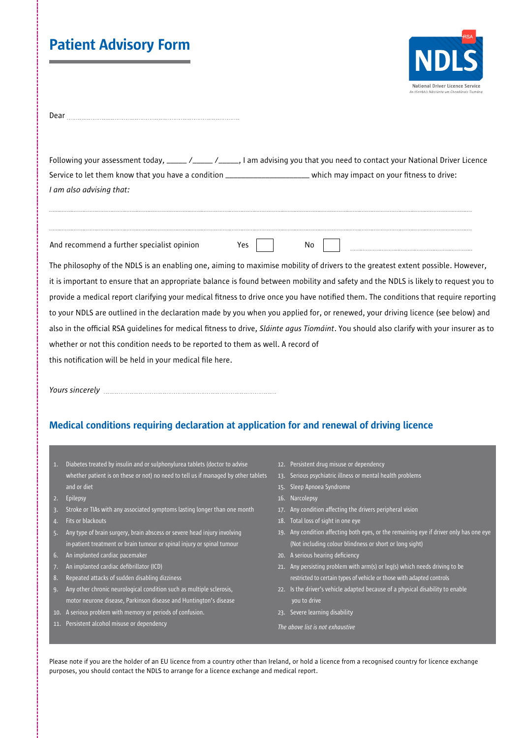# Patient Advisory Form

NDLS
National Driver Licence Service
An tSeirbhís Náisiúnta um Cheadúnais Tiomána

Dear ..................................................................................

Following your assessment today, _____ /_____ /_____, I am advising you that you need to contact your National Driver Licence Service to let them know that you have a condition ____________________ which may impact on your fitness to drive:

*I am also advising that:*

..........................................................................................................................................................................................

..........................................................................................................................................................................................

And recommend a further specialist opinion Yes ☐ No ☐ ..................................................

The philosophy of the NDLS is an enabling one, aiming to maximise mobility of drivers to the greatest extent possible. However, it is important to ensure that an appropriate balance is found between mobility and safety and the NDLS is likely to request you to provide a medical report clarifying your medical fitness to drive once you have notified them. The conditions that require reporting to your NDLS are outlined in the declaration made by you when you applied for, or renewed, your driving licence (see below) and also in the official RSA guidelines for medical fitness to drive, *Sláinte agus Tiomáint*. You should also clarify with your insurer as to whether or not this condition needs to be reported to them as well. A record of this notification will be held in your medical file here.

*Yours sincerely* ..................................................................................

## Medical conditions requiring declaration at application for and renewal of driving licence

1. Diabetes treated by insulin and or sulphonylurea tablets (doctor to advise whether patient is on these or not) no need to tell us if managed by other tablets and or diet
2. Epilepsy
3. Stroke or TIAs with any associated symptoms lasting longer than one month
4. Fits or blackouts
5. Any type of brain surgery, brain abscess or severe head injury involving in-patient treatment or brain tumour or spinal injury or spinal tumour
6. An implanted cardiac pacemaker
7. An implanted cardiac defibrillator (ICD)
8. Repeated attacks of sudden disabling dizziness
9. Any other chronic neurological condition such as multiple sclerosis, motor neurone disease, Parkinson disease and Huntington's disease
10. A serious problem with memory or periods of confusion.
11. Persistent alcohol misuse or dependency
12. Persistent drug misuse or dependency
13. Serious psychiatric illness or mental health problems
15. Sleep Apnoea Syndrome
16. Narcolepsy
17. Any condition affecting the drivers peripheral vision
18. Total loss of sight in one eye
19. Any condition affecting both eyes, or the remaining eye if driver only has one eye (Not including colour blindness or short or long sight)
20. A serious hearing deficiency
21. Any persisting problem with arm(s) or leg(s) which needs driving to be restricted to certain types of vehicle or those with adapted controls
22. Is the driver's vehicle adapted because of a physical disability to enable you to drive
23. Severe learning disability

*The above list is not exhaustive*

Please note if you are the holder of an EU licence from a country other than Ireland, or hold a licence from a recognised country for licence exchange purposes, you should contact the NDLS to arrange for a licence exchange and medical report.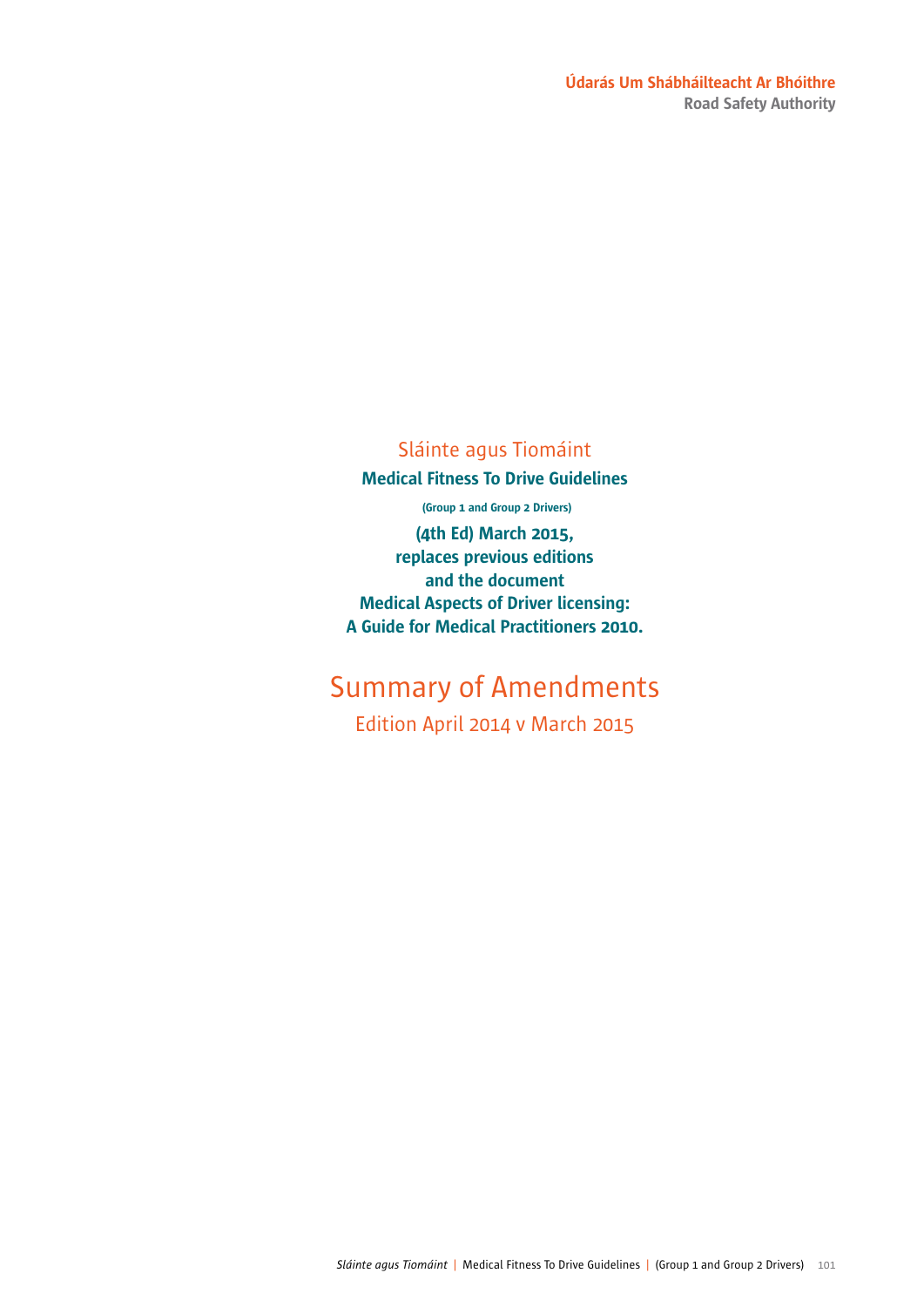Údarás Um Shábháilteacht Ar Bhóithre
Road Safety Authority

Sláinte agus Tiomáint

**Medical Fitness To Drive Guidelines**

**(Group 1 and Group 2 Drivers)**

**(4th Ed) March 2015, replaces previous editions and the document Medical Aspects of Driver licensing: A Guide for Medical Practitioners 2010.**

# Summary of Amendments

## Edition April 2014 v March 2015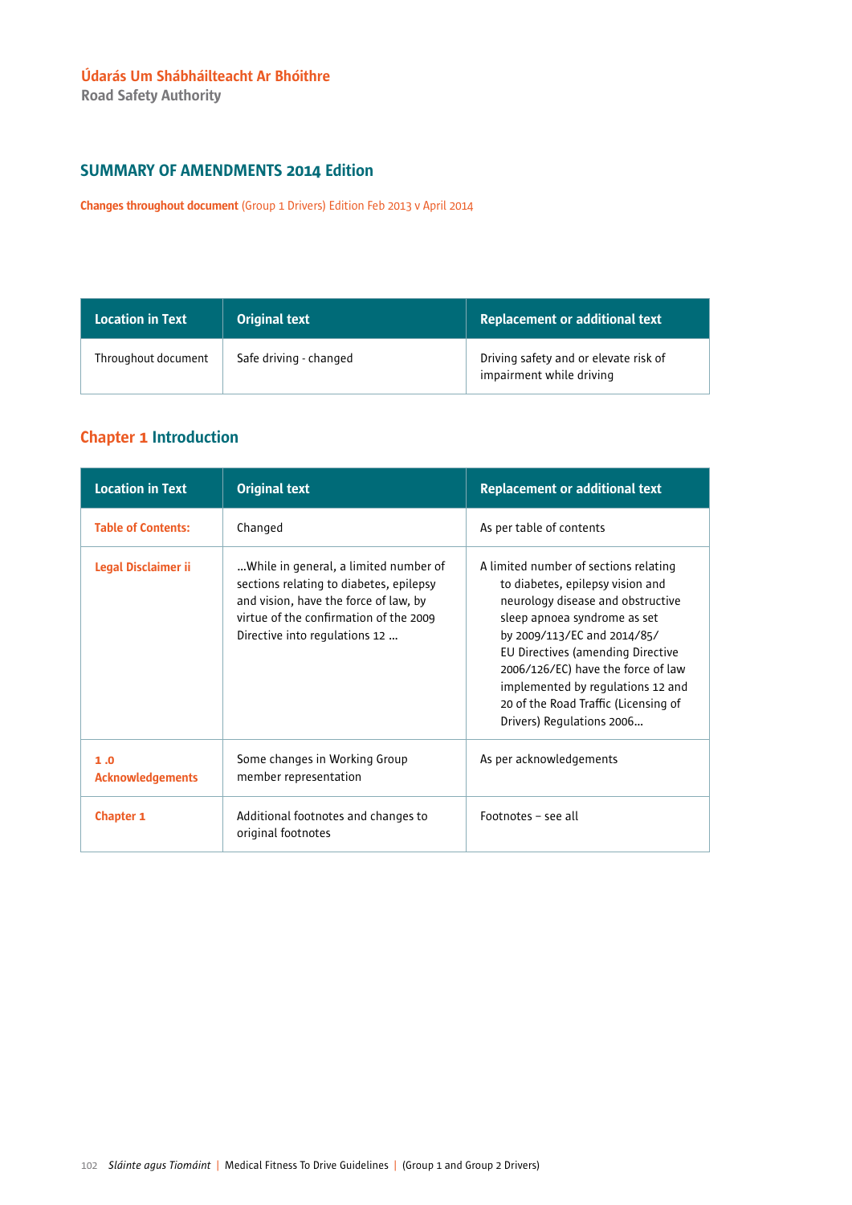Údarás Um Shábháilteacht Ar Bhóithre
Road Safety Authority

## SUMMARY OF AMENDMENTS 2014 Edition

**Changes throughout document** (Group 1 Drivers) Edition Feb 2013 v April 2014

| Location in Text | Original text | Replacement or additional text |
|---|---|---|
| Throughout document | Safe driving - changed | Driving safety and or elevate risk of impairment while driving |

## Chapter 1 Introduction

| Location in Text | Original text | Replacement or additional text |
|---|---|---|
| **Table of Contents:** | Changed | As per table of contents |
| **Legal Disclaimer ii** | ...While in general, a limited number of sections relating to diabetes, epilepsy and vision, have the force of law, by virtue of the confirmation of the 2009 Directive into regulations 12 ... | A limited number of sections relating to diabetes, epilepsy vision and neurology disease and obstructive sleep apnoea syndrome as set by 2009/113/EC and 2014/85/ EU Directives (amending Directive 2006/126/EC) have the force of law implemented by regulations 12 and 20 of the Road Traffic (Licensing of Drivers) Regulations 2006... |
| **1 .0 Acknowledgements** | Some changes in Working Group member representation | As per acknowledgements |
| **Chapter 1** | Additional footnotes and changes to original footnotes | Footnotes – see all |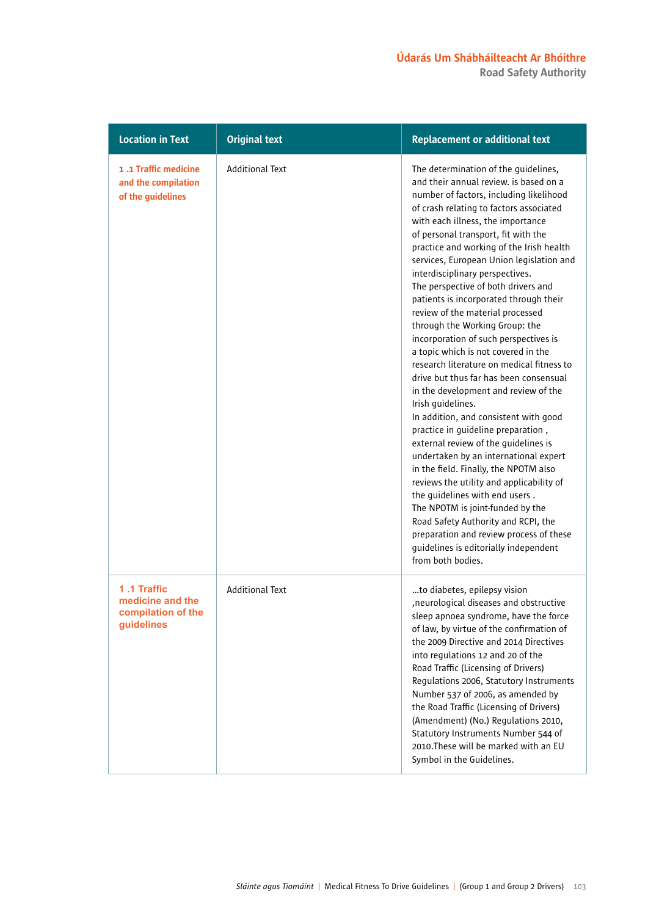| Location in Text | Original text | Replacement or additional text |
|---|---|---|
| 1 .1 Traffic medicine and the compilation of the guidelines | Additional Text | The determination of the guidelines, and their annual review. is based on a number of factors, including likelihood of crash relating to factors associated with each illness, the importance of personal transport, fit with the practice and working of the Irish health services, European Union legislation and interdisciplinary perspectives. The perspective of both drivers and patients is incorporated through their review of the material processed through the Working Group: the incorporation of such perspectives is a topic which is not covered in the research literature on medical fitness to drive but thus far has been consensual in the development and review of the Irish guidelines. In addition, and consistent with good practice in guideline preparation , external review of the guidelines is undertaken by an international expert in the field. Finally, the NPOTM also reviews the utility and applicability of the guidelines with end users . The NPOTM is joint-funded by the Road Safety Authority and RCPI, the preparation and review process of these guidelines is editorially independent from both bodies. |
| 1 .1 Traffic medicine and the compilation of the guidelines | Additional Text | ...to diabetes, epilepsy vision ,neurological diseases and obstructive sleep apnoea syndrome, have the force of law, by virtue of the confirmation of the 2009 Directive and 2014 Directives into regulations 12 and 20 of the Road Traffic (Licensing of Drivers) Regulations 2006, Statutory Instruments Number 537 of 2006, as amended by the Road Traffic (Licensing of Drivers) (Amendment) (No.) Regulations 2010, Statutory Instruments Number 544 of 2010.These will be marked with an EU Symbol in the Guidelines. |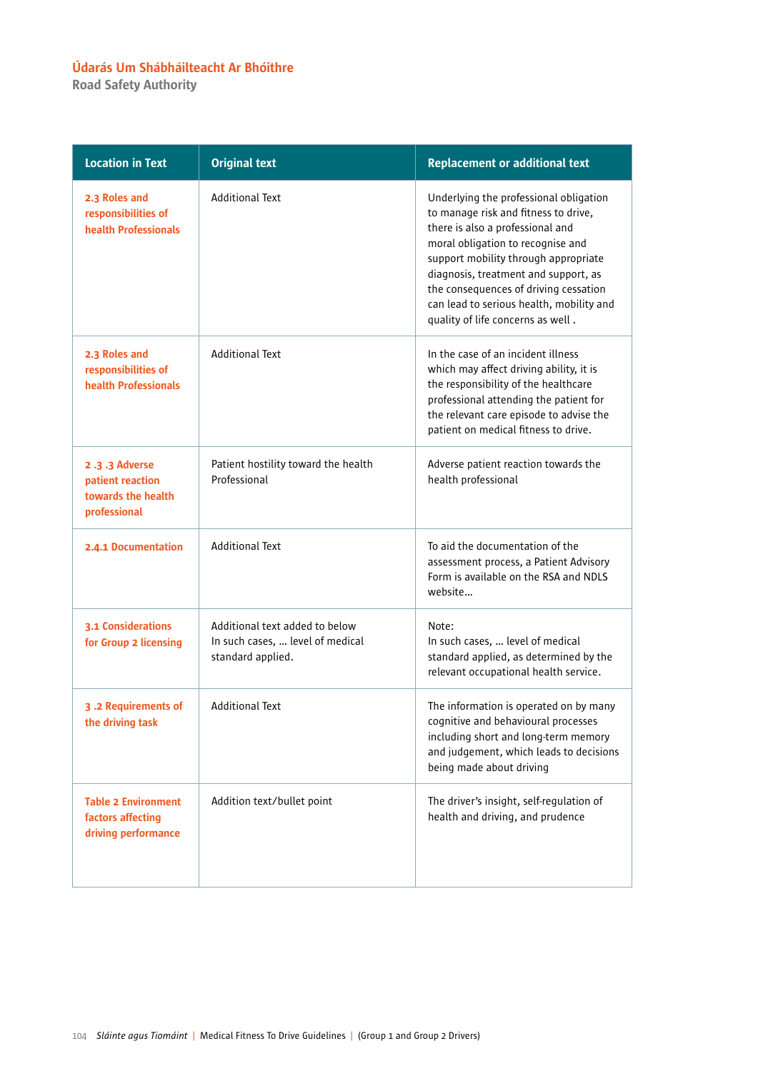| Location in Text | Original text | Replacement or additional text |
|---|---|---|
| 2.3 Roles and responsibilities of health Professionals | Additional Text | Underlying the professional obligation to manage risk and fitness to drive, there is also a professional and moral obligation to recognise and support mobility through appropriate diagnosis, treatment and support, as the consequences of driving cessation can lead to serious health, mobility and quality of life concerns as well . |
| 2.3 Roles and responsibilities of health Professionals | Additional Text | In the case of an incident illness which may affect driving ability, it is the responsibility of the healthcare professional attending the patient for the relevant care episode to advise the patient on medical fitness to drive. |
| 2 .3 .3 Adverse patient reaction towards the health professional | Patient hostility toward the health Professional | Adverse patient reaction towards the health professional |
| 2.4.1 Documentation | Additional Text | To aid the documentation of the assessment process, a Patient Advisory Form is available on the RSA and NDLS website… |
| 3.1 Considerations for Group 2 licensing | Additional text added to below<br>In such cases, … level of medical standard applied. | Note:<br>In such cases, … level of medical standard applied, as determined by the relevant occupational health service. |
| 3 .2 Requirements of the driving task | Additional Text | The information is operated on by many cognitive and behavioural processes including short and long-term memory and judgement, which leads to decisions being made about driving |
| Table 2 Environment factors affecting driving performance | Addition text/bullet point | The driver's insight, self-regulation of health and driving, and prudence |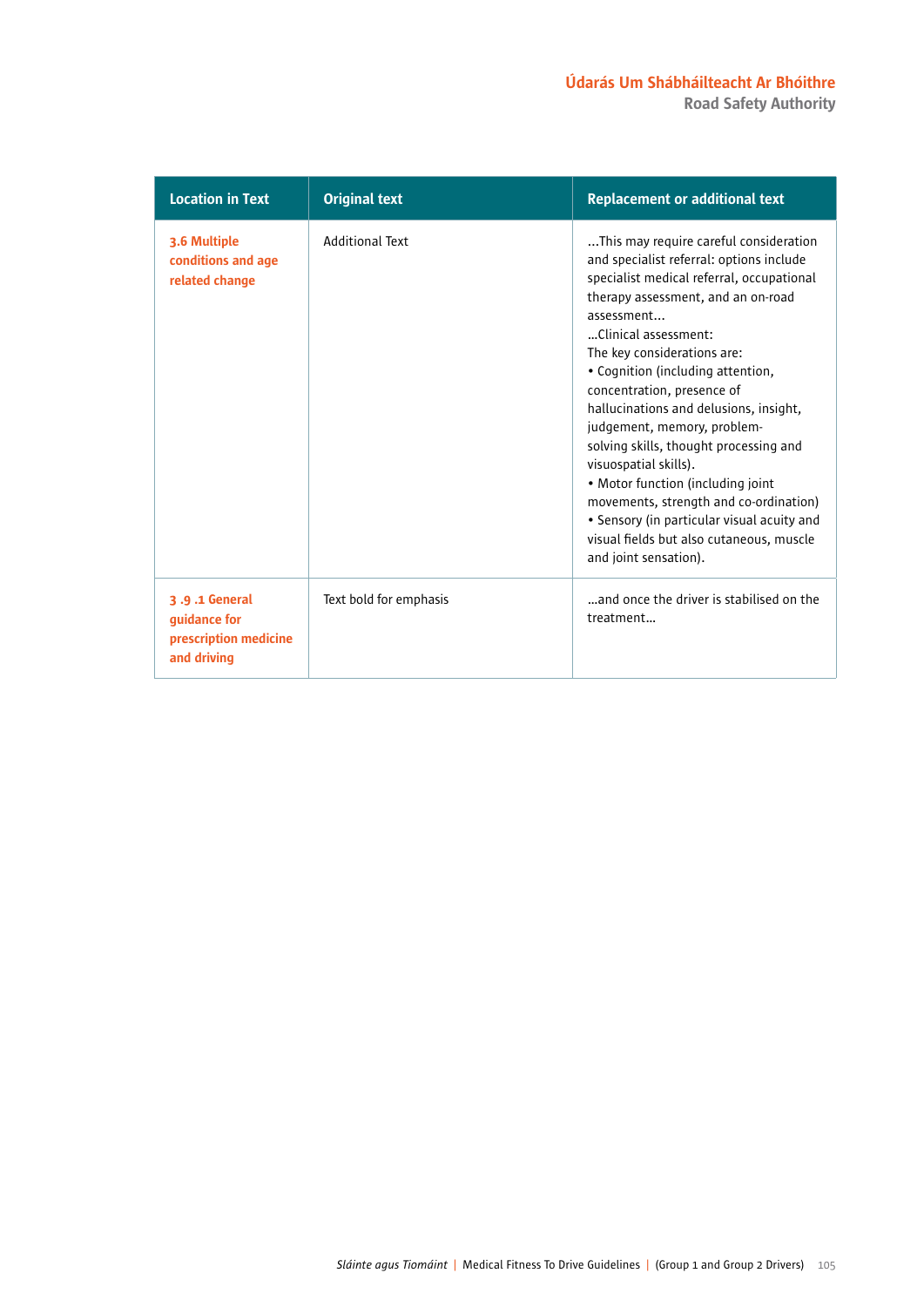| Location in Text | Original text | Replacement or additional text |
|---|---|---|
| **3.6 Multiple conditions and age related change** | Additional Text | ...This may require careful consideration and specialist referral: options include specialist medical referral, occupational therapy assessment, and an on-road assessment...<br>...Clinical assessment:<br>The key considerations are:<br>• Cognition (including attention, concentration, presence of hallucinations and delusions, insight, judgement, memory, problem-solving skills, thought processing and visuospatial skills).<br>• Motor function (including joint movements, strength and co-ordination)<br>• Sensory (in particular visual acuity and visual fields but also cutaneous, muscle and joint sensation). |
| **3 .9 .1 General guidance for prescription medicine and driving** | Text bold for emphasis | ...and once the driver is stabilised on the treatment... |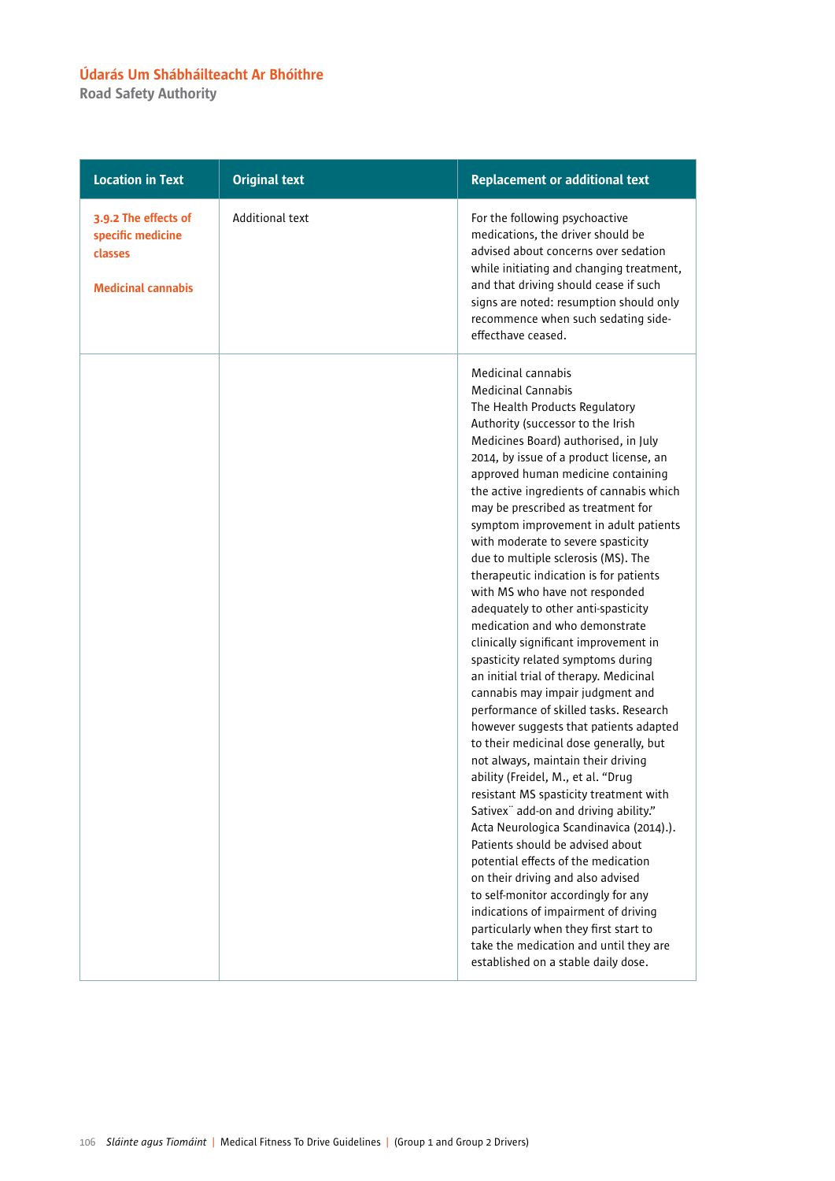| Location in Text | Original text | Replacement or additional text |
|---|---|---|
| 3.9.2 The effects of specific medicine classes<br><br>Medicinal cannabis | Additional text | For the following psychoactive medications, the driver should be advised about concerns over sedation while initiating and changing treatment, and that driving should cease if such signs are noted: resumption should only recommence when such sedating side-effecthave ceased. |
| | | Medicinal cannabis<br>Medicinal Cannabis<br>The Health Products Regulatory Authority (successor to the Irish Medicines Board) authorised, in July 2014, by issue of a product license, an approved human medicine containing the active ingredients of cannabis which may be prescribed as treatment for symptom improvement in adult patients with moderate to severe spasticity due to multiple sclerosis (MS). The therapeutic indication is for patients with MS who have not responded adequately to other anti-spasticity medication and who demonstrate clinically significant improvement in spasticity related symptoms during an initial trial of therapy. Medicinal cannabis may impair judgment and performance of skilled tasks. Research however suggests that patients adapted to their medicinal dose generally, but not always, maintain their driving ability (Freidel, M., et al. "Drug resistant MS spasticity treatment with Sativex¨ add-on and driving ability." Acta Neurologica Scandinavica (2014).). Patients should be advised about potential effects of the medication on their driving and also advised to self-monitor accordingly for any indications of impairment of driving particularly when they first start to take the medication and until they are established on a stable daily dose. |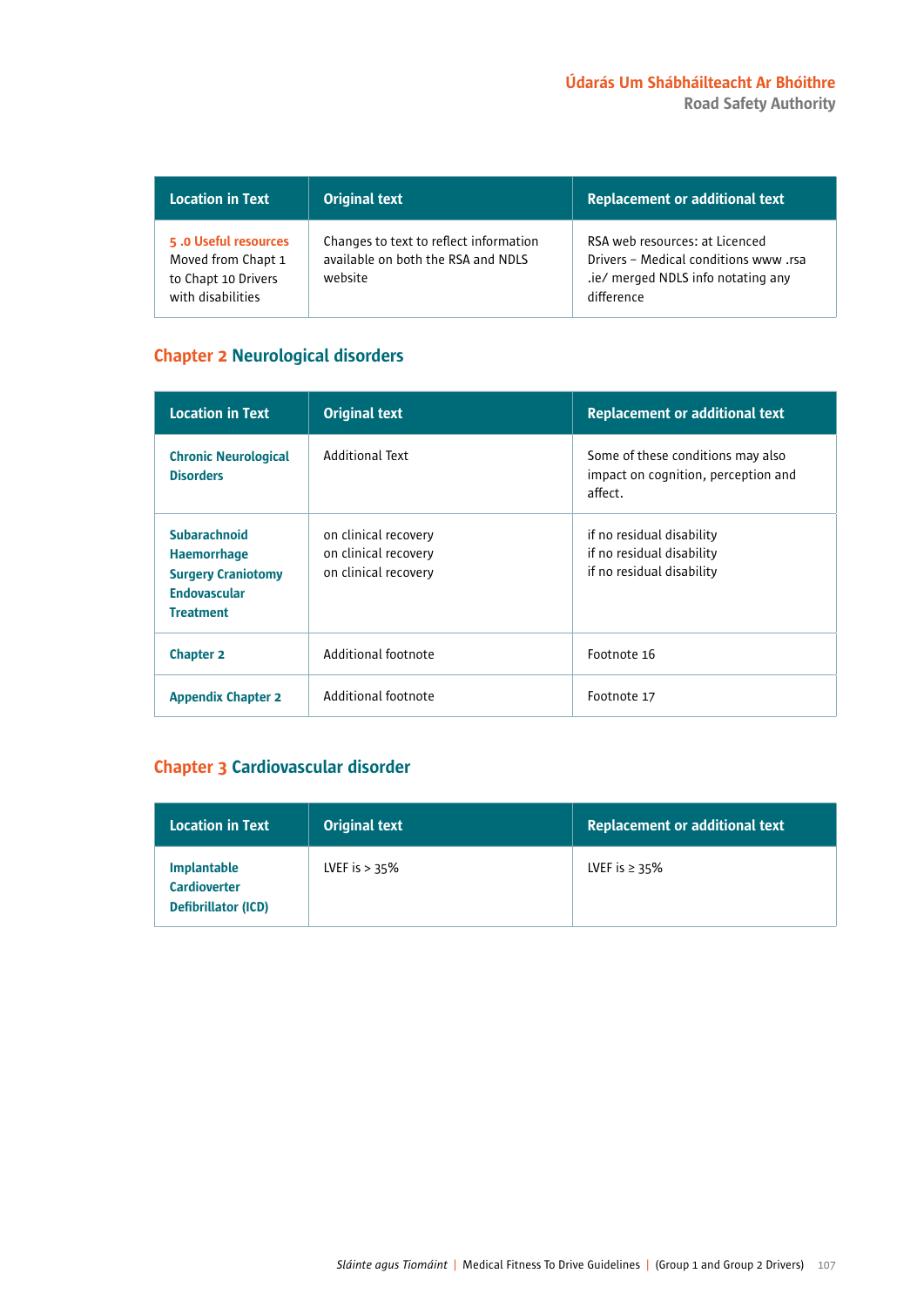| Location in Text | Original text | Replacement or additional text |
|---|---|---|
| **5 .0 Useful resources** Moved from Chapt 1 to Chapt 10 Drivers with disabilities | Changes to text to reflect information available on both the RSA and NDLS website | RSA web resources: at Licenced Drivers – Medical conditions www .rsa .ie/ merged NDLS info notating any difference |

## Chapter 2 Neurological disorders

| Location in Text | Original text | Replacement or additional text |
|---|---|---|
| **Chronic Neurological Disorders** | Additional Text | Some of these conditions may also impact on cognition, perception and affect. |
| **Subarachnoid Haemorrhage Surgery Craniotomy Endovascular Treatment** | on clinical recovery<br>on clinical recovery<br>on clinical recovery | if no residual disability<br>if no residual disability<br>if no residual disability |
| **Chapter 2** | Additional footnote | Footnote 16 |
| **Appendix Chapter 2** | Additional footnote | Footnote 17 |

## Chapter 3 Cardiovascular disorder

| Location in Text | Original text | Replacement or additional text |
|---|---|---|
| **Implantable Cardioverter Defibrillator (ICD)** | LVEF is $> 35\%$ | LVEF is $\geq 35\%$ |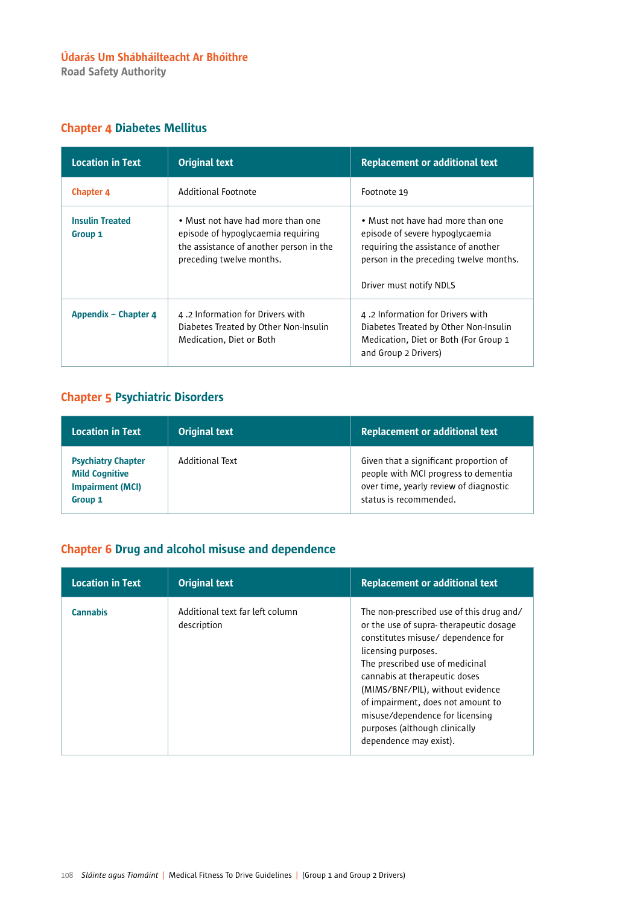## Chapter 4 Diabetes Mellitus

| Location in Text | Original text | Replacement or additional text |
| --- | --- | --- |
| Chapter 4 | Additional Footnote | Footnote 19 |
| Insulin Treated Group 1 | • Must not have had more than one episode of hypoglycaemia requiring the assistance of another person in the preceding twelve months. | • Must not have had more than one episode of severe hypoglycaemia requiring the assistance of another person in the preceding twelve months.<br><br>Driver must notify NDLS |
| Appendix – Chapter 4 | 4 .2 Information for Drivers with Diabetes Treated by Other Non-Insulin Medication, Diet or Both | 4 .2 Information for Drivers with Diabetes Treated by Other Non-Insulin Medication, Diet or Both (For Group 1 and Group 2 Drivers) |

## Chapter 5 Psychiatric Disorders

| Location in Text | Original text | Replacement or additional text |
| --- | --- | --- |
| Psychiatry Chapter Mild Cognitive Impairment (MCI) Group 1 | Additional Text | Given that a significant proportion of people with MCI progress to dementia over time, yearly review of diagnostic status is recommended. |

## Chapter 6 Drug and alcohol misuse and dependence

| Location in Text | Original text | Replacement or additional text |
| --- | --- | --- |
| Cannabis | Additional text far left column description | The non-prescribed use of this drug and/ or the use of supra- therapeutic dosage constitutes misuse/ dependence for licensing purposes.<br>The prescribed use of medicinal cannabis at therapeutic doses (MIMS/BNF/PIL), without evidence of impairment, does not amount to misuse/dependence for licensing purposes (although clinically dependence may exist). |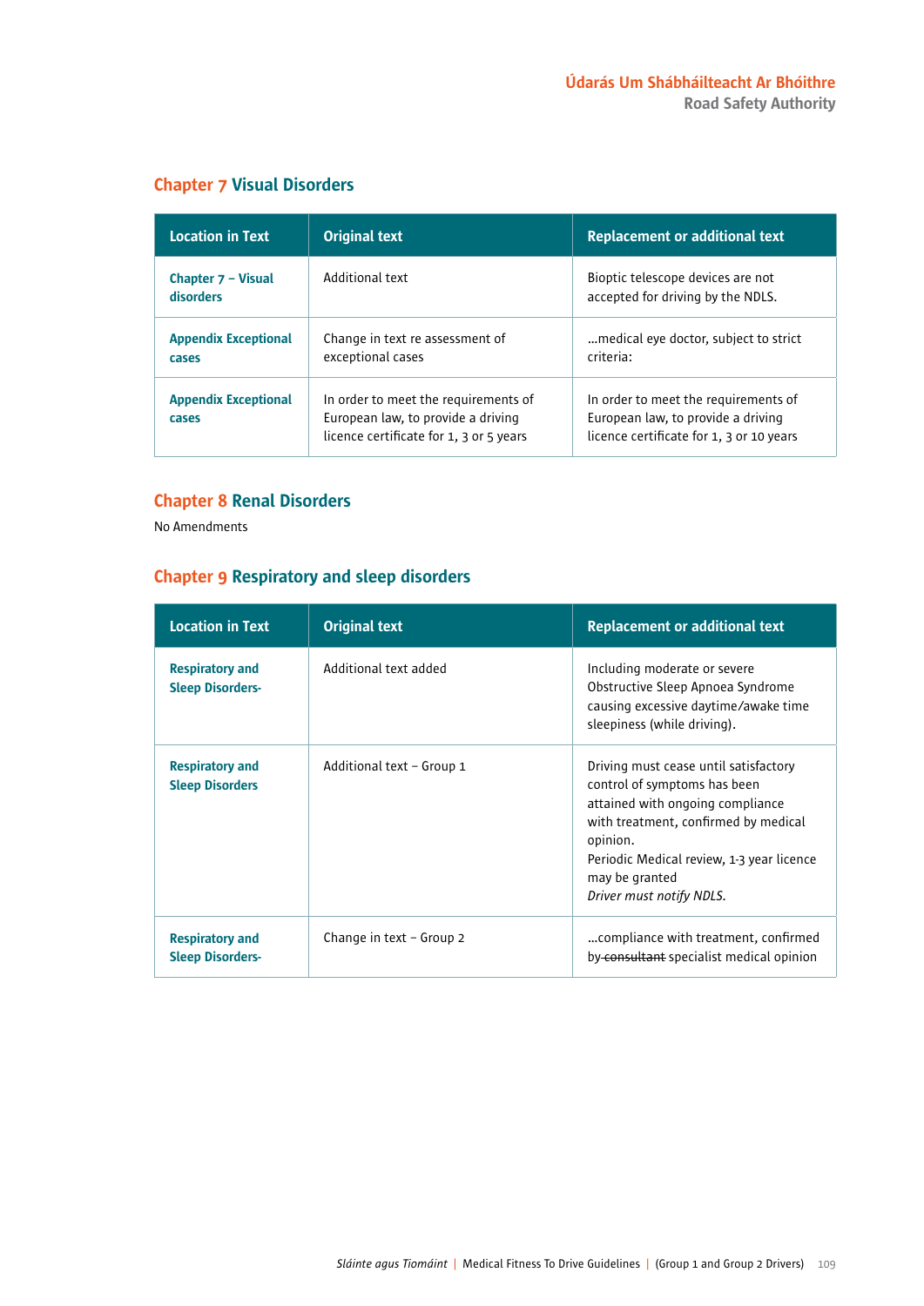## Chapter 7 Visual Disorders

| Location in Text | Original text | Replacement or additional text |
|---|---|---|
| Chapter 7 – Visual disorders | Additional text | Bioptic telescope devices are not accepted for driving by the NDLS. |
| Appendix Exceptional cases | Change in text re assessment of exceptional cases | ...medical eye doctor, subject to strict criteria: |
| Appendix Exceptional cases | In order to meet the requirements of European law, to provide a driving licence certificate for 1, 3 or 5 years | In order to meet the requirements of European law, to provide a driving licence certificate for 1, 3 or 10 years |

## Chapter 8 Renal Disorders

No Amendments

## Chapter 9 Respiratory and sleep disorders

| Location in Text | Original text | Replacement or additional text |
|---|---|---|
| Respiratory and Sleep Disorders- | Additional text added | Including moderate or severe Obstructive Sleep Apnoea Syndrome causing excessive daytime/awake time sleepiness (while driving). |
| Respiratory and Sleep Disorders | Additional text – Group 1 | Driving must cease until satisfactory control of symptoms has been attained with ongoing compliance with treatment, confirmed by medical opinion.<br>Periodic Medical review, 1-3 year licence may be granted<br>*Driver must notify NDLS.* |
| Respiratory and Sleep Disorders- | Change in text – Group 2 | ...compliance with treatment, confirmed by ~~consultant~~ specialist medical opinion |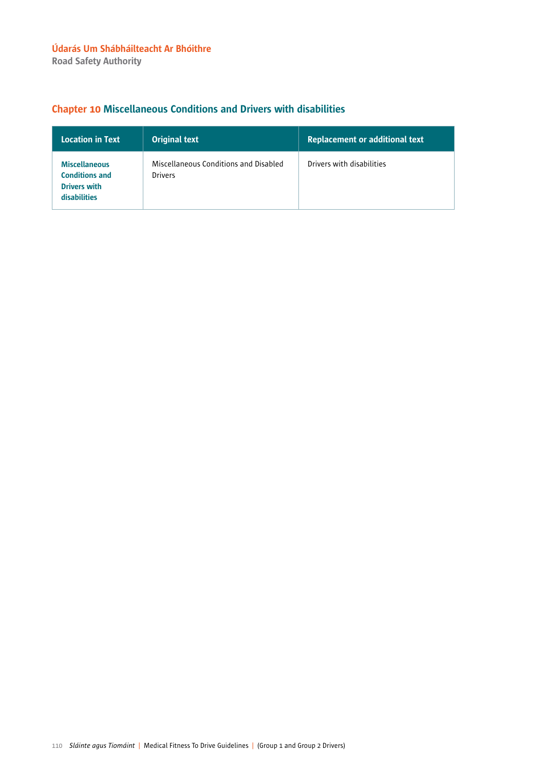## Chapter 10 Miscellaneous Conditions and Drivers with disabilities

| Location in Text | Original text | Replacement or additional text |
|---|---|---|
| **Miscellaneous Conditions and Drivers with disabilities** | Miscellaneous Conditions and Disabled Drivers | Drivers with disabilities |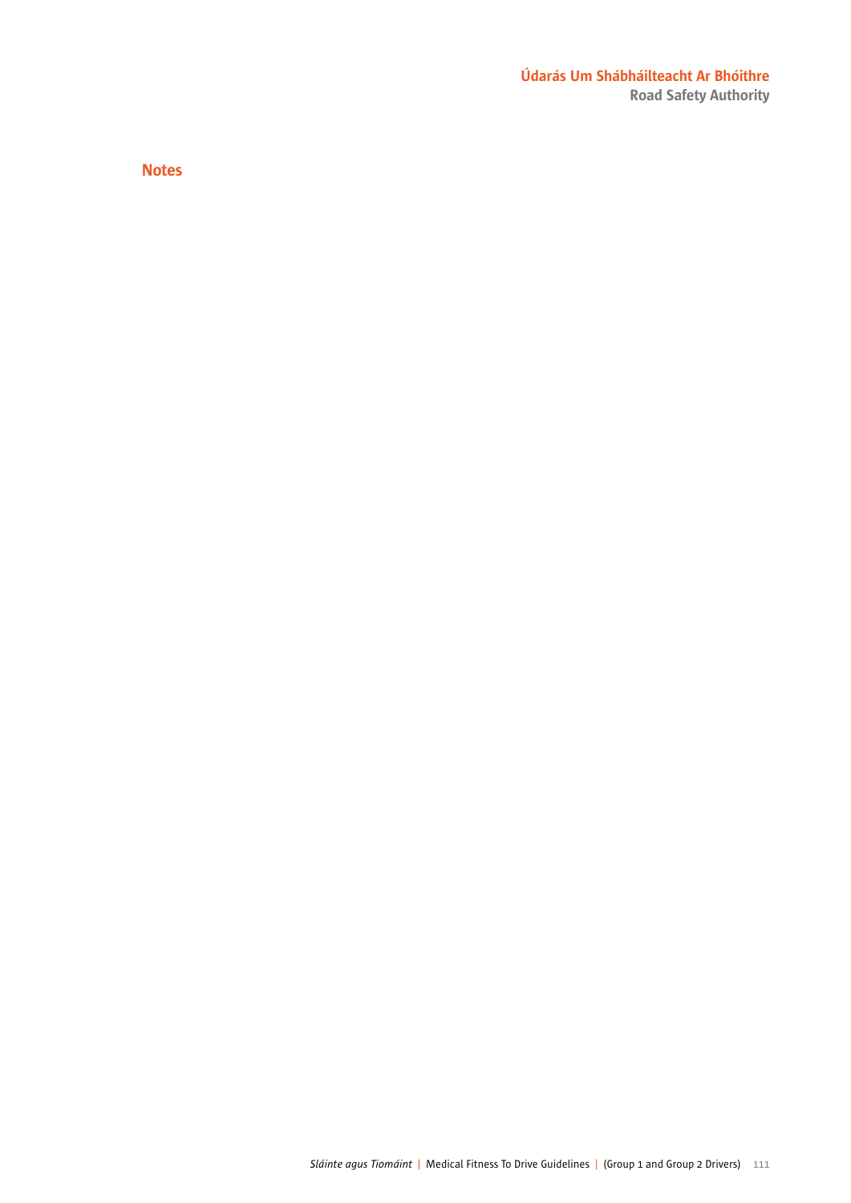## Notes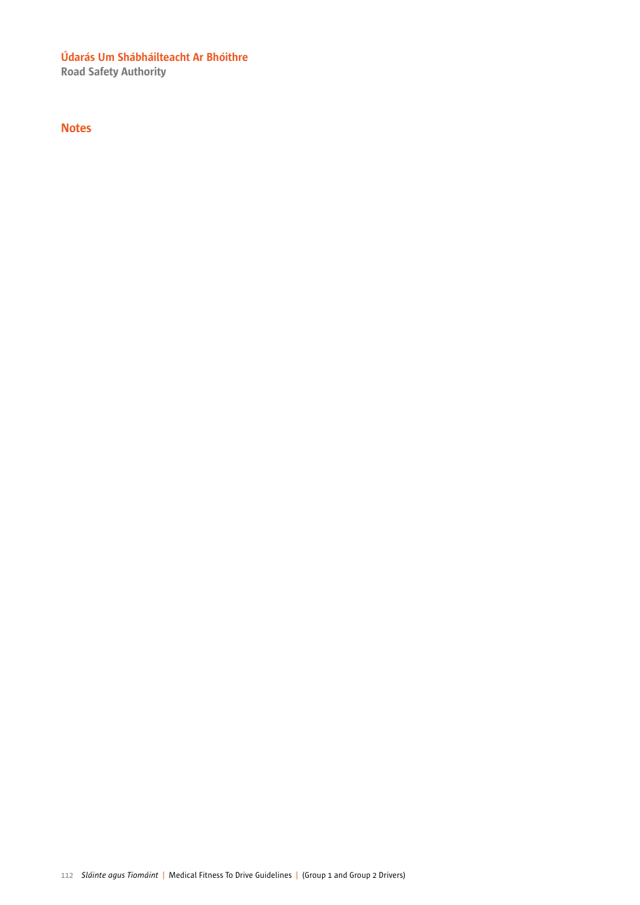## Notes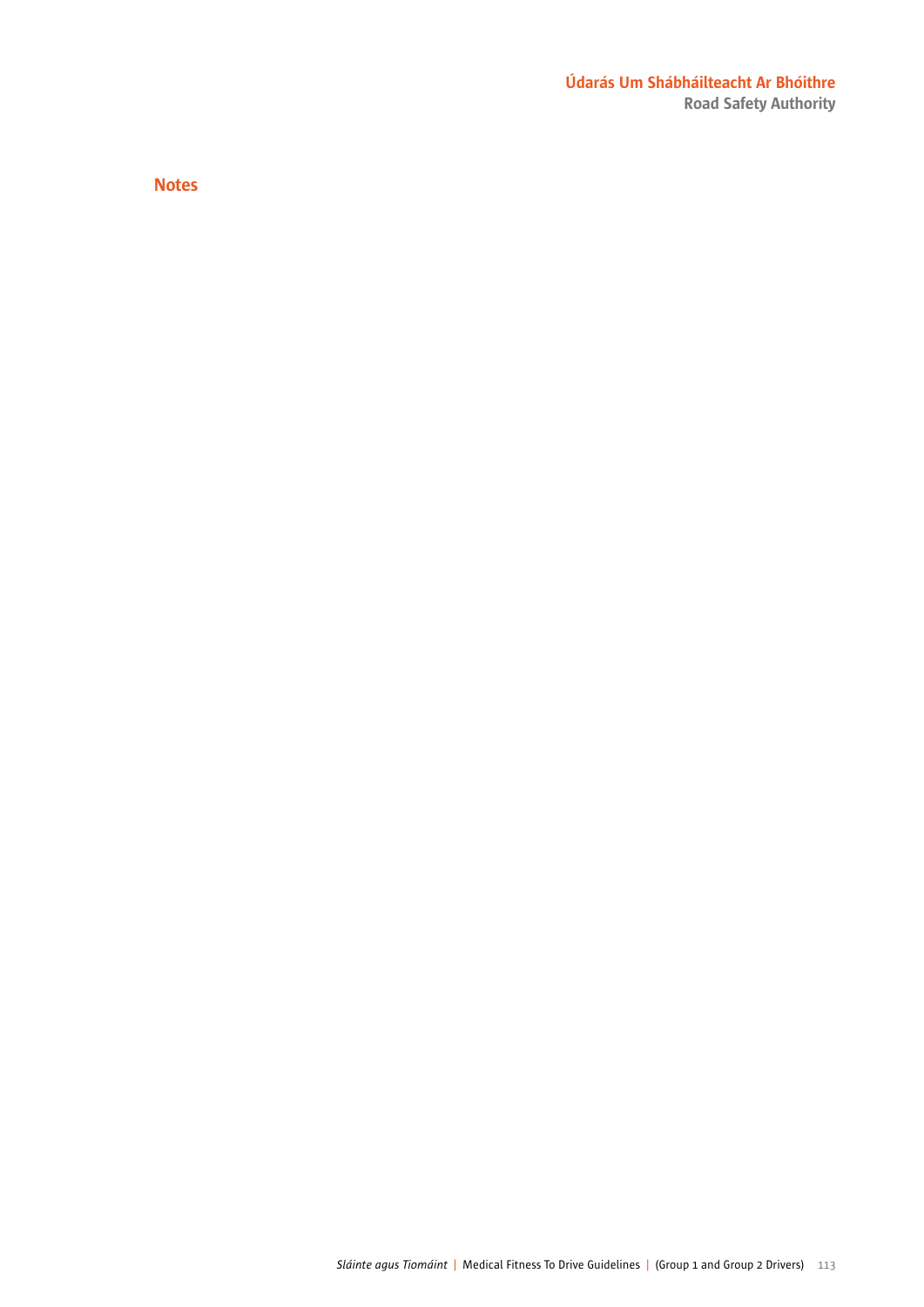## Notes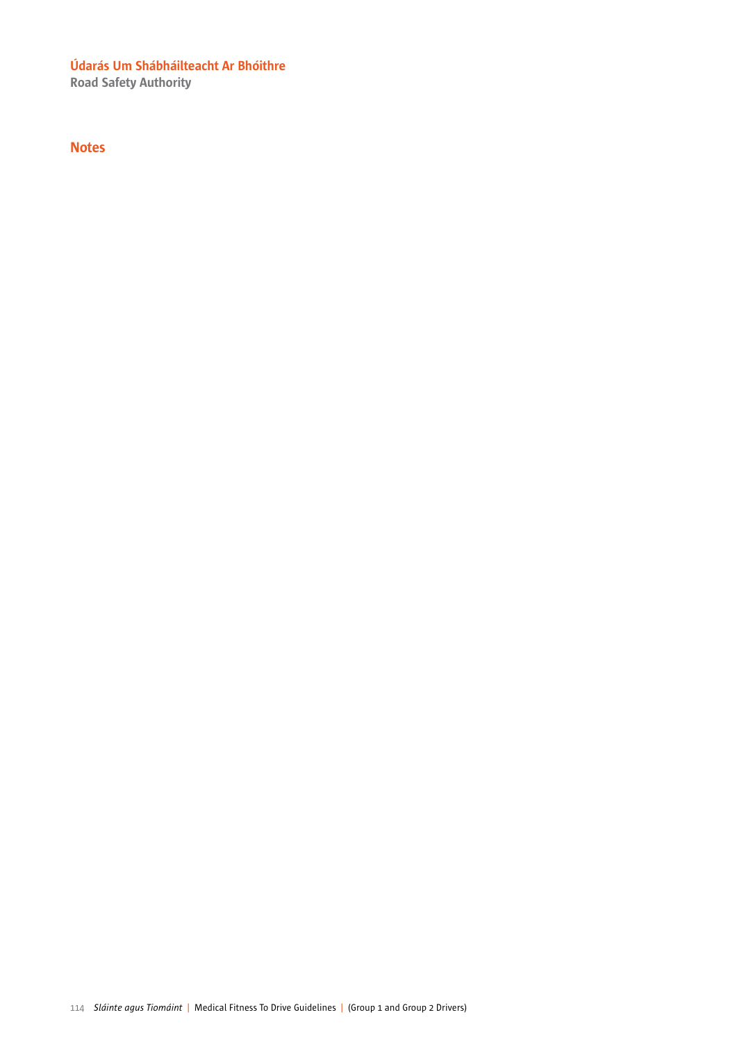# Notes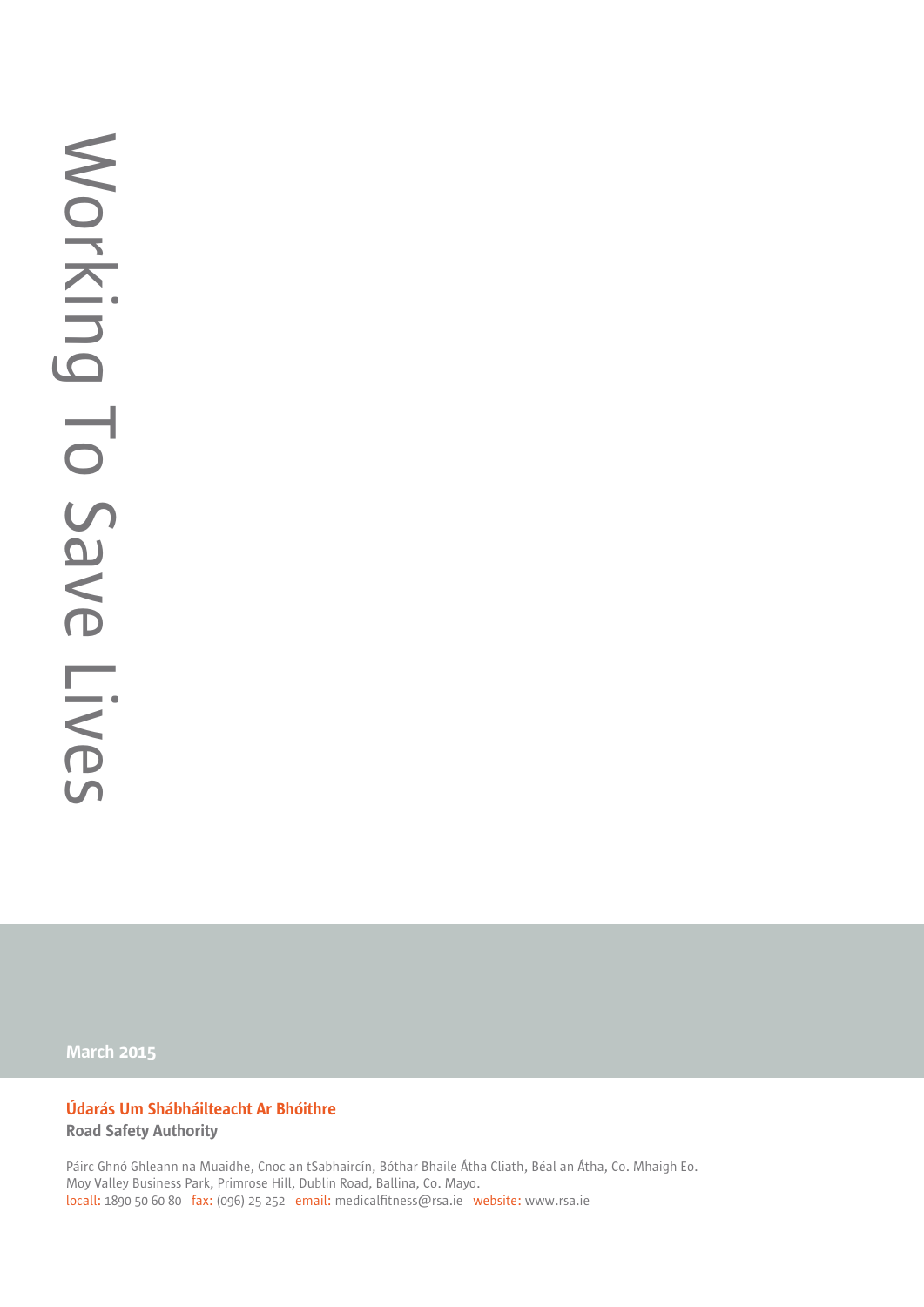Working To Save Lives

March 2015

**Údarás Um Shábháilteacht Ar Bhóithre**
**Road Safety Authority**

Páirc Ghnó Ghleann na Muaidhe, Cnoc an tSabhaircín, Bóthar Bhaile Átha Cliath, Béal an Átha, Co. Mhaigh Eo.
Moy Valley Business Park, Primrose Hill, Dublin Road, Ballina, Co. Mayo.
locall: 1890 50 60 80 fax: (096) 25 252 email: medicalfitness@rsa.ie website: www.rsa.ie